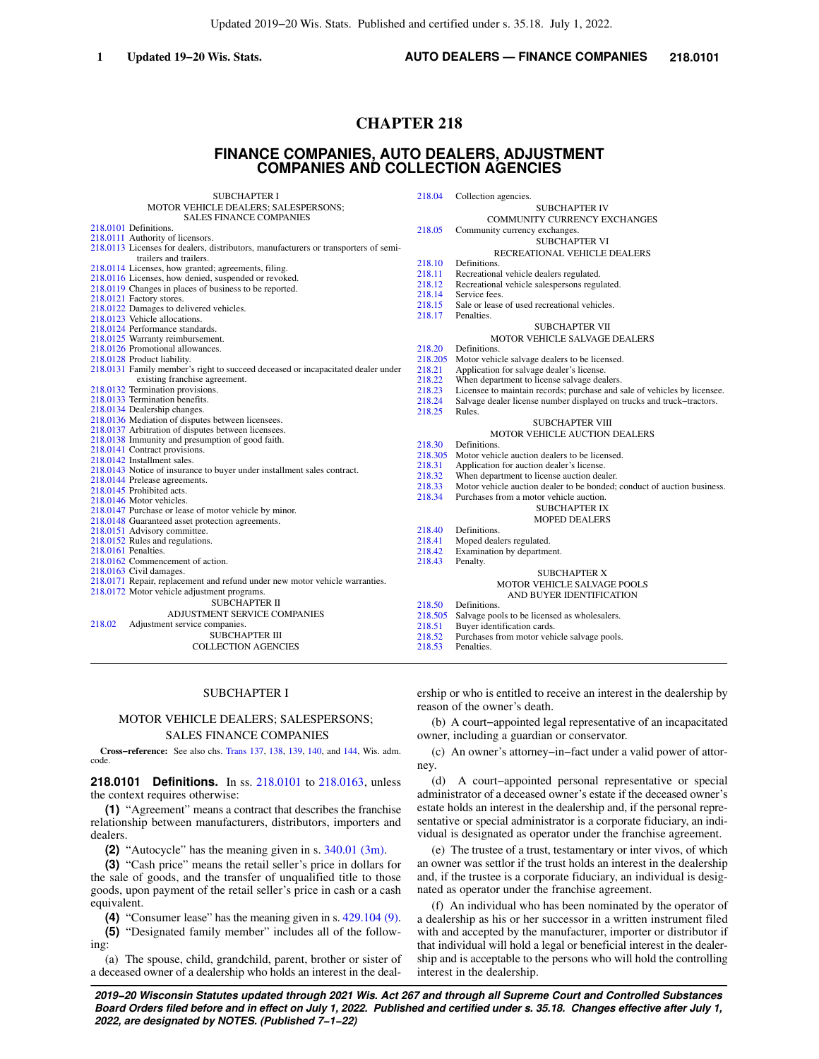# CHAPTER 218

## FINANCE COMPANIES, AUTO DEALERS, ADJUSTMENT COMPANIES AND COLLECTION AGENCIES

SUBCHAPTER I
MOTOR VEHICLE DEALERS; SALESPERSONS; SALES FINANCE COMPANIES

218.0101 Definitions.
218.0111 Authority of licensors.
218.0113 Licenses for dealers, distributors, manufacturers or transporters of semi-trailers and trailers.
218.0114 Licenses, how granted; agreements, filing.
218.0116 Licenses, how denied, suspended or revoked.
218.0119 Changes in places of business to be reported.
218.0121 Factory stores.
218.0122 Damages to delivered vehicles.
218.0123 Vehicle allocations.
218.0124 Performance standards.
218.0125 Warranty reimbursement.
218.0126 Promotional allowances.
218.0128 Product liability.
218.0131 Family member's right to succeed deceased or incapacitated dealer under existing franchise agreement.
218.0132 Termination provisions.
218.0133 Termination benefits.
218.0134 Dealership changes.
218.0136 Mediation of disputes between licensees.
218.0137 Arbitration of disputes between licensees.
218.0138 Immunity and presumption of good faith.
218.0141 Contract provisions.
218.0142 Installment sales.
218.0143 Notice of insurance to buyer under installment sales contract.
218.0144 Prelease agreements.
218.0145 Prohibited acts.
218.0146 Motor vehicles.
218.0147 Purchase or lease of motor vehicle by minor.
218.0148 Guaranteed asset protection agreements.
218.0151 Advisory committee.
218.0152 Rules and regulations.
218.0161 Penalties.
218.0162 Commencement of action.
218.0163 Civil damages.
218.0171 Repair, replacement and refund under new motor vehicle warranties.
218.0172 Motor vehicle adjustment programs.

SUBCHAPTER II
ADJUSTMENT SERVICE COMPANIES

218.02 Adjustment service companies.

SUBCHAPTER III
COLLECTION AGENCIES

218.04 Collection agencies.

SUBCHAPTER IV
COMMUNITY CURRENCY EXCHANGES

218.05 Community currency exchanges.

SUBCHAPTER VI
RECREATIONAL VEHICLE DEALERS

218.10 Definitions.
218.11 Recreational vehicle dealers regulated.
218.12 Recreational vehicle salespersons regulated.
218.14 Service fees.
218.15 Sale or lease of used recreational vehicles.
218.17 Penalties.

SUBCHAPTER VII
MOTOR VEHICLE SALVAGE DEALERS

218.20 Definitions.
218.205 Motor vehicle salvage dealers to be licensed.
218.21 Application for salvage dealer's license.
218.22 When department to license salvage dealers.
218.23 Licensee to maintain records; purchase and sale of vehicles by licensee.
218.24 Salvage dealer license number displayed on trucks and truck-tractors.
218.25 Rules.

SUBCHAPTER VIII
MOTOR VEHICLE AUCTION DEALERS

218.30 Definitions.
218.305 Motor vehicle auction dealers to be licensed.
218.31 Application for auction dealer's license.
218.32 When department to license auction dealer.
218.33 Motor vehicle auction dealer to be bonded; conduct of auction business.
218.34 Purchases from a motor vehicle auction.

SUBCHAPTER IX
MOPED DEALERS

218.40 Definitions.
218.41 Moped dealers regulated.
218.42 Examination by department.
218.43 Penalty.

SUBCHAPTER X
MOTOR VEHICLE SALVAGE POOLS AND BUYER IDENTIFICATION

218.50 Definitions.
218.505 Salvage pools to be licensed as wholesalers.
218.51 Buyer identification cards.
218.52 Purchases from motor vehicle salvage pools.
218.53 Penalties.

---

SUBCHAPTER I

MOTOR VEHICLE DEALERS; SALESPERSONS; SALES FINANCE COMPANIES

**Cross-reference:** See also chs. Trans 137, 138, 139, 140, and 144, Wis. adm. code.

**218.0101 Definitions.** In ss. 218.0101 to 218.0163, unless the context requires otherwise:

**(1)** "Agreement" means a contract that describes the franchise relationship between manufacturers, distributors, importers and dealers.

**(2)** "Autocycle" has the meaning given in s. 340.01 (3m).

**(3)** "Cash price" means the retail seller's price in dollars for the sale of goods, and the transfer of unqualified title to those goods, upon payment of the retail seller's price in cash or a cash equivalent.

**(4)** "Consumer lease" has the meaning given in s. 429.104 (9).

**(5)** "Designated family member" includes all of the following:

(a) The spouse, child, grandchild, parent, brother or sister of a deceased owner of a dealership who holds an interest in the dealership or who is entitled to receive an interest in the dealership by reason of the owner's death.

(b) A court-appointed legal representative of an incapacitated owner, including a guardian or conservator.

(c) An owner's attorney-in-fact under a valid power of attorney.

(d) A court-appointed personal representative or special administrator of a deceased owner's estate if the deceased owner's estate holds an interest in the dealership and, if the personal representative or special administrator is a corporate fiduciary, an individual is designated as operator under the franchise agreement.

(e) The trustee of a trust, testamentary or inter vivos, of which an owner was settlor if the trust holds an interest in the dealership and, if the trustee is a corporate fiduciary, an individual is designated as operator under the franchise agreement.

(f) An individual who has been nominated by the operator of a dealership as his or her successor in a written instrument filed with and accepted by the manufacturer, importer or distributor if that individual will hold a legal or beneficial interest in the dealership and is acceptable to the persons who will hold the controlling interest in the dealership.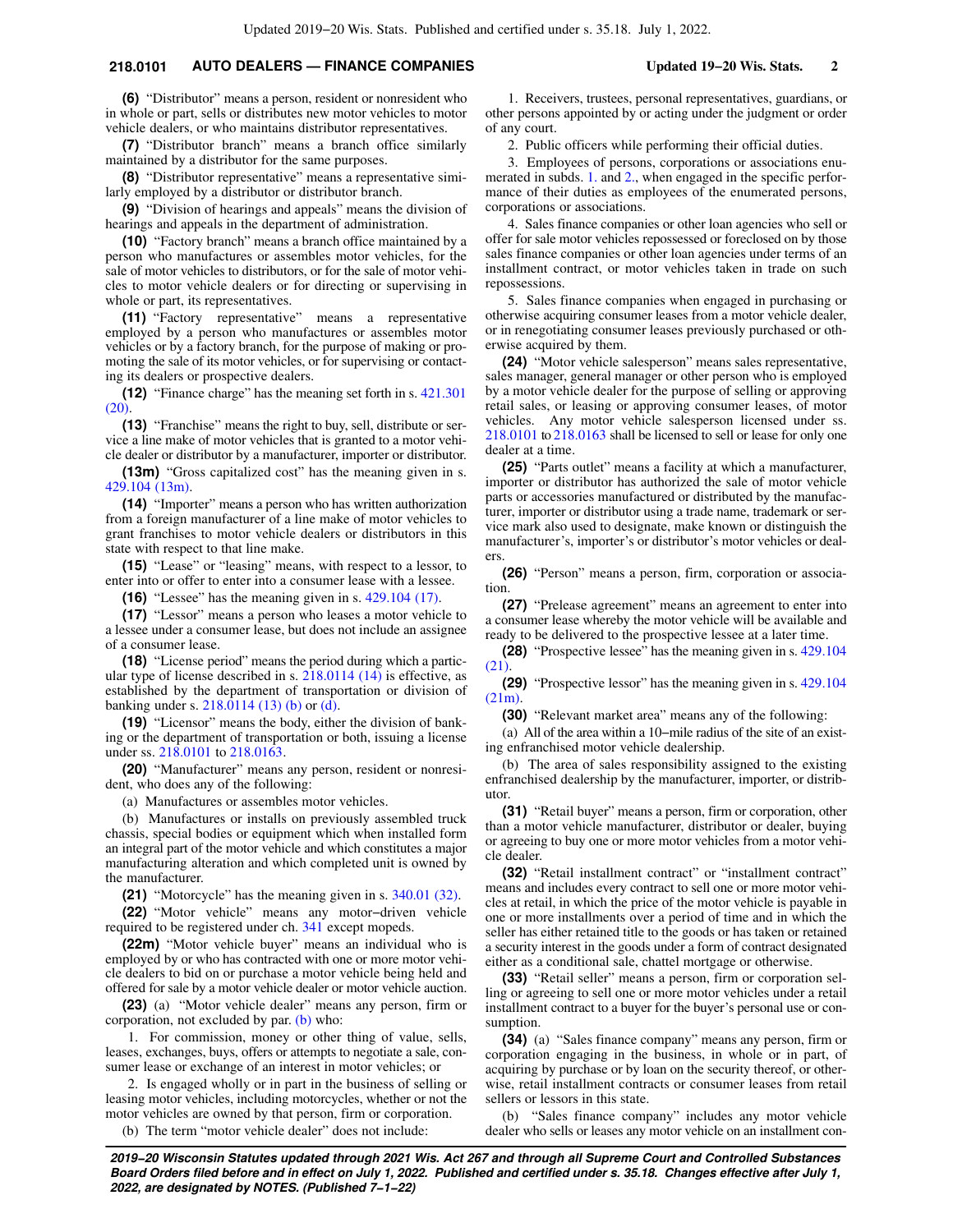**(6)** "Distributor" means a person, resident or nonresident who in whole or part, sells or distributes new motor vehicles to motor vehicle dealers, or who maintains distributor representatives.

**(7)** "Distributor branch" means a branch office similarly maintained by a distributor for the same purposes.

**(8)** "Distributor representative" means a representative similarly employed by a distributor or distributor branch.

**(9)** "Division of hearings and appeals" means the division of hearings and appeals in the department of administration.

**(10)** "Factory branch" means a branch office maintained by a person who manufactures or assembles motor vehicles, for the sale of motor vehicles to distributors, or for the sale of motor vehicles to motor vehicle dealers or for directing or supervising in whole or part, its representatives.

**(11)** "Factory representative" means a representative employed by a person who manufactures or assembles motor vehicles or by a factory branch, for the purpose of making or promoting the sale of its motor vehicles, or for supervising or contacting its dealers or prospective dealers.

**(12)** "Finance charge" has the meaning set forth in s. 421.301 (20).

**(13)** "Franchise" means the right to buy, sell, distribute or service a line make of motor vehicles that is granted to a motor vehicle dealer or distributor by a manufacturer, importer or distributor.

**(13m)** "Gross capitalized cost" has the meaning given in s. 429.104 (13m).

**(14)** "Importer" means a person who has written authorization from a foreign manufacturer of a line make of motor vehicles to grant franchises to motor vehicle dealers or distributors in this state with respect to that line make.

**(15)** "Lease" or "leasing" means, with respect to a lessor, to enter into or offer to enter into a consumer lease with a lessee.

**(16)** "Lessee" has the meaning given in s. 429.104 (17).

**(17)** "Lessor" means a person who leases a motor vehicle to a lessee under a consumer lease, but does not include an assignee of a consumer lease.

**(18)** "License period" means the period during which a particular type of license described in s. 218.0114 (14) is effective, as established by the department of transportation or division of banking under s. 218.0114 (13) (b) or (d).

**(19)** "Licensor" means the body, either the division of banking or the department of transportation or both, issuing a license under ss. 218.0101 to 218.0163.

**(20)** "Manufacturer" means any person, resident or nonresident, who does any of the following:

(a) Manufactures or assembles motor vehicles.

(b) Manufactures or installs on previously assembled truck chassis, special bodies or equipment which when installed form an integral part of the motor vehicle and which constitutes a major manufacturing alteration and which completed unit is owned by the manufacturer.

**(21)** "Motorcycle" has the meaning given in s. 340.01 (32).

**(22)** "Motor vehicle" means any motor−driven vehicle required to be registered under ch. 341 except mopeds.

**(22m)** "Motor vehicle buyer" means an individual who is employed by or who has contracted with one or more motor vehicle dealers to bid on or purchase a motor vehicle being held and offered for sale by a motor vehicle dealer or motor vehicle auction.

**(23)** (a) "Motor vehicle dealer" means any person, firm or corporation, not excluded by par. (b) who:

1. For commission, money or other thing of value, sells, leases, exchanges, buys, offers or attempts to negotiate a sale, consumer lease or exchange of an interest in motor vehicles; or

2. Is engaged wholly or in part in the business of selling or leasing motor vehicles, including motorcycles, whether or not the motor vehicles are owned by that person, firm or corporation.

(b) The term "motor vehicle dealer" does not include:

1. Receivers, trustees, personal representatives, guardians, or other persons appointed by or acting under the judgment or order of any court.

2. Public officers while performing their official duties.

3. Employees of persons, corporations or associations enumerated in subds. 1. and 2., when engaged in the specific performance of their duties as employees of the enumerated persons, corporations or associations.

4. Sales finance companies or other loan agencies who sell or offer for sale motor vehicles repossessed or foreclosed on by those sales finance companies or other loan agencies under terms of an installment contract, or motor vehicles taken in trade on such repossessions.

5. Sales finance companies when engaged in purchasing or otherwise acquiring consumer leases from a motor vehicle dealer, or in renegotiating consumer leases previously purchased or otherwise acquired by them.

**(24)** "Motor vehicle salesperson" means sales representative, sales manager, general manager or other person who is employed by a motor vehicle dealer for the purpose of selling or approving retail sales, or leasing or approving consumer leases, of motor vehicles. Any motor vehicle salesperson licensed under ss. 218.0101 to 218.0163 shall be licensed to sell or lease for only one dealer at a time.

**(25)** "Parts outlet" means a facility at which a manufacturer, importer or distributor has authorized the sale of motor vehicle parts or accessories manufactured or distributed by the manufacturer, importer or distributor using a trade name, trademark or service mark also used to designate, make known or distinguish the manufacturer's, importer's or distributor's motor vehicles or dealers.

**(26)** "Person" means a person, firm, corporation or association.

**(27)** "Prelease agreement" means an agreement to enter into a consumer lease whereby the motor vehicle will be available and ready to be delivered to the prospective lessee at a later time.

**(28)** "Prospective lessee" has the meaning given in s. 429.104 (21).

**(29)** "Prospective lessor" has the meaning given in s. 429.104 (21m).

**(30)** "Relevant market area" means any of the following:

(a) All of the area within a 10−mile radius of the site of an existing enfranchised motor vehicle dealership.

(b) The area of sales responsibility assigned to the existing enfranchised dealership by the manufacturer, importer, or distributor.

**(31)** "Retail buyer" means a person, firm or corporation, other than a motor vehicle manufacturer, distributor or dealer, buying or agreeing to buy one or more motor vehicles from a motor vehicle dealer.

**(32)** "Retail installment contract" or "installment contract" means and includes every contract to sell one or more motor vehicles at retail, in which the price of the motor vehicle is payable in one or more installments over a period of time and in which the seller has either retained title to the goods or has taken or retained a security interest in the goods under a form of contract designated either as a conditional sale, chattel mortgage or otherwise.

**(33)** "Retail seller" means a person, firm or corporation selling or agreeing to sell one or more motor vehicles under a retail installment contract to a buyer for the buyer's personal use or consumption.

**(34)** (a) "Sales finance company" means any person, firm or corporation engaging in the business, in whole or in part, of acquiring by purchase or by loan on the security thereof, or otherwise, retail installment contracts or consumer leases from retail sellers or lessors in this state.

(b) "Sales finance company" includes any motor vehicle dealer who sells or leases any motor vehicle on an installment con-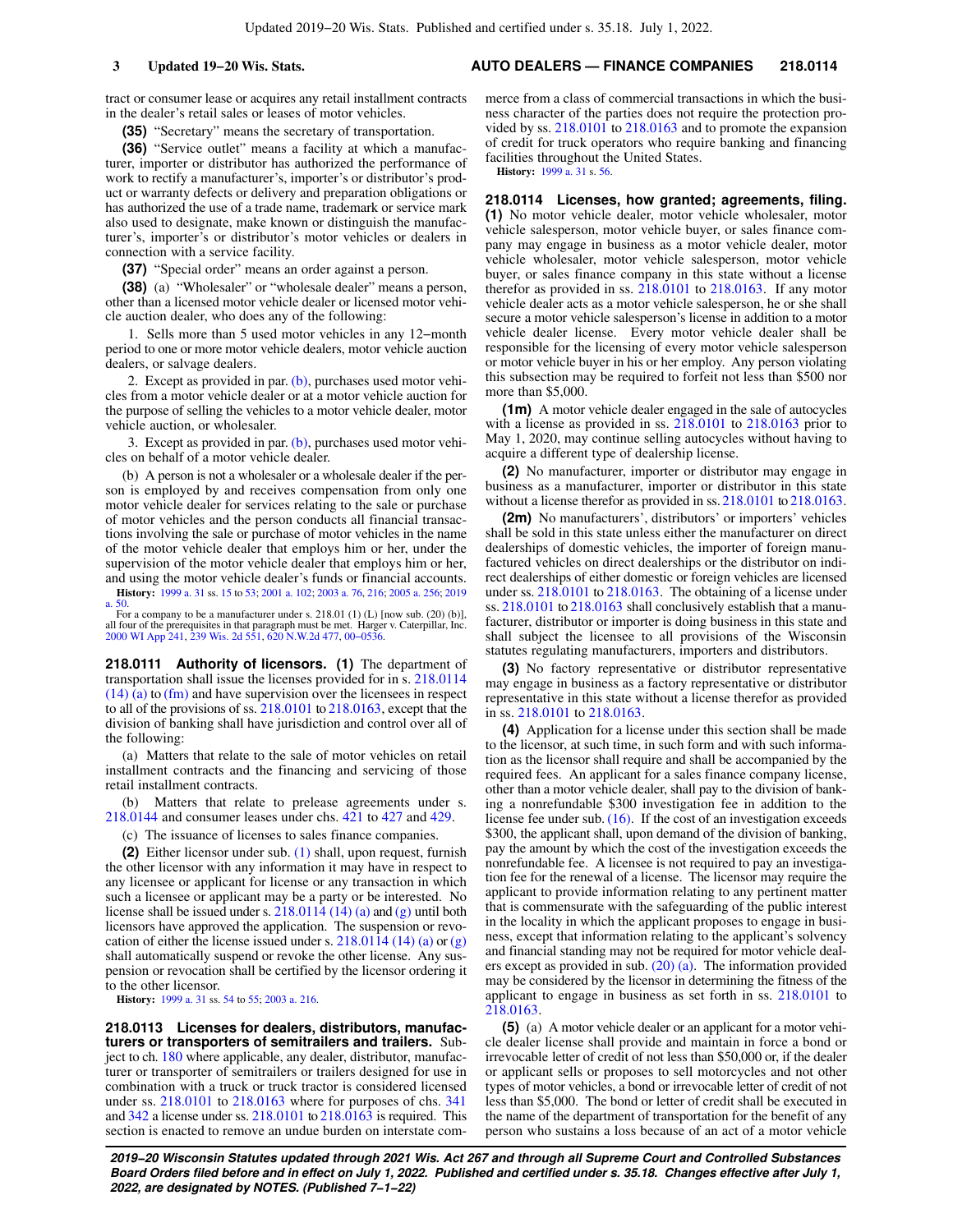tract or consumer lease or acquires any retail installment contracts in the dealer's retail sales or leases of motor vehicles.

**(35)** "Secretary" means the secretary of transportation.

**(36)** "Service outlet" means a facility at which a manufacturer, importer or distributor has authorized the performance of work to rectify a manufacturer's, importer's or distributor's product or warranty defects or delivery and preparation obligations or has authorized the use of a trade name, trademark or service mark also used to designate, make known or distinguish the manufacturer's, importer's or distributor's motor vehicles or dealers in connection with a service facility.

**(37)** "Special order" means an order against a person.

**(38)** (a) "Wholesaler" or "wholesale dealer" means a person, other than a licensed motor vehicle dealer or licensed motor vehicle auction dealer, who does any of the following:

1. Sells more than 5 used motor vehicles in any 12−month period to one or more motor vehicle dealers, motor vehicle auction dealers, or salvage dealers.

2. Except as provided in par. (b), purchases used motor vehicles from a motor vehicle dealer or at a motor vehicle auction for the purpose of selling the vehicles to a motor vehicle dealer, motor vehicle auction, or wholesaler.

3. Except as provided in par. (b), purchases used motor vehicles on behalf of a motor vehicle dealer.

(b) A person is not a wholesaler or a wholesale dealer if the person is employed by and receives compensation from only one motor vehicle dealer for services relating to the sale or purchase of motor vehicles and the person conducts all financial transactions involving the sale or purchase of motor vehicles in the name of the motor vehicle dealer that employs him or her, under the supervision of the motor vehicle dealer that employs him or her, and using the motor vehicle dealer's funds or financial accounts.

**History:** 1999 a. 31 ss. 15 to 53; 2001 a. 102; 2003 a. 76, 216; 2005 a. 256; 2019 a. 50.

For a company to be a manufacturer under s. 218.01 (1) (L) [now sub. (20) (b)], all four of the prerequisites in that paragraph must be met. Harger v. Caterpillar, Inc. 2000 WI App 241, 239 Wis. 2d 551, 620 N.W.2d 477, 00−0536.

**218.0111 Authority of licensors. (1)** The department of transportation shall issue the licenses provided for in s. 218.0114 (14) (a) to (fm) and have supervision over the licensees in respect to all of the provisions of ss. 218.0101 to 218.0163, except that the division of banking shall have jurisdiction and control over all of the following:

(a) Matters that relate to the sale of motor vehicles on retail installment contracts and the financing and servicing of those retail installment contracts.

(b) Matters that relate to prelease agreements under s. 218.0144 and consumer leases under chs. 421 to 427 and 429.

(c) The issuance of licenses to sales finance companies.

**(2)** Either licensor under sub. (1) shall, upon request, furnish the other licensor with any information it may have in respect to any licensee or applicant for license or any transaction in which such a licensee or applicant may be a party or be interested. No license shall be issued under s. 218.0114 (14) (a) and (g) until both licensors have approved the application. The suspension or revocation of either the license issued under s. 218.0114 (14) (a) or (g) shall automatically suspend or revoke the other license. Any suspension or revocation shall be certified by the licensor ordering it to the other licensor.

**History:** 1999 a. 31 ss. 54 to 55; 2003 a. 216.

**218.0113 Licenses for dealers, distributors, manufacturers or transporters of semitrailers and trailers.** Subject to ch. 180 where applicable, any dealer, distributor, manufacturer or transporter of semitrailers or trailers designed for use in combination with a truck or truck tractor is considered licensed under ss. 218.0101 to 218.0163 where for purposes of chs. 341 and 342 a license under ss. 218.0101 to 218.0163 is required. This section is enacted to remove an undue burden on interstate commerce from a class of commercial transactions in which the business character of the parties does not require the protection provided by ss. 218.0101 to 218.0163 and to promote the expansion of credit for truck operators who require banking and financing facilities throughout the United States.

**History:** 1999 a. 31 s. 56.

**218.0114 Licenses, how granted; agreements, filing. (1)** No motor vehicle dealer, motor vehicle wholesaler, motor vehicle salesperson, motor vehicle buyer, or sales finance company may engage in business as a motor vehicle dealer, motor vehicle wholesaler, motor vehicle salesperson, motor vehicle buyer, or sales finance company in this state without a license therefor as provided in ss. 218.0101 to 218.0163. If any motor vehicle dealer acts as a motor vehicle salesperson, he or she shall secure a motor vehicle salesperson's license in addition to a motor vehicle dealer license. Every motor vehicle dealer shall be responsible for the licensing of every motor vehicle salesperson or motor vehicle buyer in his or her employ. Any person violating this subsection may be required to forfeit not less than $500 nor more than $5,000.

**(1m)** A motor vehicle dealer engaged in the sale of autocycles with a license as provided in ss. 218.0101 to 218.0163 prior to May 1, 2020, may continue selling autocycles without having to acquire a different type of dealership license.

**(2)** No manufacturer, importer or distributor may engage in business as a manufacturer, importer or distributor in this state without a license therefor as provided in ss. 218.0101 to 218.0163.

**(2m)** No manufacturers', distributors' or importers' vehicles shall be sold in this state unless either the manufacturer on direct dealerships of domestic vehicles, the importer of foreign manufactured vehicles on direct dealerships or the distributor on indirect dealerships of either domestic or foreign vehicles are licensed under ss. 218.0101 to 218.0163. The obtaining of a license under ss. 218.0101 to 218.0163 shall conclusively establish that a manufacturer, distributor or importer is doing business in this state and shall subject the licensee to all provisions of the Wisconsin statutes regulating manufacturers, importers and distributors.

**(3)** No factory representative or distributor representative may engage in business as a factory representative or distributor representative in this state without a license therefor as provided in ss. 218.0101 to 218.0163.

**(4)** Application for a license under this section shall be made to the licensor, at such time, in such form and with such information as the licensor shall require and shall be accompanied by the required fees. An applicant for a sales finance company license, other than a motor vehicle dealer, shall pay to the division of banking a nonrefundable $300 investigation fee in addition to the license fee under sub. (16). If the cost of an investigation exceeds $300, the applicant shall, upon demand of the division of banking, pay the amount by which the cost of the investigation exceeds the nonrefundable fee. A licensee is not required to pay an investigation fee for the renewal of a license. The licensor may require the applicant to provide information relating to any pertinent matter that is commensurate with the safeguarding of the public interest in the locality in which the applicant proposes to engage in business, except that information relating to the applicant's solvency and financial standing may not be required for motor vehicle dealers except as provided in sub. (20) (a). The information provided may be considered by the licensor in determining the fitness of the applicant to engage in business as set forth in ss. 218.0101 to 218.0163.

**(5)** (a) A motor vehicle dealer or an applicant for a motor vehicle dealer license shall provide and maintain in force a bond or irrevocable letter of credit of not less than $50,000 or, if the dealer or applicant sells or proposes to sell motorcycles and not other types of motor vehicles, a bond or irrevocable letter of credit of not less than $5,000. The bond or letter of credit shall be executed in the name of the department of transportation for the benefit of any person who sustains a loss because of an act of a motor vehicle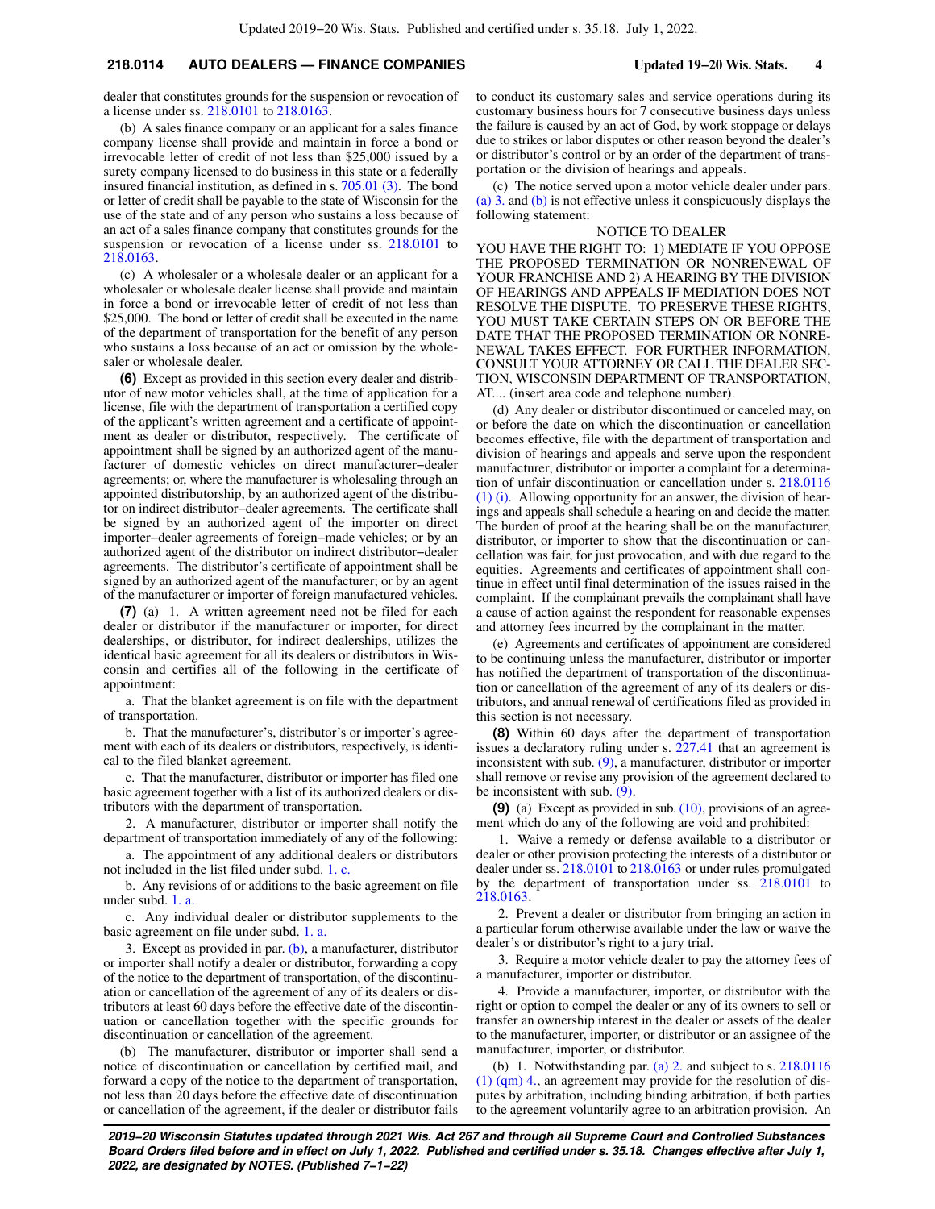dealer that constitutes grounds for the suspension or revocation of a license under ss. 218.0101 to 218.0163.

(b) A sales finance company or an applicant for a sales finance company license shall provide and maintain in force a bond or irrevocable letter of credit of not less than $25,000 issued by a surety company licensed to do business in this state or a federally insured financial institution, as defined in s. 705.01 (3). The bond or letter of credit shall be payable to the state of Wisconsin for the use of the state and of any person who sustains a loss because of an act of a sales finance company that constitutes grounds for the suspension or revocation of a license under ss. 218.0101 to 218.0163.

(c) A wholesaler or a wholesale dealer or an applicant for a wholesaler or wholesale dealer license shall provide and maintain in force a bond or irrevocable letter of credit of not less than $25,000. The bond or letter of credit shall be executed in the name of the department of transportation for the benefit of any person who sustains a loss because of an act or omission by the wholesaler or wholesale dealer.

**(6)** Except as provided in this section every dealer and distributor of new motor vehicles shall, at the time of application for a license, file with the department of transportation a certified copy of the applicant's written agreement and a certificate of appointment as dealer or distributor, respectively. The certificate of appointment shall be signed by an authorized agent of the manufacturer of domestic vehicles on direct manufacturer−dealer agreements; or, where the manufacturer is wholesaling through an appointed distributorship, by an authorized agent of the distributor on indirect distributor−dealer agreements. The certificate shall be signed by an authorized agent of the importer on direct importer−dealer agreements of foreign−made vehicles; or by an authorized agent of the distributor on indirect distributor−dealer agreements. The distributor's certificate of appointment shall be signed by an authorized agent of the manufacturer; or by an agent of the manufacturer or importer of foreign manufactured vehicles.

**(7)** (a) 1. A written agreement need not be filed for each dealer or distributor if the manufacturer or importer, for direct dealerships, or distributor, for indirect dealerships, utilizes the identical basic agreement for all its dealers or distributors in Wisconsin and certifies all of the following in the certificate of appointment:

a. That the blanket agreement is on file with the department of transportation.

b. That the manufacturer's, distributor's or importer's agreement with each of its dealers or distributors, respectively, is identical to the filed blanket agreement.

c. That the manufacturer, distributor or importer has filed one basic agreement together with a list of its authorized dealers or distributors with the department of transportation.

2. A manufacturer, distributor or importer shall notify the department of transportation immediately of any of the following:

a. The appointment of any additional dealers or distributors not included in the list filed under subd. 1. c.

b. Any revisions of or additions to the basic agreement on file under subd. 1. a.

c. Any individual dealer or distributor supplements to the basic agreement on file under subd. 1. a.

3. Except as provided in par. (b), a manufacturer, distributor or importer shall notify a dealer or distributor, forwarding a copy of the notice to the department of transportation, of the discontinuation or cancellation of the agreement of any of its dealers or distributors at least 60 days before the effective date of the discontinuation or cancellation together with the specific grounds for discontinuation or cancellation of the agreement.

(b) The manufacturer, distributor or importer shall send a notice of discontinuation or cancellation by certified mail, and forward a copy of the notice to the department of transportation, not less than 20 days before the effective date of discontinuation or cancellation of the agreement, if the dealer or distributor fails to conduct its customary sales and service operations during its customary business hours for 7 consecutive business days unless the failure is caused by an act of God, by work stoppage or delays due to strikes or labor disputes or other reason beyond the dealer's or distributor's control or by an order of the department of transportation or the division of hearings and appeals.

(c) The notice served upon a motor vehicle dealer under pars. (a) 3. and (b) is not effective unless it conspicuously displays the following statement:

NOTICE TO DEALER

YOU HAVE THE RIGHT TO: 1) MEDIATE IF YOU OPPOSE THE PROPOSED TERMINATION OR NONRENEWAL OF YOUR FRANCHISE AND 2) A HEARING BY THE DIVISION OF HEARINGS AND APPEALS IF MEDIATION DOES NOT RESOLVE THE DISPUTE. TO PRESERVE THESE RIGHTS, YOU MUST TAKE CERTAIN STEPS ON OR BEFORE THE DATE THAT THE PROPOSED TERMINATION OR NONRENEWAL TAKES EFFECT. FOR FURTHER INFORMATION, CONSULT YOUR ATTORNEY OR CALL THE DEALER SECTION, WISCONSIN DEPARTMENT OF TRANSPORTATION, AT.... (insert area code and telephone number).

(d) Any dealer or distributor discontinued or canceled may, on or before the date on which the discontinuation or cancellation becomes effective, file with the department of transportation and division of hearings and appeals and serve upon the respondent manufacturer, distributor or importer a complaint for a determination of unfair discontinuation or cancellation under s. 218.0116 (1) (i). Allowing opportunity for an answer, the division of hearings and appeals shall schedule a hearing on and decide the matter. The burden of proof at the hearing shall be on the manufacturer, distributor, or importer to show that the discontinuation or cancellation was fair, for just provocation, and with due regard to the equities. Agreements and certificates of appointment shall continue in effect until final determination of the issues raised in the complaint. If the complainant prevails the complainant shall have a cause of action against the respondent for reasonable expenses and attorney fees incurred by the complainant in the matter.

(e) Agreements and certificates of appointment are considered to be continuing unless the manufacturer, distributor or importer has notified the department of transportation of the discontinuation or cancellation of the agreement of any of its dealers or distributors, and annual renewal of certifications filed as provided in this section is not necessary.

**(8)** Within 60 days after the department of transportation issues a declaratory ruling under s. 227.41 that an agreement is inconsistent with sub. (9), a manufacturer, distributor or importer shall remove or revise any provision of the agreement declared to be inconsistent with sub. (9).

**(9)** (a) Except as provided in sub. (10), provisions of an agreement which do any of the following are void and prohibited:

1. Waive a remedy or defense available to a distributor or dealer or other provision protecting the interests of a distributor or dealer under ss. 218.0101 to 218.0163 or under rules promulgated by the department of transportation under ss. 218.0101 to 218.0163.

2. Prevent a dealer or distributor from bringing an action in a particular forum otherwise available under the law or waive the dealer's or distributor's right to a jury trial.

3. Require a motor vehicle dealer to pay the attorney fees of a manufacturer, importer or distributor.

4. Provide a manufacturer, importer, or distributor with the right or option to compel the dealer or any of its owners to sell or transfer an ownership interest in the dealer or assets of the dealer to the manufacturer, importer, or distributor or an assignee of the manufacturer, importer, or distributor.

(b) 1. Notwithstanding par. (a) 2. and subject to s. 218.0116 (1) (qm) 4., an agreement may provide for the resolution of disputes by arbitration, including binding arbitration, if both parties to the agreement voluntarily agree to an arbitration provision. An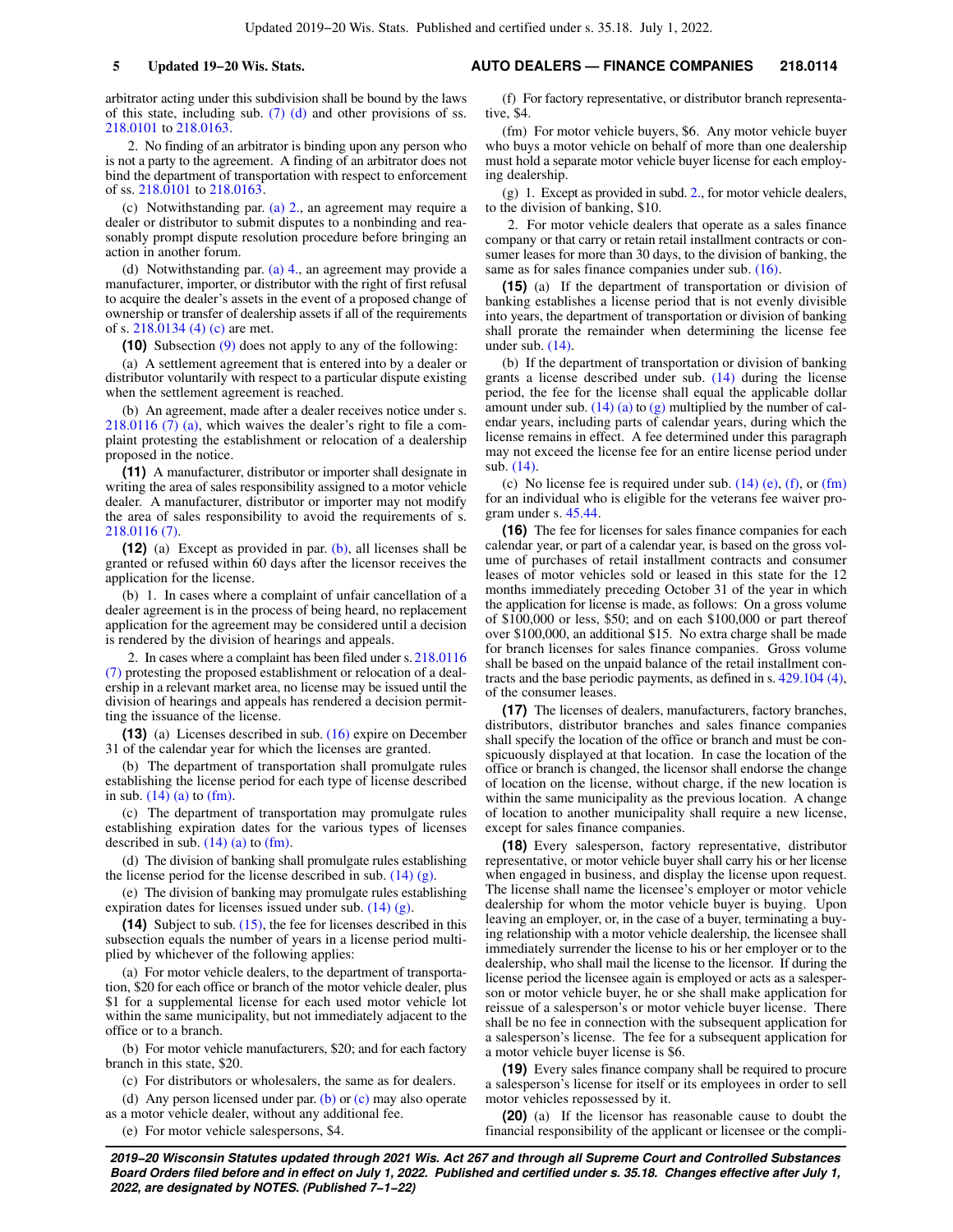arbitrator acting under this subdivision shall be bound by the laws of this state, including sub. (7) (d) and other provisions of ss. 218.0101 to 218.0163.

2. No finding of an arbitrator is binding upon any person who is not a party to the agreement. A finding of an arbitrator does not bind the department of transportation with respect to enforcement of ss. 218.0101 to 218.0163.

(c) Notwithstanding par. (a) 2., an agreement may require a dealer or distributor to submit disputes to a nonbinding and reasonably prompt dispute resolution procedure before bringing an action in another forum.

(d) Notwithstanding par. (a) 4., an agreement may provide a manufacturer, importer, or distributor with the right of first refusal to acquire the dealer's assets in the event of a proposed change of ownership or transfer of dealership assets if all of the requirements of s. 218.0134 (4) (c) are met.

**(10)** Subsection (9) does not apply to any of the following:

(a) A settlement agreement that is entered into by a dealer or distributor voluntarily with respect to a particular dispute existing when the settlement agreement is reached.

(b) An agreement, made after a dealer receives notice under s. 218.0116 (7) (a), which waives the dealer's right to file a complaint protesting the establishment or relocation of a dealership proposed in the notice.

**(11)** A manufacturer, distributor or importer shall designate in writing the area of sales responsibility assigned to a motor vehicle dealer. A manufacturer, distributor or importer may not modify the area of sales responsibility to avoid the requirements of s. 218.0116 (7).

**(12)** (a) Except as provided in par. (b), all licenses shall be granted or refused within 60 days after the licensor receives the application for the license.

(b) 1. In cases where a complaint of unfair cancellation of a dealer agreement is in the process of being heard, no replacement application for the agreement may be considered until a decision is rendered by the division of hearings and appeals.

2. In cases where a complaint has been filed under s. 218.0116 (7) protesting the proposed establishment or relocation of a dealership in a relevant market area, no license may be issued until the division of hearings and appeals has rendered a decision permitting the issuance of the license.

**(13)** (a) Licenses described in sub. (16) expire on December 31 of the calendar year for which the licenses are granted.

(b) The department of transportation shall promulgate rules establishing the license period for each type of license described in sub. (14) (a) to (fm).

(c) The department of transportation may promulgate rules establishing expiration dates for the various types of licenses described in sub. (14) (a) to (fm).

(d) The division of banking shall promulgate rules establishing the license period for the license described in sub. (14) (g).

(e) The division of banking may promulgate rules establishing expiration dates for licenses issued under sub. (14) (g).

**(14)** Subject to sub. (15), the fee for licenses described in this subsection equals the number of years in a license period multiplied by whichever of the following applies:

(a) For motor vehicle dealers, to the department of transportation, $20 for each office or branch of the motor vehicle dealer, plus $1 for a supplemental license for each used motor vehicle lot within the same municipality, but not immediately adjacent to the office or to a branch.

(b) For motor vehicle manufacturers, $20; and for each factory branch in this state, $20.

(c) For distributors or wholesalers, the same as for dealers.

(d) Any person licensed under par. (b) or (c) may also operate as a motor vehicle dealer, without any additional fee.

(e) For motor vehicle salespersons, $4.

(f) For factory representative, or distributor branch representative, $4.

(fm) For motor vehicle buyers, $6. Any motor vehicle buyer who buys a motor vehicle on behalf of more than one dealership must hold a separate motor vehicle buyer license for each employing dealership.

(g) 1. Except as provided in subd. 2., for motor vehicle dealers, to the division of banking, $10.

2. For motor vehicle dealers that operate as a sales finance company or that carry or retain retail installment contracts or consumer leases for more than 30 days, to the division of banking, the same as for sales finance companies under sub. (16).

**(15)** (a) If the department of transportation or division of banking establishes a license period that is not evenly divisible into years, the department of transportation or division of banking shall prorate the remainder when determining the license fee under sub. (14).

(b) If the department of transportation or division of banking grants a license described under sub. (14) during the license period, the fee for the license shall equal the applicable dollar amount under sub. (14) (a) to (g) multiplied by the number of calendar years, including parts of calendar years, during which the license remains in effect. A fee determined under this paragraph may not exceed the license fee for an entire license period under sub. (14).

(c) No license fee is required under sub. (14) (e), (f), or (fm) for an individual who is eligible for the veterans fee waiver program under s. 45.44.

**(16)** The fee for licenses for sales finance companies for each calendar year, or part of a calendar year, is based on the gross volume of purchases of retail installment contracts and consumer leases of motor vehicles sold or leased in this state for the 12 months immediately preceding October 31 of the year in which the application for license is made, as follows: On a gross volume of $100,000 or less, $50; and on each $100,000 or part thereof over $100,000, an additional $15. No extra charge shall be made for branch licenses for sales finance companies. Gross volume shall be based on the unpaid balance of the retail installment contracts and the base periodic payments, as defined in s. 429.104 (4), of the consumer leases.

**(17)** The licenses of dealers, manufacturers, factory branches, distributors, distributor branches and sales finance companies shall specify the location of the office or branch and must be conspicuously displayed at that location. In case the location of the office or branch is changed, the licensor shall endorse the change of location on the license, without charge, if the new location is within the same municipality as the previous location. A change of location to another municipality shall require a new license, except for sales finance companies.

**(18)** Every salesperson, factory representative, distributor representative, or motor vehicle buyer shall carry his or her license when engaged in business, and display the license upon request. The license shall name the licensee's employer or motor vehicle dealership for whom the motor vehicle buyer is buying. Upon leaving an employer, or, in the case of a buyer, terminating a buying relationship with a motor vehicle dealership, the licensee shall immediately surrender the license to his or her employer or to the dealership, who shall mail the license to the licensor. If during the license period the licensee again is employed or acts as a salesperson or motor vehicle buyer, he or she shall make application for reissue of a salesperson's or motor vehicle buyer license. There shall be no fee in connection with the subsequent application for a salesperson's license. The fee for a subsequent application for a motor vehicle buyer license is $6.

**(19)** Every sales finance company shall be required to procure a salesperson's license for itself or its employees in order to sell motor vehicles repossessed by it.

**(20)** (a) If the licensor has reasonable cause to doubt the financial responsibility of the applicant or licensee or the compli-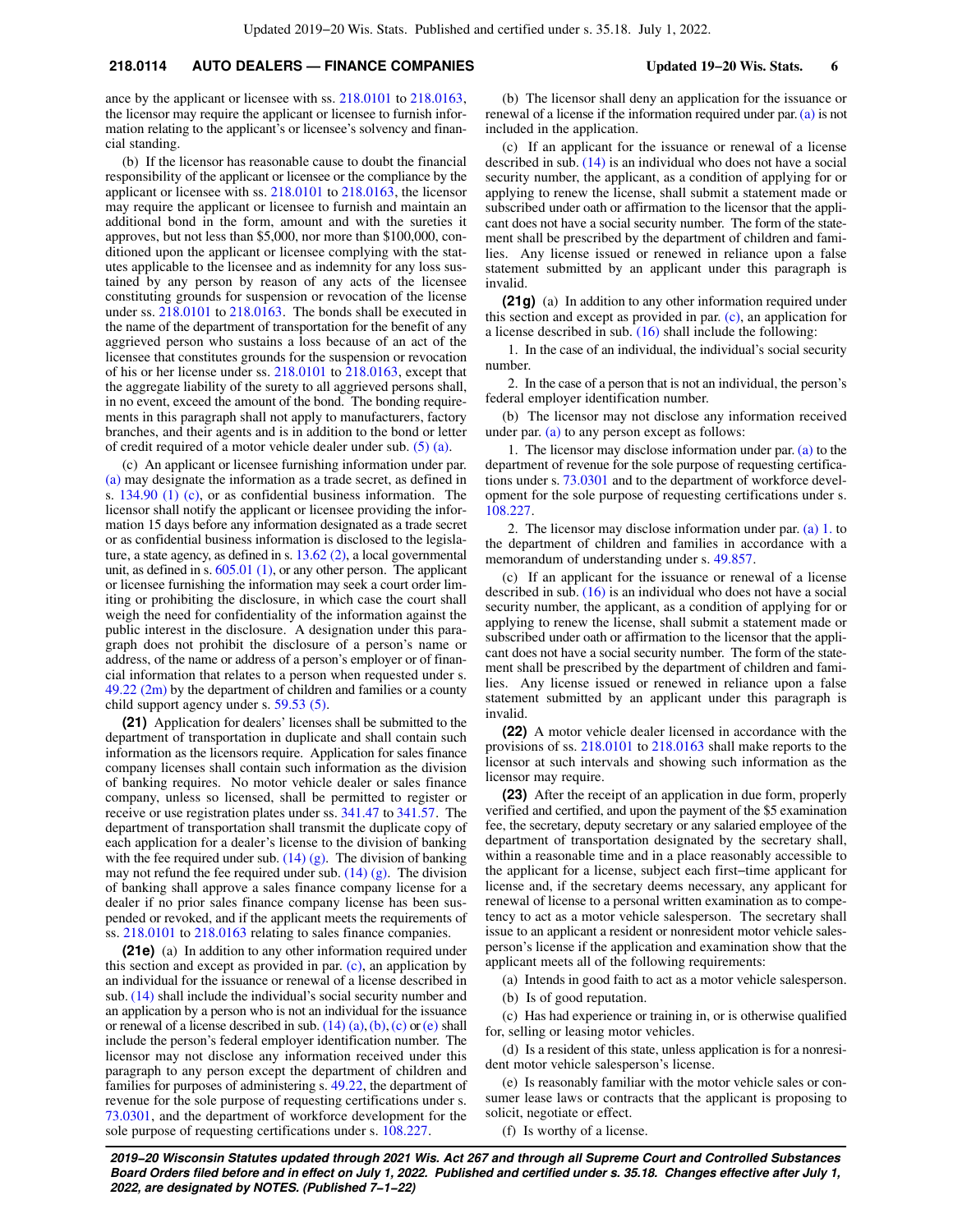ance by the applicant or licensee with ss. 218.0101 to 218.0163, the licensor may require the applicant or licensee to furnish information relating to the applicant's or licensee's solvency and financial standing.

(b) If the licensor has reasonable cause to doubt the financial responsibility of the applicant or licensee or the compliance by the applicant or licensee with ss. 218.0101 to 218.0163, the licensor may require the applicant or licensee to furnish and maintain an additional bond in the form, amount and with the sureties it approves, but not less than $5,000, nor more than $100,000, conditioned upon the applicant or licensee complying with the statutes applicable to the licensee and as indemnity for any loss sustained by any person by reason of any acts of the licensee constituting grounds for suspension or revocation of the license under ss. 218.0101 to 218.0163. The bonds shall be executed in the name of the department of transportation for the benefit of any aggrieved person who sustains a loss because of an act of the licensee that constitutes grounds for the suspension or revocation of his or her license under ss. 218.0101 to 218.0163, except that the aggregate liability of the surety to all aggrieved persons shall, in no event, exceed the amount of the bond. The bonding requirements in this paragraph shall not apply to manufacturers, factory branches, and their agents and is in addition to the bond or letter of credit required of a motor vehicle dealer under sub. (5) (a).

(c) An applicant or licensee furnishing information under par. (a) may designate the information as a trade secret, as defined in s. 134.90 (1) (c), or as confidential business information. The licensor shall notify the applicant or licensee providing the information 15 days before any information designated as a trade secret or as confidential business information is disclosed to the legislature, a state agency, as defined in s. 13.62 (2), a local governmental unit, as defined in s. 605.01 (1), or any other person. The applicant or licensee furnishing the information may seek a court order limiting or prohibiting the disclosure, in which case the court shall weigh the need for confidentiality of the information against the public interest in the disclosure. A designation under this paragraph does not prohibit the disclosure of a person's name or address, of the name or address of a person's employer or of financial information that relates to a person when requested under s. 49.22 (2m) by the department of children and families or a county child support agency under s. 59.53 (5).

**(21)** Application for dealers' licenses shall be submitted to the department of transportation in duplicate and shall contain such information as the licensors require. Application for sales finance company licenses shall contain such information as the division of banking requires. No motor vehicle dealer or sales finance company, unless so licensed, shall be permitted to register or receive or use registration plates under ss. 341.47 to 341.57. The department of transportation shall transmit the duplicate copy of each application for a dealer's license to the division of banking with the fee required under sub. (14) (g). The division of banking may not refund the fee required under sub. (14) (g). The division of banking shall approve a sales finance company license for a dealer if no prior sales finance company license has been suspended or revoked, and if the applicant meets the requirements of ss. 218.0101 to 218.0163 relating to sales finance companies.

**(21e)** (a) In addition to any other information required under this section and except as provided in par. (c), an application by an individual for the issuance or renewal of a license described in sub. (14) shall include the individual's social security number and an application by a person who is not an individual for the issuance or renewal of a license described in sub. (14) (a), (b), (c) or (e) shall include the person's federal employer identification number. The licensor may not disclose any information received under this paragraph to any person except the department of children and families for purposes of administering s. 49.22, the department of revenue for the sole purpose of requesting certifications under s. 73.0301, and the department of workforce development for the sole purpose of requesting certifications under s. 108.227.

(b) The licensor shall deny an application for the issuance or renewal of a license if the information required under par. (a) is not included in the application.

(c) If an applicant for the issuance or renewal of a license described in sub. (14) is an individual who does not have a social security number, the applicant, as a condition of applying for or applying to renew the license, shall submit a statement made or subscribed under oath or affirmation to the licensor that the applicant does not have a social security number. The form of the statement shall be prescribed by the department of children and families. Any license issued or renewed in reliance upon a false statement submitted by an applicant under this paragraph is invalid.

**(21g)** (a) In addition to any other information required under this section and except as provided in par. (c), an application for a license described in sub. (16) shall include the following:

1. In the case of an individual, the individual's social security number.

2. In the case of a person that is not an individual, the person's federal employer identification number.

(b) The licensor may not disclose any information received under par. (a) to any person except as follows:

1. The licensor may disclose information under par. (a) to the department of revenue for the sole purpose of requesting certifications under s. 73.0301 and to the department of workforce development for the sole purpose of requesting certifications under s. 108.227.

2. The licensor may disclose information under par. (a) 1. to the department of children and families in accordance with a memorandum of understanding under s. 49.857.

(c) If an applicant for the issuance or renewal of a license described in sub. (16) is an individual who does not have a social security number, the applicant, as a condition of applying for or applying to renew the license, shall submit a statement made or subscribed under oath or affirmation to the licensor that the applicant does not have a social security number. The form of the statement shall be prescribed by the department of children and families. Any license issued or renewed in reliance upon a false statement submitted by an applicant under this paragraph is invalid.

**(22)** A motor vehicle dealer licensed in accordance with the provisions of ss. 218.0101 to 218.0163 shall make reports to the licensor at such intervals and showing such information as the licensor may require.

**(23)** After the receipt of an application in due form, properly verified and certified, and upon the payment of the $5 examination fee, the secretary, deputy secretary or any salaried employee of the department of transportation designated by the secretary shall, within a reasonable time and in a place reasonably accessible to the applicant for a license, subject each first-time applicant for license and, if the secretary deems necessary, any applicant for renewal of license to a personal written examination as to competency to act as a motor vehicle salesperson. The secretary shall issue to an applicant a resident or nonresident motor vehicle salesperson's license if the application and examination show that the applicant meets all of the following requirements:

(a) Intends in good faith to act as a motor vehicle salesperson.

(b) Is of good reputation.

(c) Has had experience or training in, or is otherwise qualified for, selling or leasing motor vehicles.

(d) Is a resident of this state, unless application is for a nonresident motor vehicle salesperson's license.

(e) Is reasonably familiar with the motor vehicle sales or consumer lease laws or contracts that the applicant is proposing to solicit, negotiate or effect.

(f) Is worthy of a license.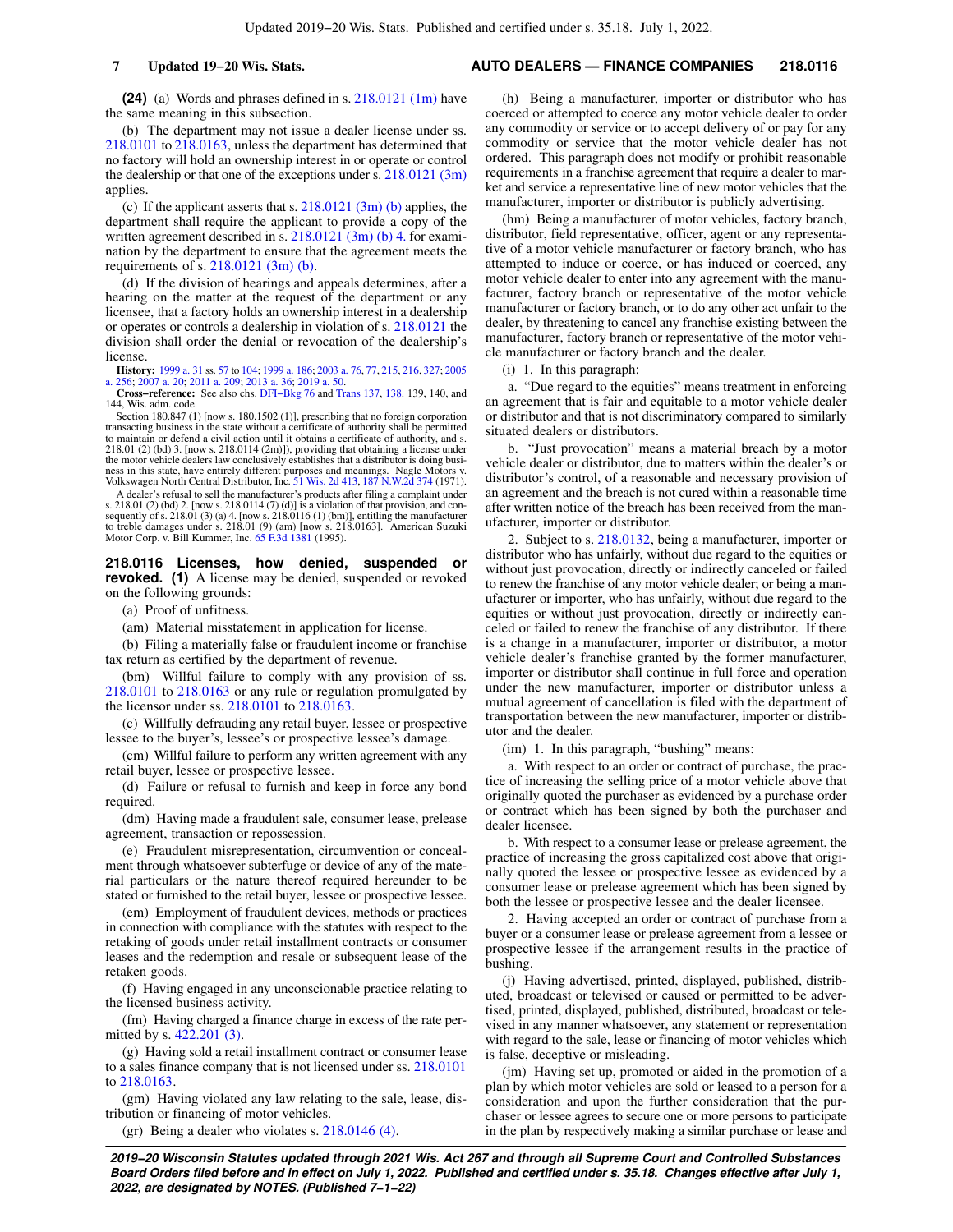**(24)** (a) Words and phrases defined in s. 218.0121 (1m) have the same meaning in this subsection.

(b) The department may not issue a dealer license under ss. 218.0101 to 218.0163, unless the department has determined that no factory will hold an ownership interest in or operate or control the dealership or that one of the exceptions under s. 218.0121 (3m) applies.

(c) If the applicant asserts that s. 218.0121 (3m) (b) applies, the department shall require the applicant to provide a copy of the written agreement described in s. 218.0121 (3m) (b) 4. for examination by the department to ensure that the agreement meets the requirements of s. 218.0121 (3m) (b).

(d) If the division of hearings and appeals determines, after a hearing on the matter at the request of the department or any licensee, that a factory holds an ownership interest in a dealership or operates or controls a dealership in violation of s. 218.0121 the division shall order the denial or revocation of the dealership's license.

**History:** 1999 a. 31 ss. 57 to 104; 1999 a. 186; 2003 a. 76, 77, 215, 216, 327; 2005 a. 256; 2007 a. 20; 2011 a. 209; 2013 a. 36; 2019 a. 50.

**Cross−reference:** See also chs. DFI−Bkg 76 and Trans 137, 138. 139, 140, and 144, Wis. adm. code.

Section 180.847 (1) [now s. 180.1502 (1)], prescribing that no foreign corporation transacting business in the state without a certificate of authority shall be permitted to maintain or defend a civil action until it obtains a certificate of authority, and s. 218.01 (2) (bd) 3. [now s. 218.0114 (2m)]), providing that obtaining a license under the motor vehicle dealers law conclusively establishes that a distributor is doing business in this state, have entirely different purposes and meanings. Nagle Motors v. Volkswagen North Central Distributor, Inc. 51 Wis. 2d 413, 187 N.W.2d 374 (1971).

A dealer's refusal to sell the manufacturer's products after filing a complaint under s. 218.01 (2) (bd) 2. [now s. 218.0114 (7) (d)] is a violation of that provision, and consequently of s. 218.01 (3) (a) 4. [now s. 218.0116 (1) (bm)], entitling the manufacturer to treble damages under s. 218.01 (9) (am) [now s. 218.0163]. American Suzuki Motor Corp. v. Bill Kummer, Inc. 65 F.3d 1381 (1995).

**218.0116 Licenses, how denied, suspended or revoked.** **(1)** A license may be denied, suspended or revoked on the following grounds:

(a) Proof of unfitness.

(am) Material misstatement in application for license.

(b) Filing a materially false or fraudulent income or franchise tax return as certified by the department of revenue.

(bm) Willful failure to comply with any provision of ss. 218.0101 to 218.0163 or any rule or regulation promulgated by the licensor under ss. 218.0101 to 218.0163.

(c) Willfully defrauding any retail buyer, lessee or prospective lessee to the buyer's, lessee's or prospective lessee's damage.

(cm) Willful failure to perform any written agreement with any retail buyer, lessee or prospective lessee.

(d) Failure or refusal to furnish and keep in force any bond required.

(dm) Having made a fraudulent sale, consumer lease, prelease agreement, transaction or repossession.

(e) Fraudulent misrepresentation, circumvention or concealment through whatsoever subterfuge or device of any of the material particulars or the nature thereof required hereunder to be stated or furnished to the retail buyer, lessee or prospective lessee.

(em) Employment of fraudulent devices, methods or practices in connection with compliance with the statutes with respect to the retaking of goods under retail installment contracts or consumer leases and the redemption and resale or subsequent lease of the retaken goods.

(f) Having engaged in any unconscionable practice relating to the licensed business activity.

(fm) Having charged a finance charge in excess of the rate permitted by s. 422.201 (3).

(g) Having sold a retail installment contract or consumer lease to a sales finance company that is not licensed under ss. 218.0101 to 218.0163.

(gm) Having violated any law relating to the sale, lease, distribution or financing of motor vehicles.

(gr) Being a dealer who violates s. 218.0146 (4).

(h) Being a manufacturer, importer or distributor who has coerced or attempted to coerce any motor vehicle dealer to order any commodity or service or to accept delivery of or pay for any commodity or service that the motor vehicle dealer has not ordered. This paragraph does not modify or prohibit reasonable requirements in a franchise agreement that require a dealer to market and service a representative line of new motor vehicles that the manufacturer, importer or distributor is publicly advertising.

(hm) Being a manufacturer of motor vehicles, factory branch, distributor, field representative, officer, agent or any representative of a motor vehicle manufacturer or factory branch, who has attempted to induce or coerce, or has induced or coerced, any motor vehicle dealer to enter into any agreement with the manufacturer, factory branch or representative of the motor vehicle manufacturer or factory branch, or to do any other act unfair to the dealer, by threatening to cancel any franchise existing between the manufacturer, factory branch or representative of the motor vehicle manufacturer or factory branch and the dealer.

(i) 1. In this paragraph:

a. "Due regard to the equities" means treatment in enforcing an agreement that is fair and equitable to a motor vehicle dealer or distributor and that is not discriminatory compared to similarly situated dealers or distributors.

b. "Just provocation" means a material breach by a motor vehicle dealer or distributor, due to matters within the dealer's or distributor's control, of a reasonable and necessary provision of an agreement and the breach is not cured within a reasonable time after written notice of the breach has been received from the manufacturer, importer or distributor.

2. Subject to s. 218.0132, being a manufacturer, importer or distributor who has unfairly, without due regard to the equities or without just provocation, directly or indirectly canceled or failed to renew the franchise of any motor vehicle dealer; or being a manufacturer or importer, who has unfairly, without due regard to the equities or without just provocation, directly or indirectly canceled or failed to renew the franchise of any distributor. If there is a change in a manufacturer, importer or distributor, a motor vehicle dealer's franchise granted by the former manufacturer, importer or distributor shall continue in full force and operation under the new manufacturer, importer or distributor unless a mutual agreement of cancellation is filed with the department of transportation between the new manufacturer, importer or distributor and the dealer.

(im) 1. In this paragraph, "bushing" means:

a. With respect to an order or contract of purchase, the practice of increasing the selling price of a motor vehicle above that originally quoted the purchaser as evidenced by a purchase order or contract which has been signed by both the purchaser and dealer licensee.

b. With respect to a consumer lease or prelease agreement, the practice of increasing the gross capitalized cost above that originally quoted the lessee or prospective lessee as evidenced by a consumer lease or prelease agreement which has been signed by both the lessee or prospective lessee and the dealer licensee.

2. Having accepted an order or contract of purchase from a buyer or a consumer lease or prelease agreement from a lessee or prospective lessee if the arrangement results in the practice of bushing.

(j) Having advertised, printed, displayed, published, distributed, broadcast or televised or caused or permitted to be advertised, printed, displayed, published, distributed, broadcast or televised in any manner whatsoever, any statement or representation with regard to the sale, lease or financing of motor vehicles which is false, deceptive or misleading.

(jm) Having set up, promoted or aided in the promotion of a plan by which motor vehicles are sold or leased to a person for a consideration and upon the further consideration that the purchaser or lessee agrees to secure one or more persons to participate in the plan by respectively making a similar purchase or lease and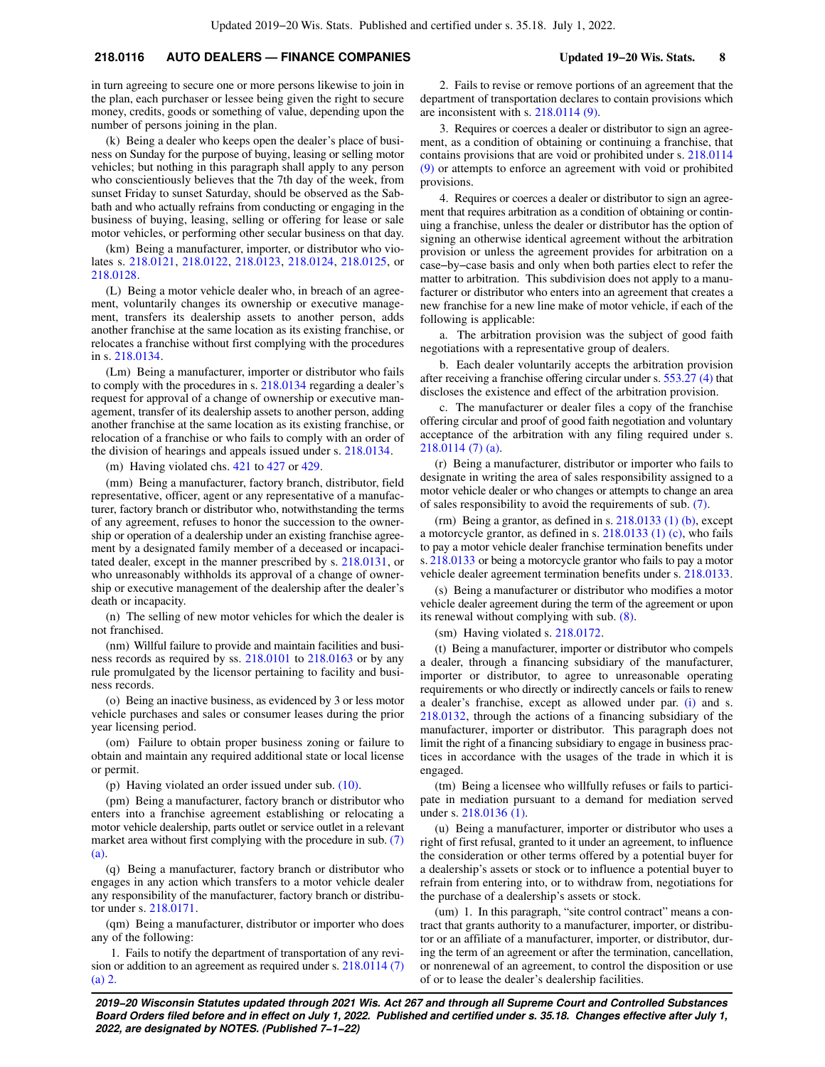in turn agreeing to secure one or more persons likewise to join in the plan, each purchaser or lessee being given the right to secure money, credits, goods or something of value, depending upon the number of persons joining in the plan.

(k) Being a dealer who keeps open the dealer's place of business on Sunday for the purpose of buying, leasing or selling motor vehicles; but nothing in this paragraph shall apply to any person who conscientiously believes that the 7th day of the week, from sunset Friday to sunset Saturday, should be observed as the Sabbath and who actually refrains from conducting or engaging in the business of buying, leasing, selling or offering for lease or sale motor vehicles, or performing other secular business on that day.

(km) Being a manufacturer, importer, or distributor who violates s. 218.0121, 218.0122, 218.0123, 218.0124, 218.0125, or 218.0128.

(L) Being a motor vehicle dealer who, in breach of an agreement, voluntarily changes its ownership or executive management, transfers its dealership assets to another person, adds another franchise at the same location as its existing franchise, or relocates a franchise without first complying with the procedures in s. 218.0134.

(Lm) Being a manufacturer, importer or distributor who fails to comply with the procedures in s. 218.0134 regarding a dealer's request for approval of a change of ownership or executive management, transfer of its dealership assets to another person, adding another franchise at the same location as its existing franchise, or relocation of a franchise or who fails to comply with an order of the division of hearings and appeals issued under s. 218.0134.

(m) Having violated chs. 421 to 427 or 429.

(mm) Being a manufacturer, factory branch, distributor, field representative, officer, agent or any representative of a manufacturer, factory branch or distributor who, notwithstanding the terms of any agreement, refuses to honor the succession to the ownership or operation of a dealership under an existing franchise agreement by a designated family member of a deceased or incapacitated dealer, except in the manner prescribed by s. 218.0131, or who unreasonably withholds its approval of a change of ownership or executive management of the dealership after the dealer's death or incapacity.

(n) The selling of new motor vehicles for which the dealer is not franchised.

(nm) Willful failure to provide and maintain facilities and business records as required by ss. 218.0101 to 218.0163 or by any rule promulgated by the licensor pertaining to facility and business records.

(o) Being an inactive business, as evidenced by 3 or less motor vehicle purchases and sales or consumer leases during the prior year licensing period.

(om) Failure to obtain proper business zoning or failure to obtain and maintain any required additional state or local license or permit.

(p) Having violated an order issued under sub. (10).

(pm) Being a manufacturer, factory branch or distributor who enters into a franchise agreement establishing or relocating a motor vehicle dealership, parts outlet or service outlet in a relevant market area without first complying with the procedure in sub. (7) (a).

(q) Being a manufacturer, factory branch or distributor who engages in any action which transfers to a motor vehicle dealer any responsibility of the manufacturer, factory branch or distributor under s. 218.0171.

(qm) Being a manufacturer, distributor or importer who does any of the following:

1. Fails to notify the department of transportation of any revision or addition to an agreement as required under s. 218.0114 (7) (a) 2.

2. Fails to revise or remove portions of an agreement that the department of transportation declares to contain provisions which are inconsistent with s. 218.0114 (9).

3. Requires or coerces a dealer or distributor to sign an agreement, as a condition of obtaining or continuing a franchise, that contains provisions that are void or prohibited under s. 218.0114 (9) or attempts to enforce an agreement with void or prohibited provisions.

4. Requires or coerces a dealer or distributor to sign an agreement that requires arbitration as a condition of obtaining or continuing a franchise, unless the dealer or distributor has the option of signing an otherwise identical agreement without the arbitration provision or unless the agreement provides for arbitration on a case-by-case basis and only when both parties elect to refer the matter to arbitration. This subdivision does not apply to a manufacturer or distributor who enters into an agreement that creates a new franchise for a new line make of motor vehicle, if each of the following is applicable:

a. The arbitration provision was the subject of good faith negotiations with a representative group of dealers.

b. Each dealer voluntarily accepts the arbitration provision after receiving a franchise offering circular under s. 553.27 (4) that discloses the existence and effect of the arbitration provision.

c. The manufacturer or dealer files a copy of the franchise offering circular and proof of good faith negotiation and voluntary acceptance of the arbitration with any filing required under s. 218.0114 (7) (a).

(r) Being a manufacturer, distributor or importer who fails to designate in writing the area of sales responsibility assigned to a motor vehicle dealer or who changes or attempts to change an area of sales responsibility to avoid the requirements of sub. (7).

(rm) Being a grantor, as defined in s. 218.0133 (1) (b), except a motorcycle grantor, as defined in s. 218.0133 (1) (c), who fails to pay a motor vehicle dealer franchise termination benefits under s. 218.0133 or being a motorcycle grantor who fails to pay a motor vehicle dealer agreement termination benefits under s. 218.0133.

(s) Being a manufacturer or distributor who modifies a motor vehicle dealer agreement during the term of the agreement or upon its renewal without complying with sub. (8).

(sm) Having violated s. 218.0172.

(t) Being a manufacturer, importer or distributor who compels a dealer, through a financing subsidiary of the manufacturer, importer or distributor, to agree to unreasonable operating requirements or who directly or indirectly cancels or fails to renew a dealer's franchise, except as allowed under par. (i) and s. 218.0132, through the actions of a financing subsidiary of the manufacturer, importer or distributor. This paragraph does not limit the right of a financing subsidiary to engage in business practices in accordance with the usages of the trade in which it is engaged.

(tm) Being a licensee who willfully refuses or fails to participate in mediation pursuant to a demand for mediation served under s. 218.0136 (1).

(u) Being a manufacturer, importer or distributor who uses a right of first refusal, granted to it under an agreement, to influence the consideration or other terms offered by a potential buyer for a dealership's assets or stock or to influence a potential buyer to refrain from entering into, or to withdraw from, negotiations for the purchase of a dealership's assets or stock.

(um) 1. In this paragraph, "site control contract" means a contract that grants authority to a manufacturer, importer, or distributor or an affiliate of a manufacturer, importer, or distributor, during the term of an agreement or after the termination, cancellation, or nonrenewal of an agreement, to control the disposition or use of or to lease the dealer's dealership facilities.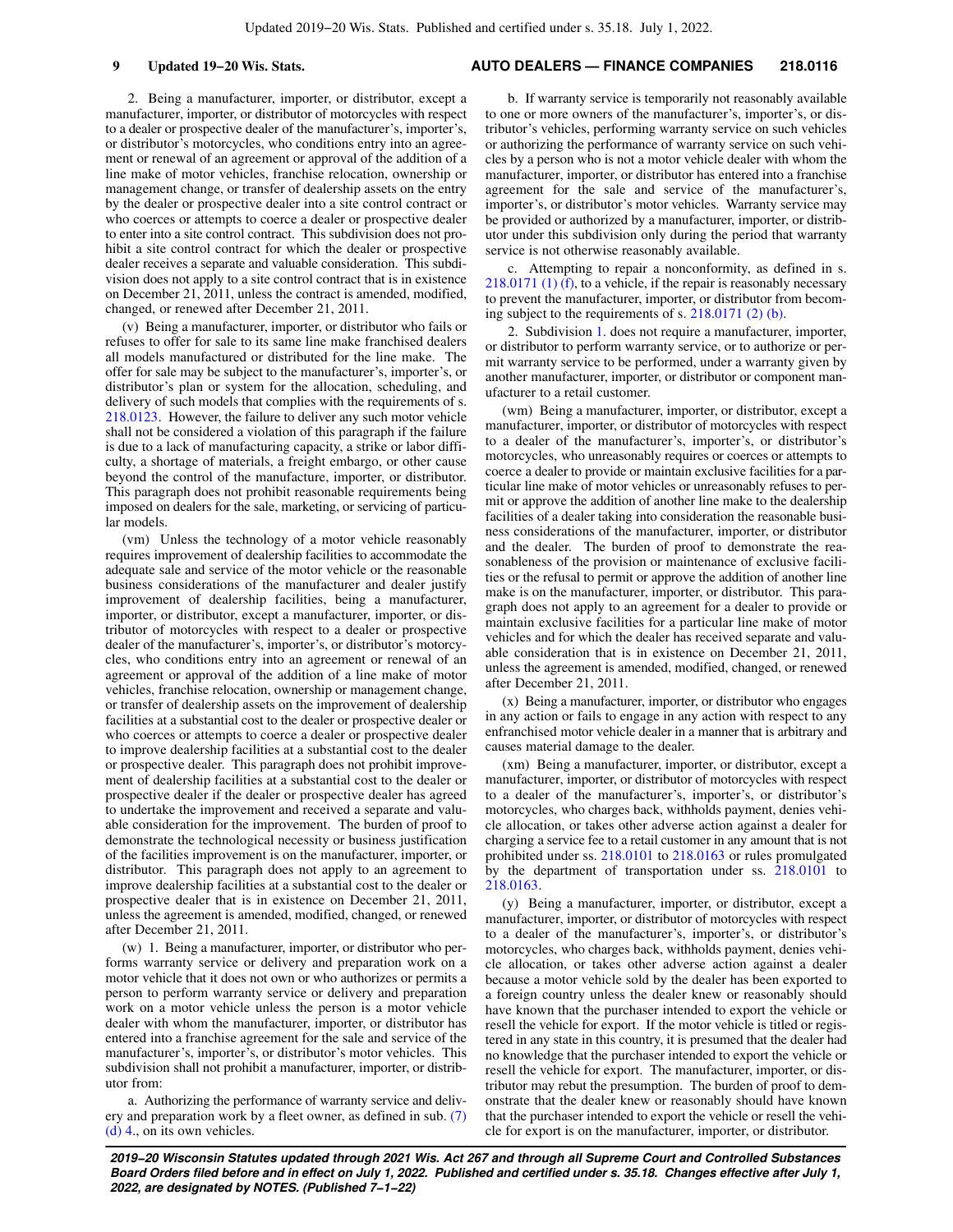2. Being a manufacturer, importer, or distributor, except a manufacturer, importer, or distributor of motorcycles with respect to a dealer or prospective dealer of the manufacturer's, importer's, or distributor's motorcycles, who conditions entry into an agreement or renewal of an agreement or approval of the addition of a line make of motor vehicles, franchise relocation, ownership or management change, or transfer of dealership assets on the entry by the dealer or prospective dealer into a site control contract or who coerces or attempts to coerce a dealer or prospective dealer to enter into a site control contract. This subdivision does not prohibit a site control contract for which the dealer or prospective dealer receives a separate and valuable consideration. This subdivision does not apply to a site control contract that is in existence on December 21, 2011, unless the contract is amended, modified, changed, or renewed after December 21, 2011.

(v) Being a manufacturer, importer, or distributor who fails or refuses to offer for sale to its same line make franchised dealers all models manufactured or distributed for the line make. The offer for sale may be subject to the manufacturer's, importer's, or distributor's plan or system for the allocation, scheduling, and delivery of such models that complies with the requirements of s. 218.0123. However, the failure to deliver any such motor vehicle shall not be considered a violation of this paragraph if the failure is due to a lack of manufacturing capacity, a strike or labor difficulty, a shortage of materials, a freight embargo, or other cause beyond the control of the manufacture, importer, or distributor. This paragraph does not prohibit reasonable requirements being imposed on dealers for the sale, marketing, or servicing of particular models.

(vm) Unless the technology of a motor vehicle reasonably requires improvement of dealership facilities to accommodate the adequate sale and service of the motor vehicle or the reasonable business considerations of the manufacturer and dealer justify improvement of dealership facilities, being a manufacturer, importer, or distributor, except a manufacturer, importer, or distributor of motorcycles with respect to a dealer or prospective dealer of the manufacturer's, importer's, or distributor's motorcycles, who conditions entry into an agreement or renewal of an agreement or approval of the addition of a line make of motor vehicles, franchise relocation, ownership or management change, or transfer of dealership assets on the improvement of dealership facilities at a substantial cost to the dealer or prospective dealer or who coerces or attempts to coerce a dealer or prospective dealer to improve dealership facilities at a substantial cost to the dealer or prospective dealer. This paragraph does not prohibit improvement of dealership facilities at a substantial cost to the dealer or prospective dealer if the dealer or prospective dealer has agreed to undertake the improvement and received a separate and valuable consideration for the improvement. The burden of proof to demonstrate the technological necessity or business justification of the facilities improvement is on the manufacturer, importer, or distributor. This paragraph does not apply to an agreement to improve dealership facilities at a substantial cost to the dealer or prospective dealer that is in existence on December 21, 2011, unless the agreement is amended, modified, changed, or renewed after December 21, 2011.

(w) 1. Being a manufacturer, importer, or distributor who performs warranty service or delivery and preparation work on a motor vehicle that it does not own or who authorizes or permits a person to perform warranty service or delivery and preparation work on a motor vehicle unless the person is a motor vehicle dealer with whom the manufacturer, importer, or distributor has entered into a franchise agreement for the sale and service of the manufacturer's, importer's, or distributor's motor vehicles. This subdivision shall not prohibit a manufacturer, importer, or distributor from:

a. Authorizing the performance of warranty service and delivery and preparation work by a fleet owner, as defined in sub. (7) (d) 4., on its own vehicles.

b. If warranty service is temporarily not reasonably available to one or more owners of the manufacturer's, importer's, or distributor's vehicles, performing warranty service on such vehicles or authorizing the performance of warranty service on such vehicles by a person who is not a motor vehicle dealer with whom the manufacturer, importer, or distributor has entered into a franchise agreement for the sale and service of the manufacturer's, importer's, or distributor's motor vehicles. Warranty service may be provided or authorized by a manufacturer, importer, or distributor under this subdivision only during the period that warranty service is not otherwise reasonably available.

c. Attempting to repair a nonconformity, as defined in s. 218.0171 (1) (f), to a vehicle, if the repair is reasonably necessary to prevent the manufacturer, importer, or distributor from becoming subject to the requirements of s. 218.0171 (2) (b).

2. Subdivision 1. does not require a manufacturer, importer, or distributor to perform warranty service, or to authorize or permit warranty service to be performed, under a warranty given by another manufacturer, importer, or distributor or component manufacturer to a retail customer.

(wm) Being a manufacturer, importer, or distributor, except a manufacturer, importer, or distributor of motorcycles with respect to a dealer of the manufacturer's, importer's, or distributor's motorcycles, who unreasonably requires or coerces or attempts to coerce a dealer to provide or maintain exclusive facilities for a particular line make of motor vehicles or unreasonably refuses to permit or approve the addition of another line make to the dealership facilities of a dealer taking into consideration the reasonable business considerations of the manufacturer, importer, or distributor and the dealer. The burden of proof to demonstrate the reasonableness of the provision or maintenance of exclusive facilities or the refusal to permit or approve the addition of another line make is on the manufacturer, importer, or distributor. This paragraph does not apply to an agreement for a dealer to provide or maintain exclusive facilities for a particular line make of motor vehicles and for which the dealer has received separate and valuable consideration that is in existence on December 21, 2011, unless the agreement is amended, modified, changed, or renewed after December 21, 2011.

(x) Being a manufacturer, importer, or distributor who engages in any action or fails to engage in any action with respect to any enfranchised motor vehicle dealer in a manner that is arbitrary and causes material damage to the dealer.

(xm) Being a manufacturer, importer, or distributor, except a manufacturer, importer, or distributor of motorcycles with respect to a dealer of the manufacturer's, importer's, or distributor's motorcycles, who charges back, withholds payment, denies vehicle allocation, or takes other adverse action against a dealer for charging a service fee to a retail customer in any amount that is not prohibited under ss. 218.0101 to 218.0163 or rules promulgated by the department of transportation under ss. 218.0101 to 218.0163.

(y) Being a manufacturer, importer, or distributor, except a manufacturer, importer, or distributor of motorcycles with respect to a dealer of the manufacturer's, importer's, or distributor's motorcycles, who charges back, withholds payment, denies vehicle allocation, or takes other adverse action against a dealer because a motor vehicle sold by the dealer has been exported to a foreign country unless the dealer knew or reasonably should have known that the purchaser intended to export the vehicle or resell the vehicle for export. If the motor vehicle is titled or registered in any state in this country, it is presumed that the dealer had no knowledge that the purchaser intended to export the vehicle or resell the vehicle for export. The manufacturer, importer, or distributor may rebut the presumption. The burden of proof to demonstrate that the dealer knew or reasonably should have known that the purchaser intended to export the vehicle or resell the vehicle for export is on the manufacturer, importer, or distributor.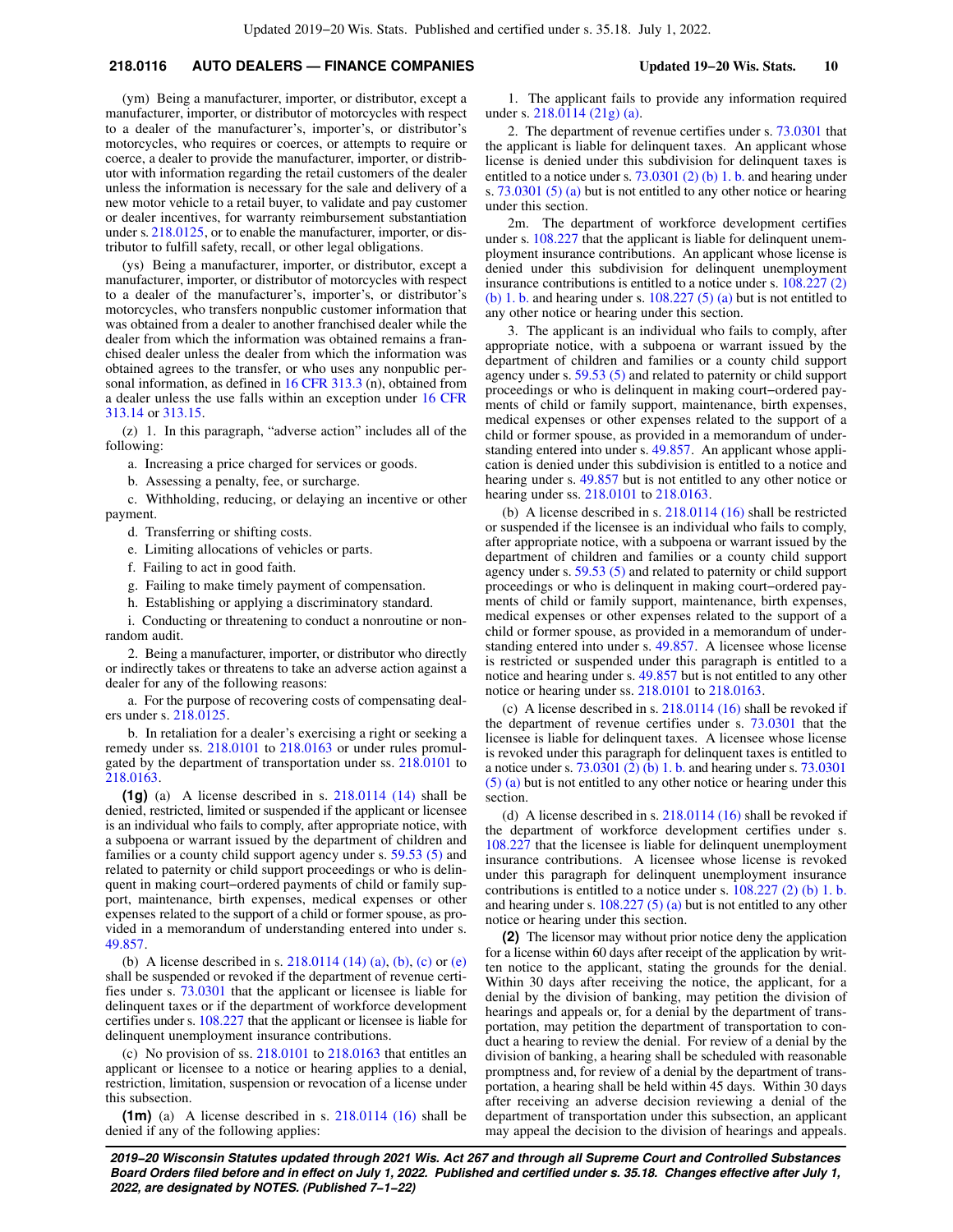(ym) Being a manufacturer, importer, or distributor, except a manufacturer, importer, or distributor of motorcycles with respect to a dealer of the manufacturer's, importer's, or distributor's motorcycles, who requires or coerces, or attempts to require or coerce, a dealer to provide the manufacturer, importer, or distributor with information regarding the retail customers of the dealer unless the information is necessary for the sale and delivery of a new motor vehicle to a retail buyer, to validate and pay customer or dealer incentives, for warranty reimbursement substantiation under s. 218.0125, or to enable the manufacturer, importer, or distributor to fulfill safety, recall, or other legal obligations.

(ys) Being a manufacturer, importer, or distributor, except a manufacturer, importer, or distributor of motorcycles with respect to a dealer of the manufacturer's, importer's, or distributor's motorcycles, who transfers nonpublic customer information that was obtained from a dealer to another franchised dealer while the dealer from which the information was obtained remains a franchised dealer unless the dealer from which the information was obtained agrees to the transfer, or who uses any nonpublic personal information, as defined in 16 CFR 313.3 (n), obtained from a dealer unless the use falls within an exception under 16 CFR 313.14 or 313.15.

(z) 1. In this paragraph, "adverse action" includes all of the following:

a. Increasing a price charged for services or goods.

b. Assessing a penalty, fee, or surcharge.

c. Withholding, reducing, or delaying an incentive or other payment.

d. Transferring or shifting costs.

e. Limiting allocations of vehicles or parts.

f. Failing to act in good faith.

g. Failing to make timely payment of compensation.

h. Establishing or applying a discriminatory standard.

i. Conducting or threatening to conduct a nonroutine or nonrandom audit.

2. Being a manufacturer, importer, or distributor who directly or indirectly takes or threatens to take an adverse action against a dealer for any of the following reasons:

a. For the purpose of recovering costs of compensating dealers under s. 218.0125.

b. In retaliation for a dealer's exercising a right or seeking a remedy under ss. 218.0101 to 218.0163 or under rules promulgated by the department of transportation under ss. 218.0101 to 218.0163.

**(1g)** (a) A license described in s. 218.0114 (14) shall be denied, restricted, limited or suspended if the applicant or licensee is an individual who fails to comply, after appropriate notice, with a subpoena or warrant issued by the department of children and families or a county child support agency under s. 59.53 (5) and related to paternity or child support proceedings or who is delinquent in making court−ordered payments of child or family support, maintenance, birth expenses, medical expenses or other expenses related to the support of a child or former spouse, as provided in a memorandum of understanding entered into under s. 49.857.

(b) A license described in s. 218.0114 (14) (a), (b), (c) or (e) shall be suspended or revoked if the department of revenue certifies under s. 73.0301 that the applicant or licensee is liable for delinquent taxes or if the department of workforce development certifies under s. 108.227 that the applicant or licensee is liable for delinquent unemployment insurance contributions.

(c) No provision of ss. 218.0101 to 218.0163 that entitles an applicant or licensee to a notice or hearing applies to a denial, restriction, limitation, suspension or revocation of a license under this subsection.

**(1m)** (a) A license described in s. 218.0114 (16) shall be denied if any of the following applies:

1. The applicant fails to provide any information required under s. 218.0114 (21g) (a).

2. The department of revenue certifies under s. 73.0301 that the applicant is liable for delinquent taxes. An applicant whose license is denied under this subdivision for delinquent taxes is entitled to a notice under s. 73.0301 (2) (b) 1. b. and hearing under s. 73.0301 (5) (a) but is not entitled to any other notice or hearing under this section.

2m. The department of workforce development certifies under s. 108.227 that the applicant is liable for delinquent unemployment insurance contributions. An applicant whose license is denied under this subdivision for delinquent unemployment insurance contributions is entitled to a notice under s. 108.227 (2) (b) 1. b. and hearing under s. 108.227 (5) (a) but is not entitled to any other notice or hearing under this section.

3. The applicant is an individual who fails to comply, after appropriate notice, with a subpoena or warrant issued by the department of children and families or a county child support agency under s. 59.53 (5) and related to paternity or child support proceedings or who is delinquent in making court−ordered payments of child or family support, maintenance, birth expenses, medical expenses or other expenses related to the support of a child or former spouse, as provided in a memorandum of understanding entered into under s. 49.857. An applicant whose application is denied under this subdivision is entitled to a notice and hearing under s. 49.857 but is not entitled to any other notice or hearing under ss. 218.0101 to 218.0163.

(b) A license described in s. 218.0114 (16) shall be restricted or suspended if the licensee is an individual who fails to comply, after appropriate notice, with a subpoena or warrant issued by the department of children and families or a county child support agency under s. 59.53 (5) and related to paternity or child support proceedings or who is delinquent in making court−ordered payments of child or family support, maintenance, birth expenses, medical expenses or other expenses related to the support of a child or former spouse, as provided in a memorandum of understanding entered into under s. 49.857. A licensee whose license is restricted or suspended under this paragraph is entitled to a notice and hearing under s. 49.857 but is not entitled to any other notice or hearing under ss. 218.0101 to 218.0163.

(c) A license described in s. 218.0114 (16) shall be revoked if the department of revenue certifies under s. 73.0301 that the licensee is liable for delinquent taxes. A licensee whose license is revoked under this paragraph for delinquent taxes is entitled to a notice under s. 73.0301 (2) (b) 1. b. and hearing under s. 73.0301 (5) (a) but is not entitled to any other notice or hearing under this section.

(d) A license described in s. 218.0114 (16) shall be revoked if the department of workforce development certifies under s. 108.227 that the licensee is liable for delinquent unemployment insurance contributions. A licensee whose license is revoked under this paragraph for delinquent unemployment insurance contributions is entitled to a notice under s. 108.227 (2) (b) 1. b. and hearing under s. 108.227 (5) (a) but is not entitled to any other notice or hearing under this section.

**(2)** The licensor may without prior notice deny the application for a license within 60 days after receipt of the application by written notice to the applicant, stating the grounds for the denial. Within 30 days after receiving the notice, the applicant, for a denial by the division of banking, may petition the division of hearings and appeals or, for a denial by the department of transportation, may petition the department of transportation to conduct a hearing to review the denial. For review of a denial by the division of banking, a hearing shall be scheduled with reasonable promptness and, for review of a denial by the department of transportation, a hearing shall be held within 45 days. Within 30 days after receiving an adverse decision reviewing a denial of the department of transportation under this subsection, an applicant may appeal the decision to the division of hearings and appeals.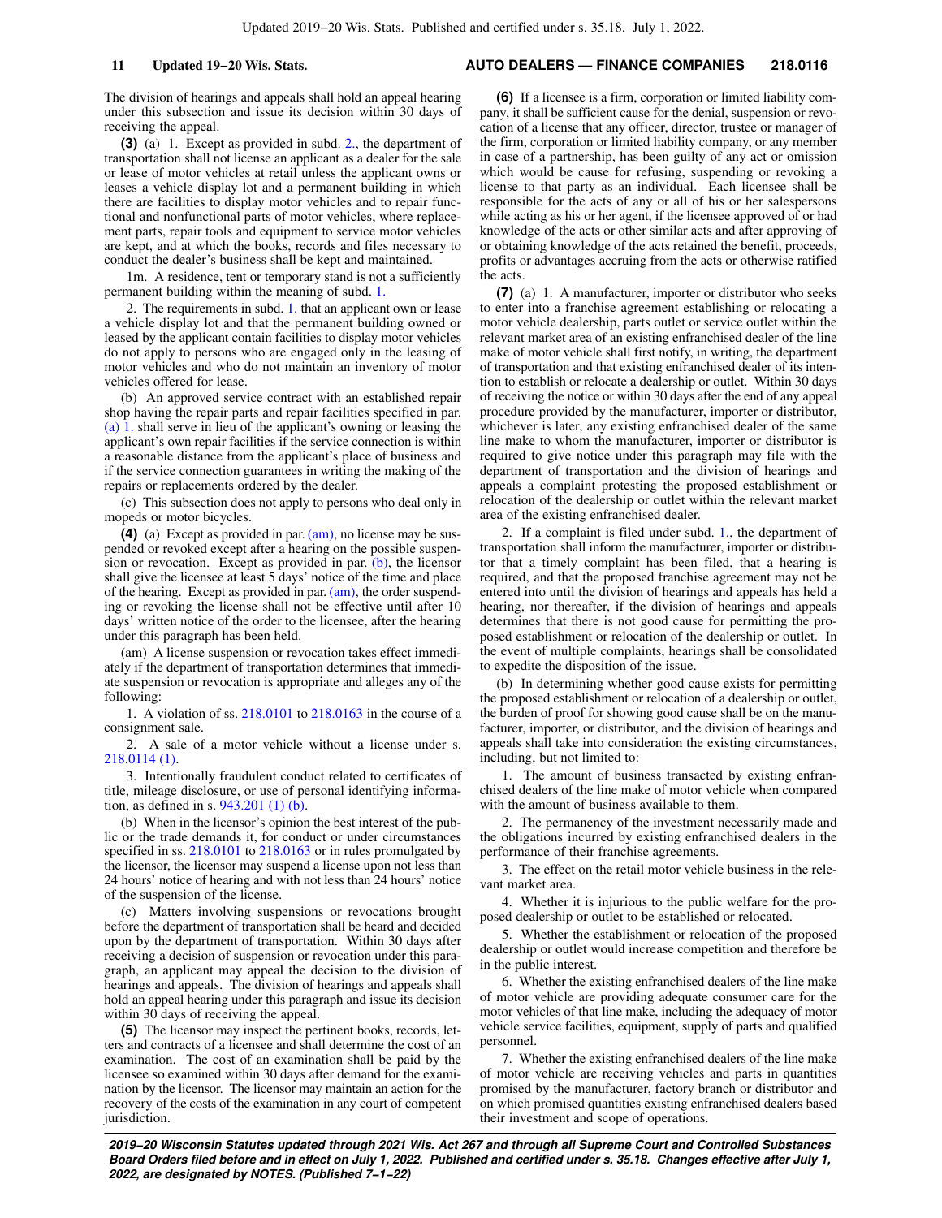The division of hearings and appeals shall hold an appeal hearing under this subsection and issue its decision within 30 days of receiving the appeal.

**(3)** (a) 1. Except as provided in subd. 2., the department of transportation shall not license an applicant as a dealer for the sale or lease of motor vehicles at retail unless the applicant owns or leases a vehicle display lot and a permanent building in which there are facilities to display motor vehicles and to repair functional and nonfunctional parts of motor vehicles, where replacement parts, repair tools and equipment to service motor vehicles are kept, and at which the books, records and files necessary to conduct the dealer's business shall be kept and maintained.

1m. A residence, tent or temporary stand is not a sufficiently permanent building within the meaning of subd. 1.

2. The requirements in subd. 1. that an applicant own or lease a vehicle display lot and that the permanent building owned or leased by the applicant contain facilities to display motor vehicles do not apply to persons who are engaged only in the leasing of motor vehicles and who do not maintain an inventory of motor vehicles offered for lease.

(b) An approved service contract with an established repair shop having the repair parts and repair facilities specified in par. (a) 1. shall serve in lieu of the applicant's owning or leasing the applicant's own repair facilities if the service connection is within a reasonable distance from the applicant's place of business and if the service connection guarantees in writing the making of the repairs or replacements ordered by the dealer.

(c) This subsection does not apply to persons who deal only in mopeds or motor bicycles.

**(4)** (a) Except as provided in par. (am), no license may be suspended or revoked except after a hearing on the possible suspension or revocation. Except as provided in par. (b), the licensor shall give the licensee at least 5 days' notice of the time and place of the hearing. Except as provided in par. (am), the order suspending or revoking the license shall not be effective until after 10 days' written notice of the order to the licensee, after the hearing under this paragraph has been held.

(am) A license suspension or revocation takes effect immediately if the department of transportation determines that immediate suspension or revocation is appropriate and alleges any of the following:

1. A violation of ss. 218.0101 to 218.0163 in the course of a consignment sale.

2. A sale of a motor vehicle without a license under s. 218.0114 (1).

3. Intentionally fraudulent conduct related to certificates of title, mileage disclosure, or use of personal identifying information, as defined in s. 943.201 (1) (b).

(b) When in the licensor's opinion the best interest of the public or the trade demands it, for conduct or under circumstances specified in ss. 218.0101 to 218.0163 or in rules promulgated by the licensor, the licensor may suspend a license upon not less than 24 hours' notice of hearing and with not less than 24 hours' notice of the suspension of the license.

(c) Matters involving suspensions or revocations brought before the department of transportation shall be heard and decided upon by the department of transportation. Within 30 days after receiving a decision of suspension or revocation under this paragraph, an applicant may appeal the decision to the division of hearings and appeals. The division of hearings and appeals shall hold an appeal hearing under this paragraph and issue its decision within 30 days of receiving the appeal.

**(5)** The licensor may inspect the pertinent books, records, letters and contracts of a licensee and shall determine the cost of an examination. The cost of an examination shall be paid by the licensee so examined within 30 days after demand for the examination by the licensor. The licensor may maintain an action for the recovery of the costs of the examination in any court of competent jurisdiction.

**(6)** If a licensee is a firm, corporation or limited liability company, it shall be sufficient cause for the denial, suspension or revocation of a license that any officer, director, trustee or manager of the firm, corporation or limited liability company, or any member in case of a partnership, has been guilty of any act or omission which would be cause for refusing, suspending or revoking a license to that party as an individual. Each licensee shall be responsible for the acts of any or all of his or her salespersons while acting as his or her agent, if the licensee approved of or had knowledge of the acts or other similar acts and after approving of or obtaining knowledge of the acts retained the benefit, proceeds, profits or advantages accruing from the acts or otherwise ratified the acts.

**(7)** (a) 1. A manufacturer, importer or distributor who seeks to enter into a franchise agreement establishing or relocating a motor vehicle dealership, parts outlet or service outlet within the relevant market area of an existing enfranchised dealer of the line make of motor vehicle shall first notify, in writing, the department of transportation and that existing enfranchised dealer of its intention to establish or relocate a dealership or outlet. Within 30 days of receiving the notice or within 30 days after the end of any appeal procedure provided by the manufacturer, importer or distributor, whichever is later, any existing enfranchised dealer of the same line make to whom the manufacturer, importer or distributor is required to give notice under this paragraph may file with the department of transportation and the division of hearings and appeals a complaint protesting the proposed establishment or relocation of the dealership or outlet within the relevant market area of the existing enfranchised dealer.

2. If a complaint is filed under subd. 1., the department of transportation shall inform the manufacturer, importer or distributor that a timely complaint has been filed, that a hearing is required, and that the proposed franchise agreement may not be entered into until the division of hearings and appeals has held a hearing, nor thereafter, if the division of hearings and appeals determines that there is not good cause for permitting the proposed establishment or relocation of the dealership or outlet. In the event of multiple complaints, hearings shall be consolidated to expedite the disposition of the issue.

(b) In determining whether good cause exists for permitting the proposed establishment or relocation of a dealership or outlet, the burden of proof for showing good cause shall be on the manufacturer, importer, or distributor, and the division of hearings and appeals shall take into consideration the existing circumstances, including, but not limited to:

1. The amount of business transacted by existing enfranchised dealers of the line make of motor vehicle when compared with the amount of business available to them.

2. The permanency of the investment necessarily made and the obligations incurred by existing enfranchised dealers in the performance of their franchise agreements.

3. The effect on the retail motor vehicle business in the relevant market area.

4. Whether it is injurious to the public welfare for the proposed dealership or outlet to be established or relocated.

5. Whether the establishment or relocation of the proposed dealership or outlet would increase competition and therefore be in the public interest.

6. Whether the existing enfranchised dealers of the line make of motor vehicle are providing adequate consumer care for the motor vehicles of that line make, including the adequacy of motor vehicle service facilities, equipment, supply of parts and qualified personnel.

7. Whether the existing enfranchised dealers of the line make of motor vehicle are receiving vehicles and parts in quantities promised by the manufacturer, factory branch or distributor and on which promised quantities existing enfranchised dealers based their investment and scope of operations.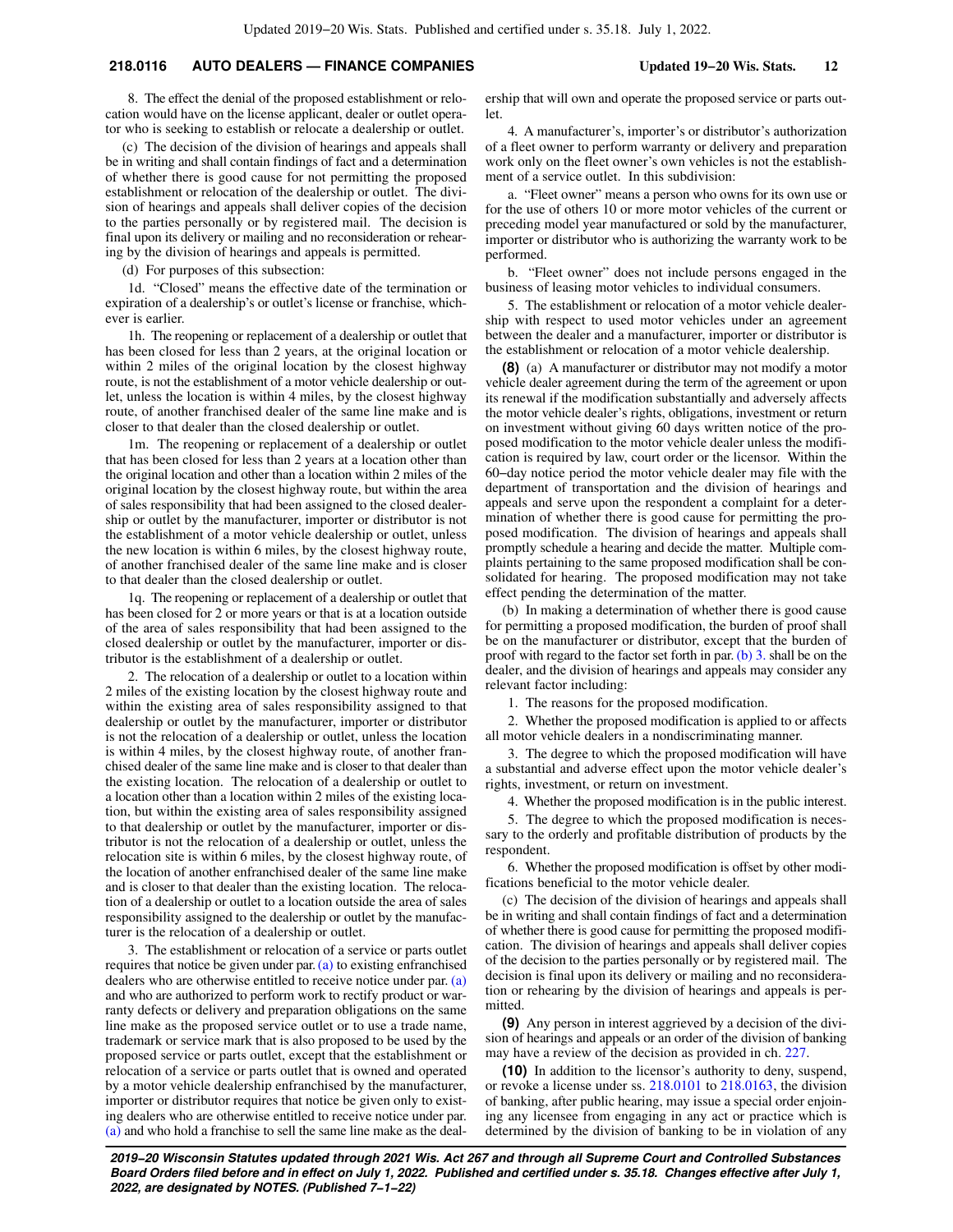8. The effect the denial of the proposed establishment or relocation would have on the license applicant, dealer or outlet operator who is seeking to establish or relocate a dealership or outlet.

(c) The decision of the division of hearings and appeals shall be in writing and shall contain findings of fact and a determination of whether there is good cause for not permitting the proposed establishment or relocation of the dealership or outlet. The division of hearings and appeals shall deliver copies of the decision to the parties personally or by registered mail. The decision is final upon its delivery or mailing and no reconsideration or rehearing by the division of hearings and appeals is permitted.

(d) For purposes of this subsection:

1d. "Closed" means the effective date of the termination or expiration of a dealership's or outlet's license or franchise, whichever is earlier.

1h. The reopening or replacement of a dealership or outlet that has been closed for less than 2 years, at the original location or within 2 miles of the original location by the closest highway route, is not the establishment of a motor vehicle dealership or outlet, unless the location is within 4 miles, by the closest highway route, of another franchised dealer of the same line make and is closer to that dealer than the closed dealership or outlet.

1m. The reopening or replacement of a dealership or outlet that has been closed for less than 2 years at a location other than the original location and other than a location within 2 miles of the original location by the closest highway route, but within the area of sales responsibility that had been assigned to the closed dealership or outlet by the manufacturer, importer or distributor is not the establishment of a motor vehicle dealership or outlet, unless the new location is within 6 miles, by the closest highway route, of another franchised dealer of the same line make and is closer to that dealer than the closed dealership or outlet.

1q. The reopening or replacement of a dealership or outlet that has been closed for 2 or more years or that is at a location outside of the area of sales responsibility that had been assigned to the closed dealership or outlet by the manufacturer, importer or distributor is the establishment of a dealership or outlet.

2. The relocation of a dealership or outlet to a location within 2 miles of the existing location by the closest highway route and within the existing area of sales responsibility assigned to that dealership or outlet by the manufacturer, importer or distributor is not the relocation of a dealership or outlet, unless the location is within 4 miles, by the closest highway route, of another franchised dealer of the same line make and is closer to that dealer than the existing location. The relocation of a dealership or outlet to a location other than a location within 2 miles of the existing location, but within the existing area of sales responsibility assigned to that dealership or outlet by the manufacturer, importer or distributor is not the relocation of a dealership or outlet, unless the relocation site is within 6 miles, by the closest highway route, of the location of another enfranchised dealer of the same line make and is closer to that dealer than the existing location. The relocation of a dealership or outlet to a location outside the area of sales responsibility assigned to the dealership or outlet by the manufacturer is the relocation of a dealership or outlet.

3. The establishment or relocation of a service or parts outlet requires that notice be given under par. (a) to existing enfranchised dealers who are otherwise entitled to receive notice under par. (a) and who are authorized to perform work to rectify product or warranty defects or delivery and preparation obligations on the same line make as the proposed service outlet or to use a trade name, trademark or service mark that is also proposed to be used by the proposed service or parts outlet, except that the establishment or relocation of a service or parts outlet that is owned and operated by a motor vehicle dealership enfranchised by the manufacturer, importer or distributor requires that notice be given only to existing dealers who are otherwise entitled to receive notice under par. (a) and who hold a franchise to sell the same line make as the dealership that will own and operate the proposed service or parts outlet.

4. A manufacturer's, importer's or distributor's authorization of a fleet owner to perform warranty or delivery and preparation work only on the fleet owner's own vehicles is not the establishment of a service outlet. In this subdivision:

a. "Fleet owner" means a person who owns for its own use or for the use of others 10 or more motor vehicles of the current or preceding model year manufactured or sold by the manufacturer, importer or distributor who is authorizing the warranty work to be performed.

b. "Fleet owner" does not include persons engaged in the business of leasing motor vehicles to individual consumers.

5. The establishment or relocation of a motor vehicle dealership with respect to used motor vehicles under an agreement between the dealer and a manufacturer, importer or distributor is the establishment or relocation of a motor vehicle dealership.

**(8)** (a) A manufacturer or distributor may not modify a motor vehicle dealer agreement during the term of the agreement or upon its renewal if the modification substantially and adversely affects the motor vehicle dealer's rights, obligations, investment or return on investment without giving 60 days written notice of the proposed modification to the motor vehicle dealer unless the modification is required by law, court order or the licensor. Within the 60–day notice period the motor vehicle dealer may file with the department of transportation and the division of hearings and appeals and serve upon the respondent a complaint for a determination of whether there is good cause for permitting the proposed modification. The division of hearings and appeals shall promptly schedule a hearing and decide the matter. Multiple complaints pertaining to the same proposed modification shall be consolidated for hearing. The proposed modification may not take effect pending the determination of the matter.

(b) In making a determination of whether there is good cause for permitting a proposed modification, the burden of proof shall be on the manufacturer or distributor, except that the burden of proof with regard to the factor set forth in par. (b) 3. shall be on the dealer, and the division of hearings and appeals may consider any relevant factor including:

1. The reasons for the proposed modification.

2. Whether the proposed modification is applied to or affects all motor vehicle dealers in a nondiscriminating manner.

3. The degree to which the proposed modification will have a substantial and adverse effect upon the motor vehicle dealer's rights, investment, or return on investment.

4. Whether the proposed modification is in the public interest.

5. The degree to which the proposed modification is necessary to the orderly and profitable distribution of products by the respondent.

6. Whether the proposed modification is offset by other modifications beneficial to the motor vehicle dealer.

(c) The decision of the division of hearings and appeals shall be in writing and shall contain findings of fact and a determination of whether there is good cause for permitting the proposed modification. The division of hearings and appeals shall deliver copies of the decision to the parties personally or by registered mail. The decision is final upon its delivery or mailing and no reconsideration or rehearing by the division of hearings and appeals is permitted.

**(9)** Any person in interest aggrieved by a decision of the division of hearings and appeals or an order of the division of banking may have a review of the decision as provided in ch. 227.

**(10)** In addition to the licensor's authority to deny, suspend, or revoke a license under ss. 218.0101 to 218.0163, the division of banking, after public hearing, may issue a special order enjoining any licensee from engaging in any act or practice which is determined by the division of banking to be in violation of any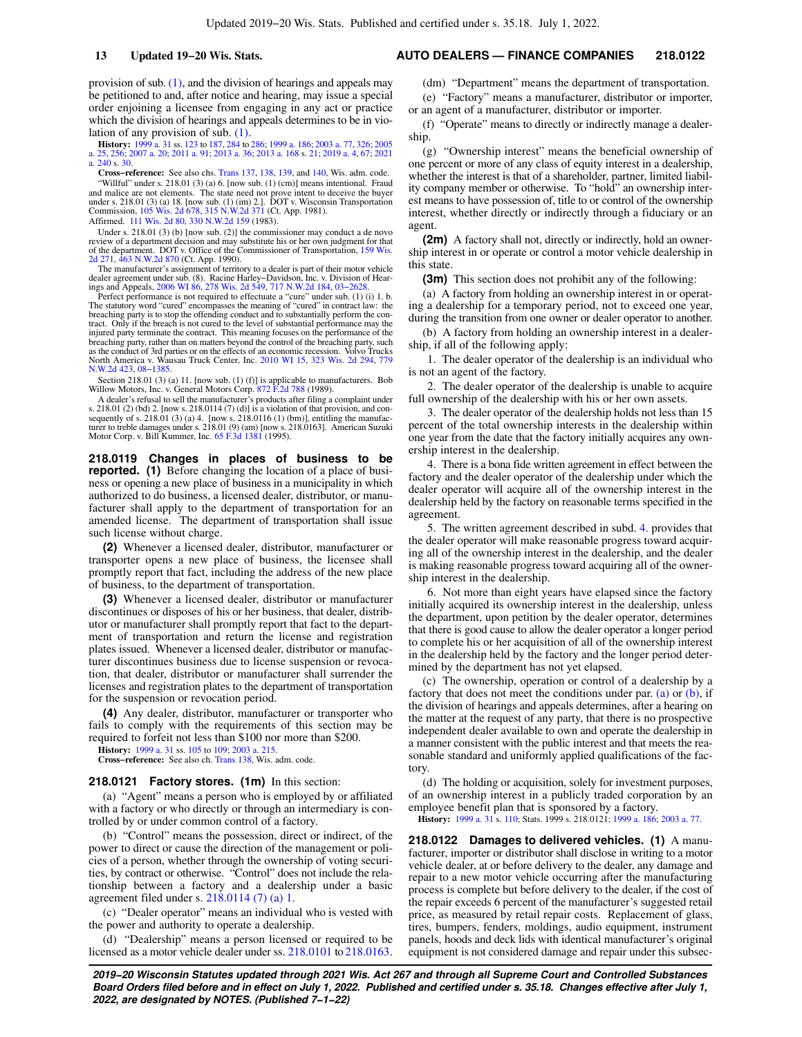provision of sub. (1), and the division of hearings and appeals may be petitioned to and, after notice and hearing, may issue a special order enjoining a licensee from engaging in any act or practice which the division of hearings and appeals determines to be in violation of any provision of sub. (1).

**History:** 1999 a. 31 ss. 123 to 187, 284 to 286; 1999 a. 186; 2003 a. 77, 326; 2005 a. 25, 256; 2007 a. 20; 2011 a. 91; 2013 a. 36; 2013 a. 168 s. 21; 2019 a. 4, 67; 2021 a. 240 s. 30.

**Cross−reference:** See also chs. Trans 137, 138, 139, and 140, Wis. adm. code.

"Willful" under s. 218.01 (3) (a) 6. [now sub. (1) (cm)] means intentional. Fraud and malice are not elements. The state need not prove intent to deceive the buyer under s. 218.01 (3) (a) 18. [now sub. (1) (im) 2.]. DOT v. Wisconsin Transportation Commission, 105 Wis. 2d 678, 315 N.W.2d 371 (Ct. App. 1981). Affirmed. 111 Wis. 2d 80, 330 N.W.2d 159 (1983).

Under s. 218.01 (3) (b) [now sub. (2)] the commissioner may conduct a de novo review of a department decision and may substitute his or her own judgment for that of the department. DOT v. Office of the Commissioner of Transportation, 159 Wis. 2d 271, 463 N.W.2d 870 (Ct. App. 1990).

The manufacturer's assignment of territory to a dealer is part of their motor vehicle dealer agreement under sub. (8). Racine Harley−Davidson, Inc. v. Division of Hearings and Appeals, 2006 WI 86, 278 Wis. 2d 549, 717 N.W.2d 184, 03−2628.

Perfect performance is not required to effectuate a "cure" under sub. (1) (i) 1. b. The statutory word "cured" encompasses the meaning of "cured" in contract law: the breaching party is to stop the offending conduct and to substantially perform the contract. Only if the breach is not cured to the level of substantial performance may the injured party terminate the contract. This meaning focuses on the performance of the breaching party, rather than on matters beyond the control of the breaching party, such as the conduct of 3rd parties or on the effects of an economic recession. Volvo Trucks North America v. Wausau Truck Center, Inc. 2010 WI 15, 323 Wis. 2d 294, 779 N.W.2d 423, 08−1385.

Section 218.01 (3) (a) 11. [now sub. (1) (f)] is applicable to manufacturers. Bob Willow Motors, Inc. v. General Motors Corp. 872 F.2d 788 (1989).

A dealer's refusal to sell the manufacturer's products after filing a complaint under s. 218.01 (2) (bd) 2. [now s. 218.0114 (7) (d)] is a violation of that provision, and consequently of s. 218.01 (3) (a) 4. [now s. 218.0116 (1) (bm)], entitling the manufacturer to treble damages under s. 218.01 (9) (am) [now s. 218.0163]. American Suzuki Motor Corp. v. Bill Kummer, Inc. 65 F.3d 1381 (1995).

**218.0119 Changes in places of business to be reported. (1)** Before changing the location of a place of business or opening a new place of business in a municipality in which authorized to do business, a licensed dealer, distributor, or manufacturer shall apply to the department of transportation for an amended license. The department of transportation shall issue such license without charge.

**(2)** Whenever a licensed dealer, distributor, manufacturer or transporter opens a new place of business, the licensee shall promptly report that fact, including the address of the new place of business, to the department of transportation.

**(3)** Whenever a licensed dealer, distributor or manufacturer discontinues or disposes of his or her business, that dealer, distributor or manufacturer shall promptly report that fact to the department of transportation and return the license and registration plates issued. Whenever a licensed dealer, distributor or manufacturer discontinues business due to license suspension or revocation, that dealer, distributor or manufacturer shall surrender the licenses and registration plates to the department of transportation for the suspension or revocation period.

**(4)** Any dealer, distributor, manufacturer or transporter who fails to comply with the requirements of this section may be required to forfeit not less than $100 nor more than $200.

**History:** 1999 a. 31 ss. 105 to 109; 2003 a. 215.

**Cross−reference:** See also ch. Trans 138, Wis. adm. code.

**218.0121 Factory stores. (1m)** In this section:

(a) "Agent" means a person who is employed by or affiliated with a factory or who directly or through an intermediary is controlled by or under common control of a factory.

(b) "Control" means the possession, direct or indirect, of the power to direct or cause the direction of the management or policies of a person, whether through the ownership of voting securities, by contract or otherwise. "Control" does not include the relationship between a factory and a dealership under a basic agreement filed under s. 218.0114 (7) (a) 1.

(c) "Dealer operator" means an individual who is vested with the power and authority to operate a dealership.

(d) "Dealership" means a person licensed or required to be licensed as a motor vehicle dealer under ss. 218.0101 to 218.0163.

(dm) "Department" means the department of transportation.

(e) "Factory" means a manufacturer, distributor or importer, or an agent of a manufacturer, distributor or importer.

(f) "Operate" means to directly or indirectly manage a dealership.

(g) "Ownership interest" means the beneficial ownership of one percent or more of any class of equity interest in a dealership, whether the interest is that of a shareholder, partner, limited liability company member or otherwise. To "hold" an ownership interest means to have possession of, title to or control of the ownership interest, whether directly or indirectly through a fiduciary or an agent.

**(2m)** A factory shall not, directly or indirectly, hold an ownership interest in or operate or control a motor vehicle dealership in this state.

**(3m)** This section does not prohibit any of the following:

(a) A factory from holding an ownership interest in or operating a dealership for a temporary period, not to exceed one year, during the transition from one owner or dealer operator to another.

(b) A factory from holding an ownership interest in a dealership, if all of the following apply:

1. The dealer operator of the dealership is an individual who is not an agent of the factory.

2. The dealer operator of the dealership is unable to acquire full ownership of the dealership with his or her own assets.

3. The dealer operator of the dealership holds not less than 15 percent of the total ownership interests in the dealership within one year from the date that the factory initially acquires any ownership interest in the dealership.

4. There is a bona fide written agreement in effect between the factory and the dealer operator of the dealership under which the dealer operator will acquire all of the ownership interest in the dealership held by the factory on reasonable terms specified in the agreement.

5. The written agreement described in subd. 4. provides that the dealer operator will make reasonable progress toward acquiring all of the ownership interest in the dealership, and the dealer is making reasonable progress toward acquiring all of the ownership interest in the dealership.

6. Not more than eight years have elapsed since the factory initially acquired its ownership interest in the dealership, unless the department, upon petition by the dealer operator, determines that there is good cause to allow the dealer operator a longer period to complete his or her acquisition of all of the ownership interest in the dealership held by the factory and the longer period determined by the department has not yet elapsed.

(c) The ownership, operation or control of a dealership by a factory that does not meet the conditions under par. (a) or (b), if the division of hearings and appeals determines, after a hearing on the matter at the request of any party, that there is no prospective independent dealer available to own and operate the dealership in a manner consistent with the public interest and that meets the reasonable standard and uniformly applied qualifications of the factory.

(d) The holding or acquisition, solely for investment purposes, of an ownership interest in a publicly traded corporation by an employee benefit plan that is sponsored by a factory.

**History:** 1999 a. 31 s. 110; Stats. 1999 s. 218.0121; 1999 a. 186; 2003 a. 77.

**218.0122 Damages to delivered vehicles. (1)** A manufacturer, importer or distributor shall disclose in writing to a motor vehicle dealer, at or before delivery to the dealer, any damage and repair to a new motor vehicle occurring after the manufacturing process is complete but before delivery to the dealer, if the cost of the repair exceeds 6 percent of the manufacturer's suggested retail price, as measured by retail repair costs. Replacement of glass, tires, bumpers, fenders, moldings, audio equipment, instrument panels, hoods and deck lids with identical manufacturer's original equipment is not considered damage and repair under this subsec-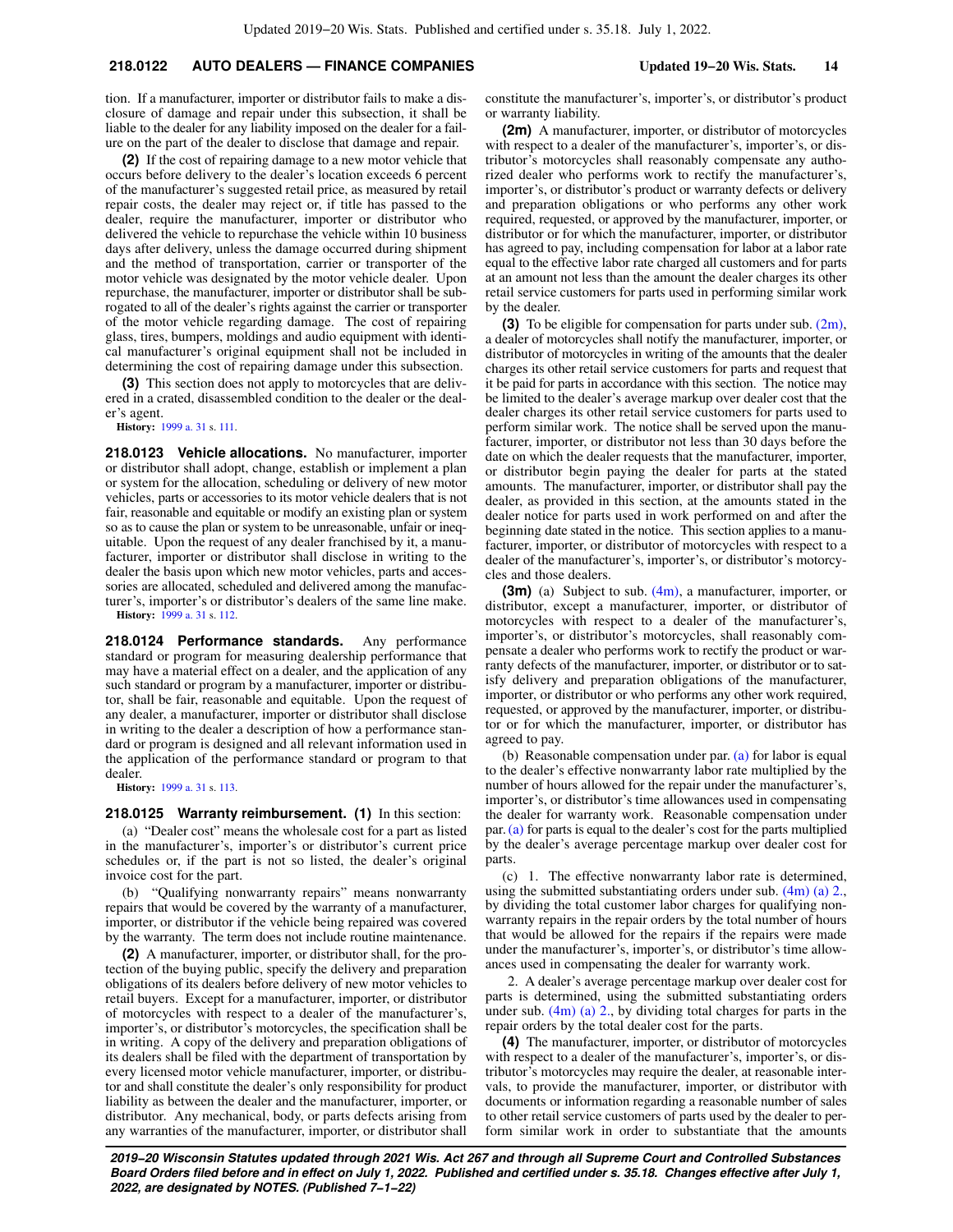tion. If a manufacturer, importer or distributor fails to make a disclosure of damage and repair under this subsection, it shall be liable to the dealer for any liability imposed on the dealer for a failure on the part of the dealer to disclose that damage and repair.

**(2)** If the cost of repairing damage to a new motor vehicle that occurs before delivery to the dealer's location exceeds 6 percent of the manufacturer's suggested retail price, as measured by retail repair costs, the dealer may reject or, if title has passed to the dealer, require the manufacturer, importer or distributor who delivered the vehicle to repurchase the vehicle within 10 business days after delivery, unless the damage occurred during shipment and the method of transportation, carrier or transporter of the motor vehicle was designated by the motor vehicle dealer. Upon repurchase, the manufacturer, importer or distributor shall be subrogated to all of the dealer's rights against the carrier or transporter of the motor vehicle regarding damage. The cost of repairing glass, tires, bumpers, moldings and audio equipment with identical manufacturer's original equipment shall not be included in determining the cost of repairing damage under this subsection.

**(3)** This section does not apply to motorcycles that are delivered in a crated, disassembled condition to the dealer or the dealer's agent.

**History:** 1999 a. 31 s. 111.

**218.0123 Vehicle allocations.** No manufacturer, importer or distributor shall adopt, change, establish or implement a plan or system for the allocation, scheduling or delivery of new motor vehicles, parts or accessories to its motor vehicle dealers that is not fair, reasonable and equitable or modify an existing plan or system so as to cause the plan or system to be unreasonable, unfair or inequitable. Upon the request of any dealer franchised by it, a manufacturer, importer or distributor shall disclose in writing to the dealer the basis upon which new motor vehicles, parts and accessories are allocated, scheduled and delivered among the manufacturer's, importer's or distributor's dealers of the same line make.

**History:** 1999 a. 31 s. 112.

**218.0124 Performance standards.** Any performance standard or program for measuring dealership performance that may have a material effect on a dealer, and the application of any such standard or program by a manufacturer, importer or distributor, shall be fair, reasonable and equitable. Upon the request of any dealer, a manufacturer, importer or distributor shall disclose in writing to the dealer a description of how a performance standard or program is designed and all relevant information used in the application of the performance standard or program to that dealer.

**History:** 1999 a. 31 s. 113.

**218.0125 Warranty reimbursement. (1)** In this section:

(a) "Dealer cost" means the wholesale cost for a part as listed in the manufacturer's, importer's or distributor's current price schedules or, if the part is not so listed, the dealer's original invoice cost for the part.

(b) "Qualifying nonwarranty repairs" means nonwarranty repairs that would be covered by the warranty of a manufacturer, importer, or distributor if the vehicle being repaired was covered by the warranty. The term does not include routine maintenance.

**(2)** A manufacturer, importer, or distributor shall, for the protection of the buying public, specify the delivery and preparation obligations of its dealers before delivery of new motor vehicles to retail buyers. Except for a manufacturer, importer, or distributor of motorcycles with respect to a dealer of the manufacturer's, importer's, or distributor's motorcycles, the specification shall be in writing. A copy of the delivery and preparation obligations of its dealers shall be filed with the department of transportation by every licensed motor vehicle manufacturer, importer, or distributor and shall constitute the dealer's only responsibility for product liability as between the dealer and the manufacturer, importer, or distributor. Any mechanical, body, or parts defects arising from any warranties of the manufacturer, importer, or distributor shall constitute the manufacturer's, importer's, or distributor's product or warranty liability.

**(2m)** A manufacturer, importer, or distributor of motorcycles with respect to a dealer of the manufacturer's, importer's, or distributor's motorcycles shall reasonably compensate any authorized dealer who performs work to rectify the manufacturer's, importer's, or distributor's product or warranty defects or delivery and preparation obligations or who performs any other work required, requested, or approved by the manufacturer, importer, or distributor or for which the manufacturer, importer, or distributor has agreed to pay, including compensation for labor at a labor rate equal to the effective labor rate charged all customers and for parts at an amount not less than the amount the dealer charges its other retail service customers for parts used in performing similar work by the dealer.

**(3)** To be eligible for compensation for parts under sub. (2m), a dealer of motorcycles shall notify the manufacturer, importer, or distributor of motorcycles in writing of the amounts that the dealer charges its other retail service customers for parts and request that it be paid for parts in accordance with this section. The notice may be limited to the dealer's average markup over dealer cost that the dealer charges its other retail service customers for parts used to perform similar work. The notice shall be served upon the manufacturer, importer, or distributor not less than 30 days before the date on which the dealer requests that the manufacturer, importer, or distributor begin paying the dealer for parts at the stated amounts. The manufacturer, importer, or distributor shall pay the dealer, as provided in this section, at the amounts stated in the dealer notice for parts used in work performed on and after the beginning date stated in the notice. This section applies to a manufacturer, importer, or distributor of motorcycles with respect to a dealer of the manufacturer's, importer's, or distributor's motorcycles and those dealers.

**(3m)** (a) Subject to sub. (4m), a manufacturer, importer, or distributor, except a manufacturer, importer, or distributor of motorcycles with respect to a dealer of the manufacturer's, importer's, or distributor's motorcycles, shall reasonably compensate a dealer who performs work to rectify the product or warranty defects of the manufacturer, importer, or distributor or to satisfy delivery and preparation obligations of the manufacturer, importer, or distributor or who performs any other work required, requested, or approved by the manufacturer, importer, or distributor or for which the manufacturer, importer, or distributor has agreed to pay.

(b) Reasonable compensation under par. (a) for labor is equal to the dealer's effective nonwarranty labor rate multiplied by the number of hours allowed for the repair under the manufacturer's, importer's, or distributor's time allowances used in compensating the dealer for warranty work. Reasonable compensation under par. (a) for parts is equal to the dealer's cost for the parts multiplied by the dealer's average percentage markup over dealer cost for parts.

(c) 1. The effective nonwarranty labor rate is determined, using the submitted substantiating orders under sub. (4m) (a) 2., by dividing the total customer labor charges for qualifying nonwarranty repairs in the repair orders by the total number of hours that would be allowed for the repairs if the repairs were made under the manufacturer's, importer's, or distributor's time allowances used in compensating the dealer for warranty work.

2. A dealer's average percentage markup over dealer cost for parts is determined, using the submitted substantiating orders under sub. (4m) (a) 2., by dividing total charges for parts in the repair orders by the total dealer cost for the parts.

**(4)** The manufacturer, importer, or distributor of motorcycles with respect to a dealer of the manufacturer's, importer's, or distributor's motorcycles may require the dealer, at reasonable intervals, to provide the manufacturer, importer, or distributor with documents or information regarding a reasonable number of sales to other retail service customers of parts used by the dealer to perform similar work in order to substantiate that the amounts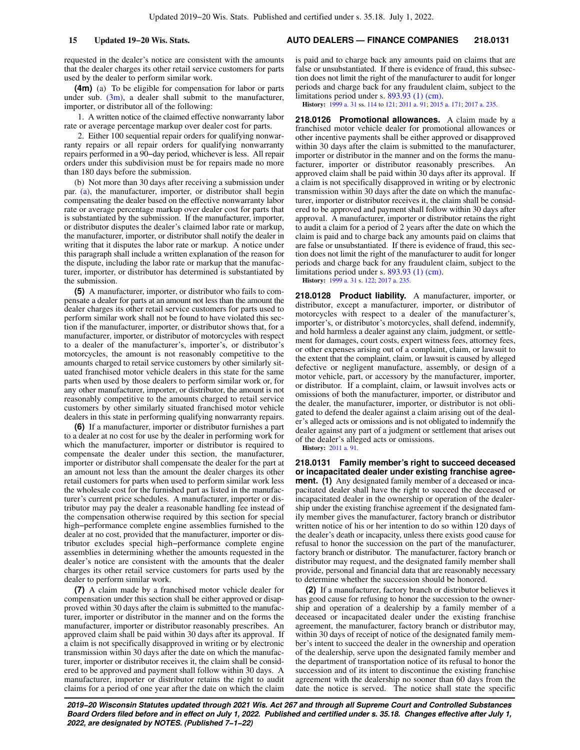requested in the dealer's notice are consistent with the amounts that the dealer charges its other retail service customers for parts used by the dealer to perform similar work.

**(4m)** (a) To be eligible for compensation for labor or parts under sub. (3m), a dealer shall submit to the manufacturer, importer, or distributor all of the following:

1. A written notice of the claimed effective nonwarranty labor rate or average percentage markup over dealer cost for parts.

2. Either 100 sequential repair orders for qualifying nonwarranty repairs or all repair orders for qualifying nonwarranty repairs performed in a 90−day period, whichever is less. All repair orders under this subdivision must be for repairs made no more than 180 days before the submission.

(b) Not more than 30 days after receiving a submission under par. (a), the manufacturer, importer, or distributor shall begin compensating the dealer based on the effective nonwarranty labor rate or average percentage markup over dealer cost for parts that is substantiated by the submission. If the manufacturer, importer, or distributor disputes the dealer's claimed labor rate or markup, the manufacturer, importer, or distributor shall notify the dealer in writing that it disputes the labor rate or markup. A notice under this paragraph shall include a written explanation of the reason for the dispute, including the labor rate or markup that the manufacturer, importer, or distributor has determined is substantiated by the submission.

**(5)** A manufacturer, importer, or distributor who fails to compensate a dealer for parts at an amount not less than the amount the dealer charges its other retail service customers for parts used to perform similar work shall not be found to have violated this section if the manufacturer, importer, or distributor shows that, for a manufacturer, importer, or distributor of motorcycles with respect to a dealer of the manufacturer's, importer's, or distributor's motorcycles, the amount is not reasonably competitive to the amounts charged to retail service customers by other similarly situated franchised motor vehicle dealers in this state for the same parts when used by those dealers to perform similar work or, for any other manufacturer, importer, or distributor, the amount is not reasonably competitive to the amounts charged to retail service customers by other similarly situated franchised motor vehicle dealers in this state in performing qualifying nonwarranty repairs.

**(6)** If a manufacturer, importer or distributor furnishes a part to a dealer at no cost for use by the dealer in performing work for which the manufacturer, importer or distributor is required to compensate the dealer under this section, the manufacturer, importer or distributor shall compensate the dealer for the part at an amount not less than the amount the dealer charges its other retail customers for parts when used to perform similar work less the wholesale cost for the furnished part as listed in the manufacturer's current price schedules. A manufacturer, importer or distributor may pay the dealer a reasonable handling fee instead of the compensation otherwise required by this section for special high−performance complete engine assemblies furnished to the dealer at no cost, provided that the manufacturer, importer or distributor excludes special high−performance complete engine assemblies in determining whether the amounts requested in the dealer's notice are consistent with the amounts that the dealer charges its other retail service customers for parts used by the dealer to perform similar work.

**(7)** A claim made by a franchised motor vehicle dealer for compensation under this section shall be either approved or disapproved within 30 days after the claim is submitted to the manufacturer, importer or distributor in the manner and on the forms the manufacturer, importer or distributor reasonably prescribes. An approved claim shall be paid within 30 days after its approval. If a claim is not specifically disapproved in writing or by electronic transmission within 30 days after the date on which the manufacturer, importer or distributor receives it, the claim shall be considered to be approved and payment shall follow within 30 days. A manufacturer, importer or distributor retains the right to audit claims for a period of one year after the date on which the claim is paid and to charge back any amounts paid on claims that are false or unsubstantiated. If there is evidence of fraud, this subsection does not limit the right of the manufacturer to audit for longer periods and charge back for any fraudulent claim, subject to the limitations period under s. 893.93 (1) (cm).

**History:** 1999 a. 31 ss. 114 to 121; 2011 a. 91; 2015 a. 171; 2017 a. 235.

**218.0126 Promotional allowances.** A claim made by a franchised motor vehicle dealer for promotional allowances or other incentive payments shall be either approved or disapproved within 30 days after the claim is submitted to the manufacturer, importer or distributor in the manner and on the forms the manufacturer, importer or distributor reasonably prescribes. An approved claim shall be paid within 30 days after its approval. If a claim is not specifically disapproved in writing or by electronic transmission within 30 days after the date on which the manufacturer, importer or distributor receives it, the claim shall be considered to be approved and payment shall follow within 30 days after approval. A manufacturer, importer or distributor retains the right to audit a claim for a period of 2 years after the date on which the claim is paid and to charge back any amounts paid on claims that are false or unsubstantiated. If there is evidence of fraud, this section does not limit the right of the manufacturer to audit for longer periods and charge back for any fraudulent claim, subject to the limitations period under s. 893.93 (1) (cm).

**History:** 1999 a. 31 s. 122; 2017 a. 235.

**218.0128 Product liability.** A manufacturer, importer, or distributor, except a manufacturer, importer, or distributor of motorcycles with respect to a dealer of the manufacturer's, importer's, or distributor's motorcycles, shall defend, indemnify, and hold harmless a dealer against any claim, judgment, or settlement for damages, court costs, expert witness fees, attorney fees, or other expenses arising out of a complaint, claim, or lawsuit to the extent that the complaint, claim, or lawsuit is caused by alleged defective or negligent manufacture, assembly, or design of a motor vehicle, part, or accessory by the manufacturer, importer, or distributor. If a complaint, claim, or lawsuit involves acts or omissions of both the manufacturer, importer, or distributor and the dealer, the manufacturer, importer, or distributor is not obligated to defend the dealer against a claim arising out of the dealer's alleged acts or omissions and is not obligated to indemnify the dealer against any part of a judgment or settlement that arises out of the dealer's alleged acts or omissions.

**History:** 2011 a. 91.

**218.0131 Family member's right to succeed deceased or incapacitated dealer under existing franchise agreement.** **(1)** Any designated family member of a deceased or incapacitated dealer shall have the right to succeed the deceased or incapacitated dealer in the ownership or operation of the dealership under the existing franchise agreement if the designated family member gives the manufacturer, factory branch or distributor written notice of his or her intention to do so within 120 days of the dealer's death or incapacity, unless there exists good cause for refusal to honor the succession on the part of the manufacturer, factory branch or distributor. The manufacturer, factory branch or distributor may request, and the designated family member shall provide, personal and financial data that are reasonably necessary to determine whether the succession should be honored.

**(2)** If a manufacturer, factory branch or distributor believes it has good cause for refusing to honor the succession to the ownership and operation of a dealership by a family member of a deceased or incapacitated dealer under the existing franchise agreement, the manufacturer, factory branch or distributor may, within 30 days of receipt of notice of the designated family member's intent to succeed the dealer in the ownership and operation of the dealership, serve upon the designated family member and the department of transportation notice of its refusal to honor the succession and of its intent to discontinue the existing franchise agreement with the dealership no sooner than 60 days from the date the notice is served. The notice shall state the specific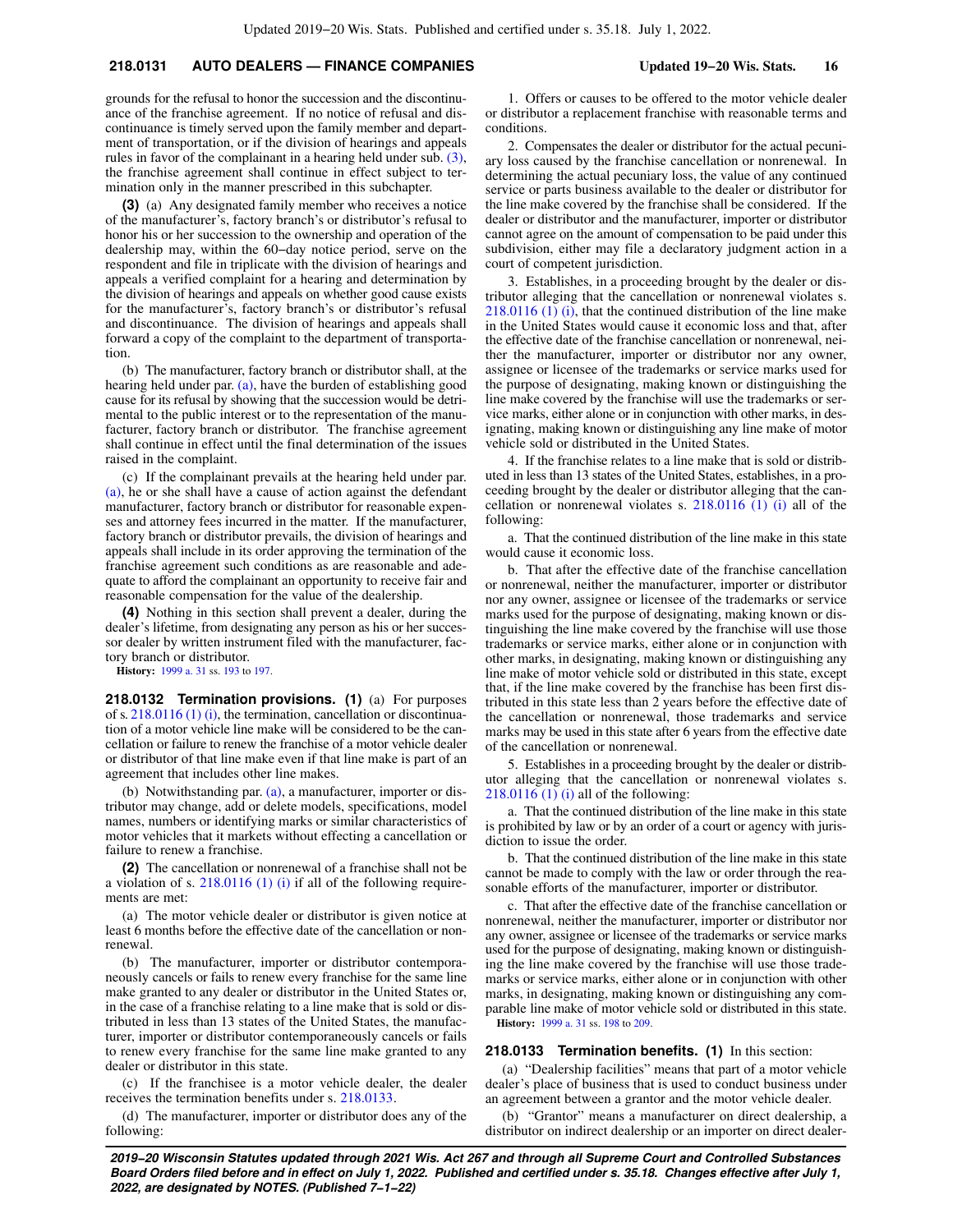grounds for the refusal to honor the succession and the discontinuance of the franchise agreement. If no notice of refusal and discontinuance is timely served upon the family member and department of transportation, or if the division of hearings and appeals rules in favor of the complainant in a hearing held under sub. (3), the franchise agreement shall continue in effect subject to termination only in the manner prescribed in this subchapter.

**(3)** (a) Any designated family member who receives a notice of the manufacturer's, factory branch's or distributor's refusal to honor his or her succession to the ownership and operation of the dealership may, within the 60−day notice period, serve on the respondent and file in triplicate with the division of hearings and appeals a verified complaint for a hearing and determination by the division of hearings and appeals on whether good cause exists for the manufacturer's, factory branch's or distributor's refusal and discontinuance. The division of hearings and appeals shall forward a copy of the complaint to the department of transportation.

(b) The manufacturer, factory branch or distributor shall, at the hearing held under par. (a), have the burden of establishing good cause for its refusal by showing that the succession would be detrimental to the public interest or to the representation of the manufacturer, factory branch or distributor. The franchise agreement shall continue in effect until the final determination of the issues raised in the complaint.

(c) If the complainant prevails at the hearing held under par. (a), he or she shall have a cause of action against the defendant manufacturer, factory branch or distributor for reasonable expenses and attorney fees incurred in the matter. If the manufacturer, factory branch or distributor prevails, the division of hearings and appeals shall include in its order approving the termination of the franchise agreement such conditions as are reasonable and adequate to afford the complainant an opportunity to receive fair and reasonable compensation for the value of the dealership.

**(4)** Nothing in this section shall prevent a dealer, during the dealer's lifetime, from designating any person as his or her successor dealer by written instrument filed with the manufacturer, factory branch or distributor.

**History:** 1999 a. 31 ss. 193 to 197.

**218.0132 Termination provisions.** **(1)** (a) For purposes of s. 218.0116 (1) (i), the termination, cancellation or discontinuation of a motor vehicle line make will be considered to be the cancellation or failure to renew the franchise of a motor vehicle dealer or distributor of that line make even if that line make is part of an agreement that includes other line makes.

(b) Notwithstanding par. (a), a manufacturer, importer or distributor may change, add or delete models, specifications, model names, numbers or identifying marks or similar characteristics of motor vehicles that it markets without effecting a cancellation or failure to renew a franchise.

**(2)** The cancellation or nonrenewal of a franchise shall not be a violation of s. 218.0116 (1) (i) if all of the following requirements are met:

(a) The motor vehicle dealer or distributor is given notice at least 6 months before the effective date of the cancellation or nonrenewal.

(b) The manufacturer, importer or distributor contemporaneously cancels or fails to renew every franchise for the same line make granted to any dealer or distributor in the United States or, in the case of a franchise relating to a line make that is sold or distributed in less than 13 states of the United States, the manufacturer, importer or distributor contemporaneously cancels or fails to renew every franchise for the same line make granted to any dealer or distributor in this state.

(c) If the franchisee is a motor vehicle dealer, the dealer receives the termination benefits under s. 218.0133.

(d) The manufacturer, importer or distributor does any of the following:

1. Offers or causes to be offered to the motor vehicle dealer or distributor a replacement franchise with reasonable terms and conditions.

2. Compensates the dealer or distributor for the actual pecuniary loss caused by the franchise cancellation or nonrenewal. In determining the actual pecuniary loss, the value of any continued service or parts business available to the dealer or distributor for the line make covered by the franchise shall be considered. If the dealer or distributor and the manufacturer, importer or distributor cannot agree on the amount of compensation to be paid under this subdivision, either may file a declaratory judgment action in a court of competent jurisdiction.

3. Establishes, in a proceeding brought by the dealer or distributor alleging that the cancellation or nonrenewal violates s. 218.0116 (1) (i), that the continued distribution of the line make in the United States would cause it economic loss and that, after the effective date of the franchise cancellation or nonrenewal, neither the manufacturer, importer or distributor nor any owner, assignee or licensee of the trademarks or service marks used for the purpose of designating, making known or distinguishing the line make covered by the franchise will use the trademarks or service marks, either alone or in conjunction with other marks, in designating, making known or distinguishing any line make of motor vehicle sold or distributed in the United States.

4. If the franchise relates to a line make that is sold or distributed in less than 13 states of the United States, establishes, in a proceeding brought by the dealer or distributor alleging that the cancellation or nonrenewal violates s. 218.0116 (1) (i) all of the following:

a. That the continued distribution of the line make in this state would cause it economic loss.

b. That after the effective date of the franchise cancellation or nonrenewal, neither the manufacturer, importer or distributor nor any owner, assignee or licensee of the trademarks or service marks used for the purpose of designating, making known or distinguishing the line make covered by the franchise will use those trademarks or service marks, either alone or in conjunction with other marks, in designating, making known or distinguishing any line make of motor vehicle sold or distributed in this state, except that, if the line make covered by the franchise has been first distributed in this state less than 2 years before the effective date of the cancellation or nonrenewal, those trademarks and service marks may be used in this state after 6 years from the effective date of the cancellation or nonrenewal.

5. Establishes in a proceeding brought by the dealer or distributor alleging that the cancellation or nonrenewal violates s. 218.0116 (1) (i) all of the following:

a. That the continued distribution of the line make in this state is prohibited by law or by an order of a court or agency with jurisdiction to issue the order.

b. That the continued distribution of the line make in this state cannot be made to comply with the law or order through the reasonable efforts of the manufacturer, importer or distributor.

c. That after the effective date of the franchise cancellation or nonrenewal, neither the manufacturer, importer or distributor nor any owner, assignee or licensee of the trademarks or service marks used for the purpose of designating, making known or distinguishing the line make covered by the franchise will use those trademarks or service marks, either alone or in conjunction with other marks, in designating, making known or distinguishing any comparable line make of motor vehicle sold or distributed in this state.

**History:** 1999 a. 31 ss. 198 to 209.

**218.0133 Termination benefits.** **(1)** In this section:

(a) "Dealership facilities" means that part of a motor vehicle dealer's place of business that is used to conduct business under an agreement between a grantor and the motor vehicle dealer.

(b) "Grantor" means a manufacturer on direct dealership, a distributor on indirect dealership or an importer on direct dealer-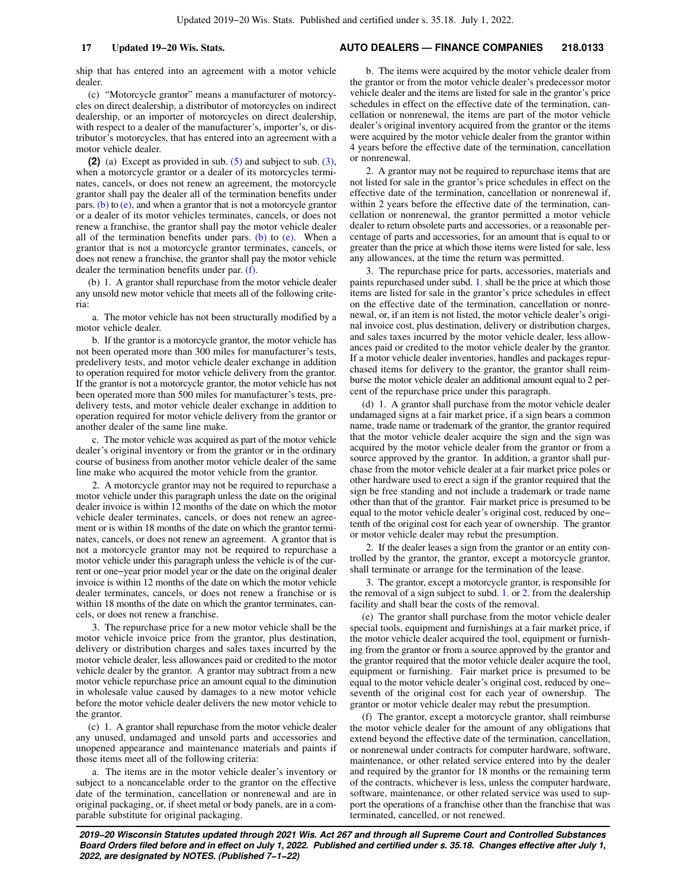ship that has entered into an agreement with a motor vehicle dealer.

(c) "Motorcycle grantor" means a manufacturer of motorcycles on direct dealership, a distributor of motorcycles on indirect dealership, or an importer of motorcycles on direct dealership, with respect to a dealer of the manufacturer's, importer's, or distributor's motorcycles, that has entered into an agreement with a motor vehicle dealer.

**(2)** (a) Except as provided in sub. (5) and subject to sub. (3), when a motorcycle grantor or a dealer of its motorcycles terminates, cancels, or does not renew an agreement, the motorcycle grantor shall pay the dealer all of the termination benefits under pars. (b) to (e), and when a grantor that is not a motorcycle grantor or a dealer of its motor vehicles terminates, cancels, or does not renew a franchise, the grantor shall pay the motor vehicle dealer all of the termination benefits under pars. (b) to (e). When a grantor that is not a motorcycle grantor terminates, cancels, or does not renew a franchise, the grantor shall pay the motor vehicle dealer the termination benefits under par. (f).

(b) 1. A grantor shall repurchase from the motor vehicle dealer any unsold new motor vehicle that meets all of the following criteria:

a. The motor vehicle has not been structurally modified by a motor vehicle dealer.

b. If the grantor is a motorcycle grantor, the motor vehicle has not been operated more than 300 miles for manufacturer's tests, predelivery tests, and motor vehicle dealer exchange in addition to operation required for motor vehicle delivery from the grantor. If the grantor is not a motorcycle grantor, the motor vehicle has not been operated more than 500 miles for manufacturer's tests, predelivery tests, and motor vehicle dealer exchange in addition to operation required for motor vehicle delivery from the grantor or another dealer of the same line make.

c. The motor vehicle was acquired as part of the motor vehicle dealer's original inventory or from the grantor or in the ordinary course of business from another motor vehicle dealer of the same line make who acquired the motor vehicle from the grantor.

2. A motorcycle grantor may not be required to repurchase a motor vehicle under this paragraph unless the date on the original dealer invoice is within 12 months of the date on which the motor vehicle dealer terminates, cancels, or does not renew an agreement or is within 18 months of the date on which the grantor terminates, cancels, or does not renew an agreement. A grantor that is not a motorcycle grantor may not be required to repurchase a motor vehicle under this paragraph unless the vehicle is of the current or one-year prior model year or the date on the original dealer invoice is within 12 months of the date on which the motor vehicle dealer terminates, cancels, or does not renew a franchise or is within 18 months of the date on which the grantor terminates, cancels, or does not renew a franchise.

3. The repurchase price for a new motor vehicle shall be the motor vehicle invoice price from the grantor, plus destination, delivery or distribution charges and sales taxes incurred by the motor vehicle dealer, less allowances paid or credited to the motor vehicle dealer by the grantor. A grantor may subtract from a new motor vehicle repurchase price an amount equal to the diminution in wholesale value caused by damages to a new motor vehicle before the motor vehicle dealer delivers the new motor vehicle to the grantor.

(c) 1. A grantor shall repurchase from the motor vehicle dealer any unused, undamaged and unsold parts and accessories and unopened appearance and maintenance materials and paints if those items meet all of the following criteria:

a. The items are in the motor vehicle dealer's inventory or subject to a noncancelable order to the grantor on the effective date of the termination, cancellation or nonrenewal and are in original packaging, or, if sheet metal or body panels, are in a comparable substitute for original packaging.

b. The items were acquired by the motor vehicle dealer from the grantor or from the motor vehicle dealer's predecessor motor vehicle dealer and the items are listed for sale in the grantor's price schedules in effect on the effective date of the termination, cancellation or nonrenewal, the items are part of the motor vehicle dealer's original inventory acquired from the grantor or the items were acquired by the motor vehicle dealer from the grantor within 4 years before the effective date of the termination, cancellation or nonrenewal.

2. A grantor may not be required to repurchase items that are not listed for sale in the grantor's price schedules in effect on the effective date of the termination, cancellation or nonrenewal if, within 2 years before the effective date of the termination, cancellation or nonrenewal, the grantor permitted a motor vehicle dealer to return obsolete parts and accessories, or a reasonable percentage of parts and accessories, for an amount that is equal to or greater than the price at which those items were listed for sale, less any allowances, at the time the return was permitted.

3. The repurchase price for parts, accessories, materials and paints repurchased under subd. 1. shall be the price at which those items are listed for sale in the grantor's price schedules in effect on the effective date of the termination, cancellation or nonrenewal, or, if an item is not listed, the motor vehicle dealer's original invoice cost, plus destination, delivery or distribution charges, and sales taxes incurred by the motor vehicle dealer, less allowances paid or credited to the motor vehicle dealer by the grantor. If a motor vehicle dealer inventories, handles and packages repurchased items for delivery to the grantor, the grantor shall reimburse the motor vehicle dealer an additional amount equal to 2 percent of the repurchase price under this paragraph.

(d) 1. A grantor shall purchase from the motor vehicle dealer undamaged signs at a fair market price, if a sign bears a common name, trade name or trademark of the grantor, the grantor required that the motor vehicle dealer acquire the sign and the sign was acquired by the motor vehicle dealer from the grantor or from a source approved by the grantor. In addition, a grantor shall purchase from the motor vehicle dealer at a fair market price poles or other hardware used to erect a sign if the grantor required that the sign be free standing and not include a trademark or trade name other than that of the grantor. Fair market price is presumed to be equal to the motor vehicle dealer's original cost, reduced by one-tenth of the original cost for each year of ownership. The grantor or motor vehicle dealer may rebut the presumption.

2. If the dealer leases a sign from the grantor or an entity controlled by the grantor, the grantor, except a motorcycle grantor, shall terminate or arrange for the termination of the lease.

3. The grantor, except a motorcycle grantor, is responsible for the removal of a sign subject to subd. 1. or 2. from the dealership facility and shall bear the costs of the removal.

(e) The grantor shall purchase from the motor vehicle dealer special tools, equipment and furnishings at a fair market price, if the motor vehicle dealer acquired the tool, equipment or furnishing from the grantor or from a source approved by the grantor and the grantor required that the motor vehicle dealer acquire the tool, equipment or furnishing. Fair market price is presumed to be equal to the motor vehicle dealer's original cost, reduced by one-seventh of the original cost for each year of ownership. The grantor or motor vehicle dealer may rebut the presumption.

(f) The grantor, except a motorcycle grantor, shall reimburse the motor vehicle dealer for the amount of any obligations that extend beyond the effective date of the termination, cancellation, or nonrenewal under contracts for computer hardware, software, maintenance, or other related service entered into by the dealer and required by the grantor for 18 months or the remaining term of the contracts, whichever is less, unless the computer hardware, software, maintenance, or other related service was used to support the operations of a franchise other than the franchise that was terminated, cancelled, or not renewed.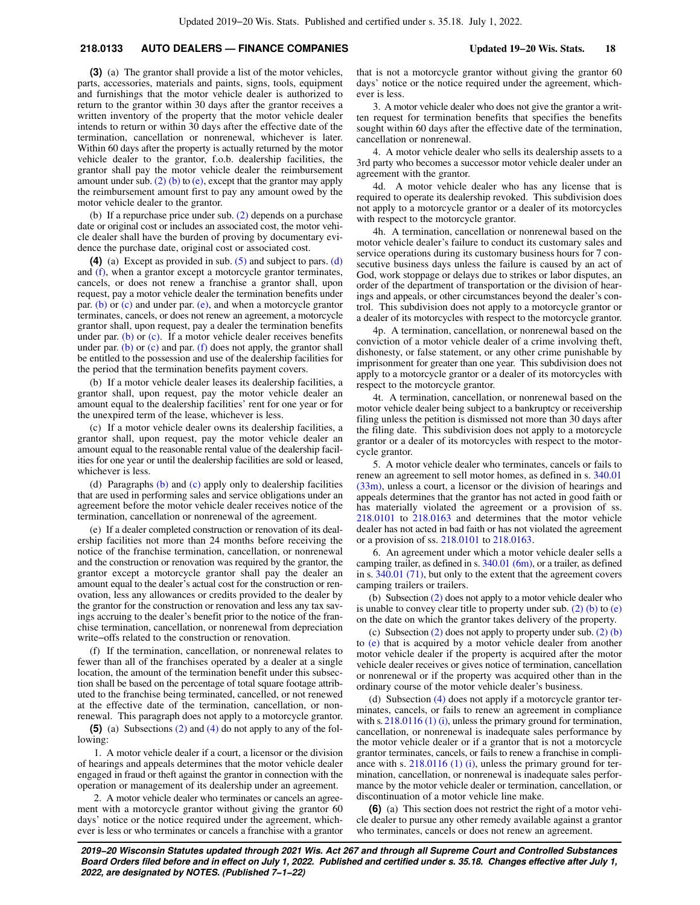**(3)** (a) The grantor shall provide a list of the motor vehicles, parts, accessories, materials and paints, signs, tools, equipment and furnishings that the motor vehicle dealer is authorized to return to the grantor within 30 days after the grantor receives a written inventory of the property that the motor vehicle dealer intends to return or within 30 days after the effective date of the termination, cancellation or nonrenewal, whichever is later. Within 60 days after the property is actually returned by the motor vehicle dealer to the grantor, f.o.b. dealership facilities, the grantor shall pay the motor vehicle dealer the reimbursement amount under sub. (2) (b) to (e), except that the grantor may apply the reimbursement amount first to pay any amount owed by the motor vehicle dealer to the grantor.

(b) If a repurchase price under sub. (2) depends on a purchase date or original cost or includes an associated cost, the motor vehicle dealer shall have the burden of proving by documentary evidence the purchase date, original cost or associated cost.

**(4)** (a) Except as provided in sub. (5) and subject to pars. (d) and (f), when a grantor except a motorcycle grantor terminates, cancels, or does not renew a franchise a grantor shall, upon request, pay a motor vehicle dealer the termination benefits under par. (b) or (c) and under par. (e), and when a motorcycle grantor terminates, cancels, or does not renew an agreement, a motorcycle grantor shall, upon request, pay a dealer the termination benefits under par. (b) or (c). If a motor vehicle dealer receives benefits under par. (b) or (c) and par. (f) does not apply, the grantor shall be entitled to the possession and use of the dealership facilities for the period that the termination benefits payment covers.

(b) If a motor vehicle dealer leases its dealership facilities, a grantor shall, upon request, pay the motor vehicle dealer an amount equal to the dealership facilities' rent for one year or for the unexpired term of the lease, whichever is less.

(c) If a motor vehicle dealer owns its dealership facilities, a grantor shall, upon request, pay the motor vehicle dealer an amount equal to the reasonable rental value of the dealership facilities for one year or until the dealership facilities are sold or leased, whichever is less.

(d) Paragraphs (b) and (c) apply only to dealership facilities that are used in performing sales and service obligations under an agreement before the motor vehicle dealer receives notice of the termination, cancellation or nonrenewal of the agreement.

(e) If a dealer completed construction or renovation of its dealership facilities not more than 24 months before receiving the notice of the franchise termination, cancellation, or nonrenewal and the construction or renovation was required by the grantor, the grantor except a motorcycle grantor shall pay the dealer an amount equal to the dealer's actual cost for the construction or renovation, less any allowances or credits provided to the dealer by the grantor for the construction or renovation and less any tax savings accruing to the dealer's benefit prior to the notice of the franchise termination, cancellation, or nonrenewal from depreciation write-offs related to the construction or renovation.

(f) If the termination, cancellation, or nonrenewal relates to fewer than all of the franchises operated by a dealer at a single location, the amount of the termination benefit under this subsection shall be based on the percentage of total square footage attributed to the franchise being terminated, cancelled, or not renewed at the effective date of the termination, cancellation, or nonrenewal. This paragraph does not apply to a motorcycle grantor.

**(5)** (a) Subsections (2) and (4) do not apply to any of the following:

1. A motor vehicle dealer if a court, a licensor or the division of hearings and appeals determines that the motor vehicle dealer engaged in fraud or theft against the grantor in connection with the operation or management of its dealership under an agreement.

2. A motor vehicle dealer who terminates or cancels an agreement with a motorcycle grantor without giving the grantor 60 days' notice or the notice required under the agreement, whichever is less or who terminates or cancels a franchise with a grantor that is not a motorcycle grantor without giving the grantor 60 days' notice or the notice required under the agreement, whichever is less.

3. A motor vehicle dealer who does not give the grantor a written request for termination benefits that specifies the benefits sought within 60 days after the effective date of the termination, cancellation or nonrenewal.

4. A motor vehicle dealer who sells its dealership assets to a 3rd party who becomes a successor motor vehicle dealer under an agreement with the grantor.

4d. A motor vehicle dealer who has any license that is required to operate its dealership revoked. This subdivision does not apply to a motorcycle grantor or a dealer of its motorcycles with respect to the motorcycle grantor.

4h. A termination, cancellation or nonrenewal based on the motor vehicle dealer's failure to conduct its customary sales and service operations during its customary business hours for 7 consecutive business days unless the failure is caused by an act of God, work stoppage or delays due to strikes or labor disputes, an order of the department of transportation or the division of hearings and appeals, or other circumstances beyond the dealer's control. This subdivision does not apply to a motorcycle grantor or a dealer of its motorcycles with respect to the motorcycle grantor.

4p. A termination, cancellation, or nonrenewal based on the conviction of a motor vehicle dealer of a crime involving theft, dishonesty, or false statement, or any other crime punishable by imprisonment for greater than one year. This subdivision does not apply to a motorcycle grantor or a dealer of its motorcycles with respect to the motorcycle grantor.

4t. A termination, cancellation, or nonrenewal based on the motor vehicle dealer being subject to a bankruptcy or receivership filing unless the petition is dismissed not more than 30 days after the filing date. This subdivision does not apply to a motorcycle grantor or a dealer of its motorcycles with respect to the motorcycle grantor.

5. A motor vehicle dealer who terminates, cancels or fails to renew an agreement to sell motor homes, as defined in s. 340.01 (33m), unless a court, a licensor or the division of hearings and appeals determines that the grantor has not acted in good faith or has materially violated the agreement or a provision of ss. 218.0101 to 218.0163 and determines that the motor vehicle dealer has not acted in bad faith or has not violated the agreement or a provision of ss. 218.0101 to 218.0163.

6. An agreement under which a motor vehicle dealer sells a camping trailer, as defined in s. 340.01 (6m), or a trailer, as defined in s. 340.01 (71), but only to the extent that the agreement covers camping trailers or trailers.

(b) Subsection (2) does not apply to a motor vehicle dealer who is unable to convey clear title to property under sub. (2) (b) to (e) on the date on which the grantor takes delivery of the property.

(c) Subsection (2) does not apply to property under sub. (2) (b) to (e) that is acquired by a motor vehicle dealer from another motor vehicle dealer if the property is acquired after the motor vehicle dealer receives or gives notice of termination, cancellation or nonrenewal or if the property was acquired other than in the ordinary course of the motor vehicle dealer's business.

(d) Subsection (4) does not apply if a motorcycle grantor terminates, cancels, or fails to renew an agreement in compliance with s. 218.0116 (1) (i), unless the primary ground for termination, cancellation, or nonrenewal is inadequate sales performance by the motor vehicle dealer or if a grantor that is not a motorcycle grantor terminates, cancels, or fails to renew a franchise in compliance with s. 218.0116 (1) (i), unless the primary ground for termination, cancellation, or nonrenewal is inadequate sales performance by the motor vehicle dealer or termination, cancellation, or discontinuation of a motor vehicle line make.

**(6)** (a) This section does not restrict the right of a motor vehicle dealer to pursue any other remedy available against a grantor who terminates, cancels or does not renew an agreement.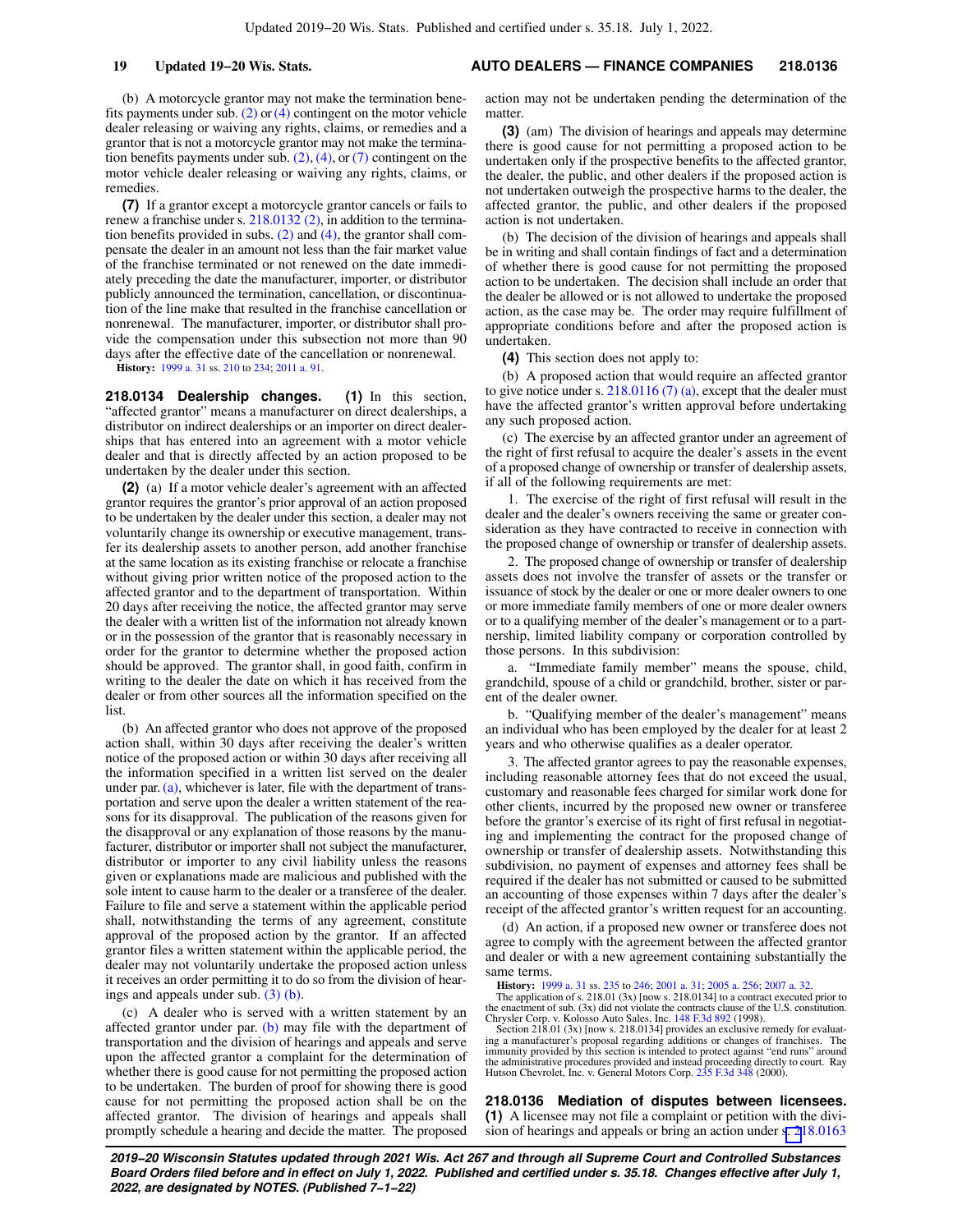(b) A motorcycle grantor may not make the termination benefits payments under sub. (2) or (4) contingent on the motor vehicle dealer releasing or waiving any rights, claims, or remedies and a grantor that is not a motorcycle grantor may not make the termination benefits payments under sub. (2), (4), or (7) contingent on the motor vehicle dealer releasing or waiving any rights, claims, or remedies.

**(7)** If a grantor except a motorcycle grantor cancels or fails to renew a franchise under s. 218.0132 (2), in addition to the termination benefits provided in subs. (2) and (4), the grantor shall compensate the dealer in an amount not less than the fair market value of the franchise terminated or not renewed on the date immediately preceding the date the manufacturer, importer, or distributor publicly announced the termination, cancellation, or discontinuation of the line make that resulted in the franchise cancellation or nonrenewal. The manufacturer, importer, or distributor shall provide the compensation under this subsection not more than 90 days after the effective date of the cancellation or nonrenewal.

**History:** 1999 a. 31 ss. 210 to 234; 2011 a. 91.

**218.0134 Dealership changes. (1)** In this section, "affected grantor" means a manufacturer on direct dealerships, a distributor on indirect dealerships or an importer on direct dealerships that has entered into an agreement with a motor vehicle dealer and that is directly affected by an action proposed to be undertaken by the dealer under this section.

**(2)** (a) If a motor vehicle dealer's agreement with an affected grantor requires the grantor's prior approval of an action proposed to be undertaken by the dealer under this section, a dealer may not voluntarily change its ownership or executive management, transfer its dealership assets to another person, add another franchise at the same location as its existing franchise or relocate a franchise without giving prior written notice of the proposed action to the affected grantor and to the department of transportation. Within 20 days after receiving the notice, the affected grantor may serve the dealer with a written list of the information not already known or in the possession of the grantor that is reasonably necessary in order for the grantor to determine whether the proposed action should be approved. The grantor shall, in good faith, confirm in writing to the dealer the date on which it has received from the dealer or from other sources all the information specified on the list.

(b) An affected grantor who does not approve of the proposed action shall, within 30 days after receiving the dealer's written notice of the proposed action or within 30 days after receiving all the information specified in a written list served on the dealer under par. (a), whichever is later, file with the department of transportation and serve upon the dealer a written statement of the reasons for its disapproval. The publication of the reasons given for the disapproval or any explanation of those reasons by the manufacturer, distributor or importer shall not subject the manufacturer, distributor or importer to any civil liability unless the reasons given or explanations made are malicious and published with the sole intent to cause harm to the dealer or a transferee of the dealer. Failure to file and serve a statement within the applicable period shall, notwithstanding the terms of any agreement, constitute approval of the proposed action by the grantor. If an affected grantor files a written statement within the applicable period, the dealer may not voluntarily undertake the proposed action unless it receives an order permitting it to do so from the division of hearings and appeals under sub. (3) (b).

(c) A dealer who is served with a written statement by an affected grantor under par. (b) may file with the department of transportation and the division of hearings and appeals and serve upon the affected grantor a complaint for the determination of whether there is good cause for not permitting the proposed action to be undertaken. The burden of proof for showing there is good cause for not permitting the proposed action shall be on the affected grantor. The division of hearings and appeals shall promptly schedule a hearing and decide the matter. The proposed action may not be undertaken pending the determination of the matter.

**(3)** (am) The division of hearings and appeals may determine there is good cause for not permitting a proposed action to be undertaken only if the prospective benefits to the affected grantor, the dealer, the public, and other dealers if the proposed action is not undertaken outweigh the prospective harms to the dealer, the affected grantor, the public, and other dealers if the proposed action is not undertaken.

(b) The decision of the division of hearings and appeals shall be in writing and shall contain findings of fact and a determination of whether there is good cause for not permitting the proposed action to be undertaken. The decision shall include an order that the dealer be allowed or is not allowed to undertake the proposed action, as the case may be. The order may require fulfillment of appropriate conditions before and after the proposed action is undertaken.

**(4)** This section does not apply to:

(b) A proposed action that would require an affected grantor to give notice under s. 218.0116 (7) (a), except that the dealer must have the affected grantor's written approval before undertaking any such proposed action.

(c) The exercise by an affected grantor under an agreement of the right of first refusal to acquire the dealer's assets in the event of a proposed change of ownership or transfer of dealership assets, if all of the following requirements are met:

1. The exercise of the right of first refusal will result in the dealer and the dealer's owners receiving the same or greater consideration as they have contracted to receive in connection with the proposed change of ownership or transfer of dealership assets.

2. The proposed change of ownership or transfer of dealership assets does not involve the transfer of assets or the transfer or issuance of stock by the dealer or one or more dealer owners to one or more immediate family members of one or more dealer owners or to a qualifying member of the dealer's management or to a partnership, limited liability company or corporation controlled by those persons. In this subdivision:

a. "Immediate family member" means the spouse, child, grandchild, spouse of a child or grandchild, brother, sister or parent of the dealer owner.

b. "Qualifying member of the dealer's management" means an individual who has been employed by the dealer for at least 2 years and who otherwise qualifies as a dealer operator.

3. The affected grantor agrees to pay the reasonable expenses, including reasonable attorney fees that do not exceed the usual, customary and reasonable fees charged for similar work done for other clients, incurred by the proposed new owner or transferee before the grantor's exercise of its right of first refusal in negotiating and implementing the contract for the proposed change of ownership or transfer of dealership assets. Notwithstanding this subdivision, no payment of expenses and attorney fees shall be required if the dealer has not submitted or caused to be submitted an accounting of those expenses within 7 days after the dealer's receipt of the affected grantor's written request for an accounting.

(d) An action, if a proposed new owner or transferee does not agree to comply with the agreement between the affected grantor and dealer or with a new agreement containing substantially the same terms.

**History:** 1999 a. 31 ss. 235 to 246; 2001 a. 31; 2005 a. 256; 2007 a. 32.

The application of s. 218.01 (3x) [now s. 218.0134] to a contract executed prior to the enactment of sub. (3x) did not violate the contracts clause of the U.S. constitution. Chrysler Corp. v. Kolosso Auto Sales, Inc. 148 F.3d 892 (1998).

Section 218.01 (3x) [now s. 218.0134] provides an exclusive remedy for evaluating a manufacturer's proposal regarding additions or changes of franchises. The immunity provided by this section is intended to protect against "end runs" around the administrative procedures provided and instead proceeding directly to court. Ray Hutson Chevrolet, Inc. v. General Motors Corp. 235 F.3d 348 (2000).

**218.0136 Mediation of disputes between licensees. (1)** A licensee may not file a complaint or petition with the division of hearings and appeals or bring an action under s. 218.0163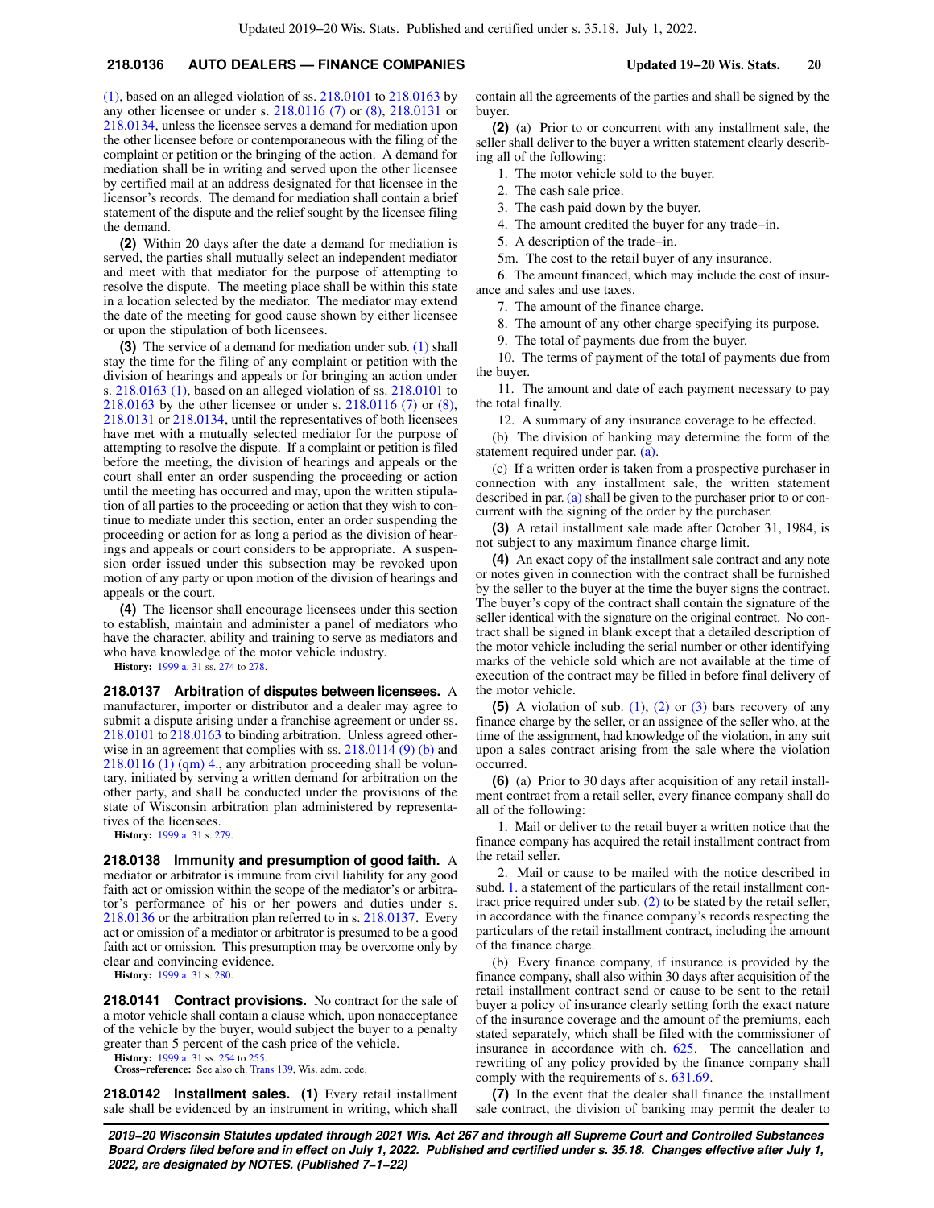(1), based on an alleged violation of ss. 218.0101 to 218.0163 by any other licensee or under s. 218.0116 (7) or (8), 218.0131 or 218.0134, unless the licensee serves a demand for mediation upon the other licensee before or contemporaneous with the filing of the complaint or petition or the bringing of the action. A demand for mediation shall be in writing and served upon the other licensee by certified mail at an address designated for that licensee in the licensor's records. The demand for mediation shall contain a brief statement of the dispute and the relief sought by the licensee filing the demand.

**(2)** Within 20 days after the date a demand for mediation is served, the parties shall mutually select an independent mediator and meet with that mediator for the purpose of attempting to resolve the dispute. The meeting place shall be within this state in a location selected by the mediator. The mediator may extend the date of the meeting for good cause shown by either licensee or upon the stipulation of both licensees.

**(3)** The service of a demand for mediation under sub. (1) shall stay the time for the filing of any complaint or petition with the division of hearings and appeals or for bringing an action under s. 218.0163 (1), based on an alleged violation of ss. 218.0101 to 218.0163 by the other licensee or under s. 218.0116 (7) or (8), 218.0131 or 218.0134, until the representatives of both licensees have met with a mutually selected mediator for the purpose of attempting to resolve the dispute. If a complaint or petition is filed before the meeting, the division of hearings and appeals or the court shall enter an order suspending the proceeding or action until the meeting has occurred and may, upon the written stipulation of all parties to the proceeding or action that they wish to continue to mediate under this section, enter an order suspending the proceeding or action for as long a period as the division of hearings and appeals or court considers to be appropriate. A suspension order issued under this subsection may be revoked upon motion of any party or upon motion of the division of hearings and appeals or the court.

**(4)** The licensor shall encourage licensees under this section to establish, maintain and administer a panel of mediators who have the character, ability and training to serve as mediators and who have knowledge of the motor vehicle industry.

**History:** 1999 a. 31 ss. 274 to 278.

**218.0137 Arbitration of disputes between licensees.** A manufacturer, importer or distributor and a dealer may agree to submit a dispute arising under a franchise agreement or under ss. 218.0101 to 218.0163 to binding arbitration. Unless agreed otherwise in an agreement that complies with ss. 218.0114 (9) (b) and 218.0116 (1) (qm) 4., any arbitration proceeding shall be voluntary, initiated by serving a written demand for arbitration on the other party, and shall be conducted under the provisions of the state of Wisconsin arbitration plan administered by representatives of the licensees.

**History:** 1999 a. 31 s. 279.

**218.0138 Immunity and presumption of good faith.** A mediator or arbitrator is immune from civil liability for any good faith act or omission within the scope of the mediator's or arbitrator's performance of his or her powers and duties under s. 218.0136 or the arbitration plan referred to in s. 218.0137. Every act or omission of a mediator or arbitrator is presumed to be a good faith act or omission. This presumption may be overcome only by clear and convincing evidence.

**History:** 1999 a. 31 s. 280.

**218.0141 Contract provisions.** No contract for the sale of a motor vehicle shall contain a clause which, upon nonacceptance of the vehicle by the buyer, would subject the buyer to a penalty greater than 5 percent of the cash price of the vehicle.

**History:** 1999 a. 31 ss. 254 to 255.

**Cross-reference:** See also ch. Trans 139, Wis. adm. code.

**218.0142 Installment sales.** **(1)** Every retail installment sale shall be evidenced by an instrument in writing, which shall contain all the agreements of the parties and shall be signed by the buyer.

**(2)** (a) Prior to or concurrent with any installment sale, the seller shall deliver to the buyer a written statement clearly describing all of the following:

1. The motor vehicle sold to the buyer.
2. The cash sale price.
3. The cash paid down by the buyer.
4. The amount credited the buyer for any trade-in.
5. A description of the trade-in.

5m. The cost to the retail buyer of any insurance.

6. The amount financed, which may include the cost of insurance and sales and use taxes.
7. The amount of the finance charge.
8. The amount of any other charge specifying its purpose.
9. The total of payments due from the buyer.
10. The terms of payment of the total of payments due from the buyer.
11. The amount and date of each payment necessary to pay the total finally.
12. A summary of any insurance coverage to be effected.

(b) The division of banking may determine the form of the statement required under par. (a).

(c) If a written order is taken from a prospective purchaser in connection with any installment sale, the written statement described in par. (a) shall be given to the purchaser prior to or concurrent with the signing of the order by the purchaser.

**(3)** A retail installment sale made after October 31, 1984, is not subject to any maximum finance charge limit.

**(4)** An exact copy of the installment sale contract and any note or notes given in connection with the contract shall be furnished by the seller to the buyer at the time the buyer signs the contract. The buyer's copy of the contract shall contain the signature of the seller identical with the signature on the original contract. No contract shall be signed in blank except that a detailed description of the motor vehicle including the serial number or other identifying marks of the vehicle sold which are not available at the time of execution of the contract may be filled in before final delivery of the motor vehicle.

**(5)** A violation of sub. (1), (2) or (3) bars recovery of any finance charge by the seller, or an assignee of the seller who, at the time of the assignment, had knowledge of the violation, in any suit upon a sales contract arising from the sale where the violation occurred.

**(6)** (a) Prior to 30 days after acquisition of any retail installment contract from a retail seller, every finance company shall do all of the following:

1. Mail or deliver to the retail buyer a written notice that the finance company has acquired the retail installment contract from the retail seller.
2. Mail or cause to be mailed with the notice described in subd. 1. a statement of the particulars of the retail installment contract price required under sub. (2) to be stated by the retail seller, in accordance with the finance company's records respecting the particulars of the retail installment contract, including the amount of the finance charge.

(b) Every finance company, if insurance is provided by the finance company, shall also within 30 days after acquisition of the retail installment contract send or cause to be sent to the retail buyer a policy of insurance clearly setting forth the exact nature of the insurance coverage and the amount of the premiums, each stated separately, which shall be filed with the commissioner of insurance in accordance with ch. 625. The cancellation and rewriting of any policy provided by the finance company shall comply with the requirements of s. 631.69.

**(7)** In the event that the dealer shall finance the installment sale contract, the division of banking may permit the dealer to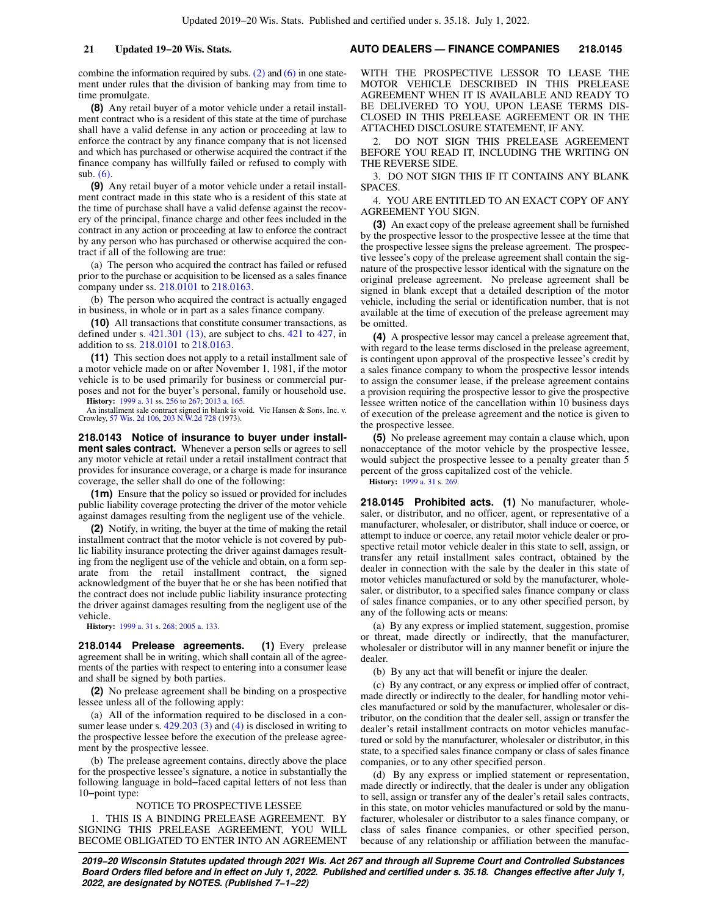combine the information required by subs. (2) and (6) in one statement under rules that the division of banking may from time to time promulgate.

**(8)** Any retail buyer of a motor vehicle under a retail installment contract who is a resident of this state at the time of purchase shall have a valid defense in any action or proceeding at law to enforce the contract by any finance company that is not licensed and which has purchased or otherwise acquired the contract if the finance company has willfully failed or refused to comply with sub. (6).

**(9)** Any retail buyer of a motor vehicle under a retail installment contract made in this state who is a resident of this state at the time of purchase shall have a valid defense against the recovery of the principal, finance charge and other fees included in the contract in any action or proceeding at law to enforce the contract by any person who has purchased or otherwise acquired the contract if all of the following are true:

(a) The person who acquired the contract has failed or refused prior to the purchase or acquisition to be licensed as a sales finance company under ss. 218.0101 to 218.0163.

(b) The person who acquired the contract is actually engaged in business, in whole or in part as a sales finance company.

**(10)** All transactions that constitute consumer transactions, as defined under s. 421.301 (13), are subject to chs. 421 to 427, in addition to ss. 218.0101 to 218.0163.

**(11)** This section does not apply to a retail installment sale of a motor vehicle made on or after November 1, 1981, if the motor vehicle is to be used primarily for business or commercial purposes and not for the buyer's personal, family or household use.

**History:** 1999 a. 31 ss. 256 to 267; 2013 a. 165.

An installment sale contract signed in blank is void. Vic Hansen & Sons, Inc. v. Crowley, 57 Wis. 2d 106, 203 N.W.2d 728 (1973).

**218.0143 Notice of insurance to buyer under installment sales contract.** Whenever a person sells or agrees to sell any motor vehicle at retail under a retail installment contract that provides for insurance coverage, or a charge is made for insurance coverage, the seller shall do one of the following:

**(1m)** Ensure that the policy so issued or provided for includes public liability coverage protecting the driver of the motor vehicle against damages resulting from the negligent use of the vehicle.

**(2)** Notify, in writing, the buyer at the time of making the retail installment contract that the motor vehicle is not covered by public liability insurance protecting the driver against damages resulting from the negligent use of the vehicle and obtain, on a form separate from the retail installment contract, the signed acknowledgment of the buyer that he or she has been notified that the contract does not include public liability insurance protecting the driver against damages resulting from the negligent use of the vehicle.

**History:** 1999 a. 31 s. 268; 2005 a. 133.

**218.0144 Prelease agreements.** **(1)** Every prelease agreement shall be in writing, which shall contain all of the agreements of the parties with respect to entering into a consumer lease and shall be signed by both parties.

**(2)** No prelease agreement shall be binding on a prospective lessee unless all of the following apply:

(a) All of the information required to be disclosed in a consumer lease under s. 429.203 (3) and (4) is disclosed in writing to the prospective lessee before the execution of the prelease agreement by the prospective lessee.

(b) The prelease agreement contains, directly above the place for the prospective lessee's signature, a notice in substantially the following language in bold-faced capital letters of not less than 10-point type:

NOTICE TO PROSPECTIVE LESSEE

1. THIS IS A BINDING PRELEASE AGREEMENT. BY SIGNING THIS PRELEASE AGREEMENT, YOU WILL BECOME OBLIGATED TO ENTER INTO AN AGREEMENT WITH THE PROSPECTIVE LESSOR TO LEASE THE MOTOR VEHICLE DESCRIBED IN THIS PRELEASE AGREEMENT WHEN IT IS AVAILABLE AND READY TO BE DELIVERED TO YOU, UPON LEASE TERMS DISCLOSED IN THIS PRELEASE AGREEMENT OR IN THE ATTACHED DISCLOSURE STATEMENT, IF ANY.

2. DO NOT SIGN THIS PRELEASE AGREEMENT BEFORE YOU READ IT, INCLUDING THE WRITING ON THE REVERSE SIDE.

3. DO NOT SIGN THIS IF IT CONTAINS ANY BLANK SPACES.

4. YOU ARE ENTITLED TO AN EXACT COPY OF ANY AGREEMENT YOU SIGN.

**(3)** An exact copy of the prelease agreement shall be furnished by the prospective lessor to the prospective lessee at the time that the prospective lessee signs the prelease agreement. The prospective lessee's copy of the prelease agreement shall contain the signature of the prospective lessor identical with the signature on the original prelease agreement. No prelease agreement shall be signed in blank except that a detailed description of the motor vehicle, including the serial or identification number, that is not available at the time of execution of the prelease agreement may be omitted.

**(4)** A prospective lessor may cancel a prelease agreement that, with regard to the lease terms disclosed in the prelease agreement, is contingent upon approval of the prospective lessee's credit by a sales finance company to whom the prospective lessor intends to assign the consumer lease, if the prelease agreement contains a provision requiring the prospective lessor to give the prospective lessee written notice of the cancellation within 10 business days of execution of the prelease agreement and the notice is given to the prospective lessee.

**(5)** No prelease agreement may contain a clause which, upon nonacceptance of the motor vehicle by the prospective lessee, would subject the prospective lessee to a penalty greater than 5 percent of the gross capitalized cost of the vehicle.

**History:** 1999 a. 31 s. 269.

**218.0145 Prohibited acts.** **(1)** No manufacturer, wholesaler, or distributor, and no officer, agent, or representative of a manufacturer, wholesaler, or distributor, shall induce or coerce, or attempt to induce or coerce, any retail motor vehicle dealer or prospective retail motor vehicle dealer in this state to sell, assign, or transfer any retail installment sales contract, obtained by the dealer in connection with the sale by the dealer in this state of motor vehicles manufactured or sold by the manufacturer, wholesaler, or distributor, to a specified sales finance company or class of sales finance companies, or to any other specified person, by any of the following acts or means:

(a) By any express or implied statement, suggestion, promise or threat, made directly or indirectly, that the manufacturer, wholesaler or distributor will in any manner benefit or injure the dealer.

(b) By any act that will benefit or injure the dealer.

(c) By any contract, or any express or implied offer of contract, made directly or indirectly to the dealer, for handling motor vehicles manufactured or sold by the manufacturer, wholesaler or distributor, on the condition that the dealer sell, assign or transfer the dealer's retail installment contracts on motor vehicles manufactured or sold by the manufacturer, wholesaler or distributor, in this state, to a specified sales finance company or class of sales finance companies, or to any other specified person.

(d) By any express or implied statement or representation, made directly or indirectly, that the dealer is under any obligation to sell, assign or transfer any of the dealer's retail sales contracts, in this state, on motor vehicles manufactured or sold by the manufacturer, wholesaler or distributor to a sales finance company, or class of sales finance companies, or other specified person, because of any relationship or affiliation between the manufac-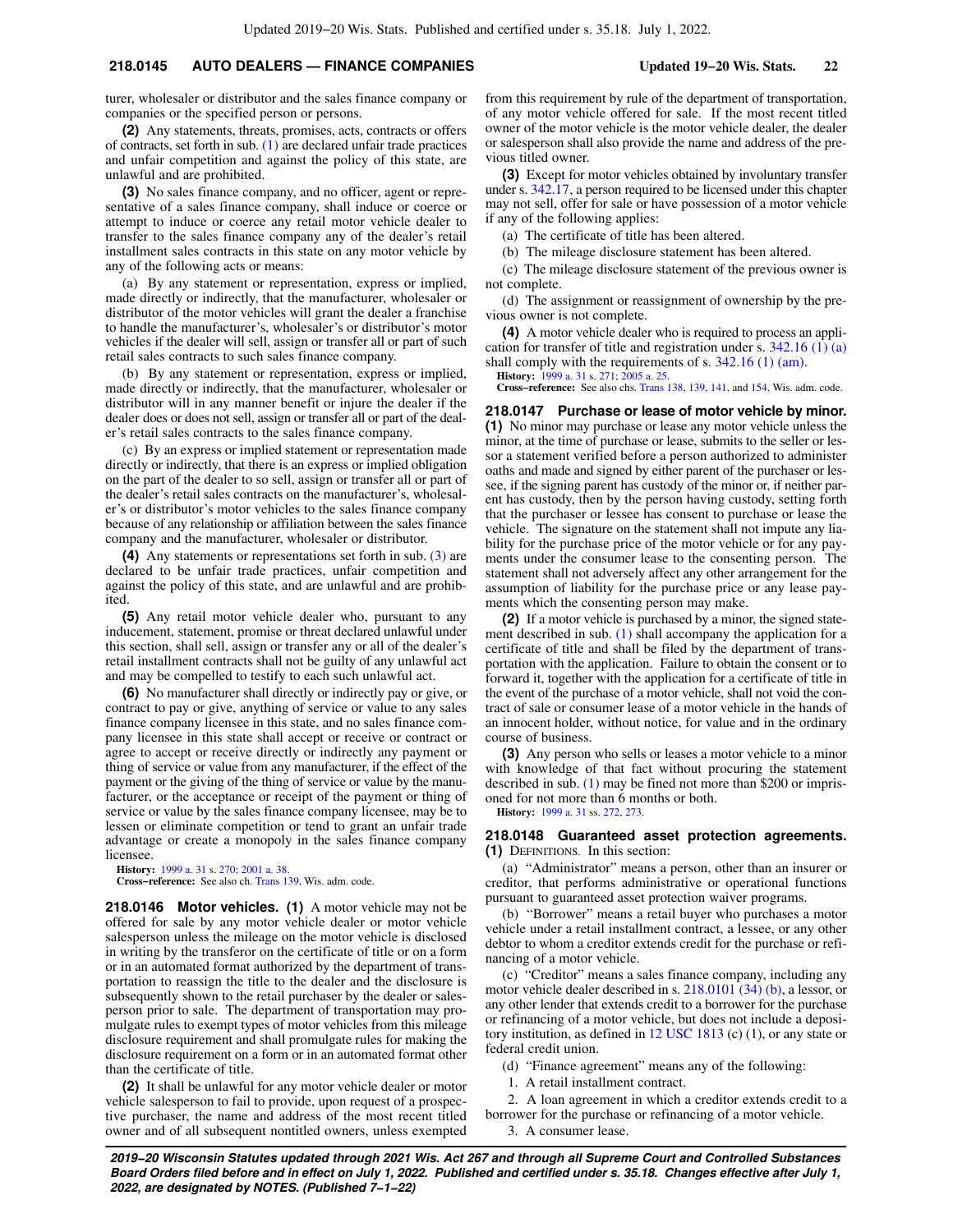turer, wholesaler or distributor and the sales finance company or companies or the specified person or persons.

**(2)** Any statements, threats, promises, acts, contracts or offers of contracts, set forth in sub. (1) are declared unfair trade practices and unfair competition and against the policy of this state, are unlawful and are prohibited.

**(3)** No sales finance company, and no officer, agent or representative of a sales finance company, shall induce or coerce or attempt to induce or coerce any retail motor vehicle dealer to transfer to the sales finance company any of the dealer's retail installment sales contracts in this state on any motor vehicle by any of the following acts or means:

(a) By any statement or representation, express or implied, made directly or indirectly, that the manufacturer, wholesaler or distributor of the motor vehicles will grant the dealer a franchise to handle the manufacturer's, wholesaler's or distributor's motor vehicles if the dealer will sell, assign or transfer all or part of such retail sales contracts to such sales finance company.

(b) By any statement or representation, express or implied, made directly or indirectly, that the manufacturer, wholesaler or distributor will in any manner benefit or injure the dealer if the dealer does or does not sell, assign or transfer all or part of the dealer's retail sales contracts to the sales finance company.

(c) By an express or implied statement or representation made directly or indirectly, that there is an express or implied obligation on the part of the dealer to so sell, assign or transfer all or part of the dealer's retail sales contracts on the manufacturer's, wholesaler's or distributor's motor vehicles to the sales finance company because of any relationship or affiliation between the sales finance company and the manufacturer, wholesaler or distributor.

**(4)** Any statements or representations set forth in sub. (3) are declared to be unfair trade practices, unfair competition and against the policy of this state, and are unlawful and are prohibited.

**(5)** Any retail motor vehicle dealer who, pursuant to any inducement, statement, promise or threat declared unlawful under this section, shall sell, assign or transfer any or all of the dealer's retail installment contracts shall not be guilty of any unlawful act and may be compelled to testify to each such unlawful act.

**(6)** No manufacturer shall directly or indirectly pay or give, or contract to pay or give, anything of service or value to any sales finance company licensee in this state, and no sales finance company licensee in this state shall accept or receive or contract or agree to accept or receive directly or indirectly any payment or thing of service or value from any manufacturer, if the effect of the payment or the giving of the thing of service or value by the manufacturer, or the acceptance or receipt of the payment or thing of service or value by the sales finance company licensee, may be to lessen or eliminate competition or tend to grant an unfair trade advantage or create a monopoly in the sales finance company licensee.

**History:** 1999 a. 31 s. 270; 2001 a. 38.

**Cross−reference:** See also ch. Trans 139, Wis. adm. code.

**218.0146 Motor vehicles. (1)** A motor vehicle may not be offered for sale by any motor vehicle dealer or motor vehicle salesperson unless the mileage on the motor vehicle is disclosed in writing by the transferor on the certificate of title or on a form or in an automated format authorized by the department of transportation to reassign the title to the dealer and the disclosure is subsequently shown to the retail purchaser by the dealer or salesperson prior to sale. The department of transportation may promulgate rules to exempt types of motor vehicles from this mileage disclosure requirement and shall promulgate rules for making the disclosure requirement on a form or in an automated format other than the certificate of title.

**(2)** It shall be unlawful for any motor vehicle dealer or motor vehicle salesperson to fail to provide, upon request of a prospective purchaser, the name and address of the most recent titled owner and of all subsequent nontitled owners, unless exempted from this requirement by rule of the department of transportation, of any motor vehicle offered for sale. If the most recent titled owner of the motor vehicle is the motor vehicle dealer, the dealer or salesperson shall also provide the name and address of the previous titled owner.

**(3)** Except for motor vehicles obtained by involuntary transfer under s. 342.17, a person required to be licensed under this chapter may not sell, offer for sale or have possession of a motor vehicle if any of the following applies:

(a) The certificate of title has been altered.

(b) The mileage disclosure statement has been altered.

(c) The mileage disclosure statement of the previous owner is not complete.

(d) The assignment or reassignment of ownership by the previous owner is not complete.

**(4)** A motor vehicle dealer who is required to process an application for transfer of title and registration under s. 342.16 (1) (a) shall comply with the requirements of s. 342.16 (1) (am).

**History:** 1999 a. 31 s. 271; 2005 a. 25.

**Cross−reference:** See also chs. Trans 138, 139, 141, and 154, Wis. adm. code.

**218.0147 Purchase or lease of motor vehicle by minor. (1)** No minor may purchase or lease any motor vehicle unless the minor, at the time of purchase or lease, submits to the seller or lessor a statement verified before a person authorized to administer oaths and made and signed by either parent of the purchaser or lessee, if the signing parent has custody of the minor or, if neither parent has custody, then by the person having custody, setting forth that the purchaser or lessee has consent to purchase or lease the vehicle. The signature on the statement shall not impute any liability for the purchase price of the motor vehicle or for any payments under the consumer lease to the consenting person. The statement shall not adversely affect any other arrangement for the assumption of liability for the purchase price or any lease payments which the consenting person may make.

**(2)** If a motor vehicle is purchased by a minor, the signed statement described in sub. (1) shall accompany the application for a certificate of title and shall be filed by the department of transportation with the application. Failure to obtain the consent or to forward it, together with the application for a certificate of title in the event of the purchase of a motor vehicle, shall not void the contract of sale or consumer lease of a motor vehicle in the hands of an innocent holder, without notice, for value and in the ordinary course of business.

**(3)** Any person who sells or leases a motor vehicle to a minor with knowledge of that fact without procuring the statement described in sub. (1) may be fined not more than $200 or imprisoned for not more than 6 months or both.

**History:** 1999 a. 31 ss. 272, 273.

**218.0148 Guaranteed asset protection agreements. (1)** DEFINITIONS. In this section:

(a) "Administrator" means a person, other than an insurer or creditor, that performs administrative or operational functions pursuant to guaranteed asset protection waiver programs.

(b) "Borrower" means a retail buyer who purchases a motor vehicle under a retail installment contract, a lessee, or any other debtor to whom a creditor extends credit for the purchase or refinancing of a motor vehicle.

(c) "Creditor" means a sales finance company, including any motor vehicle dealer described in s. 218.0101 (34) (b), a lessor, or any other lender that extends credit to a borrower for the purchase or refinancing of a motor vehicle, but does not include a depository institution, as defined in 12 USC 1813 (c) (1), or any state or federal credit union.

(d) "Finance agreement" means any of the following:

1. A retail installment contract.

2. A loan agreement in which a creditor extends credit to a borrower for the purchase or refinancing of a motor vehicle.

3. A consumer lease.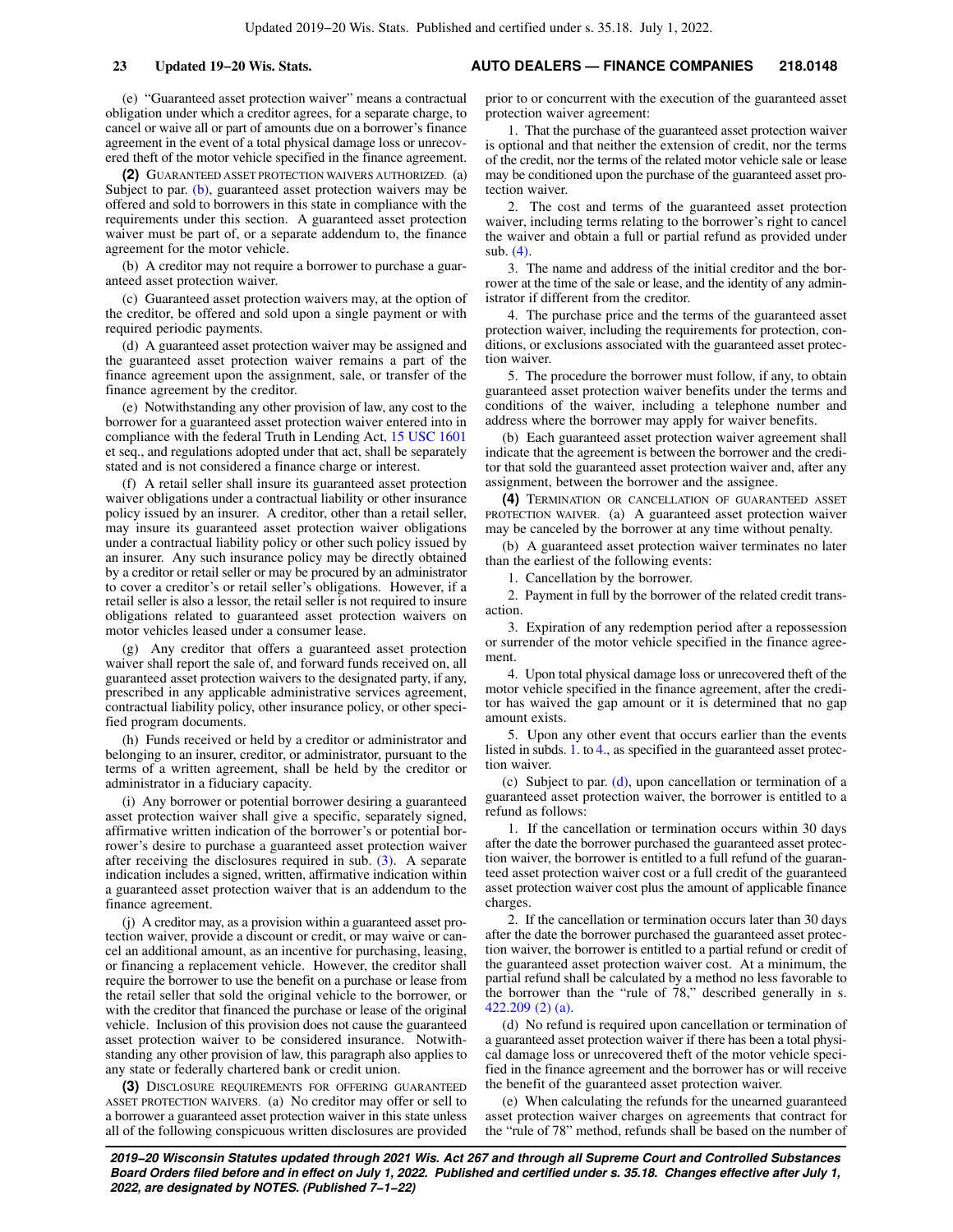(e) "Guaranteed asset protection waiver" means a contractual obligation under which a creditor agrees, for a separate charge, to cancel or waive all or part of amounts due on a borrower's finance agreement in the event of a total physical damage loss or unrecovered theft of the motor vehicle specified in the finance agreement.

**(2)** GUARANTEED ASSET PROTECTION WAIVERS AUTHORIZED. (a) Subject to par. (b), guaranteed asset protection waivers may be offered and sold to borrowers in this state in compliance with the requirements under this section. A guaranteed asset protection waiver must be part of, or a separate addendum to, the finance agreement for the motor vehicle.

(b) A creditor may not require a borrower to purchase a guaranteed asset protection waiver.

(c) Guaranteed asset protection waivers may, at the option of the creditor, be offered and sold upon a single payment or with required periodic payments.

(d) A guaranteed asset protection waiver may be assigned and the guaranteed asset protection waiver remains a part of the finance agreement upon the assignment, sale, or transfer of the finance agreement by the creditor.

(e) Notwithstanding any other provision of law, any cost to the borrower for a guaranteed asset protection waiver entered into in compliance with the federal Truth in Lending Act, 15 USC 1601 et seq., and regulations adopted under that act, shall be separately stated and is not considered a finance charge or interest.

(f) A retail seller shall insure its guaranteed asset protection waiver obligations under a contractual liability or other insurance policy issued by an insurer. A creditor, other than a retail seller, may insure its guaranteed asset protection waiver obligations under a contractual liability policy or other such policy issued by an insurer. Any such insurance policy may be directly obtained by a creditor or retail seller or may be procured by an administrator to cover a creditor's or retail seller's obligations. However, if a retail seller is also a lessor, the retail seller is not required to insure obligations related to guaranteed asset protection waivers on motor vehicles leased under a consumer lease.

(g) Any creditor that offers a guaranteed asset protection waiver shall report the sale of, and forward funds received on, all guaranteed asset protection waivers to the designated party, if any, prescribed in any applicable administrative services agreement, contractual liability policy, other insurance policy, or other specified program documents.

(h) Funds received or held by a creditor or administrator and belonging to an insurer, creditor, or administrator, pursuant to the terms of a written agreement, shall be held by the creditor or administrator in a fiduciary capacity.

(i) Any borrower or potential borrower desiring a guaranteed asset protection waiver shall give a specific, separately signed, affirmative written indication of the borrower's or potential borrower's desire to purchase a guaranteed asset protection waiver after receiving the disclosures required in sub. (3). A separate indication includes a signed, written, affirmative indication within a guaranteed asset protection waiver that is an addendum to the finance agreement.

(j) A creditor may, as a provision within a guaranteed asset protection waiver, provide a discount or credit, or may waive or cancel an additional amount, as an incentive for purchasing, leasing, or financing a replacement vehicle. However, the creditor shall require the borrower to use the benefit on a purchase or lease from the retail seller that sold the original vehicle to the borrower, or with the creditor that financed the purchase or lease of the original vehicle. Inclusion of this provision does not cause the guaranteed asset protection waiver to be considered insurance. Notwithstanding any other provision of law, this paragraph also applies to any state or federally chartered bank or credit union.

**(3)** DISCLOSURE REQUIREMENTS FOR OFFERING GUARANTEED ASSET PROTECTION WAIVERS. (a) No creditor may offer or sell to a borrower a guaranteed asset protection waiver in this state unless all of the following conspicuous written disclosures are provided prior to or concurrent with the execution of the guaranteed asset protection waiver agreement:

1. That the purchase of the guaranteed asset protection waiver is optional and that neither the extension of credit, nor the terms of the credit, nor the terms of the related motor vehicle sale or lease may be conditioned upon the purchase of the guaranteed asset protection waiver.

2. The cost and terms of the guaranteed asset protection waiver, including terms relating to the borrower's right to cancel the waiver and obtain a full or partial refund as provided under sub. (4).

3. The name and address of the initial creditor and the borrower at the time of the sale or lease, and the identity of any administrator if different from the creditor.

4. The purchase price and the terms of the guaranteed asset protection waiver, including the requirements for protection, conditions, or exclusions associated with the guaranteed asset protection waiver.

5. The procedure the borrower must follow, if any, to obtain guaranteed asset protection waiver benefits under the terms and conditions of the waiver, including a telephone number and address where the borrower may apply for waiver benefits.

(b) Each guaranteed asset protection waiver agreement shall indicate that the agreement is between the borrower and the creditor that sold the guaranteed asset protection waiver and, after any assignment, between the borrower and the assignee.

**(4)** TERMINATION OR CANCELLATION OF GUARANTEED ASSET PROTECTION WAIVER. (a) A guaranteed asset protection waiver may be canceled by the borrower at any time without penalty.

(b) A guaranteed asset protection waiver terminates no later than the earliest of the following events:

1. Cancellation by the borrower.

2. Payment in full by the borrower of the related credit transaction.

3. Expiration of any redemption period after a repossession or surrender of the motor vehicle specified in the finance agreement.

4. Upon total physical damage loss or unrecovered theft of the motor vehicle specified in the finance agreement, after the creditor has waived the gap amount or it is determined that no gap amount exists.

5. Upon any other event that occurs earlier than the events listed in subds. 1. to 4., as specified in the guaranteed asset protection waiver.

(c) Subject to par. (d), upon cancellation or termination of a guaranteed asset protection waiver, the borrower is entitled to a refund as follows:

1. If the cancellation or termination occurs within 30 days after the date the borrower purchased the guaranteed asset protection waiver, the borrower is entitled to a full refund of the guaranteed asset protection waiver cost or a full credit of the guaranteed asset protection waiver cost plus the amount of applicable finance charges.

2. If the cancellation or termination occurs later than 30 days after the date the borrower purchased the guaranteed asset protection waiver, the borrower is entitled to a partial refund or credit of the guaranteed asset protection waiver cost. At a minimum, the partial refund shall be calculated by a method no less favorable to the borrower than the "rule of 78," described generally in s. 422.209 (2) (a).

(d) No refund is required upon cancellation or termination of a guaranteed asset protection waiver if there has been a total physical damage loss or unrecovered theft of the motor vehicle specified in the finance agreement and the borrower has or will receive the benefit of the guaranteed asset protection waiver.

(e) When calculating the refunds for the unearned guaranteed asset protection waiver charges on agreements that contract for the "rule of 78" method, refunds shall be based on the number of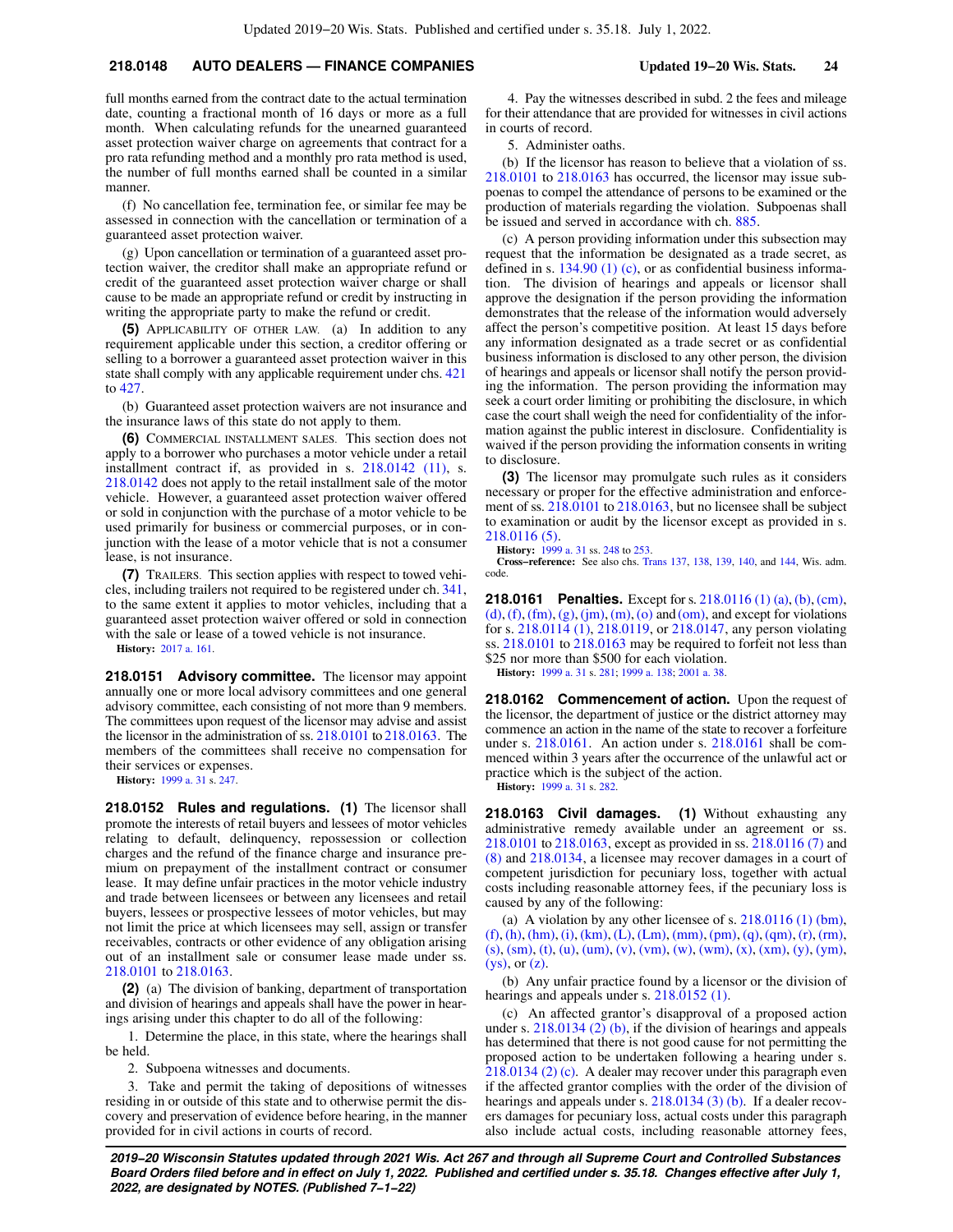full months earned from the contract date to the actual termination date, counting a fractional month of 16 days or more as a full month. When calculating refunds for the unearned guaranteed asset protection waiver charge on agreements that contract for a pro rata refunding method and a monthly pro rata method is used, the number of full months earned shall be counted in a similar manner.

(f) No cancellation fee, termination fee, or similar fee may be assessed in connection with the cancellation or termination of a guaranteed asset protection waiver.

(g) Upon cancellation or termination of a guaranteed asset protection waiver, the creditor shall make an appropriate refund or credit of the guaranteed asset protection waiver charge or shall cause to be made an appropriate refund or credit by instructing in writing the appropriate party to make the refund or credit.

**(5)** APPLICABILITY OF OTHER LAW. (a) In addition to any requirement applicable under this section, a creditor offering or selling to a borrower a guaranteed asset protection waiver in this state shall comply with any applicable requirement under chs. 421 to 427.

(b) Guaranteed asset protection waivers are not insurance and the insurance laws of this state do not apply to them.

**(6)** COMMERCIAL INSTALLMENT SALES. This section does not apply to a borrower who purchases a motor vehicle under a retail installment contract if, as provided in s. 218.0142 (11), s. 218.0142 does not apply to the retail installment sale of the motor vehicle. However, a guaranteed asset protection waiver offered or sold in conjunction with the purchase of a motor vehicle to be used primarily for business or commercial purposes, or in conjunction with the lease of a motor vehicle that is not a consumer lease, is not insurance.

**(7)** TRAILERS. This section applies with respect to towed vehicles, including trailers not required to be registered under ch. 341, to the same extent it applies to motor vehicles, including that a guaranteed asset protection waiver offered or sold in connection with the sale or lease of a towed vehicle is not insurance.

**History:** 2017 a. 161.

**218.0151 Advisory committee.** The licensor may appoint annually one or more local advisory committees and one general advisory committee, each consisting of not more than 9 members. The committees upon request of the licensor may advise and assist the licensor in the administration of ss. 218.0101 to 218.0163. The members of the committees shall receive no compensation for their services or expenses.

**History:** 1999 a. 31 s. 247.

**218.0152 Rules and regulations. (1)** The licensor shall promote the interests of retail buyers and lessees of motor vehicles relating to default, delinquency, repossession or collection charges and the refund of the finance charge and insurance premium on prepayment of the installment contract or consumer lease. It may define unfair practices in the motor vehicle industry and trade between licensees or between any licensees and retail buyers, lessees or prospective lessees of motor vehicles, but may not limit the price at which licensees may sell, assign or transfer receivables, contracts or other evidence of any obligation arising out of an installment sale or consumer lease made under ss. 218.0101 to 218.0163.

**(2)** (a) The division of banking, department of transportation and division of hearings and appeals shall have the power in hearings arising under this chapter to do all of the following:

1. Determine the place, in this state, where the hearings shall be held.

2. Subpoena witnesses and documents.

3. Take and permit the taking of depositions of witnesses residing in or outside of this state and to otherwise permit the discovery and preservation of evidence before hearing, in the manner provided for in civil actions in courts of record.

4. Pay the witnesses described in subd. 2 the fees and mileage for their attendance that are provided for witnesses in civil actions in courts of record.

5. Administer oaths.

(b) If the licensor has reason to believe that a violation of ss. 218.0101 to 218.0163 has occurred, the licensor may issue subpoenas to compel the attendance of persons to be examined or the production of materials regarding the violation. Subpoenas shall be issued and served in accordance with ch. 885.

(c) A person providing information under this subsection may request that the information be designated as a trade secret, as defined in s. 134.90 (1) (c), or as confidential business information. The division of hearings and appeals or licensor shall approve the designation if the person providing the information demonstrates that the release of the information would adversely affect the person's competitive position. At least 15 days before any information designated as a trade secret or as confidential business information is disclosed to any other person, the division of hearings and appeals or licensor shall notify the person providing the information. The person providing the information may seek a court order limiting or prohibiting the disclosure, in which case the court shall weigh the need for confidentiality of the information against the public interest in disclosure. Confidentiality is waived if the person providing the information consents in writing to disclosure.

**(3)** The licensor may promulgate such rules as it considers necessary or proper for the effective administration and enforcement of ss. 218.0101 to 218.0163, but no licensee shall be subject to examination or audit by the licensor except as provided in s. 218.0116 (5).

**History:** 1999 a. 31 ss. 248 to 253.

**Cross−reference:** See also chs. Trans 137, 138, 139, 140, and 144, Wis. adm. code.

**218.0161 Penalties.** Except for s. 218.0116 (1) (a), (b), (cm), (d), (f), (fm), (g), (jm), (m), (o) and (om), and except for violations for s. 218.0114 (1), 218.0119, or 218.0147, any person violating ss. 218.0101 to 218.0163 may be required to forfeit not less than $25 nor more than $500 for each violation.

**History:** 1999 a. 31 s. 281; 1999 a. 138; 2001 a. 38.

**218.0162 Commencement of action.** Upon the request of the licensor, the department of justice or the district attorney may commence an action in the name of the state to recover a forfeiture under s. 218.0161. An action under s. 218.0161 shall be commenced within 3 years after the occurrence of the unlawful act or practice which is the subject of the action.

**History:** 1999 a. 31 s. 282.

**218.0163 Civil damages. (1)** Without exhausting any administrative remedy available under an agreement or ss. 218.0101 to 218.0163, except as provided in ss. 218.0116 (7) and (8) and 218.0134, a licensee may recover damages in a court of competent jurisdiction for pecuniary loss, together with actual costs including reasonable attorney fees, if the pecuniary loss is caused by any of the following:

(a) A violation by any other licensee of s. 218.0116 (1) (bm), (f), (h), (hm), (i), (km), (L), (Lm), (mm), (pm), (q), (qm), (r), (rm), (s), (sm), (t), (u), (um), (v), (vm), (w), (wm), (x), (xm), (y), (ym), (ys), or (z).

(b) Any unfair practice found by a licensor or the division of hearings and appeals under s. 218.0152 (1).

(c) An affected grantor's disapproval of a proposed action under s. 218.0134 (2) (b), if the division of hearings and appeals has determined that there is not good cause for not permitting the proposed action to be undertaken following a hearing under s. 218.0134 (2) (c). A dealer may recover under this paragraph even if the affected grantor complies with the order of the division of hearings and appeals under s. 218.0134 (3) (b). If a dealer recovers damages for pecuniary loss, actual costs under this paragraph also include actual costs, including reasonable attorney fees,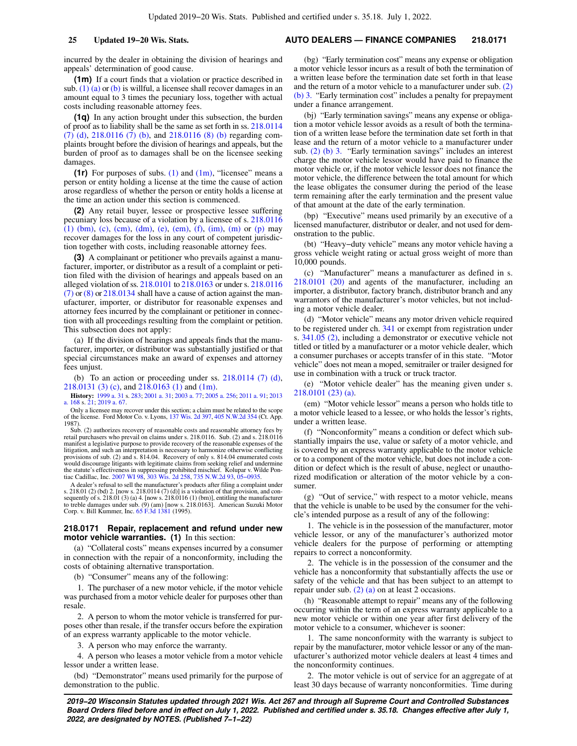incurred by the dealer in obtaining the division of hearings and appeals' determination of good cause.

**(1m)** If a court finds that a violation or practice described in sub. (1) (a) or (b) is willful, a licensee shall recover damages in an amount equal to 3 times the pecuniary loss, together with actual costs including reasonable attorney fees.

**(1q)** In any action brought under this subsection, the burden of proof as to liability shall be the same as set forth in ss. 218.0114 (7) (d), 218.0116 (7) (b), and 218.0116 (8) (b) regarding complaints brought before the division of hearings and appeals, but the burden of proof as to damages shall be on the licensee seeking damages.

**(1r)** For purposes of subs. (1) and (1m), "licensee" means a person or entity holding a license at the time the cause of action arose regardless of whether the person or entity holds a license at the time an action under this section is commenced.

**(2)** Any retail buyer, lessee or prospective lessee suffering pecuniary loss because of a violation by a licensee of s. 218.0116 (1) (bm), (c), (cm), (dm), (e), (em), (f), (im), (m) or (p) may recover damages for the loss in any court of competent jurisdiction together with costs, including reasonable attorney fees.

**(3)** A complainant or petitioner who prevails against a manufacturer, importer, or distributor as a result of a complaint or petition filed with the division of hearings and appeals based on an alleged violation of ss. 218.0101 to 218.0163 or under s. 218.0116 (7) or (8) or 218.0134 shall have a cause of action against the manufacturer, importer, or distributor for reasonable expenses and attorney fees incurred by the complainant or petitioner in connection with all proceedings resulting from the complaint or petition. This subsection does not apply:

(a) If the division of hearings and appeals finds that the manufacturer, importer, or distributor was substantially justified or that special circumstances make an award of expenses and attorney fees unjust.

(b) To an action or proceeding under ss. 218.0114 (7) (d), 218.0131 (3) (c), and 218.0163 (1) and (1m).

**History:** 1999 a. 31 s. 283; 2001 a. 31; 2003 a. 77; 2005 a. 256; 2011 a. 91; 2013 a. 168 s. 21; 2019 a. 67.

Only a licensee may recover under this section; a claim must be related to the scope of the license. Ford Motor Co. v. Lyons, 137 Wis. 2d 397, 405 N.W.2d 354 (Ct. App. 1987).

Sub. (2) authorizes recovery of reasonable costs and reasonable attorney fees by retail purchasers who prevail on claims under s. 218.0116. Sub. (2) and s. 218.0116 manifest a legislative purpose to provide recovery of the reasonable expenses of the litigation, and such an interpretation is necessary to harmonize otherwise conflicting provisions of sub. (2) and s. 814.04. Recovery of only s. 814.04 enumerated costs would discourage litigants with legitimate claims from seeking relief and undermine the statute's effectiveness in suppressing prohibited mischief. Kolupar v. Wilde Pontiac Cadillac, Inc. 2007 WI 98, 303 Wis. 2d 258, 735 N.W.2d 93, 05–0935.

A dealer's refusal to sell the manufacturer's products after filing a complaint under s. 218.01 (2) (bd) 2. [now s. 218.0114 (7) (d)] is a violation of that provision, and consequently of s. 218.01 (3) (a) 4. [now s. 218.0116 (1) (bm)], entitling the manufacturer to treble damages under sub. (9) (am) [now s. 218.0163]. American Suzuki Motor Corp. v. Bill Kummer, Inc. 65 F.3d 1381 (1995).

## 218.0171 Repair, replacement and refund under new motor vehicle warranties.

**(1)** In this section:

(a) "Collateral costs" means expenses incurred by a consumer in connection with the repair of a nonconformity, including the costs of obtaining alternative transportation.

(b) "Consumer" means any of the following:

1. The purchaser of a new motor vehicle, if the motor vehicle was purchased from a motor vehicle dealer for purposes other than resale.

2. A person to whom the motor vehicle is transferred for purposes other than resale, if the transfer occurs before the expiration of an express warranty applicable to the motor vehicle.

3. A person who may enforce the warranty.

4. A person who leases a motor vehicle from a motor vehicle lessor under a written lease.

(bd) "Demonstrator" means used primarily for the purpose of demonstration to the public.

(bg) "Early termination cost" means any expense or obligation a motor vehicle lessor incurs as a result of both the termination of a written lease before the termination date set forth in that lease and the return of a motor vehicle to a manufacturer under sub. (2) (b) 3. "Early termination cost" includes a penalty for prepayment under a finance arrangement.

(bj) "Early termination savings" means any expense or obligation a motor vehicle lessor avoids as a result of both the termination of a written lease before the termination date set forth in that lease and the return of a motor vehicle to a manufacturer under sub. (2) (b) 3. "Early termination savings" includes an interest charge the motor vehicle lessor would have paid to finance the motor vehicle or, if the motor vehicle lessor does not finance the motor vehicle, the difference between the total amount for which the lease obligates the consumer during the period of the lease term remaining after the early termination and the present value of that amount at the date of the early termination.

(bp) "Executive" means used primarily by an executive of a licensed manufacturer, distributor or dealer, and not used for demonstration to the public.

(bt) "Heavy–duty vehicle" means any motor vehicle having a gross vehicle weight rating or actual gross weight of more than 10,000 pounds.

(c) "Manufacturer" means a manufacturer as defined in s. 218.0101 (20) and agents of the manufacturer, including an importer, a distributor, factory branch, distributor branch and any warrantors of the manufacturer's motor vehicles, but not including a motor vehicle dealer.

(d) "Motor vehicle" means any motor driven vehicle required to be registered under ch. 341 or exempt from registration under s. 341.05 (2), including a demonstrator or executive vehicle not titled or titled by a manufacturer or a motor vehicle dealer, which a consumer purchases or accepts transfer of in this state. "Motor vehicle" does not mean a moped, semitrailer or trailer designed for use in combination with a truck or truck tractor.

(e) "Motor vehicle dealer" has the meaning given under s. 218.0101 (23) (a).

(em) "Motor vehicle lessor" means a person who holds title to a motor vehicle leased to a lessee, or who holds the lessor's rights, under a written lease.

(f) "Nonconformity" means a condition or defect which substantially impairs the use, value or safety of a motor vehicle, and is covered by an express warranty applicable to the motor vehicle or to a component of the motor vehicle, but does not include a condition or defect which is the result of abuse, neglect or unauthorized modification or alteration of the motor vehicle by a consumer.

(g) "Out of service," with respect to a motor vehicle, means that the vehicle is unable to be used by the consumer for the vehicle's intended purpose as a result of any of the following:

1. The vehicle is in the possession of the manufacturer, motor vehicle lessor, or any of the manufacturer's authorized motor vehicle dealers for the purpose of performing or attempting repairs to correct a nonconformity.

2. The vehicle is in the possession of the consumer and the vehicle has a nonconformity that substantially affects the use or safety of the vehicle and that has been subject to an attempt to repair under sub. (2) (a) on at least 2 occasions.

(h) "Reasonable attempt to repair" means any of the following occurring within the term of an express warranty applicable to a new motor vehicle or within one year after first delivery of the motor vehicle to a consumer, whichever is sooner:

1. The same nonconformity with the warranty is subject to repair by the manufacturer, motor vehicle lessor or any of the manufacturer's authorized motor vehicle dealers at least 4 times and the nonconformity continues.

2. The motor vehicle is out of service for an aggregate of at least 30 days because of warranty nonconformities. Time during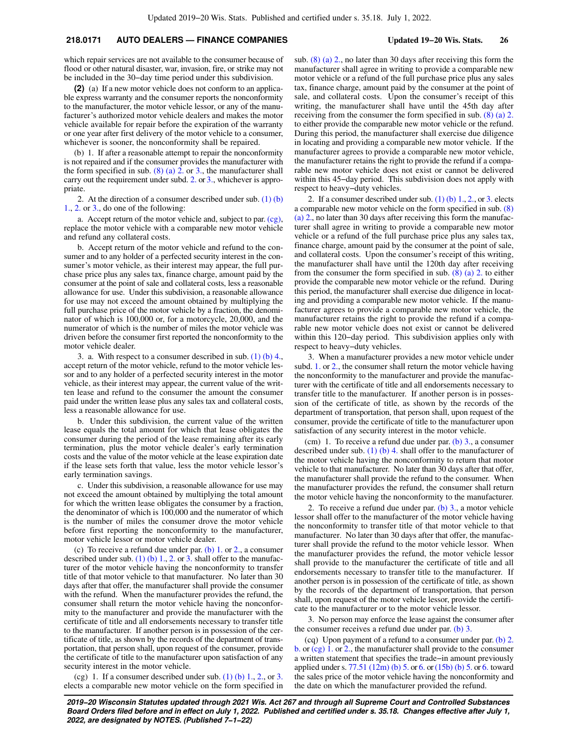which repair services are not available to the consumer because of flood or other natural disaster, war, invasion, fire, or strike may not be included in the 30−day time period under this subdivision.

**(2)** (a) If a new motor vehicle does not conform to an applicable express warranty and the consumer reports the nonconformity to the manufacturer, the motor vehicle lessor, or any of the manufacturer's authorized motor vehicle dealers and makes the motor vehicle available for repair before the expiration of the warranty or one year after first delivery of the motor vehicle to a consumer, whichever is sooner, the nonconformity shall be repaired.

(b) 1. If after a reasonable attempt to repair the nonconformity is not repaired and if the consumer provides the manufacturer with the form specified in sub. (8) (a) 2. or 3., the manufacturer shall carry out the requirement under subd. 2. or 3., whichever is appropriate.

2. At the direction of a consumer described under sub. (1) (b) 1., 2. or 3., do one of the following:

a. Accept return of the motor vehicle and, subject to par. (cg), replace the motor vehicle with a comparable new motor vehicle and refund any collateral costs.

b. Accept return of the motor vehicle and refund to the consumer and to any holder of a perfected security interest in the consumer's motor vehicle, as their interest may appear, the full purchase price plus any sales tax, finance charge, amount paid by the consumer at the point of sale and collateral costs, less a reasonable allowance for use. Under this subdivision, a reasonable allowance for use may not exceed the amount obtained by multiplying the full purchase price of the motor vehicle by a fraction, the denominator of which is 100,000 or, for a motorcycle, 20,000, and the numerator of which is the number of miles the motor vehicle was driven before the consumer first reported the nonconformity to the motor vehicle dealer.

3. a. With respect to a consumer described in sub. (1) (b) 4., accept return of the motor vehicle, refund to the motor vehicle lessor and to any holder of a perfected security interest in the motor vehicle, as their interest may appear, the current value of the written lease and refund to the consumer the amount the consumer paid under the written lease plus any sales tax and collateral costs, less a reasonable allowance for use.

b. Under this subdivision, the current value of the written lease equals the total amount for which that lease obligates the consumer during the period of the lease remaining after its early termination, plus the motor vehicle dealer's early termination costs and the value of the motor vehicle at the lease expiration date if the lease sets forth that value, less the motor vehicle lessor's early termination savings.

c. Under this subdivision, a reasonable allowance for use may not exceed the amount obtained by multiplying the total amount for which the written lease obligates the consumer by a fraction, the denominator of which is 100,000 and the numerator of which is the number of miles the consumer drove the motor vehicle before first reporting the nonconformity to the manufacturer, motor vehicle lessor or motor vehicle dealer.

(c) To receive a refund due under par. (b) 1. or 2., a consumer described under sub. (1) (b) 1., 2. or 3. shall offer to the manufacturer of the motor vehicle having the nonconformity to transfer title of that motor vehicle to that manufacturer. No later than 30 days after that offer, the manufacturer shall provide the consumer with the refund. When the manufacturer provides the refund, the consumer shall return the motor vehicle having the nonconformity to the manufacturer and provide the manufacturer with the certificate of title and all endorsements necessary to transfer title to the manufacturer. If another person is in possession of the certificate of title, as shown by the records of the department of transportation, that person shall, upon request of the consumer, provide the certificate of title to the manufacturer upon satisfaction of any security interest in the motor vehicle.

(cg) 1. If a consumer described under sub. (1) (b) 1., 2., or 3. elects a comparable new motor vehicle on the form specified in sub. (8) (a) 2., no later than 30 days after receiving this form the manufacturer shall agree in writing to provide a comparable new motor vehicle or a refund of the full purchase price plus any sales tax, finance charge, amount paid by the consumer at the point of sale, and collateral costs. Upon the consumer's receipt of this writing, the manufacturer shall have until the 45th day after receiving from the consumer the form specified in sub. (8) (a) 2. to either provide the comparable new motor vehicle or the refund. During this period, the manufacturer shall exercise due diligence in locating and providing a comparable new motor vehicle. If the manufacturer agrees to provide a comparable new motor vehicle, the manufacturer retains the right to provide the refund if a comparable new motor vehicle does not exist or cannot be delivered within this 45−day period. This subdivision does not apply with respect to heavy−duty vehicles.

2. If a consumer described under sub. (1) (b) 1., 2., or 3. elects a comparable new motor vehicle on the form specified in sub. (8) (a) 2., no later than 30 days after receiving this form the manufacturer shall agree in writing to provide a comparable new motor vehicle or a refund of the full purchase price plus any sales tax, finance charge, amount paid by the consumer at the point of sale, and collateral costs. Upon the consumer's receipt of this writing, the manufacturer shall have until the 120th day after receiving from the consumer the form specified in sub. (8) (a) 2. to either provide the comparable new motor vehicle or the refund. During this period, the manufacturer shall exercise due diligence in locating and providing a comparable new motor vehicle. If the manufacturer agrees to provide a comparable new motor vehicle, the manufacturer retains the right to provide the refund if a comparable new motor vehicle does not exist or cannot be delivered within this 120−day period. This subdivision applies only with respect to heavy−duty vehicles.

3. When a manufacturer provides a new motor vehicle under subd. 1. or 2., the consumer shall return the motor vehicle having the nonconformity to the manufacturer and provide the manufacturer with the certificate of title and all endorsements necessary to transfer title to the manufacturer. If another person is in possession of the certificate of title, as shown by the records of the department of transportation, that person shall, upon request of the consumer, provide the certificate of title to the manufacturer upon satisfaction of any security interest in the motor vehicle.

(cm) 1. To receive a refund due under par. (b) 3., a consumer described under sub. (1) (b) 4. shall offer to the manufacturer of the motor vehicle having the nonconformity to return that motor vehicle to that manufacturer. No later than 30 days after that offer, the manufacturer shall provide the refund to the consumer. When the manufacturer provides the refund, the consumer shall return the motor vehicle having the nonconformity to the manufacturer.

2. To receive a refund due under par. (b) 3., a motor vehicle lessor shall offer to the manufacturer of the motor vehicle having the nonconformity to transfer title of that motor vehicle to that manufacturer. No later than 30 days after that offer, the manufacturer shall provide the refund to the motor vehicle lessor. When the manufacturer provides the refund, the motor vehicle lessor shall provide to the manufacturer the certificate of title and all endorsements necessary to transfer title to the manufacturer. If another person is in possession of the certificate of title, as shown by the records of the department of transportation, that person shall, upon request of the motor vehicle lessor, provide the certificate to the manufacturer or to the motor vehicle lessor.

3. No person may enforce the lease against the consumer after the consumer receives a refund due under par. (b) 3.

(cq) Upon payment of a refund to a consumer under par. (b) 2. b. or (cg) 1. or 2., the manufacturer shall provide to the consumer a written statement that specifies the trade−in amount previously applied under s. 77.51 (12m) (b) 5. or 6. or (15b) (b) 5. or 6. toward the sales price of the motor vehicle having the nonconformity and the date on which the manufacturer provided the refund.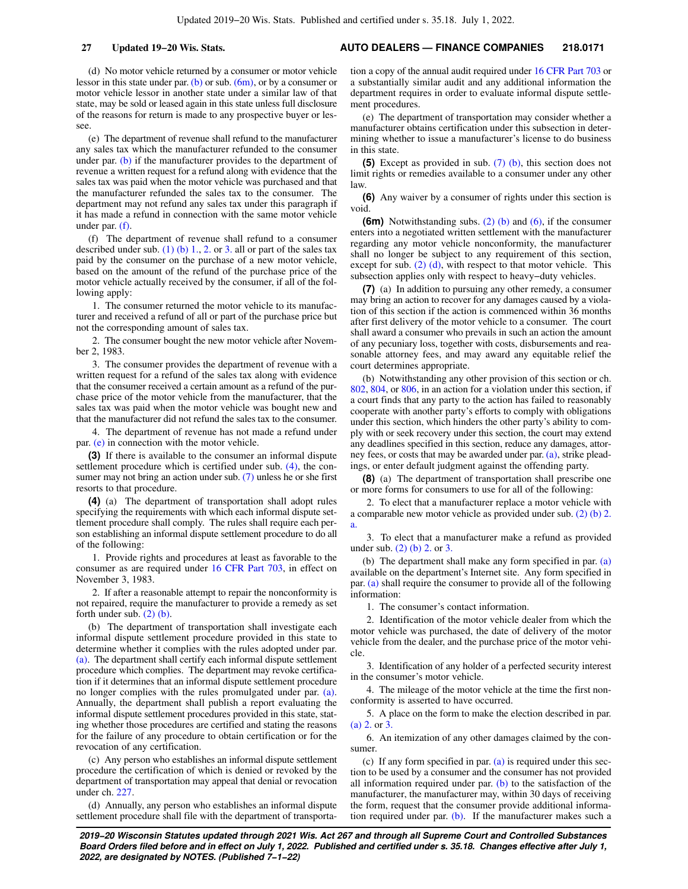(d) No motor vehicle returned by a consumer or motor vehicle lessor in this state under par. (b) or sub. (6m), or by a consumer or motor vehicle lessor in another state under a similar law of that state, may be sold or leased again in this state unless full disclosure of the reasons for return is made to any prospective buyer or lessee.

(e) The department of revenue shall refund to the manufacturer any sales tax which the manufacturer refunded to the consumer under par. (b) if the manufacturer provides to the department of revenue a written request for a refund along with evidence that the sales tax was paid when the motor vehicle was purchased and that the manufacturer refunded the sales tax to the consumer. The department may not refund any sales tax under this paragraph if it has made a refund in connection with the same motor vehicle under par. (f).

(f) The department of revenue shall refund to a consumer described under sub. (1) (b) 1., 2. or 3. all or part of the sales tax paid by the consumer on the purchase of a new motor vehicle, based on the amount of the refund of the purchase price of the motor vehicle actually received by the consumer, if all of the following apply:

1. The consumer returned the motor vehicle to its manufacturer and received a refund of all or part of the purchase price but not the corresponding amount of sales tax.

2. The consumer bought the new motor vehicle after November 2, 1983.

3. The consumer provides the department of revenue with a written request for a refund of the sales tax along with evidence that the consumer received a certain amount as a refund of the purchase price of the motor vehicle from the manufacturer, that the sales tax was paid when the motor vehicle was bought new and that the manufacturer did not refund the sales tax to the consumer.

4. The department of revenue has not made a refund under par. (e) in connection with the motor vehicle.

**(3)** If there is available to the consumer an informal dispute settlement procedure which is certified under sub. (4), the consumer may not bring an action under sub. (7) unless he or she first resorts to that procedure.

**(4)** (a) The department of transportation shall adopt rules specifying the requirements with which each informal dispute settlement procedure shall comply. The rules shall require each person establishing an informal dispute settlement procedure to do all of the following:

1. Provide rights and procedures at least as favorable to the consumer as are required under 16 CFR Part 703, in effect on November 3, 1983.

2. If after a reasonable attempt to repair the nonconformity is not repaired, require the manufacturer to provide a remedy as set forth under sub. (2) (b).

(b) The department of transportation shall investigate each informal dispute settlement procedure provided in this state to determine whether it complies with the rules adopted under par. (a). The department shall certify each informal dispute settlement procedure which complies. The department may revoke certification if it determines that an informal dispute settlement procedure no longer complies with the rules promulgated under par. (a). Annually, the department shall publish a report evaluating the informal dispute settlement procedures provided in this state, stating whether those procedures are certified and stating the reasons for the failure of any procedure to obtain certification or for the revocation of any certification.

(c) Any person who establishes an informal dispute settlement procedure the certification of which is denied or revoked by the department of transportation may appeal that denial or revocation under ch. 227.

(d) Annually, any person who establishes an informal dispute settlement procedure shall file with the department of transportation a copy of the annual audit required under 16 CFR Part 703 or a substantially similar audit and any additional information the department requires in order to evaluate informal dispute settlement procedures.

(e) The department of transportation may consider whether a manufacturer obtains certification under this subsection in determining whether to issue a manufacturer's license to do business in this state.

**(5)** Except as provided in sub. (7) (b), this section does not limit rights or remedies available to a consumer under any other law.

**(6)** Any waiver by a consumer of rights under this section is void.

**(6m)** Notwithstanding subs. (2) (b) and (6), if the consumer enters into a negotiated written settlement with the manufacturer regarding any motor vehicle nonconformity, the manufacturer shall no longer be subject to any requirement of this section, except for sub. (2) (d), with respect to that motor vehicle. This subsection applies only with respect to heavy-duty vehicles.

**(7)** (a) In addition to pursuing any other remedy, a consumer may bring an action to recover for any damages caused by a violation of this section if the action is commenced within 36 months after first delivery of the motor vehicle to a consumer. The court shall award a consumer who prevails in such an action the amount of any pecuniary loss, together with costs, disbursements and reasonable attorney fees, and may award any equitable relief the court determines appropriate.

(b) Notwithstanding any other provision of this section or ch. 802, 804, or 806, in an action for a violation under this section, if a court finds that any party to the action has failed to reasonably cooperate with another party's efforts to comply with obligations under this section, which hinders the other party's ability to comply with or seek recovery under this section, the court may extend any deadlines specified in this section, reduce any damages, attorney fees, or costs that may be awarded under par. (a), strike pleadings, or enter default judgment against the offending party.

**(8)** (a) The department of transportation shall prescribe one or more forms for consumers to use for all of the following:

2. To elect that a manufacturer replace a motor vehicle with a comparable new motor vehicle as provided under sub. (2) (b) 2. a.

3. To elect that a manufacturer make a refund as provided under sub. (2) (b) 2. or 3.

(b) The department shall make any form specified in par. (a) available on the department's Internet site. Any form specified in par. (a) shall require the consumer to provide all of the following information:

1. The consumer's contact information.

2. Identification of the motor vehicle dealer from which the motor vehicle was purchased, the date of delivery of the motor vehicle from the dealer, and the purchase price of the motor vehicle.

3. Identification of any holder of a perfected security interest in the consumer's motor vehicle.

4. The mileage of the motor vehicle at the time the first nonconformity is asserted to have occurred.

5. A place on the form to make the election described in par. (a) 2. or 3.

6. An itemization of any other damages claimed by the consumer.

(c) If any form specified in par. (a) is required under this section to be used by a consumer and the consumer has not provided all information required under par. (b) to the satisfaction of the manufacturer, the manufacturer may, within 30 days of receiving the form, request that the consumer provide additional information required under par. (b). If the manufacturer makes such a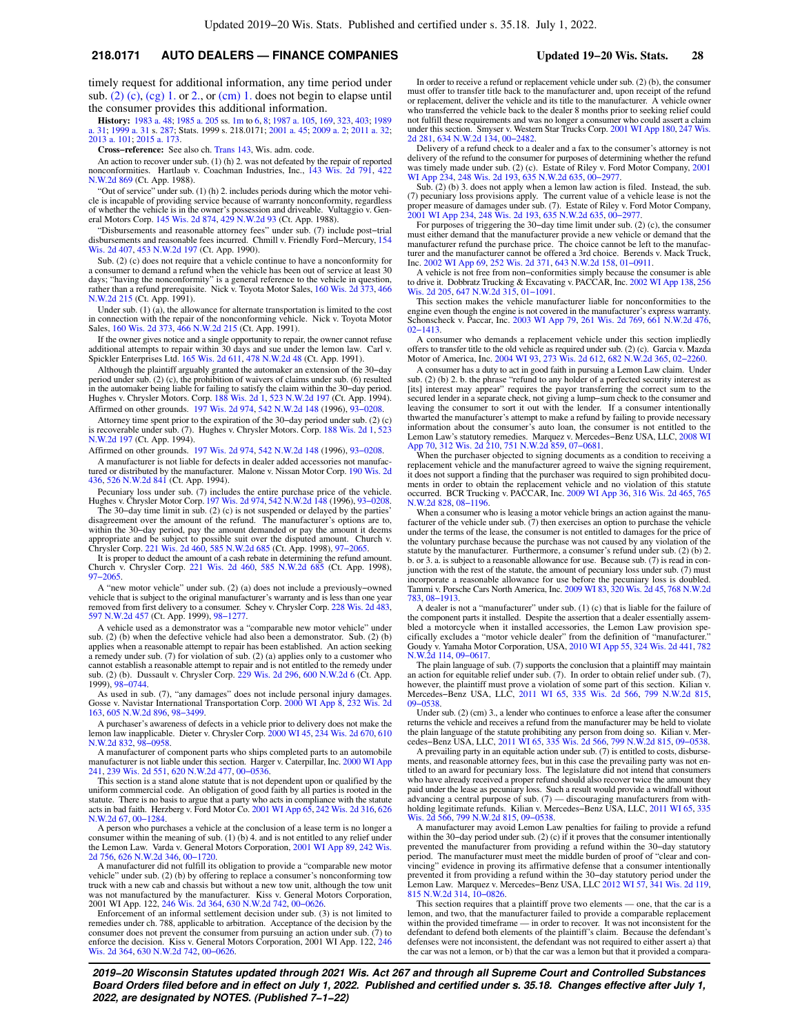timely request for additional information, any time period under sub. (2) (c), (cg) 1. or 2., or (cm) 1. does not begin to elapse until the consumer provides this additional information.

**History:** 1983 a. 48; 1985 a. 205 ss. 1m to 6, 8; 1987 a. 105, 169, 323, 403; 1989 a. 31; 1999 a. 31 s. 287; Stats. 1999 s. 218.0171; 2001 a. 45; 2009 a. 2; 2011 a. 32; 2013 a. 101; 2015 a. 173.

**Cross−reference:** See also ch. Trans 143, Wis. adm. code.

An action to recover under sub. (1) (h) 2. was not defeated by the repair of reported nonconformities. Hartlaub v. Coachman Industries, Inc., 143 Wis. 2d 791, 422 N.W.2d 869 (Ct. App. 1988).

"Out of service" under sub. (1) (h) 2. includes periods during which the motor vehicle is incapable of providing service because of warranty nonconformity, regardless of whether the vehicle is in the owner's possession and driveable. Vultaggio v. General Motors Corp. 145 Wis. 2d 874, 429 N.W.2d 93 (Ct. App. 1988).

"Disbursements and reasonable attorney fees" under sub. (7) include post−trial disbursements and reasonable fees incurred. Chmill v. Friendly Ford−Mercury, 154 Wis. 2d 407, 453 N.W.2d 197 (Ct. App. 1990).

Sub. (2) (c) does not require that a vehicle continue to have a nonconformity for a consumer to demand a refund when the vehicle has been out of service at least 30 days; "having the nonconformity" is a general reference to the vehicle in question, rather than a refund prerequisite. Nick v. Toyota Motor Sales, 160 Wis. 2d 373, 466 N.W.2d 215 (Ct. App. 1991).

Under sub. (1) (a), the allowance for alternate transportation is limited to the cost in connection with the repair of the nonconforming vehicle. Nick v. Toyota Motor Sales, 160 Wis. 2d 373, 466 N.W.2d 215 (Ct. App. 1991).

If the owner gives notice and a single opportunity to repair, the owner cannot refuse additional attempts to repair within 30 days and sue under the lemon law. Carl v. Spickler Enterprises Ltd. 165 Wis. 2d 611, 478 N.W.2d 48 (Ct. App. 1991).

Although the plaintiff arguably granted the automaker an extension of the 30−day period under sub. (2) (c), the prohibition of waivers of claims under sub. (6) resulted in the automaker being liable for failing to satisfy the claim within the 30−day period. Hughes v. Chrysler Motors. Corp. 188 Wis. 2d 1, 523 N.W.2d 197 (Ct. App. 1994). Affirmed on other grounds. 197 Wis. 2d 974, 542 N.W.2d 148 (1996), 93−0208.

Attorney time spent prior to the expiration of the 30−day period under sub. (2) (c) is recoverable under sub. (7). Hughes v. Chrysler Motors. Corp. 188 Wis. 2d 1, 523 N.W.2d 197 (Ct. App. 1994).

Affirmed on other grounds. 197 Wis. 2d 974, 542 N.W.2d 148 (1996), 93−0208.

A manufacturer is not liable for defects in dealer added accessories not manufactured or distributed by the manufacturer. Malone v. Nissan Motor Corp. 190 Wis. 2d 436, 526 N.W.2d 841 (Ct. App. 1994).

Pecuniary loss under sub. (7) includes the entire purchase price of the vehicle. Hughes v. Chrysler Motor Corp. 197 Wis. 2d 974, 542 N.W.2d 148 (1996), 93−0208.

The 30−day time limit in sub. (2) (c) is not suspended or delayed by the parties' disagreement over the amount of the refund. The manufacturer's options are to, within the 30−day period, pay the amount demanded or pay the amount it deems appropriate and be subject to possible suit over the disputed amount. Church v. Chrysler Corp. 221 Wis. 2d 460, 585 N.W.2d 685 (Ct. App. 1998), 97−2065.

It is proper to deduct the amount of a cash rebate in determining the refund amount. Church v. Chrysler Corp. 221 Wis. 2d 460, 585 N.W.2d 685 (Ct. App. 1998), 97−2065.

A "new motor vehicle" under sub. (2) (a) does not include a previously−owned vehicle that is subject to the original manufacturer's warranty and is less than one year removed from first delivery to a consumer. Schey v. Chrysler Corp. 228 Wis. 2d 483, 597 N.W.2d 457 (Ct. App. 1999), 98−1277.

A vehicle used as a demonstrator was a "comparable new motor vehicle" under sub. (2) (b) when the defective vehicle had also been a demonstrator. Sub. (2) (b) applies when a reasonable attempt to repair has been established. An action seeking a remedy under sub. (7) for violation of sub. (2) (a) applies only to a customer who cannot establish a reasonable attempt to repair and is not entitled to the remedy under sub. (2) (b). Dussault v. Chrysler Corp. 229 Wis. 2d 296, 600 N.W.2d 6 (Ct. App. 1999), 98−0744.

As used in sub. (7), "any damages" does not include personal injury damages. Gosse v. Navistar International Transportation Corp. 2000 WI App 8, 232 Wis. 2d 163, 605 N.W.2d 896, 98−3499.

A purchaser's awareness of defects in a vehicle prior to delivery does not make the lemon law inapplicable. Dieter v. Chrysler Corp. 2000 WI 45, 234 Wis. 2d 670, 610 N.W.2d 832, 98−0958.

A manufacturer of component parts who ships completed parts to an automobile manufacturer is not liable under this section. Harger v. Caterpillar, Inc. 2000 WI App 241, 239 Wis. 2d 551, 620 N.W.2d 477, 00−0536.

This section is a stand alone statute that is not dependent upon or qualified by the uniform commercial code. An obligation of good faith by all parties is rooted in the statute. There is no basis to argue that a party who acts in compliance with the statute acts in bad faith. Herzberg v. Ford Motor Co. 2001 WI App 65, 242 Wis. 2d 316, 626 N.W.2d 67, 00−1284.

A person who purchases a vehicle at the conclusion of a lease term is no longer a consumer within the meaning of sub. (1) (b) 4. and is not entitled to any relief under the Lemon Law. Varda v. General Motors Corporation, 2001 WI App 89, 242 Wis. 2d 756, 626 N.W.2d 346, 00−1720.

A manufacturer did not fulfill its obligation to provide a "comparable new motor vehicle" under sub. (2) (b) by offering to replace a consumer's nonconforming tow truck with a new cab and chassis but without a new tow unit, although the tow unit was not manufactured by the manufacturer. Kiss v. General Motors Corporation, 2001 WI App. 122, 246 Wis. 2d 364, 630 N.W.2d 742, 00−0626.

Enforcement of an informal settlement decision under sub. (3) is not limited to remedies under ch. 788, applicable to arbitration. Acceptance of the decision by the consumer does not prevent the consumer from pursuing an action under sub. (7) to enforce the decision. Kiss v. General Motors Corporation, 2001 WI App. 122, 246 Wis. 2d 364, 630 N.W.2d 742, 00−0626.

In order to receive a refund or replacement vehicle under sub. (2) (b), the consumer must offer to transfer title back to the manufacturer and, upon receipt of the refund or replacement, deliver the vehicle and its title to the manufacturer. A vehicle owner who transferred the vehicle back to the dealer 8 months prior to seeking relief could not fulfill these requirements and was no longer a consumer who could assert a claim under this section. Smyser v. Western Star Trucks Corp. 2001 WI App 180, 247 Wis. 2d 281, 634 N.W.2d 134, 00−2482.

Delivery of a refund check to a dealer and a fax to the consumer's attorney is not delivery of the refund to the consumer for purposes of determining whether the refund was timely made under sub. (2) (c). Estate of Riley v. Ford Motor Company, 2001 WI App 234, 248 Wis. 2d 193, 635 N.W.2d 635, 00−2977.

Sub. (2) (b) 3. does not apply when a lemon law action is filed. Instead, the sub. (7) pecuniary loss provisions apply. The current value of a vehicle lease is not the proper measure of damages under sub. (7). Estate of Riley v. Ford Motor Company, 2001 WI App 234, 248 Wis. 2d 193, 635 N.W.2d 635, 00−2977.

For purposes of triggering the 30−day time limit under sub. (2) (c), the consumer must either demand that the manufacturer provide a new vehicle or demand that the manufacturer refund the purchase price. The choice cannot be left to the manufacturer and the manufacturer cannot be offered a 3rd choice. Berends v. Mack Truck, Inc. 2002 WI App 69, 252 Wis. 2d 371, 643 N.W.2d 158, 01−0911.

A vehicle is not free from non−conformities simply because the consumer is able to drive it. Dobbratz Trucking & Excavating v. PACCAR, Inc. 2002 WI App 138, 256 Wis. 2d 205, 647 N.W.2d 315, 01−1091.

This section makes the vehicle manufacturer liable for nonconformities to the engine even though the engine is not covered in the manufacturer's express warranty. Schonscheck v. Paccar, Inc. 2003 WI App 79, 261 Wis. 2d 769, 661 N.W.2d 476, 02−1413.

A consumer who demands a replacement vehicle under this section impliedly offers to transfer title to the old vehicle as required under sub. (2) (c). Garcia v. Mazda Motor of America, Inc. 2004 WI 93, 273 Wis. 2d 612, 682 N.W.2d 365, 02−2260.

A consumer has a duty to act in good faith in pursuing a Lemon Law claim. Under sub. (2) (b) 2. b. the phrase "refund to any holder of a perfected security interest as [its] interest may appear" requires the payor transferring the correct sum to the secured lender in a separate check, not giving a lump−sum check to the consumer and leaving the consumer to sort it out with the lender. If a consumer intentionally thwarted the manufacturer's attempt to make a refund by failing to provide necessary information about the consumer's auto loan, the consumer is not entitled to the Lemon Law's statutory remedies. Marquez v. Mercedes−Benz USA, LLC, 2008 WI App 70, 312 Wis. 2d 210, 751 N.W.2d 859, 07−0681.

When the purchaser objected to signing documents as a condition to receiving a replacement vehicle and the manufacturer agreed to waive the signing requirement, it does not support a finding that the purchaser was required to sign prohibited documents in order to obtain the replacement vehicle and no violation of this statute occurred. BCR Trucking v. PACCAR, Inc. 2009 WI App 36, 316 Wis. 2d 465, 765 N.W.2d 828, 08−1196.

When a consumer who is leasing a motor vehicle brings an action against the manufacturer of the vehicle under sub. (7) then exercises an option to purchase the vehicle under the terms of the lease, the consumer is not entitled to damages for the price of the voluntary purchase because the purchase was not caused by any violation of the statute by the manufacturer. Furthermore, a consumer's refund under sub. (2) (b) 2. b. or 3. a. is subject to a reasonable allowance for use. Because sub. (7) is read in conjunction with the rest of the statute, the amount of pecuniary loss under sub. (7) must incorporate a reasonable allowance for use before the pecuniary loss is doubled. Tammi v. Porsche Cars North America, Inc. 2009 WI 83, 320 Wis. 2d 45, 768 N.W.2d 783, 08−1913.

A dealer is not a "manufacturer" under sub. (1) (c) that is liable for the failure of the component parts it installed. Despite the assertion that a dealer essentially assembled a motorcycle when it installed accessories, the Lemon Law provision specifically excludes a "motor vehicle dealer" from the definition of "manufacturer." Goudy v. Yamaha Motor Corporation, USA, 2010 WI App 55, 324 Wis. 2d 441, 782 N.W.2d 114, 09−0617.

The plain language of sub. (7) supports the conclusion that a plaintiff may maintain an action for equitable relief under sub. (7). In order to obtain relief under sub. (7), however, the plaintiff must prove a violation of some part of this section. Kilian v. Mercedes−Benz USA, LLC, 2011 WI 65, 335 Wis. 2d 566, 799 N.W.2d 815, 09−0538.

Under sub. (2) (cm) 3., a lender who continues to enforce a lease after the consumer returns the vehicle and receives a refund from the manufacturer may be held to violate the plain language of the statute prohibiting any person from doing so. Kilian v. Mercedes−Benz USA, LLC, 2011 WI 65, 335 Wis. 2d 566, 799 N.W.2d 815, 09−0538.

A prevailing party in an equitable action under sub. (7) is entitled to costs, disbursements, and reasonable attorney fees, but in this case the prevailing party was not entitled to an award for pecuniary loss. The legislature did not intend that consumers who have already received a proper refund should also recover twice the amount they paid under the lease as pecuniary loss. Such a result would provide a windfall without advancing a central purpose of sub. (7) — discouraging manufacturers from withholding legitimate refunds. Kilian v. Mercedes−Benz USA, LLC, 2011 WI 65, 335 Wis. 2d 566, 799 N.W.2d 815, 09−0538.

A manufacturer may avoid Lemon Law penalties for failing to provide a refund within the 30−day period under sub. (2) (c) if it proves that the consumer intentionally prevented the manufacturer from providing a refund within the 30−day statutory period. The manufacturer must meet the middle burden of proof of "clear and convincing" evidence in proving its affirmative defense that a consumer intentionally prevented it from providing a refund within the 30−day statutory period under the Lemon Law. Marquez v. Mercedes−Benz USA, LLC 2012 WI 57, 341 Wis. 2d 119, 815 N.W.2d 314, 10−0826.

This section requires that a plaintiff prove two elements — one, that the car is a lemon, and two, that the manufacturer failed to provide a comparable replacement within the provided timeframe — in order to recover. It was not inconsistent for the defendant to defend both elements of the plaintiff's claim. Because the defendant's defenses were not inconsistent, the defendant was not required to either assert a) that the car was not a lemon, or b) that the car was a lemon but that it provided a compara-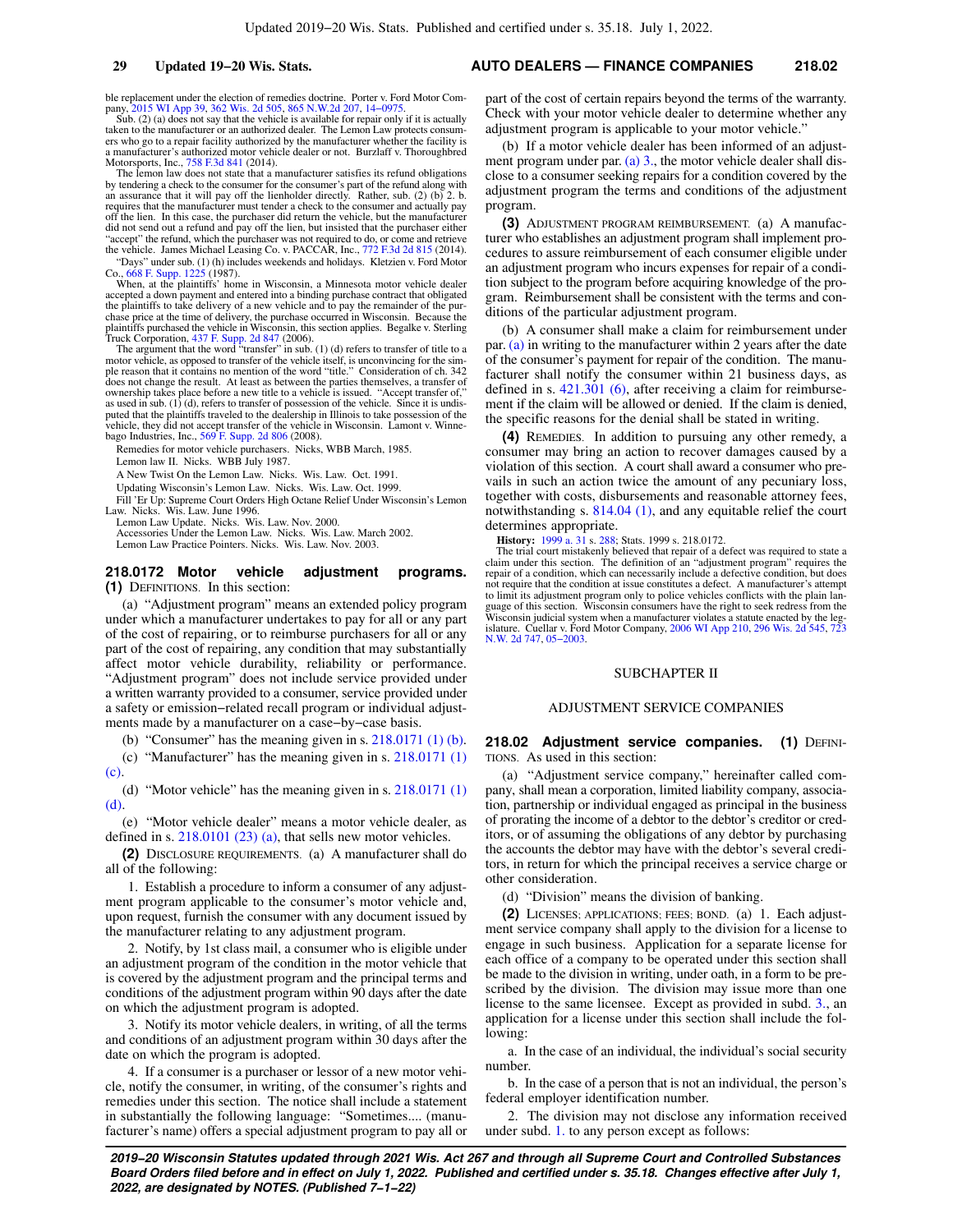ble replacement under the election of remedies doctrine. Porter v. Ford Motor Company, 2015 WI App 39, 362 Wis. 2d 505, 865 N.W.2d 207, 14−0975.

Sub. (2) (a) does not say that the vehicle is available for repair only if it is actually taken to the manufacturer or an authorized dealer. The Lemon Law protects consumers who go to a repair facility authorized by the manufacturer whether the facility is a manufacturer's authorized motor vehicle dealer or not. Burzlaff v. Thoroughbred Motorsports, Inc., 758 F.3d 841 (2014).

The lemon law does not state that a manufacturer satisfies its refund obligations by tendering a check to the consumer for the consumer's part of the refund along with an assurance that it will pay off the lienholder directly. Rather, sub. (2) (b) 2. b. requires that the manufacturer must tender a check to the consumer and actually pay off the lien. In this case, the purchaser did return the vehicle, but the manufacturer did not send out a refund and pay off the lien, but insisted that the purchaser either "accept" the refund, which the purchaser was not required to do, or come and retrieve the vehicle. James Michael Leasing Co. v. PACCAR, Inc., 772 F.3d 2d 815 (2014).

"Days" under sub. (1) (h) includes weekends and holidays. Kletzien v. Ford Motor Co., 668 F. Supp. 1225 (1987).

When, at the plaintiffs' home in Wisconsin, a Minnesota motor vehicle dealer accepted a down payment and entered into a binding purchase contract that obligated the plaintiffs to take delivery of a new vehicle and to pay the remainder of the purchase price at the time of delivery, the purchase occurred in Wisconsin. Because the plaintiffs purchased the vehicle in Wisconsin, this section applies. Begalke v. Sterling Truck Corporation, 437 F. Supp. 2d 847 (2006).

The argument that the word "transfer" in sub. (1) (d) refers to transfer of title to a motor vehicle, as opposed to transfer of the vehicle itself, is unconvincing for the simple reason that it contains no mention of the word "title." Consideration of ch. 342 does not change the result. At least as between the parties themselves, a transfer of ownership takes place before a new title to a vehicle is issued. "Accept transfer of," as used in sub. (1) (d), refers to transfer of possession of the vehicle. Since it is undisputed that the plaintiffs traveled to the dealership in Illinois to take possession of the vehicle, they did not accept transfer of the vehicle in Wisconsin. Lamont v. Winnebago Industries, Inc., 569 F. Supp. 2d 806 (2008).

Remedies for motor vehicle purchasers. Nicks, WBB March, 1985.

Lemon law II. Nicks. WBB July 1987.

A New Twist On the Lemon Law. Nicks. Wis. Law. Oct. 1991.

Updating Wisconsin's Lemon Law. Nicks. Wis. Law. Oct. 1999.

Fill 'Er Up: Supreme Court Orders High Octane Relief Under Wisconsin's Lemon Law. Nicks. Wis. Law. June 1996.

Lemon Law Update. Nicks. Wis. Law. Nov. 2000.

Accessories Under the Lemon Law. Nicks. Wis. Law. March 2002.

Lemon Law Practice Pointers. Nicks. Wis. Law. Nov. 2003.

### 218.0172 Motor vehicle adjustment programs.

**(1)** DEFINITIONS. In this section:

(a) "Adjustment program" means an extended policy program under which a manufacturer undertakes to pay for all or any part of the cost of repairing, or to reimburse purchasers for all or any part of the cost of repairing, any condition that may substantially affect motor vehicle durability, reliability or performance. "Adjustment program" does not include service provided under a written warranty provided to a consumer, service provided under a safety or emission−related recall program or individual adjustments made by a manufacturer on a case−by−case basis.

(b) "Consumer" has the meaning given in s. 218.0171 (1) (b).

(c) "Manufacturer" has the meaning given in s. 218.0171 (1) (c).

(d) "Motor vehicle" has the meaning given in s. 218.0171 (1) (d).

(e) "Motor vehicle dealer" means a motor vehicle dealer, as defined in s. 218.0101 (23) (a), that sells new motor vehicles.

**(2)** DISCLOSURE REQUIREMENTS. (a) A manufacturer shall do all of the following:

1. Establish a procedure to inform a consumer of any adjustment program applicable to the consumer's motor vehicle and, upon request, furnish the consumer with any document issued by the manufacturer relating to any adjustment program.

2. Notify, by 1st class mail, a consumer who is eligible under an adjustment program of the condition in the motor vehicle that is covered by the adjustment program and the principal terms and conditions of the adjustment program within 90 days after the date on which the adjustment program is adopted.

3. Notify its motor vehicle dealers, in writing, of all the terms and conditions of an adjustment program within 30 days after the date on which the program is adopted.

4. If a consumer is a purchaser or lessor of a new motor vehicle, notify the consumer, in writing, of the consumer's rights and remedies under this section. The notice shall include a statement in substantially the following language: "Sometimes.... (manufacturer's name) offers a special adjustment program to pay all or part of the cost of certain repairs beyond the terms of the warranty. Check with your motor vehicle dealer to determine whether any adjustment program is applicable to your motor vehicle."

(b) If a motor vehicle dealer has been informed of an adjustment program under par. (a) 3., the motor vehicle dealer shall disclose to a consumer seeking repairs for a condition covered by the adjustment program the terms and conditions of the adjustment program.

**(3)** ADJUSTMENT PROGRAM REIMBURSEMENT. (a) A manufacturer who establishes an adjustment program shall implement procedures to assure reimbursement of each consumer eligible under an adjustment program who incurs expenses for repair of a condition subject to the program before acquiring knowledge of the program. Reimbursement shall be consistent with the terms and conditions of the particular adjustment program.

(b) A consumer shall make a claim for reimbursement under par. (a) in writing to the manufacturer within 2 years after the date of the consumer's payment for repair of the condition. The manufacturer shall notify the consumer within 21 business days, as defined in s. 421.301 (6), after receiving a claim for reimbursement if the claim will be allowed or denied. If the claim is denied, the specific reasons for the denial shall be stated in writing.

**(4)** REMEDIES. In addition to pursuing any other remedy, a consumer may bring an action to recover damages caused by a violation of this section. A court shall award a consumer who prevails in such an action twice the amount of any pecuniary loss, together with costs, disbursements and reasonable attorney fees, notwithstanding s. 814.04 (1), and any equitable relief the court determines appropriate.

**History:** 1999 a. 31 s. 288; Stats. 1999 s. 218.0172.

The trial court mistakenly believed that repair of a defect was required to state a claim under this section. The definition of an "adjustment program" requires the repair of a condition, which can necessarily include a defective condition, but does not require that the condition at issue constitutes a defect. A manufacturer's attempt to limit its adjustment program only to police vehicles conflicts with the plain language of this section. Wisconsin consumers have the right to seek redress from the Wisconsin judicial system when a manufacturer violates a statute enacted by the legislature. Cuellar v. Ford Motor Company, 2006 WI App 210, 296 Wis. 2d 545, 723 N.W. 2d 747, 05−2003.

## SUBCHAPTER II

## ADJUSTMENT SERVICE COMPANIES

### 218.02 Adjustment service companies.

**(1)** DEFINITIONS. As used in this section:

(a) "Adjustment service company," hereinafter called company, shall mean a corporation, limited liability company, association, partnership or individual engaged as principal in the business of prorating the income of a debtor to the debtor's creditor or creditors, or of assuming the obligations of any debtor by purchasing the accounts the debtor may have with the debtor's several creditors, in return for which the principal receives a service charge or other consideration.

(d) "Division" means the division of banking.

**(2)** LICENSES; APPLICATIONS; FEES; BOND. (a) 1. Each adjustment service company shall apply to the division for a license to engage in such business. Application for a separate license for each office of a company to be operated under this section shall be made to the division in writing, under oath, in a form to be prescribed by the division. The division may issue more than one license to the same licensee. Except as provided in subd. 3., an application for a license under this section shall include the following:

a. In the case of an individual, the individual's social security number.

b. In the case of a person that is not an individual, the person's federal employer identification number.

2. The division may not disclose any information received under subd. 1. to any person except as follows: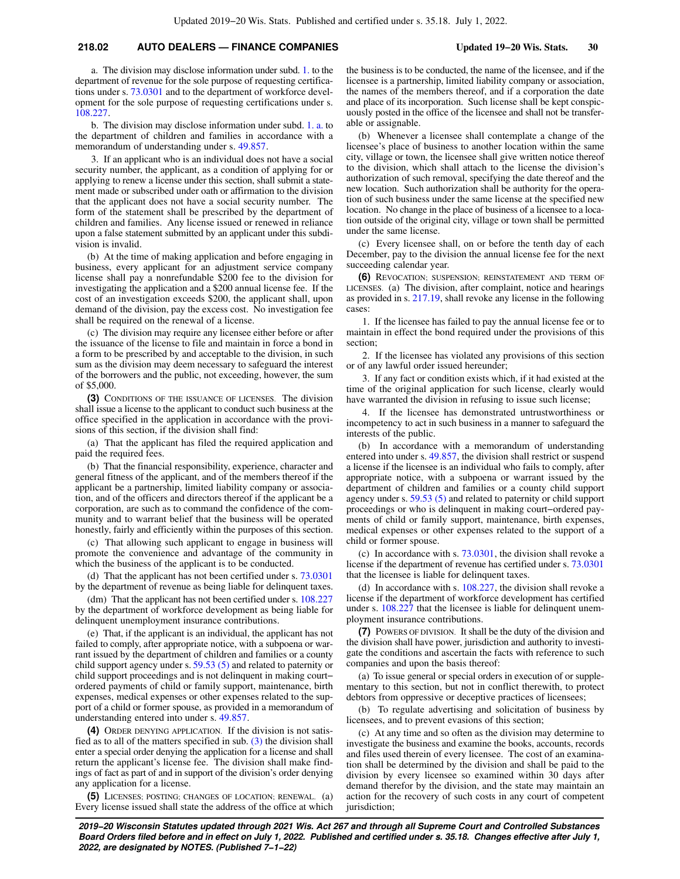a. The division may disclose information under subd. 1. to the department of revenue for the sole purpose of requesting certifications under s. 73.0301 and to the department of workforce development for the sole purpose of requesting certifications under s. 108.227.

b. The division may disclose information under subd. 1. a. to the department of children and families in accordance with a memorandum of understanding under s. 49.857.

3. If an applicant who is an individual does not have a social security number, the applicant, as a condition of applying for or applying to renew a license under this section, shall submit a statement made or subscribed under oath or affirmation to the division that the applicant does not have a social security number. The form of the statement shall be prescribed by the department of children and families. Any license issued or renewed in reliance upon a false statement submitted by an applicant under this subdivision is invalid.

(b) At the time of making application and before engaging in business, every applicant for an adjustment service company license shall pay a nonrefundable $200 fee to the division for investigating the application and a $200 annual license fee. If the cost of an investigation exceeds $200, the applicant shall, upon demand of the division, pay the excess cost. No investigation fee shall be required on the renewal of a license.

(c) The division may require any licensee either before or after the issuance of the license to file and maintain in force a bond in a form to be prescribed by and acceptable to the division, in such sum as the division may deem necessary to safeguard the interest of the borrowers and the public, not exceeding, however, the sum of $5,000.

**(3)** CONDITIONS OF THE ISSUANCE OF LICENSES. The division shall issue a license to the applicant to conduct such business at the office specified in the application in accordance with the provisions of this section, if the division shall find:

(a) That the applicant has filed the required application and paid the required fees.

(b) That the financial responsibility, experience, character and general fitness of the applicant, and of the members thereof if the applicant be a partnership, limited liability company or association, and of the officers and directors thereof if the applicant be a corporation, are such as to command the confidence of the community and to warrant belief that the business will be operated honestly, fairly and efficiently within the purposes of this section.

(c) That allowing such applicant to engage in business will promote the convenience and advantage of the community in which the business of the applicant is to be conducted.

(d) That the applicant has not been certified under s. 73.0301 by the department of revenue as being liable for delinquent taxes.

(dm) That the applicant has not been certified under s. 108.227 by the department of workforce development as being liable for delinquent unemployment insurance contributions.

(e) That, if the applicant is an individual, the applicant has not failed to comply, after appropriate notice, with a subpoena or warrant issued by the department of children and families or a county child support agency under s. 59.53 (5) and related to paternity or child support proceedings and is not delinquent in making court–ordered payments of child or family support, maintenance, birth expenses, medical expenses or other expenses related to the support of a child or former spouse, as provided in a memorandum of understanding entered into under s. 49.857.

**(4)** ORDER DENYING APPLICATION. If the division is not satisfied as to all of the matters specified in sub. (3) the division shall enter a special order denying the application for a license and shall return the applicant's license fee. The division shall make findings of fact as part of and in support of the division's order denying any application for a license.

**(5)** LICENSES; POSTING; CHANGES OF LOCATION; RENEWAL. (a) Every license issued shall state the address of the office at which the business is to be conducted, the name of the licensee, and if the licensee is a partnership, limited liability company or association, the names of the members thereof, and if a corporation the date and place of its incorporation. Such license shall be kept conspicuously posted in the office of the licensee and shall not be transferable or assignable.

(b) Whenever a licensee shall contemplate a change of the licensee's place of business to another location within the same city, village or town, the licensee shall give written notice thereof to the division, which shall attach to the license the division's authorization of such removal, specifying the date thereof and the new location. Such authorization shall be authority for the operation of such business under the same license at the specified new location. No change in the place of business of a licensee to a location outside of the original city, village or town shall be permitted under the same license.

(c) Every licensee shall, on or before the tenth day of each December, pay to the division the annual license fee for the next succeeding calendar year.

**(6)** REVOCATION; SUSPENSION; REINSTATEMENT AND TERM OF LICENSES. (a) The division, after complaint, notice and hearings as provided in s. 217.19, shall revoke any license in the following cases:

1. If the licensee has failed to pay the annual license fee or to maintain in effect the bond required under the provisions of this section;

2. If the licensee has violated any provisions of this section or of any lawful order issued hereunder;

3. If any fact or condition exists which, if it had existed at the time of the original application for such license, clearly would have warranted the division in refusing to issue such license;

4. If the licensee has demonstrated untrustworthiness or incompetency to act in such business in a manner to safeguard the interests of the public.

(b) In accordance with a memorandum of understanding entered into under s. 49.857, the division shall restrict or suspend a license if the licensee is an individual who fails to comply, after appropriate notice, with a subpoena or warrant issued by the department of children and families or a county child support agency under s. 59.53 (5) and related to paternity or child support proceedings or who is delinquent in making court–ordered payments of child or family support, maintenance, birth expenses, medical expenses or other expenses related to the support of a child or former spouse.

(c) In accordance with s. 73.0301, the division shall revoke a license if the department of revenue has certified under s. 73.0301 that the licensee is liable for delinquent taxes.

(d) In accordance with s. 108.227, the division shall revoke a license if the department of workforce development has certified under s. 108.227 that the licensee is liable for delinquent unemployment insurance contributions.

**(7)** POWERS OF DIVISION. It shall be the duty of the division and the division shall have power, jurisdiction and authority to investigate the conditions and ascertain the facts with reference to such companies and upon the basis thereof:

(a) To issue general or special orders in execution of or supplementary to this section, but not in conflict therewith, to protect debtors from oppressive or deceptive practices of licensees;

(b) To regulate advertising and solicitation of business by licensees, and to prevent evasions of this section;

(c) At any time and so often as the division may determine to investigate the business and examine the books, accounts, records and files used therein of every licensee. The cost of an examination shall be determined by the division and shall be paid to the division by every licensee so examined within 30 days after demand therefor by the division, and the state may maintain an action for the recovery of such costs in any court of competent jurisdiction;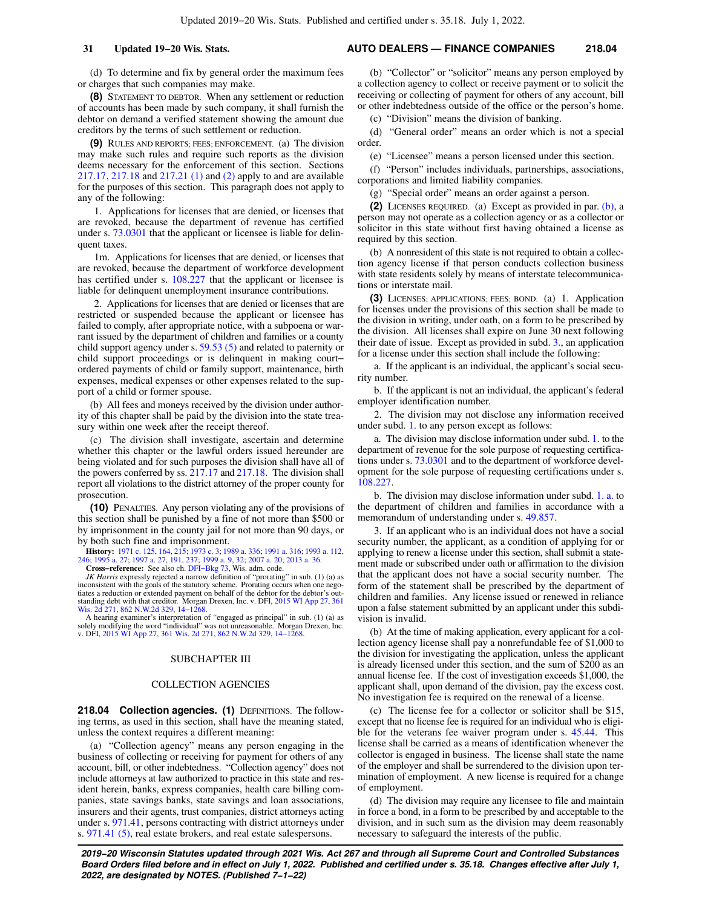(d) To determine and fix by general order the maximum fees or charges that such companies may make.

**(8)** STATEMENT TO DEBTOR. When any settlement or reduction of accounts has been made by such company, it shall furnish the debtor on demand a verified statement showing the amount due creditors by the terms of such settlement or reduction.

**(9)** RULES AND REPORTS; FEES; ENFORCEMENT. (a) The division may make such rules and require such reports as the division deems necessary for the enforcement of this section. Sections 217.17, 217.18 and 217.21 (1) and (2) apply to and are available for the purposes of this section. This paragraph does not apply to any of the following:

1. Applications for licenses that are denied, or licenses that are revoked, because the department of revenue has certified under s. 73.0301 that the applicant or licensee is liable for delinquent taxes.

1m. Applications for licenses that are denied, or licenses that are revoked, because the department of workforce development has certified under s. 108.227 that the applicant or licensee is liable for delinquent unemployment insurance contributions.

2. Applications for licenses that are denied or licenses that are restricted or suspended because the applicant or licensee has failed to comply, after appropriate notice, with a subpoena or warrant issued by the department of children and families or a county child support agency under s. 59.53 (5) and related to paternity or child support proceedings or is delinquent in making court−ordered payments of child or family support, maintenance, birth expenses, medical expenses or other expenses related to the support of a child or former spouse.

(b) All fees and moneys received by the division under authority of this chapter shall be paid by the division into the state treasury within one week after the receipt thereof.

(c) The division shall investigate, ascertain and determine whether this chapter or the lawful orders issued hereunder are being violated and for such purposes the division shall have all of the powers conferred by ss. 217.17 and 217.18. The division shall report all violations to the district attorney of the proper county for prosecution.

**(10)** PENALTIES. Any person violating any of the provisions of this section shall be punished by a fine of not more than $500 or by imprisonment in the county jail for not more than 90 days, or by both such fine and imprisonment.

**History:** 1971 c. 125, 164, 215; 1973 c. 3; 1989 a. 336; 1991 a. 316; 1993 a. 112, 246; 1995 a. 27; 1997 a. 27, 191, 237; 1999 a. 9, 32; 2007 a. 20; 2013 a. 36.

**Cross−reference:** See also ch. DFI−Bkg 73, Wis. adm. code.

*JK Harris* expressly rejected a narrow definition of "prorating" in sub. (1) (a) as inconsistent with the goals of the statutory scheme. Prorating occurs when one negotiates a reduction or extended payment on behalf of the debtor for the debtor's outstanding debt with that creditor. Morgan Drexen, Inc. v. DFI, 2015 WI App 27, 361 Wis. 2d 271, 862 N.W.2d 329, 14−1268.

A hearing examiner's interpretation of "engaged as principal" in sub. (1) (a) as solely modifying the word "individual" was not unreasonable. Morgan Drexen, Inc. v. DFI, 2015 WI App 27, 361 Wis. 2d 271, 862 N.W.2d 329, 14−1268.

## SUBCHAPTER III

## COLLECTION AGENCIES

**218.04 Collection agencies. (1)** DEFINITIONS. The following terms, as used in this section, shall have the meaning stated, unless the context requires a different meaning:

(a) "Collection agency" means any person engaging in the business of collecting or receiving for payment for others of any account, bill, or other indebtedness. "Collection agency" does not include attorneys at law authorized to practice in this state and resident herein, banks, express companies, health care billing companies, state savings banks, state savings and loan associations, insurers and their agents, trust companies, district attorneys acting under s. 971.41, persons contracting with district attorneys under s. 971.41 (5), real estate brokers, and real estate salespersons.

(b) "Collector" or "solicitor" means any person employed by a collection agency to collect or receive payment or to solicit the receiving or collecting of payment for others of any account, bill or other indebtedness outside of the office or the person's home.

(c) "Division" means the division of banking.

(d) "General order" means an order which is not a special order.

(e) "Licensee" means a person licensed under this section.

(f) "Person" includes individuals, partnerships, associations, corporations and limited liability companies.

(g) "Special order" means an order against a person.

**(2)** LICENSES REQUIRED. (a) Except as provided in par. (b), a person may not operate as a collection agency or as a collector or solicitor in this state without first having obtained a license as required by this section.

(b) A nonresident of this state is not required to obtain a collection agency license if that person conducts collection business with state residents solely by means of interstate telecommunications or interstate mail.

**(3)** LICENSES; APPLICATIONS; FEES; BOND. (a) 1. Application for licenses under the provisions of this section shall be made to the division in writing, under oath, on a form to be prescribed by the division. All licenses shall expire on June 30 next following their date of issue. Except as provided in subd. 3., an application for a license under this section shall include the following:

a. If the applicant is an individual, the applicant's social security number.

b. If the applicant is not an individual, the applicant's federal employer identification number.

2. The division may not disclose any information received under subd. 1. to any person except as follows:

a. The division may disclose information under subd. 1. to the department of revenue for the sole purpose of requesting certifications under s. 73.0301 and to the department of workforce development for the sole purpose of requesting certifications under s. 108.227.

b. The division may disclose information under subd. 1. a. to the department of children and families in accordance with a memorandum of understanding under s. 49.857.

3. If an applicant who is an individual does not have a social security number, the applicant, as a condition of applying for or applying to renew a license under this section, shall submit a statement made or subscribed under oath or affirmation to the division that the applicant does not have a social security number. The form of the statement shall be prescribed by the department of children and families. Any license issued or renewed in reliance upon a false statement submitted by an applicant under this subdivision is invalid.

(b) At the time of making application, every applicant for a collection agency license shall pay a nonrefundable fee of $1,000 to the division for investigating the application, unless the applicant is already licensed under this section, and the sum of $200 as an annual license fee. If the cost of investigation exceeds $1,000, the applicant shall, upon demand of the division, pay the excess cost. No investigation fee is required on the renewal of a license.

(c) The license fee for a collector or solicitor shall be $15, except that no license fee is required for an individual who is eligible for the veterans fee waiver program under s. 45.44. This license shall be carried as a means of identification whenever the collector is engaged in business. The license shall state the name of the employer and shall be surrendered to the division upon termination of employment. A new license is required for a change of employment.

(d) The division may require any licensee to file and maintain in force a bond, in a form to be prescribed by and acceptable to the division, and in such sum as the division may deem reasonably necessary to safeguard the interests of the public.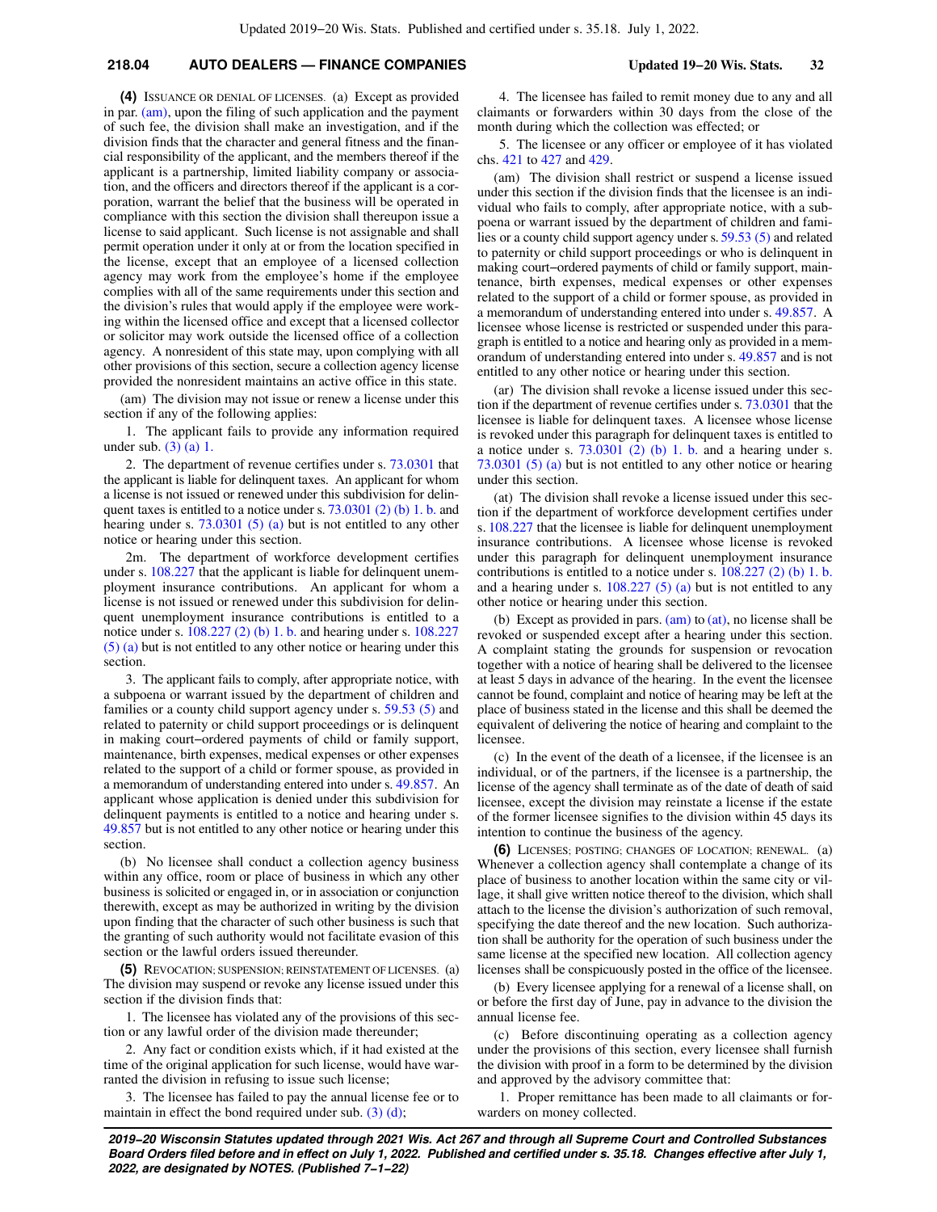**(4)** ISSUANCE OR DENIAL OF LICENSES. (a) Except as provided in par. (am), upon the filing of such application and the payment of such fee, the division shall make an investigation, and if the division finds that the character and general fitness and the financial responsibility of the applicant, and the members thereof if the applicant is a partnership, limited liability company or association, and the officers and directors thereof if the applicant is a corporation, warrant the belief that the business will be operated in compliance with this section the division shall thereupon issue a license to said applicant. Such license is not assignable and shall permit operation under it only at or from the location specified in the license, except that an employee of a licensed collection agency may work from the employee's home if the employee complies with all of the same requirements under this section and the division's rules that would apply if the employee were working within the licensed office and except that a licensed collector or solicitor may work outside the licensed office of a collection agency. A nonresident of this state may, upon complying with all other provisions of this section, secure a collection agency license provided the nonresident maintains an active office in this state.

(am) The division may not issue or renew a license under this section if any of the following applies:

1. The applicant fails to provide any information required under sub. (3) (a) 1.

2. The department of revenue certifies under s. 73.0301 that the applicant is liable for delinquent taxes. An applicant for whom a license is not issued or renewed under this subdivision for delinquent taxes is entitled to a notice under s. 73.0301 (2) (b) 1. b. and hearing under s. 73.0301 (5) (a) but is not entitled to any other notice or hearing under this section.

2m. The department of workforce development certifies under s. 108.227 that the applicant is liable for delinquent unemployment insurance contributions. An applicant for whom a license is not issued or renewed under this subdivision for delinquent unemployment insurance contributions is entitled to a notice under s. 108.227 (2) (b) 1. b. and hearing under s. 108.227 (5) (a) but is not entitled to any other notice or hearing under this section.

3. The applicant fails to comply, after appropriate notice, with a subpoena or warrant issued by the department of children and families or a county child support agency under s. 59.53 (5) and related to paternity or child support proceedings or is delinquent in making court−ordered payments of child or family support, maintenance, birth expenses, medical expenses or other expenses related to the support of a child or former spouse, as provided in a memorandum of understanding entered into under s. 49.857. An applicant whose application is denied under this subdivision for delinquent payments is entitled to a notice and hearing under s. 49.857 but is not entitled to any other notice or hearing under this section.

(b) No licensee shall conduct a collection agency business within any office, room or place of business in which any other business is solicited or engaged in, or in association or conjunction therewith, except as may be authorized in writing by the division upon finding that the character of such other business is such that the granting of such authority would not facilitate evasion of this section or the lawful orders issued thereunder.

**(5)** REVOCATION; SUSPENSION; REINSTATEMENT OF LICENSES. (a) The division may suspend or revoke any license issued under this section if the division finds that:

1. The licensee has violated any of the provisions of this section or any lawful order of the division made thereunder;

2. Any fact or condition exists which, if it had existed at the time of the original application for such license, would have warranted the division in refusing to issue such license;

3. The licensee has failed to pay the annual license fee or to maintain in effect the bond required under sub. (3) (d);

4. The licensee has failed to remit money due to any and all claimants or forwarders within 30 days from the close of the month during which the collection was effected; or

5. The licensee or any officer or employee of it has violated chs. 421 to 427 and 429.

(am) The division shall restrict or suspend a license issued under this section if the division finds that the licensee is an individual who fails to comply, after appropriate notice, with a subpoena or warrant issued by the department of children and families or a county child support agency under s. 59.53 (5) and related to paternity or child support proceedings or who is delinquent in making court−ordered payments of child or family support, maintenance, birth expenses, medical expenses or other expenses related to the support of a child or former spouse, as provided in a memorandum of understanding entered into under s. 49.857. A licensee whose license is restricted or suspended under this paragraph is entitled to a notice and hearing only as provided in a memorandum of understanding entered into under s. 49.857 and is not entitled to any other notice or hearing under this section.

(ar) The division shall revoke a license issued under this section if the department of revenue certifies under s. 73.0301 that the licensee is liable for delinquent taxes. A licensee whose license is revoked under this paragraph for delinquent taxes is entitled to a notice under s. 73.0301 (2) (b) 1. b. and a hearing under s. 73.0301 (5) (a) but is not entitled to any other notice or hearing under this section.

(at) The division shall revoke a license issued under this section if the department of workforce development certifies under s. 108.227 that the licensee is liable for delinquent unemployment insurance contributions. A licensee whose license is revoked under this paragraph for delinquent unemployment insurance contributions is entitled to a notice under s. 108.227 (2) (b) 1. b. and a hearing under s. 108.227 (5) (a) but is not entitled to any other notice or hearing under this section.

(b) Except as provided in pars. (am) to (at), no license shall be revoked or suspended except after a hearing under this section. A complaint stating the grounds for suspension or revocation together with a notice of hearing shall be delivered to the licensee at least 5 days in advance of the hearing. In the event the licensee cannot be found, complaint and notice of hearing may be left at the place of business stated in the license and this shall be deemed the equivalent of delivering the notice of hearing and complaint to the licensee.

(c) In the event of the death of a licensee, if the licensee is an individual, or of the partners, if the licensee is a partnership, the license of the agency shall terminate as of the date of death of said licensee, except the division may reinstate a license if the estate of the former licensee signifies to the division within 45 days its intention to continue the business of the agency.

**(6)** LICENSES; POSTING; CHANGES OF LOCATION; RENEWAL. (a) Whenever a collection agency shall contemplate a change of its place of business to another location within the same city or village, it shall give written notice thereof to the division, which shall attach to the license the division's authorization of such removal, specifying the date thereof and the new location. Such authorization shall be authority for the operation of such business under the same license at the specified new location. All collection agency licenses shall be conspicuously posted in the office of the licensee.

(b) Every licensee applying for a renewal of a license shall, on or before the first day of June, pay in advance to the division the annual license fee.

(c) Before discontinuing operating as a collection agency under the provisions of this section, every licensee shall furnish the division with proof in a form to be determined by the division and approved by the advisory committee that:

1. Proper remittance has been made to all claimants or forwarders on money collected.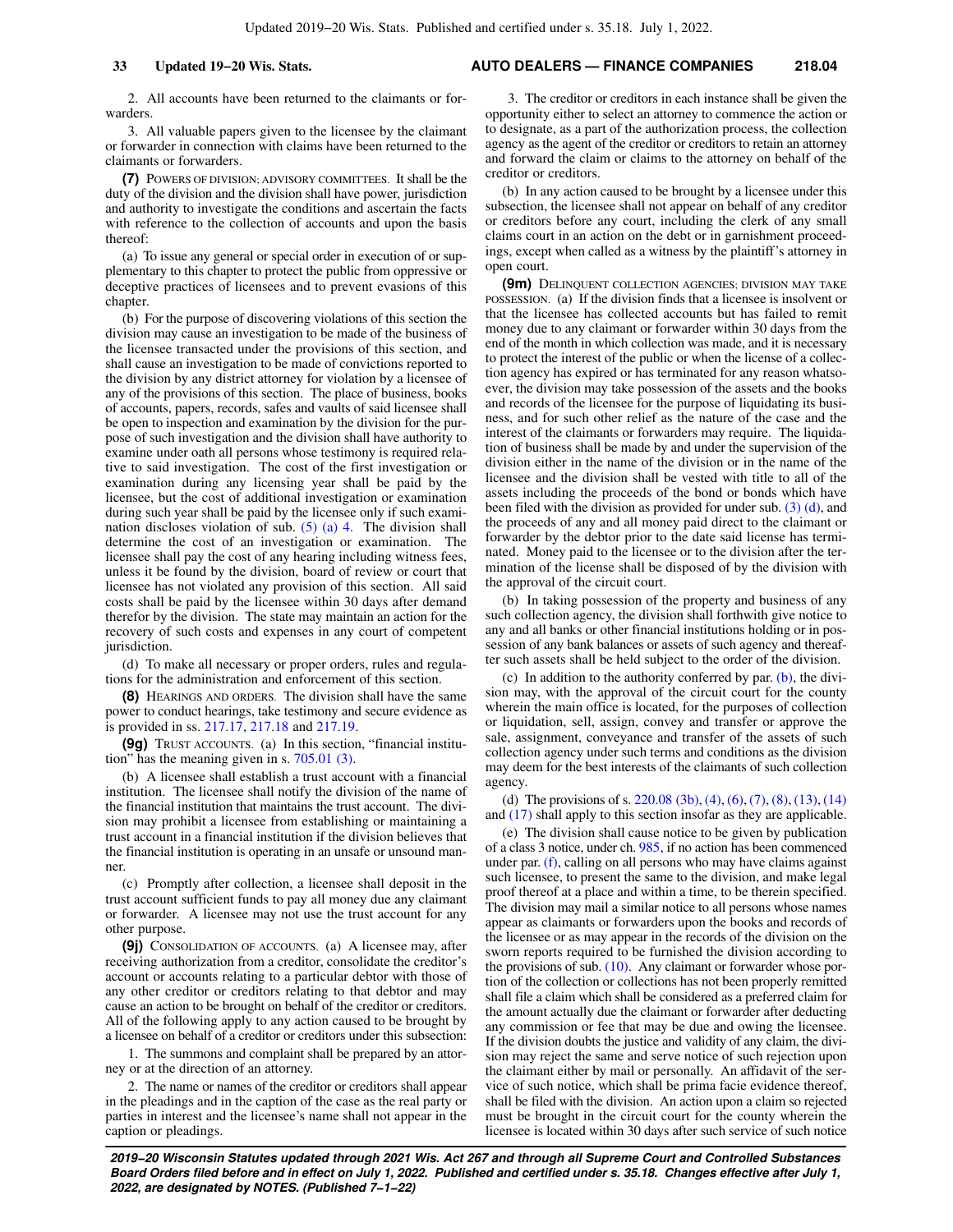2. All accounts have been returned to the claimants or forwarders.

3. All valuable papers given to the licensee by the claimant or forwarder in connection with claims have been returned to the claimants or forwarders.

**(7)** POWERS OF DIVISION; ADVISORY COMMITTEES. It shall be the duty of the division and the division shall have power, jurisdiction and authority to investigate the conditions and ascertain the facts with reference to the collection of accounts and upon the basis thereof:

(a) To issue any general or special order in execution of or supplementary to this chapter to protect the public from oppressive or deceptive practices of licensees and to prevent evasions of this chapter.

(b) For the purpose of discovering violations of this section the division may cause an investigation to be made of the business of the licensee transacted under the provisions of this section, and shall cause an investigation to be made of convictions reported to the division by any district attorney for violation by a licensee of any of the provisions of this section. The place of business, books of accounts, papers, records, safes and vaults of said licensee shall be open to inspection and examination by the division for the purpose of such investigation and the division shall have authority to examine under oath all persons whose testimony is required relative to said investigation. The cost of the first investigation or examination during any licensing year shall be paid by the licensee, but the cost of additional investigation or examination during such year shall be paid by the licensee only if such examination discloses violation of sub. (5) (a) 4. The division shall determine the cost of an investigation or examination. The licensee shall pay the cost of any hearing including witness fees, unless it be found by the division, board of review or court that licensee has not violated any provision of this section. All said costs shall be paid by the licensee within 30 days after demand therefor by the division. The state may maintain an action for the recovery of such costs and expenses in any court of competent jurisdiction.

(d) To make all necessary or proper orders, rules and regulations for the administration and enforcement of this section.

**(8)** HEARINGS AND ORDERS. The division shall have the same power to conduct hearings, take testimony and secure evidence as is provided in ss. 217.17, 217.18 and 217.19.

**(9g)** TRUST ACCOUNTS. (a) In this section, "financial institution" has the meaning given in s. 705.01 (3).

(b) A licensee shall establish a trust account with a financial institution. The licensee shall notify the division of the name of the financial institution that maintains the trust account. The division may prohibit a licensee from establishing or maintaining a trust account in a financial institution if the division believes that the financial institution is operating in an unsafe or unsound manner.

(c) Promptly after collection, a licensee shall deposit in the trust account sufficient funds to pay all money due any claimant or forwarder. A licensee may not use the trust account for any other purpose.

**(9j)** CONSOLIDATION OF ACCOUNTS. (a) A licensee may, after receiving authorization from a creditor, consolidate the creditor's account or accounts relating to a particular debtor with those of any other creditor or creditors relating to that debtor and may cause an action to be brought on behalf of the creditor or creditors. All of the following apply to any action caused to be brought by a licensee on behalf of a creditor or creditors under this subsection:

1. The summons and complaint shall be prepared by an attorney or at the direction of an attorney.

2. The name or names of the creditor or creditors shall appear in the pleadings and in the caption of the case as the real party or parties in interest and the licensee's name shall not appear in the caption or pleadings.

3. The creditor or creditors in each instance shall be given the opportunity either to select an attorney to commence the action or to designate, as a part of the authorization process, the collection agency as the agent of the creditor or creditors to retain an attorney and forward the claim or claims to the attorney on behalf of the creditor or creditors.

(b) In any action caused to be brought by a licensee under this subsection, the licensee shall not appear on behalf of any creditor or creditors before any court, including the clerk of any small claims court in an action on the debt or in garnishment proceedings, except when called as a witness by the plaintiff's attorney in open court.

**(9m)** DELINQUENT COLLECTION AGENCIES; DIVISION MAY TAKE POSSESSION. (a) If the division finds that a licensee is insolvent or that the licensee has collected accounts but has failed to remit money due to any claimant or forwarder within 30 days from the end of the month in which collection was made, and it is necessary to protect the interest of the public or when the license of a collection agency has expired or has terminated for any reason whatsoever, the division may take possession of the assets and the books and records of the licensee for the purpose of liquidating its business, and for such other relief as the nature of the case and the interest of the claimants or forwarders may require. The liquidation of business shall be made by and under the supervision of the division either in the name of the division or in the name of the licensee and the division shall be vested with title to all of the assets including the proceeds of the bond or bonds which have been filed with the division as provided for under sub. (3) (d), and the proceeds of any and all money paid direct to the claimant or forwarder by the debtor prior to the date said license has terminated. Money paid to the licensee or to the division after the termination of the license shall be disposed of by the division with the approval of the circuit court.

(b) In taking possession of the property and business of any such collection agency, the division shall forthwith give notice to any and all banks or other financial institutions holding or in possession of any bank balances or assets of such agency and thereafter such assets shall be held subject to the order of the division.

(c) In addition to the authority conferred by par. (b), the division may, with the approval of the circuit court for the county wherein the main office is located, for the purposes of collection or liquidation, sell, assign, convey and transfer or approve the sale, assignment, conveyance and transfer of the assets of such collection agency under such terms and conditions as the division may deem for the best interests of the claimants of such collection agency.

(d) The provisions of s. 220.08 (3b), (4), (6), (7), (8), (13), (14) and (17) shall apply to this section insofar as they are applicable.

(e) The division shall cause notice to be given by publication of a class 3 notice, under ch. 985, if no action has been commenced under par. (f), calling on all persons who may have claims against such licensee, to present the same to the division, and make legal proof thereof at a place and within a time, to be therein specified. The division may mail a similar notice to all persons whose names appear as claimants or forwarders upon the books and records of the licensee or as may appear in the records of the division on the sworn reports required to be furnished the division according to the provisions of sub. (10). Any claimant or forwarder whose portion of the collection or collections has not been properly remitted shall file a claim which shall be considered as a preferred claim for the amount actually due the claimant or forwarder after deducting any commission or fee that may be due and owing the licensee. If the division doubts the justice and validity of any claim, the division may reject the same and serve notice of such rejection upon the claimant either by mail or personally. An affidavit of the service of such notice, which shall be prima facie evidence thereof, shall be filed with the division. An action upon a claim so rejected must be brought in the circuit court for the county wherein the licensee is located within 30 days after such service of such notice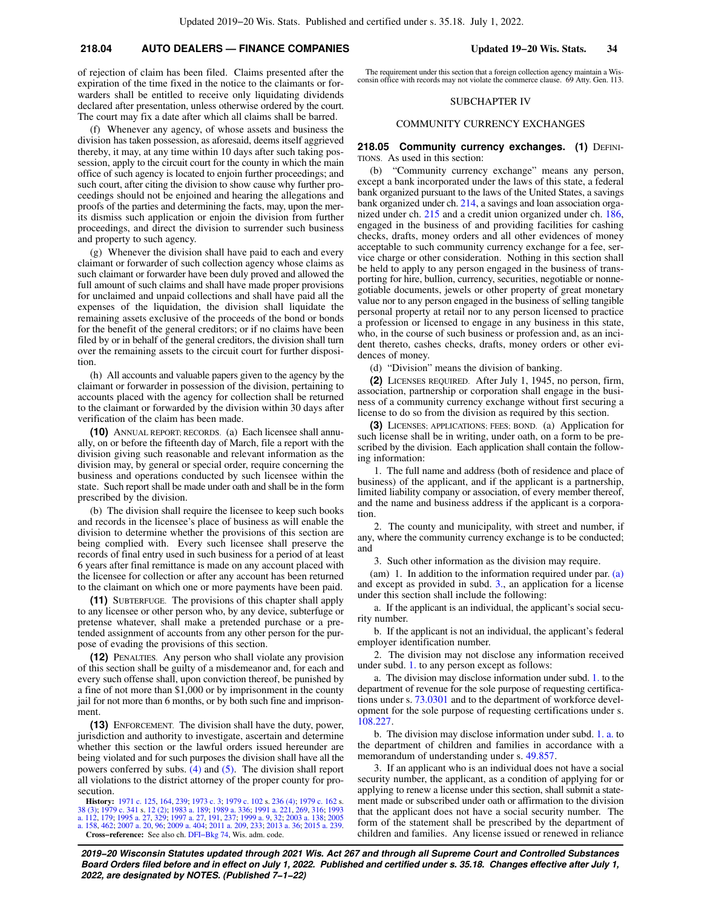of rejection of claim has been filed. Claims presented after the expiration of the time fixed in the notice to the claimants or forwarders shall be entitled to receive only liquidating dividends declared after presentation, unless otherwise ordered by the court. The court may fix a date after which all claims shall be barred.

(f) Whenever any agency, of whose assets and business the division has taken possession, as aforesaid, deems itself aggrieved thereby, it may, at any time within 10 days after such taking possession, apply to the circuit court for the county in which the main office of such agency is located to enjoin further proceedings; and such court, after citing the division to show cause why further proceedings should not be enjoined and hearing the allegations and proofs of the parties and determining the facts, may, upon the merits dismiss such application or enjoin the division from further proceedings, and direct the division to surrender such business and property to such agency.

(g) Whenever the division shall have paid to each and every claimant or forwarder of such collection agency whose claims as such claimant or forwarder have been duly proved and allowed the full amount of such claims and shall have made proper provisions for unclaimed and unpaid collections and shall have paid all the expenses of the liquidation, the division shall liquidate the remaining assets exclusive of the proceeds of the bond or bonds for the benefit of the general creditors; or if no claims have been filed by or in behalf of the general creditors, the division shall turn over the remaining assets to the circuit court for further disposition.

(h) All accounts and valuable papers given to the agency by the claimant or forwarder in possession of the division, pertaining to accounts placed with the agency for collection shall be returned to the claimant or forwarded by the division within 30 days after verification of the claim has been made.

**(10)** ANNUAL REPORT; RECORDS. (a) Each licensee shall annually, on or before the fifteenth day of March, file a report with the division giving such reasonable and relevant information as the division may, by general or special order, require concerning the business and operations conducted by such licensee within the state. Such report shall be made under oath and shall be in the form prescribed by the division.

(b) The division shall require the licensee to keep such books and records in the licensee's place of business as will enable the division to determine whether the provisions of this section are being complied with. Every such licensee shall preserve the records of final entry used in such business for a period of at least 6 years after final remittance is made on any account placed with the licensee for collection or after any account has been returned to the claimant on which one or more payments have been paid.

**(11)** SUBTERFUGE. The provisions of this chapter shall apply to any licensee or other person who, by any device, subterfuge or pretense whatever, shall make a pretended purchase or a pretended assignment of accounts from any other person for the purpose of evading the provisions of this section.

**(12)** PENALTIES. Any person who shall violate any provision of this section shall be guilty of a misdemeanor and, for each and every such offense shall, upon conviction thereof, be punished by a fine of not more than $1,000 or by imprisonment in the county jail for not more than 6 months, or by both such fine and imprisonment.

**(13)** ENFORCEMENT. The division shall have the duty, power, jurisdiction and authority to investigate, ascertain and determine whether this section or the lawful orders issued hereunder are being violated and for such purposes the division shall have all the powers conferred by subs. (4) and (5). The division shall report all violations to the district attorney of the proper county for prosecution.

**History:** 1971 c. 125, 164, 239; 1973 c. 3; 1979 c. 102 s. 236 (4); 1979 c. 162 s. 38 (3); 1979 c. 341 s. 12 (2); 1983 a. 189; 1989 a. 336; 1991 a. 221, 269, 316; 1993 a. 112, 179; 1995 a. 27, 329; 1997 a. 27, 191, 237; 1999 a. 9, 32; 2003 a. 138; 2005 a. 158, 462; 2007 a. 20, 96; 2009 a. 404; 2011 a. 209, 233; 2013 a. 36; 2015 a. 239.

**Cross-reference:** See also ch. DFI-Bkg 74, Wis. adm. code.

The requirement under this section that a foreign collection agency maintain a Wisconsin office with records may not violate the commerce clause. 69 Atty. Gen. 113.

## SUBCHAPTER IV

## COMMUNITY CURRENCY EXCHANGES

**218.05 Community currency exchanges. (1)** DEFINITIONS. As used in this section:

(b) "Community currency exchange" means any person, except a bank incorporated under the laws of this state, a federal bank organized pursuant to the laws of the United States, a savings bank organized under ch. 214, a savings and loan association organized under ch. 215 and a credit union organized under ch. 186, engaged in the business of and providing facilities for cashing checks, drafts, money orders and all other evidences of money acceptable to such community currency exchange for a fee, service charge or other consideration. Nothing in this section shall be held to apply to any person engaged in the business of transporting for hire, bullion, currency, securities, negotiable or nonnegotiable documents, jewels or other property of great monetary value nor to any person engaged in the business of selling tangible personal property at retail nor to any person licensed to practice a profession or licensed to engage in any business in this state, who, in the course of such business or profession and, as an incident thereto, cashes checks, drafts, money orders or other evidences of money.

(d) "Division" means the division of banking.

**(2)** LICENSES REQUIRED. After July 1, 1945, no person, firm, association, partnership or corporation shall engage in the business of a community currency exchange without first securing a license to do so from the division as required by this section.

**(3)** LICENSES; APPLICATIONS; FEES; BOND. (a) Application for such license shall be in writing, under oath, on a form to be prescribed by the division. Each application shall contain the following information:

1. The full name and address (both of residence and place of business) of the applicant, and if the applicant is a partnership, limited liability company or association, of every member thereof, and the name and business address if the applicant is a corporation.

2. The county and municipality, with street and number, if any, where the community currency exchange is to be conducted; and

3. Such other information as the division may require.

(am) 1. In addition to the information required under par. (a) and except as provided in subd. 3., an application for a license under this section shall include the following:

a. If the applicant is an individual, the applicant's social security number.

b. If the applicant is not an individual, the applicant's federal employer identification number.

2. The division may not disclose any information received under subd. 1. to any person except as follows:

a. The division may disclose information under subd. 1. to the department of revenue for the sole purpose of requesting certifications under s. 73.0301 and to the department of workforce development for the sole purpose of requesting certifications under s. 108.227.

b. The division may disclose information under subd. 1. a. to the department of children and families in accordance with a memorandum of understanding under s. 49.857.

3. If an applicant who is an individual does not have a social security number, the applicant, as a condition of applying for or applying to renew a license under this section, shall submit a statement made or subscribed under oath or affirmation to the division that the applicant does not have a social security number. The form of the statement shall be prescribed by the department of children and families. Any license issued or renewed in reliance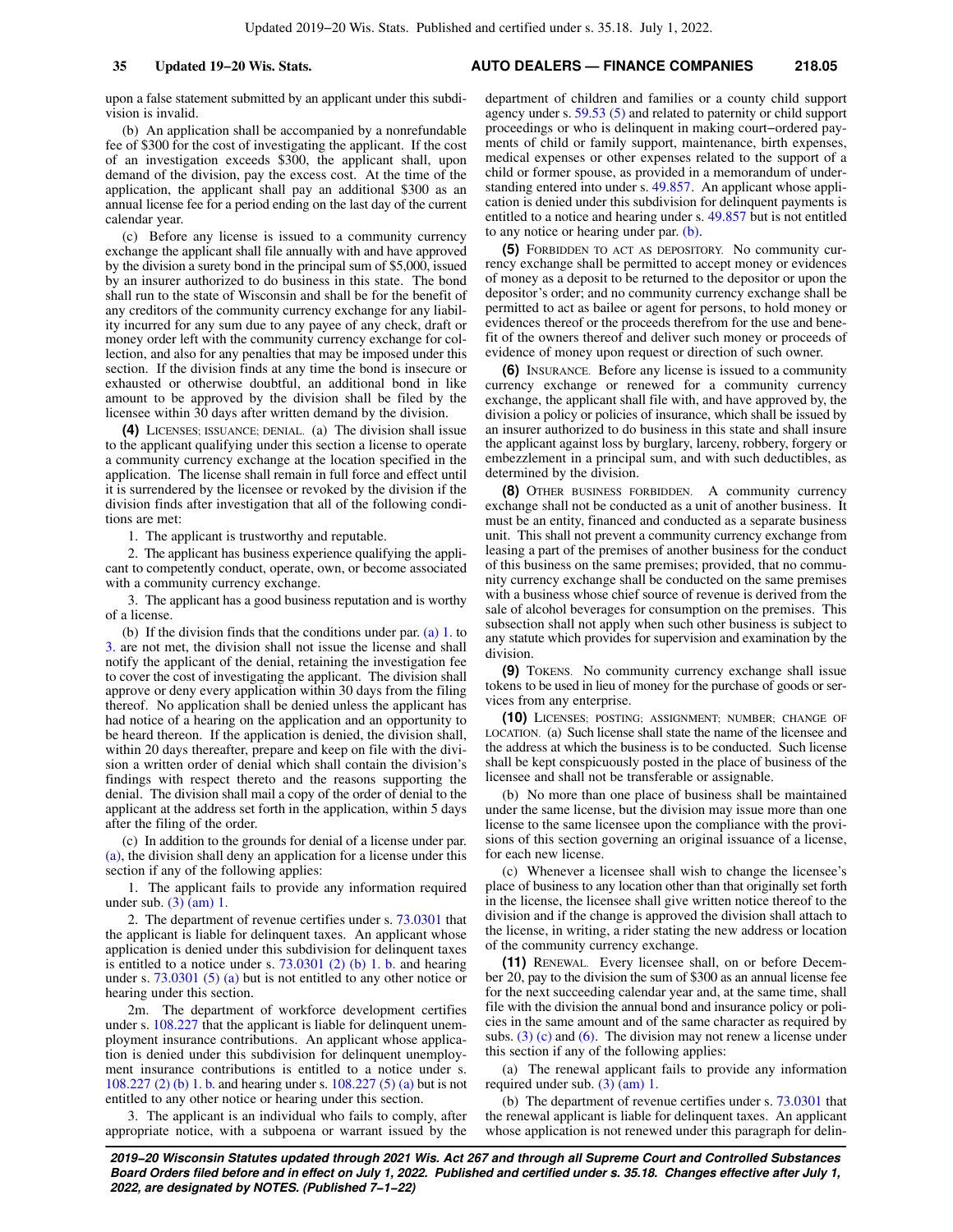upon a false statement submitted by an applicant under this subdivision is invalid.

(b) An application shall be accompanied by a nonrefundable fee of $300 for the cost of investigating the applicant. If the cost of an investigation exceeds $300, the applicant shall, upon demand of the division, pay the excess cost. At the time of the application, the applicant shall pay an additional $300 as an annual license fee for a period ending on the last day of the current calendar year.

(c) Before any license is issued to a community currency exchange the applicant shall file annually with and have approved by the division a surety bond in the principal sum of $5,000, issued by an insurer authorized to do business in this state. The bond shall run to the state of Wisconsin and shall be for the benefit of any creditors of the community currency exchange for any liability incurred for any sum due to any payee of any check, draft or money order left with the community currency exchange for collection, and also for any penalties that may be imposed under this section. If the division finds at any time the bond is insecure or exhausted or otherwise doubtful, an additional bond in like amount to be approved by the division shall be filed by the licensee within 30 days after written demand by the division.

**(4)** LICENSES; ISSUANCE; DENIAL. (a) The division shall issue to the applicant qualifying under this section a license to operate a community currency exchange at the location specified in the application. The license shall remain in full force and effect until it is surrendered by the licensee or revoked by the division if the division finds after investigation that all of the following conditions are met:

1. The applicant is trustworthy and reputable.

2. The applicant has business experience qualifying the applicant to competently conduct, operate, own, or become associated with a community currency exchange.

3. The applicant has a good business reputation and is worthy of a license.

(b) If the division finds that the conditions under par. (a) 1. to 3. are not met, the division shall not issue the license and shall notify the applicant of the denial, retaining the investigation fee to cover the cost of investigating the applicant. The division shall approve or deny every application within 30 days from the filing thereof. No application shall be denied unless the applicant has had notice of a hearing on the application and an opportunity to be heard thereon. If the application is denied, the division shall, within 20 days thereafter, prepare and keep on file with the division a written order of denial which shall contain the division's findings with respect thereto and the reasons supporting the denial. The division shall mail a copy of the order of denial to the applicant at the address set forth in the application, within 5 days after the filing of the order.

(c) In addition to the grounds for denial of a license under par. (a), the division shall deny an application for a license under this section if any of the following applies:

1. The applicant fails to provide any information required under sub. (3) (am) 1.

2. The department of revenue certifies under s. 73.0301 that the applicant is liable for delinquent taxes. An applicant whose application is denied under this subdivision for delinquent taxes is entitled to a notice under s. 73.0301 (2) (b) 1. b. and hearing under s. 73.0301 (5) (a) but is not entitled to any other notice or hearing under this section.

2m. The department of workforce development certifies under s. 108.227 that the applicant is liable for delinquent unemployment insurance contributions. An applicant whose application is denied under this subdivision for delinquent unemployment insurance contributions is entitled to a notice under s. 108.227 (2) (b) 1. b. and hearing under s. 108.227 (5) (a) but is not entitled to any other notice or hearing under this section.

3. The applicant is an individual who fails to comply, after appropriate notice, with a subpoena or warrant issued by the department of children and families or a county child support agency under s. 59.53 (5) and related to paternity or child support proceedings or who is delinquent in making court−ordered payments of child or family support, maintenance, birth expenses, medical expenses or other expenses related to the support of a child or former spouse, as provided in a memorandum of understanding entered into under s. 49.857. An applicant whose application is denied under this subdivision for delinquent payments is entitled to a notice and hearing under s. 49.857 but is not entitled to any notice or hearing under par. (b).

**(5)** FORBIDDEN TO ACT AS DEPOSITORY. No community currency exchange shall be permitted to accept money or evidences of money as a deposit to be returned to the depositor or upon the depositor's order; and no community currency exchange shall be permitted to act as bailee or agent for persons, to hold money or evidences thereof or the proceeds therefrom for the use and benefit of the owners thereof and deliver such money or proceeds of evidence of money upon request or direction of such owner.

**(6)** INSURANCE. Before any license is issued to a community currency exchange or renewed for a community currency exchange, the applicant shall file with, and have approved by, the division a policy or policies of insurance, which shall be issued by an insurer authorized to do business in this state and shall insure the applicant against loss by burglary, larceny, robbery, forgery or embezzlement in a principal sum, and with such deductibles, as determined by the division.

**(8)** OTHER BUSINESS FORBIDDEN. A community currency exchange shall not be conducted as a unit of another business. It must be an entity, financed and conducted as a separate business unit. This shall not prevent a community currency exchange from leasing a part of the premises of another business for the conduct of this business on the same premises; provided, that no community currency exchange shall be conducted on the same premises with a business whose chief source of revenue is derived from the sale of alcohol beverages for consumption on the premises. This subsection shall not apply when such other business is subject to any statute which provides for supervision and examination by the division.

**(9)** TOKENS. No community currency exchange shall issue tokens to be used in lieu of money for the purchase of goods or services from any enterprise.

**(10)** LICENSES; POSTING; ASSIGNMENT; NUMBER; CHANGE OF LOCATION. (a) Such license shall state the name of the licensee and the address at which the business is to be conducted. Such license shall be kept conspicuously posted in the place of business of the licensee and shall not be transferable or assignable.

(b) No more than one place of business shall be maintained under the same license, but the division may issue more than one license to the same licensee upon the compliance with the provisions of this section governing an original issuance of a license, for each new license.

(c) Whenever a licensee shall wish to change the licensee's place of business to any location other than that originally set forth in the license, the licensee shall give written notice thereof to the division and if the change is approved the division shall attach to the license, in writing, a rider stating the new address or location of the community currency exchange.

**(11)** RENEWAL. Every licensee shall, on or before December 20, pay to the division the sum of $300 as an annual license fee for the next succeeding calendar year and, at the same time, shall file with the division the annual bond and insurance policy or policies in the same amount and of the same character as required by subs. (3) (c) and (6). The division may not renew a license under this section if any of the following applies:

(a) The renewal applicant fails to provide any information required under sub. (3) (am) 1.

(b) The department of revenue certifies under s. 73.0301 that the renewal applicant is liable for delinquent taxes. An applicant whose application is not renewed under this paragraph for delin-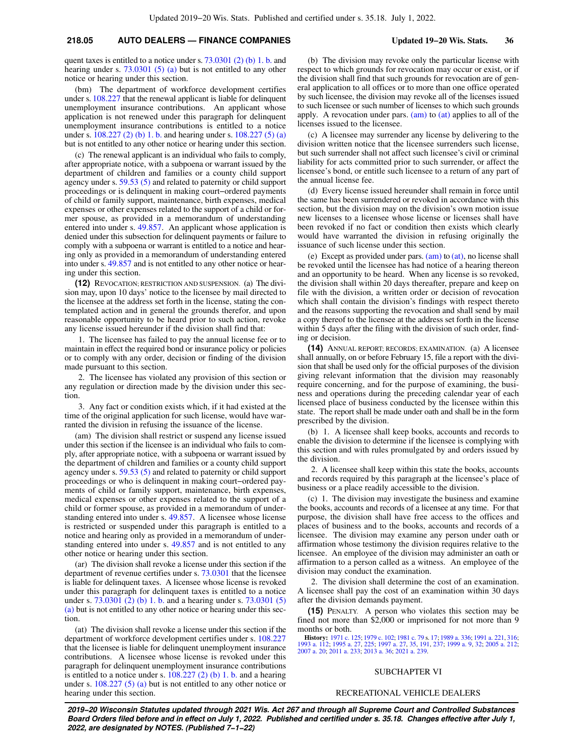quent taxes is entitled to a notice under s. 73.0301 (2) (b) 1. b. and hearing under s. 73.0301 (5) (a) but is not entitled to any other notice or hearing under this section.

(bm) The department of workforce development certifies under s. 108.227 that the renewal applicant is liable for delinquent unemployment insurance contributions. An applicant whose application is not renewed under this paragraph for delinquent unemployment insurance contributions is entitled to a notice under s. 108.227 (2) (b) 1. b. and hearing under s. 108.227 (5) (a) but is not entitled to any other notice or hearing under this section.

(c) The renewal applicant is an individual who fails to comply, after appropriate notice, with a subpoena or warrant issued by the department of children and families or a county child support agency under s. 59.53 (5) and related to paternity or child support proceedings or is delinquent in making court−ordered payments of child or family support, maintenance, birth expenses, medical expenses or other expenses related to the support of a child or former spouse, as provided in a memorandum of understanding entered into under s. 49.857. An applicant whose application is denied under this subsection for delinquent payments or failure to comply with a subpoena or warrant is entitled to a notice and hearing only as provided in a memorandum of understanding entered into under s. 49.857 and is not entitled to any other notice or hearing under this section.

**(12)** REVOCATION; RESTRICTION AND SUSPENSION. (a) The division may, upon 10 days' notice to the licensee by mail directed to the licensee at the address set forth in the license, stating the contemplated action and in general the grounds therefor, and upon reasonable opportunity to be heard prior to such action, revoke any license issued hereunder if the division shall find that:

1. The licensee has failed to pay the annual license fee or to maintain in effect the required bond or insurance policy or policies or to comply with any order, decision or finding of the division made pursuant to this section.

2. The licensee has violated any provision of this section or any regulation or direction made by the division under this section.

3. Any fact or condition exists which, if it had existed at the time of the original application for such license, would have warranted the division in refusing the issuance of the license.

(am) The division shall restrict or suspend any license issued under this section if the licensee is an individual who fails to comply, after appropriate notice, with a subpoena or warrant issued by the department of children and families or a county child support agency under s. 59.53 (5) and related to paternity or child support proceedings or who is delinquent in making court−ordered payments of child or family support, maintenance, birth expenses, medical expenses or other expenses related to the support of a child or former spouse, as provided in a memorandum of understanding entered into under s. 49.857. A licensee whose license is restricted or suspended under this paragraph is entitled to a notice and hearing only as provided in a memorandum of understanding entered into under s. 49.857 and is not entitled to any other notice or hearing under this section.

(ar) The division shall revoke a license under this section if the department of revenue certifies under s. 73.0301 that the licensee is liable for delinquent taxes. A licensee whose license is revoked under this paragraph for delinquent taxes is entitled to a notice under s. 73.0301 (2) (b) 1. b. and a hearing under s. 73.0301 (5) (a) but is not entitled to any other notice or hearing under this section.

(at) The division shall revoke a license under this section if the department of workforce development certifies under s. 108.227 that the licensee is liable for delinquent unemployment insurance contributions. A licensee whose license is revoked under this paragraph for delinquent unemployment insurance contributions is entitled to a notice under s. 108.227 (2) (b) 1. b. and a hearing under s. 108.227 (5) (a) but is not entitled to any other notice or hearing under this section.

(b) The division may revoke only the particular license with respect to which grounds for revocation may occur or exist, or if the division shall find that such grounds for revocation are of general application to all offices or to more than one office operated by such licensee, the division may revoke all of the licenses issued to such licensee or such number of licenses to which such grounds apply. A revocation under pars. (am) to (at) applies to all of the licenses issued to the licensee.

(c) A licensee may surrender any license by delivering to the division written notice that the licensee surrenders such license, but such surrender shall not affect such licensee's civil or criminal liability for acts committed prior to such surrender, or affect the licensee's bond, or entitle such licensee to a return of any part of the annual license fee.

(d) Every license issued hereunder shall remain in force until the same has been surrendered or revoked in accordance with this section, but the division may on the division's own motion issue new licenses to a licensee whose license or licenses shall have been revoked if no fact or condition then exists which clearly would have warranted the division in refusing originally the issuance of such license under this section.

(e) Except as provided under pars. (am) to (at), no license shall be revoked until the licensee has had notice of a hearing thereon and an opportunity to be heard. When any license is so revoked, the division shall within 20 days thereafter, prepare and keep on file with the division, a written order or decision of revocation which shall contain the division's findings with respect thereto and the reasons supporting the revocation and shall send by mail a copy thereof to the licensee at the address set forth in the license within 5 days after the filing with the division of such order, finding or decision.

**(14)** ANNUAL REPORT; RECORDS; EXAMINATION. (a) A licensee shall annually, on or before February 15, file a report with the division that shall be used only for the official purposes of the division giving relevant information that the division may reasonably require concerning, and for the purpose of examining, the business and operations during the preceding calendar year of each licensed place of business conducted by the licensee within this state. The report shall be made under oath and shall be in the form prescribed by the division.

(b) 1. A licensee shall keep books, accounts and records to enable the division to determine if the licensee is complying with this section and with rules promulgated by and orders issued by the division.

2. A licensee shall keep within this state the books, accounts and records required by this paragraph at the licensee's place of business or a place readily accessible to the division.

(c) 1. The division may investigate the business and examine the books, accounts and records of a licensee at any time. For that purpose, the division shall have free access to the offices and places of business and to the books, accounts and records of a licensee. The division may examine any person under oath or affirmation whose testimony the division requires relative to the licensee. An employee of the division may administer an oath or affirmation to a person called as a witness. An employee of the division may conduct the examination.

2. The division shall determine the cost of an examination. A licensee shall pay the cost of an examination within 30 days after the division demands payment.

**(15)** PENALTY. A person who violates this section may be fined not more than $2,000 or imprisoned for not more than 9 months or both.

**History:** 1971 c. 125; 1979 c. 102; 1981 c. 79 s. 17; 1989 a. 336; 1991 a. 221, 316; 1993 a. 112; 1995 a. 27, 225; 1997 a. 27, 35, 191, 237; 1999 a. 9, 32; 2005 a. 212; 2007 a. 20; 2011 a. 233; 2013 a. 36; 2021 a. 239.

## SUBCHAPTER VI

## RECREATIONAL VEHICLE DEALERS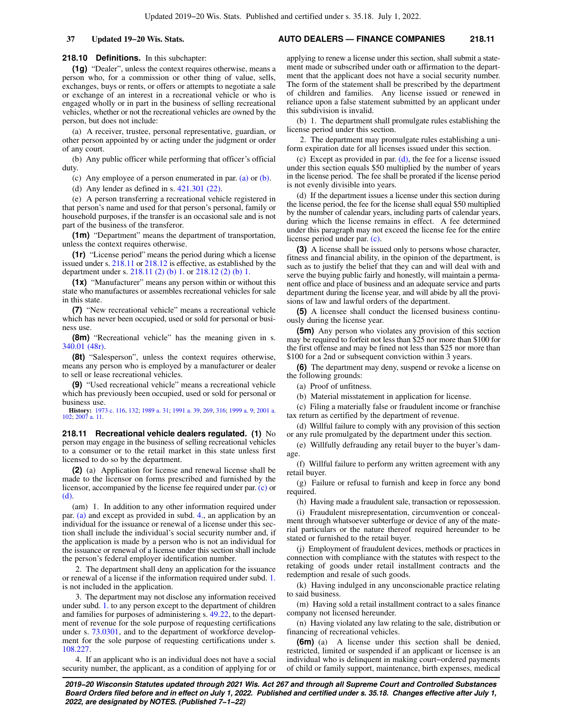**218.10 Definitions.** In this subchapter:

**(1g)** "Dealer", unless the context requires otherwise, means a person who, for a commission or other thing of value, sells, exchanges, buys or rents, or offers or attempts to negotiate a sale or exchange of an interest in a recreational vehicle or who is engaged wholly or in part in the business of selling recreational vehicles, whether or not the recreational vehicles are owned by the person, but does not include:

(a) A receiver, trustee, personal representative, guardian, or other person appointed by or acting under the judgment or order of any court.

(b) Any public officer while performing that officer's official duty.

(c) Any employee of a person enumerated in par. (a) or (b).

(d) Any lender as defined in s. 421.301 (22).

(e) A person transferring a recreational vehicle registered in that person's name and used for that person's personal, family or household purposes, if the transfer is an occasional sale and is not part of the business of the transferor.

**(1m)** "Department" means the department of transportation, unless the context requires otherwise.

**(1r)** "License period" means the period during which a license issued under s. 218.11 or 218.12 is effective, as established by the department under s. 218.11 (2) (b) 1. or 218.12 (2) (b) 1.

**(1x)** "Manufacturer" means any person within or without this state who manufactures or assembles recreational vehicles for sale in this state.

**(7)** "New recreational vehicle" means a recreational vehicle which has never been occupied, used or sold for personal or business use.

**(8m)** "Recreational vehicle" has the meaning given in s. 340.01 (48r).

**(8t)** "Salesperson", unless the context requires otherwise, means any person who is employed by a manufacturer or dealer to sell or lease recreational vehicles.

**(9)** "Used recreational vehicle" means a recreational vehicle which has previously been occupied, used or sold for personal or business use.

**History:** 1973 c. 116, 132; 1989 a. 31; 1991 a. 39, 269, 316; 1999 a. 9; 2001 a. 102; 2007 a. 11.

**218.11 Recreational vehicle dealers regulated. (1)** No person may engage in the business of selling recreational vehicles to a consumer or to the retail market in this state unless first licensed to do so by the department.

**(2)** (a) Application for license and renewal license shall be made to the licensor on forms prescribed and furnished by the licensor, accompanied by the license fee required under par. (c) or (d).

(am) 1. In addition to any other information required under par. (a) and except as provided in subd. 4., an application by an individual for the issuance or renewal of a license under this section shall include the individual's social security number and, if the application is made by a person who is not an individual for the issuance or renewal of a license under this section shall include the person's federal employer identification number.

2. The department shall deny an application for the issuance or renewal of a license if the information required under subd. 1. is not included in the application.

3. The department may not disclose any information received under subd. 1. to any person except to the department of children and families for purposes of administering s. 49.22, to the department of revenue for the sole purpose of requesting certifications under s. 73.0301, and to the department of workforce development for the sole purpose of requesting certifications under s. 108.227.

4. If an applicant who is an individual does not have a social security number, the applicant, as a condition of applying for or applying to renew a license under this section, shall submit a statement made or subscribed under oath or affirmation to the department that the applicant does not have a social security number. The form of the statement shall be prescribed by the department of children and families. Any license issued or renewed in reliance upon a false statement submitted by an applicant under this subdivision is invalid.

(b) 1. The department shall promulgate rules establishing the license period under this section.

2. The department may promulgate rules establishing a uniform expiration date for all licenses issued under this section.

(c) Except as provided in par. (d), the fee for a license issued under this section equals $50 multiplied by the number of years in the license period. The fee shall be prorated if the license period is not evenly divisible into years.

(d) If the department issues a license under this section during the license period, the fee for the license shall equal $50 multiplied by the number of calendar years, including parts of calendar years, during which the license remains in effect. A fee determined under this paragraph may not exceed the license fee for the entire license period under par. (c).

**(3)** A license shall be issued only to persons whose character, fitness and financial ability, in the opinion of the department, is such as to justify the belief that they can and will deal with and serve the buying public fairly and honestly, will maintain a permanent office and place of business and an adequate service and parts department during the license year, and will abide by all the provisions of law and lawful orders of the department.

**(5)** A licensee shall conduct the licensed business continuously during the license year.

**(5m)** Any person who violates any provision of this section may be required to forfeit not less than $25 nor more than $100 for the first offense and may be fined not less than $25 nor more than $100 for a 2nd or subsequent conviction within 3 years.

**(6)** The department may deny, suspend or revoke a license on the following grounds:

(a) Proof of unfitness.

(b) Material misstatement in application for license.

(c) Filing a materially false or fraudulent income or franchise tax return as certified by the department of revenue.

(d) Willful failure to comply with any provision of this section or any rule promulgated by the department under this section.

(e) Willfully defrauding any retail buyer to the buyer's damage.

(f) Willful failure to perform any written agreement with any retail buyer.

(g) Failure or refusal to furnish and keep in force any bond required.

(h) Having made a fraudulent sale, transaction or repossession.

(i) Fraudulent misrepresentation, circumvention or concealment through whatsoever subterfuge or device of any of the material particulars or the nature thereof required hereunder to be stated or furnished to the retail buyer.

(j) Employment of fraudulent devices, methods or practices in connection with compliance with the statutes with respect to the retaking of goods under retail installment contracts and the redemption and resale of such goods.

(k) Having indulged in any unconscionable practice relating to said business.

(m) Having sold a retail installment contract to a sales finance company not licensed hereunder.

(n) Having violated any law relating to the sale, distribution or financing of recreational vehicles.

**(6m)** (a) A license under this section shall be denied, restricted, limited or suspended if an applicant or licensee is an individual who is delinquent in making court-ordered payments of child or family support, maintenance, birth expenses, medical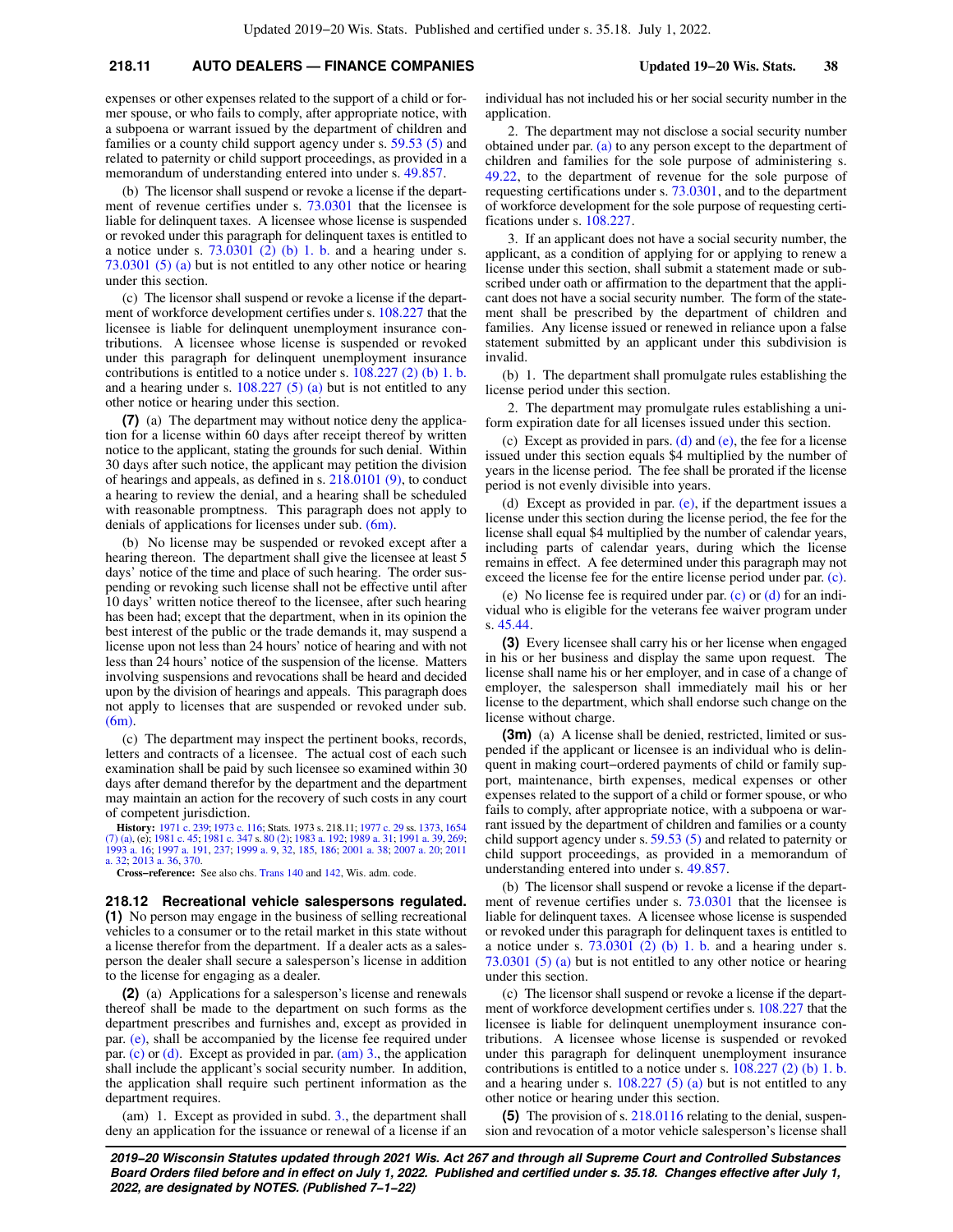expenses or other expenses related to the support of a child or former spouse, or who fails to comply, after appropriate notice, with a subpoena or warrant issued by the department of children and families or a county child support agency under s. 59.53 (5) and related to paternity or child support proceedings, as provided in a memorandum of understanding entered into under s. 49.857.

(b) The licensor shall suspend or revoke a license if the department of revenue certifies under s. 73.0301 that the licensee is liable for delinquent taxes. A licensee whose license is suspended or revoked under this paragraph for delinquent taxes is entitled to a notice under s. 73.0301 (2) (b) 1. b. and a hearing under s. 73.0301 (5) (a) but is not entitled to any other notice or hearing under this section.

(c) The licensor shall suspend or revoke a license if the department of workforce development certifies under s. 108.227 that the licensee is liable for delinquent unemployment insurance contributions. A licensee whose license is suspended or revoked under this paragraph for delinquent unemployment insurance contributions is entitled to a notice under s. 108.227 (2) (b) 1. b. and a hearing under s. 108.227 (5) (a) but is not entitled to any other notice or hearing under this section.

**(7)** (a) The department may without notice deny the application for a license within 60 days after receipt thereof by written notice to the applicant, stating the grounds for such denial. Within 30 days after such notice, the applicant may petition the division of hearings and appeals, as defined in s. 218.0101 (9), to conduct a hearing to review the denial, and a hearing shall be scheduled with reasonable promptness. This paragraph does not apply to denials of applications for licenses under sub. (6m).

(b) No license may be suspended or revoked except after a hearing thereon. The department shall give the licensee at least 5 days' notice of the time and place of such hearing. The order suspending or revoking such license shall not be effective until after 10 days' written notice thereof to the licensee, after such hearing has been had; except that the department, when in its opinion the best interest of the public or the trade demands it, may suspend a license upon not less than 24 hours' notice of hearing and with not less than 24 hours' notice of the suspension of the license. Matters involving suspensions and revocations shall be heard and decided upon by the division of hearings and appeals. This paragraph does not apply to licenses that are suspended or revoked under sub. (6m).

(c) The department may inspect the pertinent books, records, letters and contracts of a licensee. The actual cost of each such examination shall be paid by such licensee so examined within 30 days after demand therefor by the department and the department may maintain an action for the recovery of such costs in any court of competent jurisdiction.

**History:** 1971 c. 239; 1973 c. 116; Stats. 1973 s. 218.11; 1977 c. 29 ss. 1373, 1654 (7) (a), (e); 1981 c. 45; 1981 c. 347 s. 80 (2); 1983 a. 192; 1989 a. 31; 1991 a. 39, 269; 1993 a. 16; 1997 a. 191, 237; 1999 a. 9, 32, 185, 186; 2001 a. 38; 2007 a. 20; 2011 a. 32; 2013 a. 36, 370.

**Cross−reference:** See also chs. Trans 140 and 142, Wis. adm. code.

**218.12 Recreational vehicle salespersons regulated.** **(1)** No person may engage in the business of selling recreational vehicles to a consumer or to the retail market in this state without a license therefor from the department. If a dealer acts as a salesperson the dealer shall secure a salesperson's license in addition to the license for engaging as a dealer.

**(2)** (a) Applications for a salesperson's license and renewals thereof shall be made to the department on such forms as the department prescribes and furnishes and, except as provided in par. (e), shall be accompanied by the license fee required under par. (c) or (d). Except as provided in par. (am) 3., the application shall include the applicant's social security number. In addition, the application shall require such pertinent information as the department requires.

(am) 1. Except as provided in subd. 3., the department shall deny an application for the issuance or renewal of a license if an individual has not included his or her social security number in the application.

2. The department may not disclose a social security number obtained under par. (a) to any person except to the department of children and families for the sole purpose of administering s. 49.22, to the department of revenue for the sole purpose of requesting certifications under s. 73.0301, and to the department of workforce development for the sole purpose of requesting certifications under s. 108.227.

3. If an applicant does not have a social security number, the applicant, as a condition of applying for or applying to renew a license under this section, shall submit a statement made or subscribed under oath or affirmation to the department that the applicant does not have a social security number. The form of the statement shall be prescribed by the department of children and families. Any license issued or renewed in reliance upon a false statement submitted by an applicant under this subdivision is invalid.

(b) 1. The department shall promulgate rules establishing the license period under this section.

2. The department may promulgate rules establishing a uniform expiration date for all licenses issued under this section.

(c) Except as provided in pars. (d) and (e), the fee for a license issued under this section equals $4 multiplied by the number of years in the license period. The fee shall be prorated if the license period is not evenly divisible into years.

(d) Except as provided in par. (e), if the department issues a license under this section during the license period, the fee for the license shall equal $4 multiplied by the number of calendar years, including parts of calendar years, during which the license remains in effect. A fee determined under this paragraph may not exceed the license fee for the entire license period under par. (c).

(e) No license fee is required under par. (c) or (d) for an individual who is eligible for the veterans fee waiver program under s. 45.44.

**(3)** Every licensee shall carry his or her license when engaged in his or her business and display the same upon request. The license shall name his or her employer, and in case of a change of employer, the salesperson shall immediately mail his or her license to the department, which shall endorse such change on the license without charge.

**(3m)** (a) A license shall be denied, restricted, limited or suspended if the applicant or licensee is an individual who is delinquent in making court−ordered payments of child or family support, maintenance, birth expenses, medical expenses or other expenses related to the support of a child or former spouse, or who fails to comply, after appropriate notice, with a subpoena or warrant issued by the department of children and families or a county child support agency under s. 59.53 (5) and related to paternity or child support proceedings, as provided in a memorandum of understanding entered into under s. 49.857.

(b) The licensor shall suspend or revoke a license if the department of revenue certifies under s. 73.0301 that the licensee is liable for delinquent taxes. A licensee whose license is suspended or revoked under this paragraph for delinquent taxes is entitled to a notice under s. 73.0301 (2) (b) 1. b. and a hearing under s. 73.0301 (5) (a) but is not entitled to any other notice or hearing under this section.

(c) The licensor shall suspend or revoke a license if the department of workforce development certifies under s. 108.227 that the licensee is liable for delinquent unemployment insurance contributions. A licensee whose license is suspended or revoked under this paragraph for delinquent unemployment insurance contributions is entitled to a notice under s. 108.227 (2) (b) 1. b. and a hearing under s. 108.227 (5) (a) but is not entitled to any other notice or hearing under this section.

**(5)** The provision of s. 218.0116 relating to the denial, suspension and revocation of a motor vehicle salesperson's license shall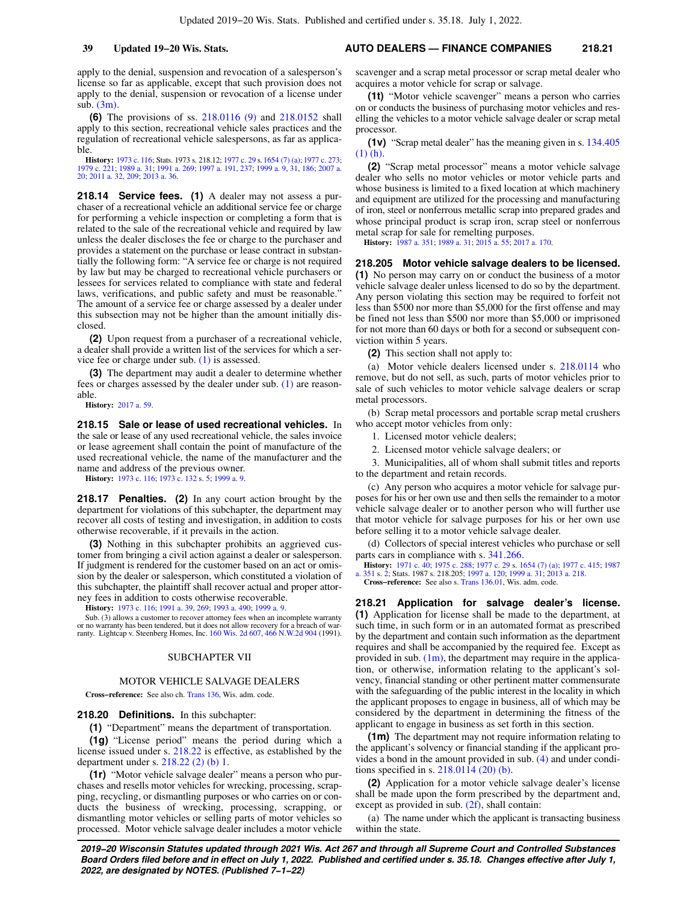apply to the denial, suspension and revocation of a salesperson's license so far as applicable, except that such provision does not apply to the denial, suspension or revocation of a license under sub. (3m).

**(6)** The provisions of ss. 218.0116 (9) and 218.0152 shall apply to this section, recreational vehicle sales practices and the regulation of recreational vehicle salespersons, as far as applicable.

**History:** 1973 c. 116; Stats. 1973 s. 218.12; 1977 c. 29 s. 1654 (7) (a); 1977 c. 273; 1979 c. 221; 1989 a. 31; 1991 a. 269; 1997 a. 191, 237; 1999 a. 9, 31, 186; 2007 a. 20; 2011 a. 32, 209; 2013 a. 36.

**218.14 Service fees.** **(1)** A dealer may not assess a purchaser of a recreational vehicle an additional service fee or charge for performing a vehicle inspection or completing a form that is related to the sale of the recreational vehicle and required by law unless the dealer discloses the fee or charge to the purchaser and provides a statement on the purchase or lease contract in substantially the following form: "A service fee or charge is not required by law but may be charged to recreational vehicle purchasers or lessees for services related to compliance with state and federal laws, verifications, and public safety and must be reasonable." The amount of a service fee or charge assessed by a dealer under this subsection may not be higher than the amount initially disclosed.

**(2)** Upon request from a purchaser of a recreational vehicle, a dealer shall provide a written list of the services for which a service fee or charge under sub. (1) is assessed.

**(3)** The department may audit a dealer to determine whether fees or charges assessed by the dealer under sub. (1) are reasonable.

**History:** 2017 a. 59.

**218.15 Sale or lease of used recreational vehicles.** In the sale or lease of any used recreational vehicle, the sales invoice or lease agreement shall contain the point of manufacture of the used recreational vehicle, the name of the manufacturer and the name and address of the previous owner.

**History:** 1973 c. 116; 1973 c. 132 s. 5; 1999 a. 9.

**218.17 Penalties.** **(2)** In any court action brought by the department for violations of this subchapter, the department may recover all costs of testing and investigation, in addition to costs otherwise recoverable, if it prevails in the action.

**(3)** Nothing in this subchapter prohibits an aggrieved customer from bringing a civil action against a dealer or salesperson. If judgment is rendered for the customer based on an act or omission by the dealer or salesperson, which constituted a violation of this subchapter, the plaintiff shall recover actual and proper attorney fees in addition to costs otherwise recoverable.

**History:** 1973 c. 116; 1991 a. 39, 269; 1993 a. 490; 1999 a. 9.

Sub. (3) allows a customer to recover attorney fees when an incomplete warranty or no warranty has been tendered, but it does not allow recovery for a breach of warranty. Lightcap v. Steenberg Homes, Inc. 160 Wis. 2d 607, 466 N.W.2d 904 (1991).

## SUBCHAPTER VII

## MOTOR VEHICLE SALVAGE DEALERS

**Cross-reference:** See also ch. Trans 136, Wis. adm. code.

**218.20 Definitions.** In this subchapter:

**(1)** "Department" means the department of transportation.

**(1g)** "License period" means the period during which a license issued under s. 218.22 is effective, as established by the department under s. 218.22 (2) (b) 1.

**(1r)** "Motor vehicle salvage dealer" means a person who purchases and resells motor vehicles for wrecking, processing, scrapping, recycling, or dismantling purposes or who carries on or conducts the business of wrecking, processing, scrapping, or dismantling motor vehicles or selling parts of motor vehicles so processed. Motor vehicle salvage dealer includes a motor vehicle scavenger and a scrap metal processor or scrap metal dealer who acquires a motor vehicle for scrap or salvage.

**(1t)** "Motor vehicle scavenger" means a person who carries on or conducts the business of purchasing motor vehicles and reselling the vehicles to a motor vehicle salvage dealer or scrap metal processor.

**(1v)** "Scrap metal dealer" has the meaning given in s. 134.405 (1) (h).

**(2)** "Scrap metal processor" means a motor vehicle salvage dealer who sells no motor vehicles or motor vehicle parts and whose business is limited to a fixed location at which machinery and equipment are utilized for the processing and manufacturing of iron, steel or nonferrous metallic scrap into prepared grades and whose principal product is scrap iron, scrap steel or nonferrous metal scrap for sale for remelting purposes.

**History:** 1987 a. 351; 1989 a. 31; 2015 a. 55; 2017 a. 170.

**218.205 Motor vehicle salvage dealers to be licensed.** **(1)** No person may carry on or conduct the business of a motor vehicle salvage dealer unless licensed to do so by the department. Any person violating this section may be required to forfeit not less than $500 nor more than $5,000 for the first offense and may be fined not less than $500 nor more than $5,000 or imprisoned for not more than 60 days or both for a second or subsequent conviction within 5 years.

**(2)** This section shall not apply to:

(a) Motor vehicle dealers licensed under s. 218.0114 who remove, but do not sell, as such, parts of motor vehicles prior to sale of such vehicles to motor vehicle salvage dealers or scrap metal processors.

(b) Scrap metal processors and portable scrap metal crushers who accept motor vehicles from only:

1. Licensed motor vehicle dealers;

2. Licensed motor vehicle salvage dealers; or

3. Municipalities, all of whom shall submit titles and reports to the department and retain records.

(c) Any person who acquires a motor vehicle for salvage purposes for his or her own use and then sells the remainder to a motor vehicle salvage dealer or to another person who will further use that motor vehicle for salvage purposes for his or her own use before selling it to a motor vehicle salvage dealer.

(d) Collectors of special interest vehicles who purchase or sell parts cars in compliance with s. 341.266.

**History:** 1971 c. 40; 1975 c. 288; 1977 c. 29 s. 1654 (7) (a); 1977 c. 415; 1987 a. 351 s. 2; Stats. 1987 s. 218.205; 1997 a. 120; 1999 a. 31; 2013 a. 218.

**Cross-reference:** See also s. Trans 136.01, Wis. adm. code.

**218.21 Application for salvage dealer's license.** **(1)** Application for license shall be made to the department, at such time, in such form or in an automated format as prescribed by the department and contain such information as the department requires and shall be accompanied by the required fee. Except as provided in sub. (1m), the department may require in the application, or otherwise, information relating to the applicant's solvency, financial standing or other pertinent matter commensurate with the safeguarding of the public interest in the locality in which the applicant proposes to engage in business, all of which may be considered by the department in determining the fitness of the applicant to engage in business as set forth in this section.

**(1m)** The department may not require information relating to the applicant's solvency or financial standing if the applicant provides a bond in the amount provided in sub. (4) and under conditions specified in s. 218.0114 (20) (b).

**(2)** Application for a motor vehicle salvage dealer's license shall be made upon the form prescribed by the department and, except as provided in sub. (2f), shall contain:

(a) The name under which the applicant is transacting business within the state.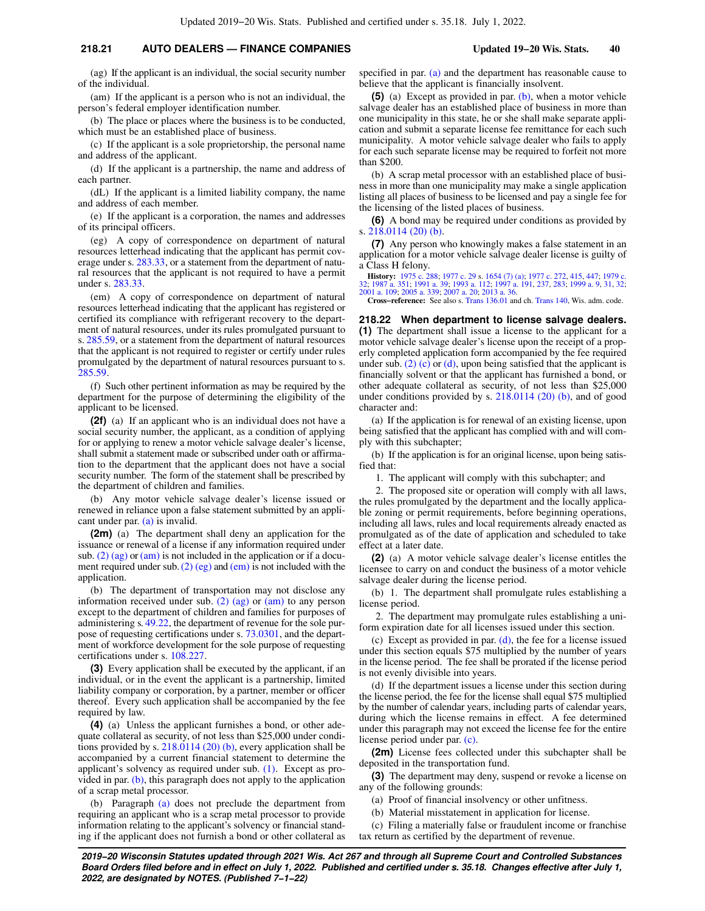(ag) If the applicant is an individual, the social security number of the individual.

(am) If the applicant is a person who is not an individual, the person's federal employer identification number.

(b) The place or places where the business is to be conducted, which must be an established place of business.

(c) If the applicant is a sole proprietorship, the personal name and address of the applicant.

(d) If the applicant is a partnership, the name and address of each partner.

(dL) If the applicant is a limited liability company, the name and address of each member.

(e) If the applicant is a corporation, the names and addresses of its principal officers.

(eg) A copy of correspondence on department of natural resources letterhead indicating that the applicant has permit coverage under s. 283.33, or a statement from the department of natural resources that the applicant is not required to have a permit under s. 283.33.

(em) A copy of correspondence on department of natural resources letterhead indicating that the applicant has registered or certified its compliance with refrigerant recovery to the department of natural resources, under its rules promulgated pursuant to s. 285.59, or a statement from the department of natural resources that the applicant is not required to register or certify under rules promulgated by the department of natural resources pursuant to s. 285.59.

(f) Such other pertinent information as may be required by the department for the purpose of determining the eligibility of the applicant to be licensed.

**(2f)** (a) If an applicant who is an individual does not have a social security number, the applicant, as a condition of applying for or applying to renew a motor vehicle salvage dealer's license, shall submit a statement made or subscribed under oath or affirmation to the department that the applicant does not have a social security number. The form of the statement shall be prescribed by the department of children and families.

(b) Any motor vehicle salvage dealer's license issued or renewed in reliance upon a false statement submitted by an applicant under par. (a) is invalid.

**(2m)** (a) The department shall deny an application for the issuance or renewal of a license if any information required under sub. (2) (ag) or (am) is not included in the application or if a document required under sub. (2) (eg) and (em) is not included with the application.

(b) The department of transportation may not disclose any information received under sub. (2) (ag) or (am) to any person except to the department of children and families for purposes of administering s. 49.22, the department of revenue for the sole purpose of requesting certifications under s. 73.0301, and the department of workforce development for the sole purpose of requesting certifications under s. 108.227.

**(3)** Every application shall be executed by the applicant, if an individual, or in the event the applicant is a partnership, limited liability company or corporation, by a partner, member or officer thereof. Every such application shall be accompanied by the fee required by law.

**(4)** (a) Unless the applicant furnishes a bond, or other adequate collateral as security, of not less than $25,000 under conditions provided by s. 218.0114 (20) (b), every application shall be accompanied by a current financial statement to determine the applicant's solvency as required under sub. (1). Except as provided in par. (b), this paragraph does not apply to the application of a scrap metal processor.

(b) Paragraph (a) does not preclude the department from requiring an applicant who is a scrap metal processor to provide information relating to the applicant's solvency or financial standing if the applicant does not furnish a bond or other collateral as specified in par. (a) and the department has reasonable cause to believe that the applicant is financially insolvent.

**(5)** (a) Except as provided in par. (b), when a motor vehicle salvage dealer has an established place of business in more than one municipality in this state, he or she shall make separate application and submit a separate license fee remittance for each such municipality. A motor vehicle salvage dealer who fails to apply for each such separate license may be required to forfeit not more than $200.

(b) A scrap metal processor with an established place of business in more than one municipality may make a single application listing all places of business to be licensed and pay a single fee for the licensing of the listed places of business.

**(6)** A bond may be required under conditions as provided by s. 218.0114 (20) (b).

**(7)** Any person who knowingly makes a false statement in an application for a motor vehicle salvage dealer license is guilty of a Class H felony.

**History:** 1975 c. 288; 1977 c. 29 s. 1654 (7) (a); 1977 c. 272, 415, 447; 1979 c. 32; 1987 a. 351; 1991 a. 39; 1993 a. 112; 1997 a. 191, 237, 283; 1999 a. 9, 31, 32; 2001 a. 109; 2005 a. 339; 2007 a. 20; 2013 a. 36.

**Cross−reference:** See also s. Trans 136.01 and ch. Trans 140, Wis. adm. code.

**218.22 When department to license salvage dealers.** **(1)** The department shall issue a license to the applicant for a motor vehicle salvage dealer's license upon the receipt of a properly completed application form accompanied by the fee required under sub. (2) (c) or (d), upon being satisfied that the applicant is financially solvent or that the applicant has furnished a bond, or other adequate collateral as security, of not less than $25,000 under conditions provided by s. 218.0114 (20) (b), and of good character and:

(a) If the application is for renewal of an existing license, upon being satisfied that the applicant has complied with and will comply with this subchapter;

(b) If the application is for an original license, upon being satisfied that:

1. The applicant will comply with this subchapter; and

2. The proposed site or operation will comply with all laws, the rules promulgated by the department and the locally applicable zoning or permit requirements, before beginning operations, including all laws, rules and local requirements already enacted as promulgated as of the date of application and scheduled to take effect at a later date.

**(2)** (a) A motor vehicle salvage dealer's license entitles the licensee to carry on and conduct the business of a motor vehicle salvage dealer during the license period.

(b) 1. The department shall promulgate rules establishing a license period.

2. The department may promulgate rules establishing a uniform expiration date for all licenses issued under this section.

(c) Except as provided in par. (d), the fee for a license issued under this section equals $75 multiplied by the number of years in the license period. The fee shall be prorated if the license period is not evenly divisible into years.

(d) If the department issues a license under this section during the license period, the fee for the license shall equal $75 multiplied by the number of calendar years, including parts of calendar years, during which the license remains in effect. A fee determined under this paragraph may not exceed the license fee for the entire license period under par. (c).

**(2m)** License fees collected under this subchapter shall be deposited in the transportation fund.

**(3)** The department may deny, suspend or revoke a license on any of the following grounds:

(a) Proof of financial insolvency or other unfitness.

(b) Material misstatement in application for license.

(c) Filing a materially false or fraudulent income or franchise tax return as certified by the department of revenue.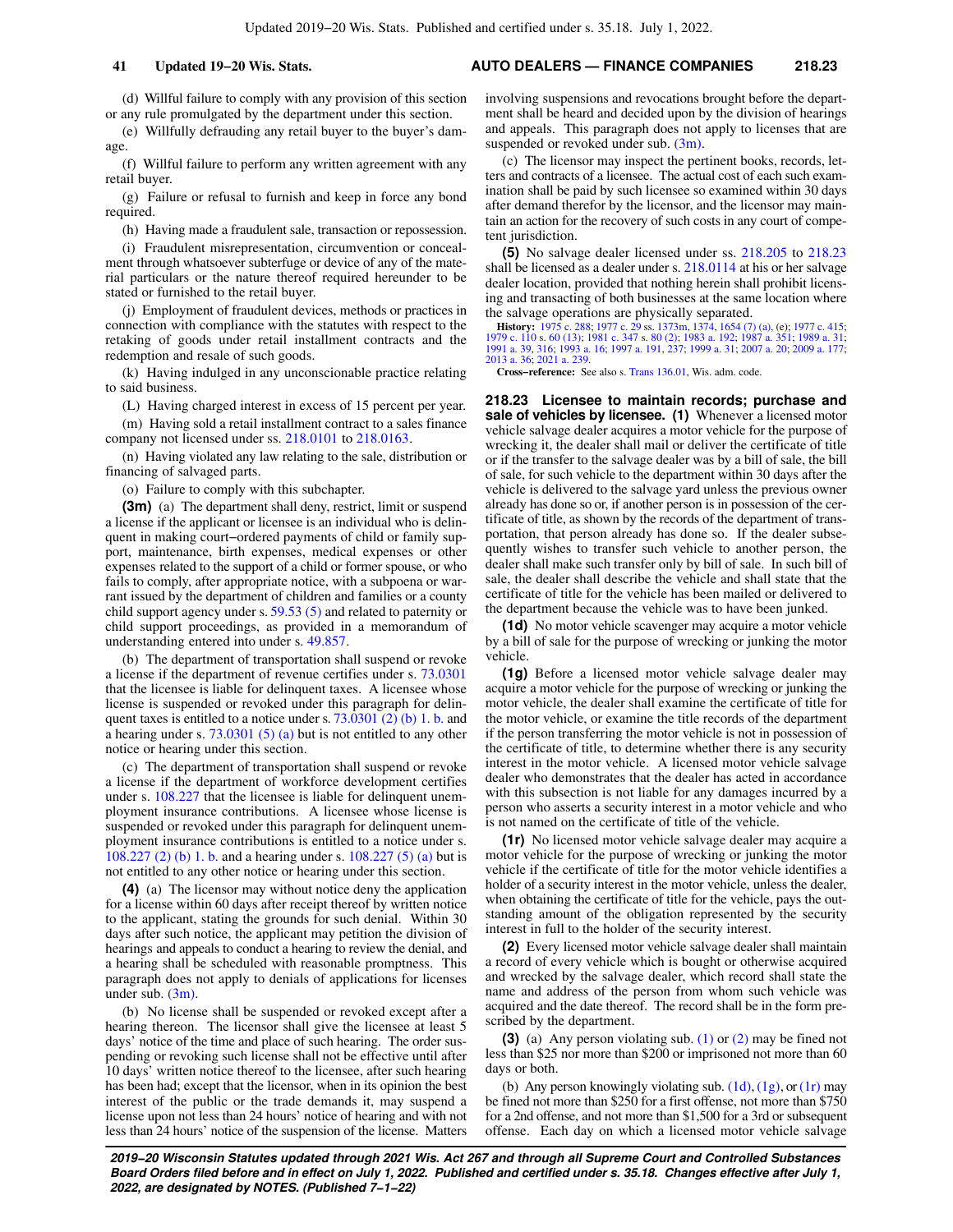(d) Willful failure to comply with any provision of this section or any rule promulgated by the department under this section.

(e) Willfully defrauding any retail buyer to the buyer's damage.

(f) Willful failure to perform any written agreement with any retail buyer.

(g) Failure or refusal to furnish and keep in force any bond required.

(h) Having made a fraudulent sale, transaction or repossession.

(i) Fraudulent misrepresentation, circumvention or concealment through whatsoever subterfuge or device of any of the material particulars or the nature thereof required hereunder to be stated or furnished to the retail buyer.

(j) Employment of fraudulent devices, methods or practices in connection with compliance with the statutes with respect to the retaking of goods under retail installment contracts and the redemption and resale of such goods.

(k) Having indulged in any unconscionable practice relating to said business.

(L) Having charged interest in excess of 15 percent per year.

(m) Having sold a retail installment contract to a sales finance company not licensed under ss. 218.0101 to 218.0163.

(n) Having violated any law relating to the sale, distribution or financing of salvaged parts.

(o) Failure to comply with this subchapter.

**(3m)** (a) The department shall deny, restrict, limit or suspend a license if the applicant or licensee is an individual who is delinquent in making court−ordered payments of child or family support, maintenance, birth expenses, medical expenses or other expenses related to the support of a child or former spouse, or who fails to comply, after appropriate notice, with a subpoena or warrant issued by the department of children and families or a county child support agency under s. 59.53 (5) and related to paternity or child support proceedings, as provided in a memorandum of understanding entered into under s. 49.857.

(b) The department of transportation shall suspend or revoke a license if the department of revenue certifies under s. 73.0301 that the licensee is liable for delinquent taxes. A licensee whose license is suspended or revoked under this paragraph for delinquent taxes is entitled to a notice under s. 73.0301 (2) (b) 1. b. and a hearing under s. 73.0301 (5) (a) but is not entitled to any other notice or hearing under this section.

(c) The department of transportation shall suspend or revoke a license if the department of workforce development certifies under s. 108.227 that the licensee is liable for delinquent unemployment insurance contributions. A licensee whose license is suspended or revoked under this paragraph for delinquent unemployment insurance contributions is entitled to a notice under s. 108.227 (2) (b) 1. b. and a hearing under s. 108.227 (5) (a) but is not entitled to any other notice or hearing under this section.

**(4)** (a) The licensor may without notice deny the application for a license within 60 days after receipt thereof by written notice to the applicant, stating the grounds for such denial. Within 30 days after such notice, the applicant may petition the division of hearings and appeals to conduct a hearing to review the denial, and a hearing shall be scheduled with reasonable promptness. This paragraph does not apply to denials of applications for licenses under sub. (3m).

(b) No license shall be suspended or revoked except after a hearing thereon. The licensor shall give the licensee at least 5 days' notice of the time and place of such hearing. The order suspending or revoking such license shall not be effective until after 10 days' written notice thereof to the licensee, after such hearing has been had; except that the licensor, when in its opinion the best interest of the public or the trade demands it, may suspend a license upon not less than 24 hours' notice of hearing and with not less than 24 hours' notice of the suspension of the license. Matters involving suspensions and revocations brought before the department shall be heard and decided upon by the division of hearings and appeals. This paragraph does not apply to licenses that are suspended or revoked under sub. (3m).

(c) The licensor may inspect the pertinent books, records, letters and contracts of a licensee. The actual cost of each such examination shall be paid by such licensee so examined within 30 days after demand therefor by the licensor, and the licensor may maintain an action for the recovery of such costs in any court of competent jurisdiction.

**(5)** No salvage dealer licensed under ss. 218.205 to 218.23 shall be licensed as a dealer under s. 218.0114 at his or her salvage dealer location, provided that nothing herein shall prohibit licensing and transacting of both businesses at the same location where the salvage operations are physically separated.

**History:** 1975 c. 288; 1977 c. 29 ss. 1373m, 1374, 1654 (7) (a), (e); 1977 c. 415; 1979 c. 110 s. 60 (13); 1981 c. 347 s. 80 (2); 1983 a. 192; 1987 a. 351; 1989 a. 31; 1991 a. 39, 316; 1993 a. 16; 1997 a. 191, 237; 1999 a. 31; 2007 a. 20; 2009 a. 177; 2013 a. 36; 2021 a. 239.

**Cross−reference:** See also s. Trans 136.01, Wis. adm. code.

**218.23 Licensee to maintain records; purchase and sale of vehicles by licensee.** **(1)** Whenever a licensed motor vehicle salvage dealer acquires a motor vehicle for the purpose of wrecking it, the dealer shall mail or deliver the certificate of title or if the transfer to the salvage dealer was by a bill of sale, the bill of sale, for such vehicle to the department within 30 days after the vehicle is delivered to the salvage yard unless the previous owner already has done so or, if another person is in possession of the certificate of title, as shown by the records of the department of transportation, that person already has done so. If the dealer subsequently wishes to transfer such vehicle to another person, the dealer shall make such transfer only by bill of sale. In such bill of sale, the dealer shall describe the vehicle and shall state that the certificate of title for the vehicle has been mailed or delivered to the department because the vehicle was to have been junked.

**(1d)** No motor vehicle scavenger may acquire a motor vehicle by a bill of sale for the purpose of wrecking or junking the motor vehicle.

**(1g)** Before a licensed motor vehicle salvage dealer may acquire a motor vehicle for the purpose of wrecking or junking the motor vehicle, the dealer shall examine the certificate of title for the motor vehicle, or examine the title records of the department if the person transferring the motor vehicle is not in possession of the certificate of title, to determine whether there is any security interest in the motor vehicle. A licensed motor vehicle salvage dealer who demonstrates that the dealer has acted in accordance with this subsection is not liable for any damages incurred by a person who asserts a security interest in a motor vehicle and who is not named on the certificate of title of the vehicle.

**(1r)** No licensed motor vehicle salvage dealer may acquire a motor vehicle for the purpose of wrecking or junking the motor vehicle if the certificate of title for the motor vehicle identifies a holder of a security interest in the motor vehicle, unless the dealer, when obtaining the certificate of title for the vehicle, pays the outstanding amount of the obligation represented by the security interest in full to the holder of the security interest.

**(2)** Every licensed motor vehicle salvage dealer shall maintain a record of every vehicle which is bought or otherwise acquired and wrecked by the salvage dealer, which record shall state the name and address of the person from whom such vehicle was acquired and the date thereof. The record shall be in the form prescribed by the department.

**(3)** (a) Any person violating sub. (1) or (2) may be fined not less than $25 nor more than $200 or imprisoned not more than 60 days or both.

(b) Any person knowingly violating sub. (1d), (1g), or (1r) may be fined not more than $250 for a first offense, not more than $750 for a 2nd offense, and not more than $1,500 for a 3rd or subsequent offense. Each day on which a licensed motor vehicle salvage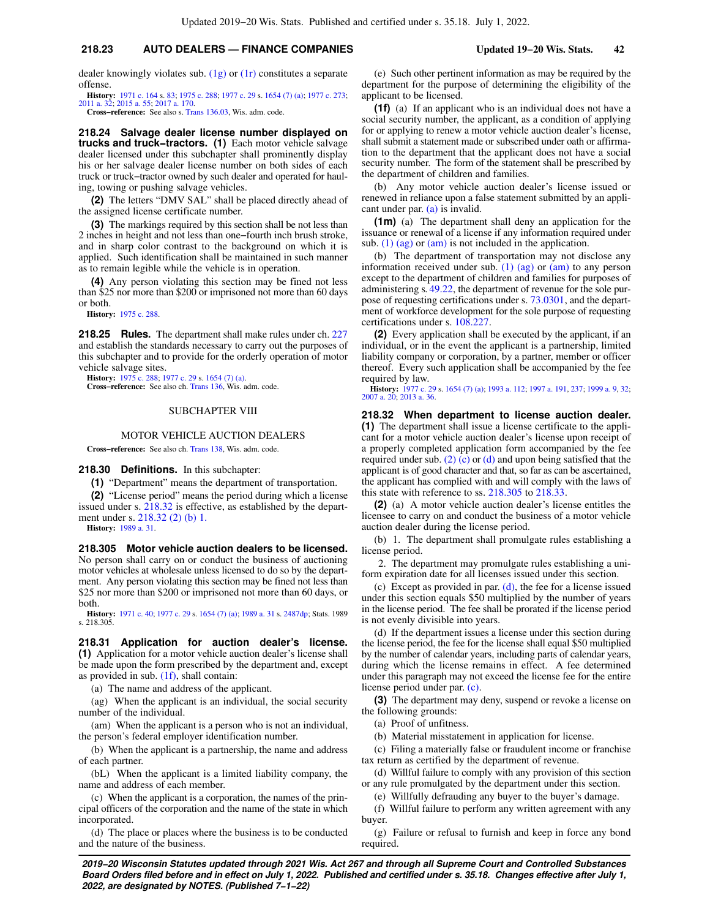dealer knowingly violates sub. (1g) or (1r) constitutes a separate offense.

**History:** 1971 c. 164 s. 83; 1975 c. 288; 1977 c. 29 s. 1654 (7) (a); 1977 c. 273; 2011 a. 32; 2015 a. 55; 2017 a. 170.

**Cross−reference:** See also s. Trans 136.03, Wis. adm. code.

**218.24 Salvage dealer license number displayed on trucks and truck−tractors.** **(1)** Each motor vehicle salvage dealer licensed under this subchapter shall prominently display his or her salvage dealer license number on both sides of each truck or truck−tractor owned by such dealer and operated for hauling, towing or pushing salvage vehicles.

**(2)** The letters "DMV SAL" shall be placed directly ahead of the assigned license certificate number.

**(3)** The markings required by this section shall be not less than 2 inches in height and not less than one−fourth inch brush stroke, and in sharp color contrast to the background on which it is applied. Such identification shall be maintained in such manner as to remain legible while the vehicle is in operation.

**(4)** Any person violating this section may be fined not less than $25 nor more than $200 or imprisoned not more than 60 days or both.

**History:** 1975 c. 288.

**218.25 Rules.** The department shall make rules under ch. 227 and establish the standards necessary to carry out the purposes of this subchapter and to provide for the orderly operation of motor vehicle salvage sites.

**History:** 1975 c. 288; 1977 c. 29 s. 1654 (7) (a).

**Cross−reference:** See also ch. Trans 136, Wis. adm. code.

## SUBCHAPTER VIII

## MOTOR VEHICLE AUCTION DEALERS

**Cross−reference:** See also ch. Trans 138, Wis. adm. code.

**218.30 Definitions.** In this subchapter:

**(1)** "Department" means the department of transportation.

**(2)** "License period" means the period during which a license issued under s. 218.32 is effective, as established by the department under s. 218.32 (2) (b) 1.

**History:** 1989 a. 31.

**218.305 Motor vehicle auction dealers to be licensed.** No person shall carry on or conduct the business of auctioning motor vehicles at wholesale unless licensed to do so by the department. Any person violating this section may be fined not less than $25 nor more than $200 or imprisoned not more than 60 days, or both.

**History:** 1971 c. 40; 1977 c. 29 s. 1654 (7) (a); 1989 a. 31 s. 2487dp; Stats. 1989 s. 218.305.

**218.31 Application for auction dealer's license.** **(1)** Application for a motor vehicle auction dealer's license shall be made upon the form prescribed by the department and, except as provided in sub. (1f), shall contain:

(a) The name and address of the applicant.

(ag) When the applicant is an individual, the social security number of the individual.

(am) When the applicant is a person who is not an individual, the person's federal employer identification number.

(b) When the applicant is a partnership, the name and address of each partner.

(bL) When the applicant is a limited liability company, the name and address of each member.

(c) When the applicant is a corporation, the names of the principal officers of the corporation and the name of the state in which incorporated.

(d) The place or places where the business is to be conducted and the nature of the business.

(e) Such other pertinent information as may be required by the department for the purpose of determining the eligibility of the applicant to be licensed.

**(1f)** (a) If an applicant who is an individual does not have a social security number, the applicant, as a condition of applying for or applying to renew a motor vehicle auction dealer's license, shall submit a statement made or subscribed under oath or affirmation to the department that the applicant does not have a social security number. The form of the statement shall be prescribed by the department of children and families.

(b) Any motor vehicle auction dealer's license issued or renewed in reliance upon a false statement submitted by an applicant under par. (a) is invalid.

**(1m)** (a) The department shall deny an application for the issuance or renewal of a license if any information required under sub. (1) (ag) or (am) is not included in the application.

(b) The department of transportation may not disclose any information received under sub. (1) (ag) or (am) to any person except to the department of children and families for purposes of administering s. 49.22, the department of revenue for the sole purpose of requesting certifications under s. 73.0301, and the department of workforce development for the sole purpose of requesting certifications under s. 108.227.

**(2)** Every application shall be executed by the applicant, if an individual, or in the event the applicant is a partnership, limited liability company or corporation, by a partner, member or officer thereof. Every such application shall be accompanied by the fee required by law.

**History:** 1977 c. 29 s. 1654 (7) (a); 1993 a. 112; 1997 a. 191, 237; 1999 a. 9, 32; 2007 a. 20; 2013 a. 36.

**218.32 When department to license auction dealer.** **(1)** The department shall issue a license certificate to the applicant for a motor vehicle auction dealer's license upon receipt of a properly completed application form accompanied by the fee required under sub. (2) (c) or (d) and upon being satisfied that the applicant is of good character and that, so far as can be ascertained, the applicant has complied with and will comply with the laws of this state with reference to ss. 218.305 to 218.33.

**(2)** (a) A motor vehicle auction dealer's license entitles the licensee to carry on and conduct the business of a motor vehicle auction dealer during the license period.

(b) 1. The department shall promulgate rules establishing a license period.

2. The department may promulgate rules establishing a uniform expiration date for all licenses issued under this section.

(c) Except as provided in par. (d), the fee for a license issued under this section equals $50 multiplied by the number of years in the license period. The fee shall be prorated if the license period is not evenly divisible into years.

(d) If the department issues a license under this section during the license period, the fee for the license shall equal $50 multiplied by the number of calendar years, including parts of calendar years, during which the license remains in effect. A fee determined under this paragraph may not exceed the license fee for the entire license period under par. (c).

**(3)** The department may deny, suspend or revoke a license on the following grounds:

(a) Proof of unfitness.

(b) Material misstatement in application for license.

(c) Filing a materially false or fraudulent income or franchise tax return as certified by the department of revenue.

(d) Willful failure to comply with any provision of this section or any rule promulgated by the department under this section.

(e) Willfully defrauding any buyer to the buyer's damage.

(f) Willful failure to perform any written agreement with any buyer.

(g) Failure or refusal to furnish and keep in force any bond required.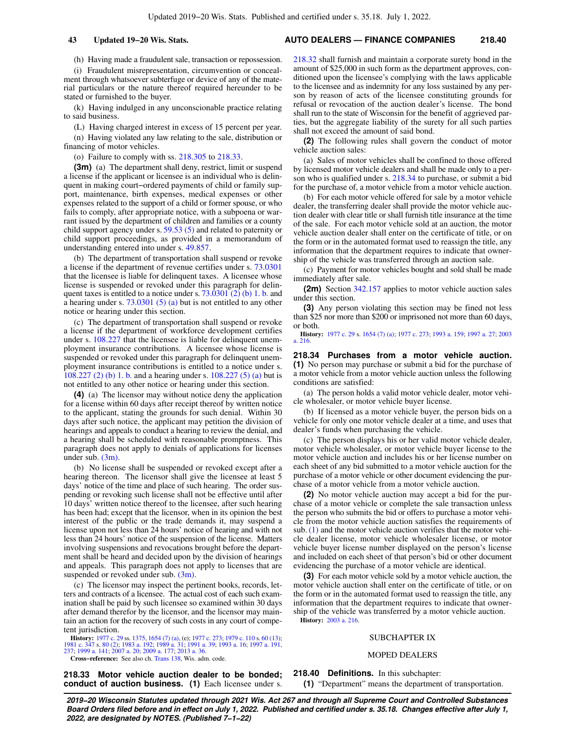(h) Having made a fraudulent sale, transaction or repossession.

(i) Fraudulent misrepresentation, circumvention or concealment through whatsoever subterfuge or device of any of the material particulars or the nature thereof required hereunder to be stated or furnished to the buyer.

(k) Having indulged in any unconscionable practice relating to said business.

(L) Having charged interest in excess of 15 percent per year.

(n) Having violated any law relating to the sale, distribution or financing of motor vehicles.

(o) Failure to comply with ss. 218.305 to 218.33.

**(3m)** (a) The department shall deny, restrict, limit or suspend a license if the applicant or licensee is an individual who is delinquent in making court−ordered payments of child or family support, maintenance, birth expenses, medical expenses or other expenses related to the support of a child or former spouse, or who fails to comply, after appropriate notice, with a subpoena or warrant issued by the department of children and families or a county child support agency under s. 59.53 (5) and related to paternity or child support proceedings, as provided in a memorandum of understanding entered into under s. 49.857.

(b) The department of transportation shall suspend or revoke a license if the department of revenue certifies under s. 73.0301 that the licensee is liable for delinquent taxes. A licensee whose license is suspended or revoked under this paragraph for delinquent taxes is entitled to a notice under s. 73.0301 (2) (b) 1. b. and a hearing under s. 73.0301 (5) (a) but is not entitled to any other notice or hearing under this section.

(c) The department of transportation shall suspend or revoke a license if the department of workforce development certifies under s. 108.227 that the licensee is liable for delinquent unemployment insurance contributions. A licensee whose license is suspended or revoked under this paragraph for delinquent unemployment insurance contributions is entitled to a notice under s. 108.227 (2) (b) 1. b. and a hearing under s. 108.227 (5) (a) but is not entitled to any other notice or hearing under this section.

**(4)** (a) The licensor may without notice deny the application for a license within 60 days after receipt thereof by written notice to the applicant, stating the grounds for such denial. Within 30 days after such notice, the applicant may petition the division of hearings and appeals to conduct a hearing to review the denial, and a hearing shall be scheduled with reasonable promptness. This paragraph does not apply to denials of applications for licenses under sub. (3m).

(b) No license shall be suspended or revoked except after a hearing thereon. The licensor shall give the licensee at least 5 days' notice of the time and place of such hearing. The order suspending or revoking such license shall not be effective until after 10 days' written notice thereof to the licensee, after such hearing has been had; except that the licensor, when in its opinion the best interest of the public or the trade demands it, may suspend a license upon not less than 24 hours' notice of hearing and with not less than 24 hours' notice of the suspension of the license. Matters involving suspensions and revocations brought before the department shall be heard and decided upon by the division of hearings and appeals. This paragraph does not apply to licenses that are suspended or revoked under sub. (3m).

(c) The licensor may inspect the pertinent books, records, letters and contracts of a licensee. The actual cost of each such examination shall be paid by such licensee so examined within 30 days after demand therefor by the licensor, and the licensor may maintain an action for the recovery of such costs in any court of competent jurisdiction.

**History:** 1977 c. 29 ss. 1375, 1654 (7) (a), (e); 1977 c. 273; 1979 c. 110 s. 60 (13); 1981 c. 347 s. 80 (2); 1983 a. 192; 1989 a. 31; 1991 a. 39; 1993 a. 16; 1997 a. 191, 237; 1999 a. 141; 2007 a. 20; 2009 a. 177; 2013 a. 36.

**Cross−reference:** See also ch. Trans 138, Wis. adm. code.

**218.33 Motor vehicle auction dealer to be bonded; conduct of auction business.** **(1)** Each licensee under s. 218.32 shall furnish and maintain a corporate surety bond in the amount of $25,000 in such form as the department approves, conditioned upon the licensee's complying with the laws applicable to the licensee and as indemnity for any loss sustained by any person by reason of acts of the licensee constituting grounds for refusal or revocation of the auction dealer's license. The bond shall run to the state of Wisconsin for the benefit of aggrieved parties, but the aggregate liability of the surety for all such parties shall not exceed the amount of said bond.

**(2)** The following rules shall govern the conduct of motor vehicle auction sales:

(a) Sales of motor vehicles shall be confined to those offered by licensed motor vehicle dealers and shall be made only to a person who is qualified under s. 218.34 to purchase, or submit a bid for the purchase of, a motor vehicle from a motor vehicle auction.

(b) For each motor vehicle offered for sale by a motor vehicle dealer, the transferring dealer shall provide the motor vehicle auction dealer with clear title or shall furnish title insurance at the time of the sale. For each motor vehicle sold at an auction, the motor vehicle auction dealer shall enter on the certificate of title, or on the form or in the automated format used to reassign the title, any information that the department requires to indicate that ownership of the vehicle was transferred through an auction sale.

(c) Payment for motor vehicles bought and sold shall be made immediately after sale.

**(2m)** Section 342.157 applies to motor vehicle auction sales under this section.

**(3)** Any person violating this section may be fined not less than $25 nor more than $200 or imprisoned not more than 60 days, or both.

**History:** 1977 c. 29 s. 1654 (7) (a); 1977 c. 273; 1993 a. 159; 1997 a. 27; 2003 a. 216.

**218.34 Purchases from a motor vehicle auction.** **(1)** No person may purchase or submit a bid for the purchase of a motor vehicle from a motor vehicle auction unless the following conditions are satisfied:

(a) The person holds a valid motor vehicle dealer, motor vehicle wholesaler, or motor vehicle buyer license.

(b) If licensed as a motor vehicle buyer, the person bids on a vehicle for only one motor vehicle dealer at a time, and uses that dealer's funds when purchasing the vehicle.

(c) The person displays his or her valid motor vehicle dealer, motor vehicle wholesaler, or motor vehicle buyer license to the motor vehicle auction and includes his or her license number on each sheet of any bid submitted to a motor vehicle auction for the purchase of a motor vehicle or other document evidencing the purchase of a motor vehicle from a motor vehicle auction.

**(2)** No motor vehicle auction may accept a bid for the purchase of a motor vehicle or complete the sale transaction unless the person who submits the bid or offers to purchase a motor vehicle from the motor vehicle auction satisfies the requirements of sub. (1) and the motor vehicle auction verifies that the motor vehicle dealer license, motor vehicle wholesaler license, or motor vehicle buyer license number displayed on the person's license and included on each sheet of that person's bid or other document evidencing the purchase of a motor vehicle are identical.

**(3)** For each motor vehicle sold by a motor vehicle auction, the motor vehicle auction shall enter on the certificate of title, or on the form or in the automated format used to reassign the title, any information that the department requires to indicate that ownership of the vehicle was transferred by a motor vehicle auction.

**History:** 2003 a. 216.

## SUBCHAPTER IX

## MOPED DEALERS

**218.40 Definitions.** In this subchapter:

**(1)** "Department" means the department of transportation.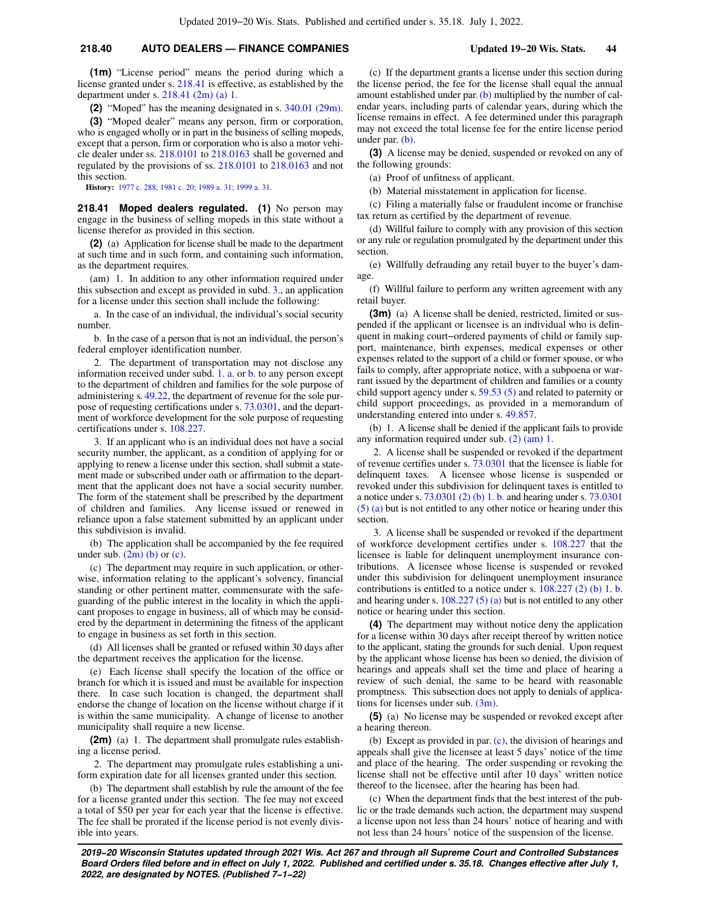**(1m)** "License period" means the period during which a license granted under s. 218.41 is effective, as established by the department under s. 218.41 (2m) (a) 1.

**(2)** "Moped" has the meaning designated in s. 340.01 (29m).

**(3)** "Moped dealer" means any person, firm or corporation, who is engaged wholly or in part in the business of selling mopeds, except that a person, firm or corporation who is also a motor vehicle dealer under ss. 218.0101 to 218.0163 shall be governed and regulated by the provisions of ss. 218.0101 to 218.0163 and not this section.

**History:** 1977 c. 288; 1981 c. 20; 1989 a. 31; 1999 a. 31.

**218.41 Moped dealers regulated.** **(1)** No person may engage in the business of selling mopeds in this state without a license therefor as provided in this section.

**(2)** (a) Application for license shall be made to the department at such time and in such form, and containing such information, as the department requires.

(am) 1. In addition to any other information required under this subsection and except as provided in subd. 3., an application for a license under this section shall include the following:

a. In the case of an individual, the individual's social security number.

b. In the case of a person that is not an individual, the person's federal employer identification number.

2. The department of transportation may not disclose any information received under subd. 1. a. or b. to any person except to the department of children and families for the sole purpose of administering s. 49.22, the department of revenue for the sole purpose of requesting certifications under s. 73.0301, and the department of workforce development for the sole purpose of requesting certifications under s. 108.227.

3. If an applicant who is an individual does not have a social security number, the applicant, as a condition of applying for or applying to renew a license under this section, shall submit a statement made or subscribed under oath or affirmation to the department that the applicant does not have a social security number. The form of the statement shall be prescribed by the department of children and families. Any license issued or renewed in reliance upon a false statement submitted by an applicant under this subdivision is invalid.

(b) The application shall be accompanied by the fee required under sub. (2m) (b) or (c).

(c) The department may require in such application, or otherwise, information relating to the applicant's solvency, financial standing or other pertinent matter, commensurate with the safeguarding of the public interest in the locality in which the applicant proposes to engage in business, all of which may be considered by the department in determining the fitness of the applicant to engage in business as set forth in this section.

(d) All licenses shall be granted or refused within 30 days after the department receives the application for the license.

(e) Each license shall specify the location of the office or branch for which it is issued and must be available for inspection there. In case such location is changed, the department shall endorse the change of location on the license without charge if it is within the same municipality. A change of license to another municipality shall require a new license.

**(2m)** (a) 1. The department shall promulgate rules establishing a license period.

2. The department may promulgate rules establishing a uniform expiration date for all licenses granted under this section.

(b) The department shall establish by rule the amount of the fee for a license granted under this section. The fee may not exceed a total of $50 per year for each year that the license is effective. The fee shall be prorated if the license period is not evenly divisible into years.

(c) If the department grants a license under this section during the license period, the fee for the license shall equal the annual amount established under par. (b) multiplied by the number of calendar years, including parts of calendar years, during which the license remains in effect. A fee determined under this paragraph may not exceed the total license fee for the entire license period under par. (b).

**(3)** A license may be denied, suspended or revoked on any of the following grounds:

(a) Proof of unfitness of applicant.

(b) Material misstatement in application for license.

(c) Filing a materially false or fraudulent income or franchise tax return as certified by the department of revenue.

(d) Willful failure to comply with any provision of this section or any rule or regulation promulgated by the department under this section.

(e) Willfully defrauding any retail buyer to the buyer's damage.

(f) Willful failure to perform any written agreement with any retail buyer.

**(3m)** (a) A license shall be denied, restricted, limited or suspended if the applicant or licensee is an individual who is delinquent in making court-ordered payments of child or family support, maintenance, birth expenses, medical expenses or other expenses related to the support of a child or former spouse, or who fails to comply, after appropriate notice, with a subpoena or warrant issued by the department of children and families or a county child support agency under s. 59.53 (5) and related to paternity or child support proceedings, as provided in a memorandum of understanding entered into under s. 49.857.

(b) 1. A license shall be denied if the applicant fails to provide any information required under sub. (2) (am) 1.

2. A license shall be suspended or revoked if the department of revenue certifies under s. 73.0301 that the licensee is liable for delinquent taxes. A licensee whose license is suspended or revoked under this subdivision for delinquent taxes is entitled to a notice under s. 73.0301 (2) (b) 1. b. and hearing under s. 73.0301 (5) (a) but is not entitled to any other notice or hearing under this section.

3. A license shall be suspended or revoked if the department of workforce development certifies under s. 108.227 that the licensee is liable for delinquent unemployment insurance contributions. A licensee whose license is suspended or revoked under this subdivision for delinquent unemployment insurance contributions is entitled to a notice under s. 108.227 (2) (b) 1. b. and hearing under s. 108.227 (5) (a) but is not entitled to any other notice or hearing under this section.

**(4)** The department may without notice deny the application for a license within 30 days after receipt thereof by written notice to the applicant, stating the grounds for such denial. Upon request by the applicant whose license has been so denied, the division of hearings and appeals shall set the time and place of hearing a review of such denial, the same to be heard with reasonable promptness. This subsection does not apply to denials of applications for licenses under sub. (3m).

**(5)** (a) No license may be suspended or revoked except after a hearing thereon.

(b) Except as provided in par. (c), the division of hearings and appeals shall give the licensee at least 5 days' notice of the time and place of the hearing. The order suspending or revoking the license shall not be effective until after 10 days' written notice thereof to the licensee, after the hearing has been had.

(c) When the department finds that the best interest of the public or the trade demands such action, the department may suspend a license upon not less than 24 hours' notice of hearing and with not less than 24 hours' notice of the suspension of the license.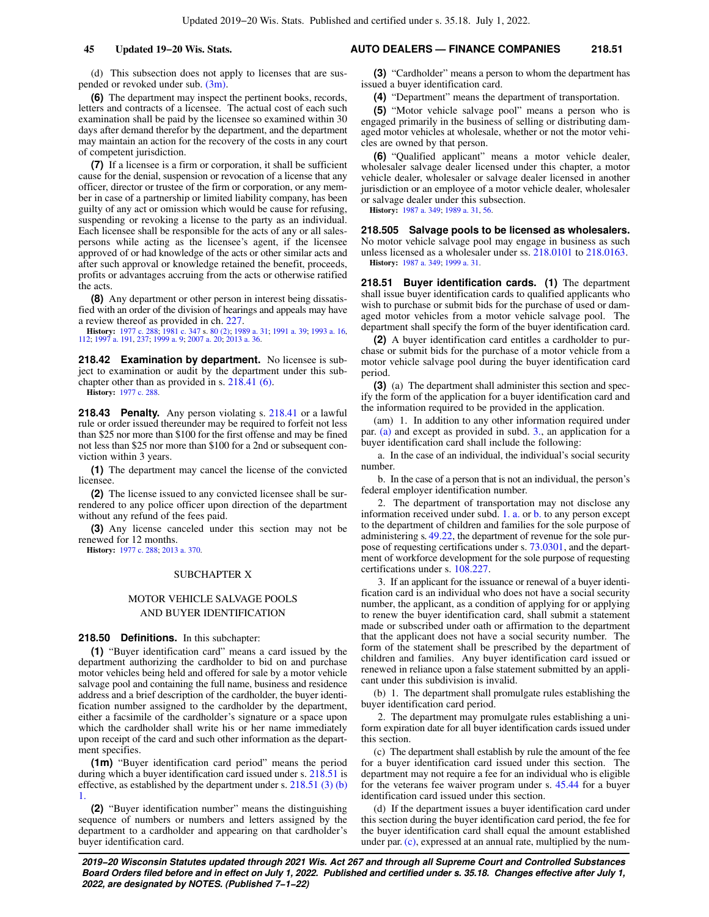(d) This subsection does not apply to licenses that are suspended or revoked under sub. (3m).

**(6)** The department may inspect the pertinent books, records, letters and contracts of a licensee. The actual cost of each such examination shall be paid by the licensee so examined within 30 days after demand therefor by the department, and the department may maintain an action for the recovery of the costs in any court of competent jurisdiction.

**(7)** If a licensee is a firm or corporation, it shall be sufficient cause for the denial, suspension or revocation of a license that any officer, director or trustee of the firm or corporation, or any member in case of a partnership or limited liability company, has been guilty of any act or omission which would be cause for refusing, suspending or revoking a license to the party as an individual. Each licensee shall be responsible for the acts of any or all salespersons while acting as the licensee's agent, if the licensee approved of or had knowledge of the acts or other similar acts and after such approval or knowledge retained the benefit, proceeds, profits or advantages accruing from the acts or otherwise ratified the acts.

**(8)** Any department or other person in interest being dissatisfied with an order of the division of hearings and appeals may have a review thereof as provided in ch. 227.

**History:** 1977 c. 288; 1981 c. 347 s. 80 (2); 1989 a. 31; 1991 a. 39; 1993 a. 16, 112; 1997 a. 191, 237; 1999 a. 9; 2007 a. 20; 2013 a. 36.

**218.42 Examination by department.** No licensee is subject to examination or audit by the department under this subchapter other than as provided in s. 218.41 (6).

**History:** 1977 c. 288.

**218.43 Penalty.** Any person violating s. 218.41 or a lawful rule or order issued thereunder may be required to forfeit not less than $25 nor more than $100 for the first offense and may be fined not less than $25 nor more than $100 for a 2nd or subsequent conviction within 3 years.

**(1)** The department may cancel the license of the convicted licensee.

**(2)** The license issued to any convicted licensee shall be surrendered to any police officer upon direction of the department without any refund of the fees paid.

**(3)** Any license canceled under this section may not be renewed for 12 months.

**History:** 1977 c. 288; 2013 a. 370.

## SUBCHAPTER X

## MOTOR VEHICLE SALVAGE POOLS AND BUYER IDENTIFICATION

**218.50 Definitions.** In this subchapter:

**(1)** "Buyer identification card" means a card issued by the department authorizing the cardholder to bid on and purchase motor vehicles being held and offered for sale by a motor vehicle salvage pool and containing the full name, business and residence address and a brief description of the cardholder, the buyer identification number assigned to the cardholder by the department, either a facsimile of the cardholder's signature or a space upon which the cardholder shall write his or her name immediately upon receipt of the card and such other information as the department specifies.

**(1m)** "Buyer identification card period" means the period during which a buyer identification card issued under s. 218.51 is effective, as established by the department under s. 218.51 (3) (b) 1.

**(2)** "Buyer identification number" means the distinguishing sequence of numbers or numbers and letters assigned by the department to a cardholder and appearing on that cardholder's buyer identification card.

**(3)** "Cardholder" means a person to whom the department has issued a buyer identification card.

**(4)** "Department" means the department of transportation.

**(5)** "Motor vehicle salvage pool" means a person who is engaged primarily in the business of selling or distributing damaged motor vehicles at wholesale, whether or not the motor vehicles are owned by that person.

**(6)** "Qualified applicant" means a motor vehicle dealer, wholesaler salvage dealer licensed under this chapter, a motor vehicle dealer, wholesaler or salvage dealer licensed in another jurisdiction or an employee of a motor vehicle dealer, wholesaler or salvage dealer under this subsection.

**History:** 1987 a. 349; 1989 a. 31, 56.

**218.505 Salvage pools to be licensed as wholesalers.** No motor vehicle salvage pool may engage in business as such unless licensed as a wholesaler under ss. 218.0101 to 218.0163.

**History:** 1987 a. 349; 1999 a. 31.

**218.51 Buyer identification cards. (1)** The department shall issue buyer identification cards to qualified applicants who wish to purchase or submit bids for the purchase of used or damaged motor vehicles from a motor vehicle salvage pool. The department shall specify the form of the buyer identification card.

**(2)** A buyer identification card entitles a cardholder to purchase or submit bids for the purchase of a motor vehicle from a motor vehicle salvage pool during the buyer identification card period.

**(3)** (a) The department shall administer this section and specify the form of the application for a buyer identification card and the information required to be provided in the application.

(am) 1. In addition to any other information required under par. (a) and except as provided in subd. 3., an application for a buyer identification card shall include the following:

a. In the case of an individual, the individual's social security number.

b. In the case of a person that is not an individual, the person's federal employer identification number.

2. The department of transportation may not disclose any information received under subd. 1. a. or b. to any person except to the department of children and families for the sole purpose of administering s. 49.22, the department of revenue for the sole purpose of requesting certifications under s. 73.0301, and the department of workforce development for the sole purpose of requesting certifications under s. 108.227.

3. If an applicant for the issuance or renewal of a buyer identification card is an individual who does not have a social security number, the applicant, as a condition of applying for or applying to renew the buyer identification card, shall submit a statement made or subscribed under oath or affirmation to the department that the applicant does not have a social security number. The form of the statement shall be prescribed by the department of children and families. Any buyer identification card issued or renewed in reliance upon a false statement submitted by an applicant under this subdivision is invalid.

(b) 1. The department shall promulgate rules establishing the buyer identification card period.

2. The department may promulgate rules establishing a uniform expiration date for all buyer identification cards issued under this section.

(c) The department shall establish by rule the amount of the fee for a buyer identification card issued under this section. The department may not require a fee for an individual who is eligible for the veterans fee waiver program under s. 45.44 for a buyer identification card issued under this section.

(d) If the department issues a buyer identification card under this section during the buyer identification card period, the fee for the buyer identification card shall equal the amount established under par. (c), expressed at an annual rate, multiplied by the num-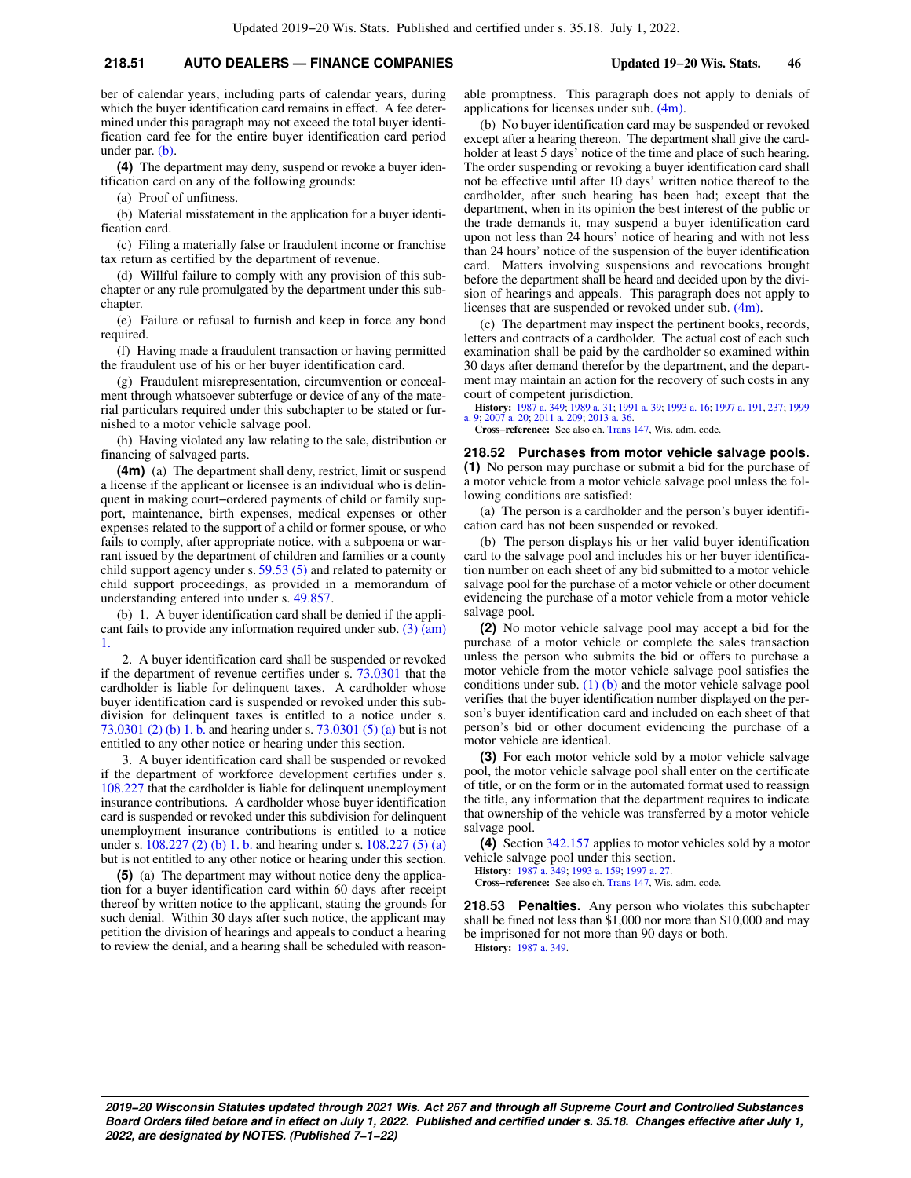ber of calendar years, including parts of calendar years, during which the buyer identification card remains in effect. A fee determined under this paragraph may not exceed the total buyer identification card fee for the entire buyer identification card period under par. (b).

**(4)** The department may deny, suspend or revoke a buyer identification card on any of the following grounds:

(a) Proof of unfitness.

(b) Material misstatement in the application for a buyer identification card.

(c) Filing a materially false or fraudulent income or franchise tax return as certified by the department of revenue.

(d) Willful failure to comply with any provision of this subchapter or any rule promulgated by the department under this subchapter.

(e) Failure or refusal to furnish and keep in force any bond required.

(f) Having made a fraudulent transaction or having permitted the fraudulent use of his or her buyer identification card.

(g) Fraudulent misrepresentation, circumvention or concealment through whatsoever subterfuge or device of any of the material particulars required under this subchapter to be stated or furnished to a motor vehicle salvage pool.

(h) Having violated any law relating to the sale, distribution or financing of salvaged parts.

**(4m)** (a) The department shall deny, restrict, limit or suspend a license if the applicant or licensee is an individual who is delinquent in making court-ordered payments of child or family support, maintenance, birth expenses, medical expenses or other expenses related to the support of a child or former spouse, or who fails to comply, after appropriate notice, with a subpoena or warrant issued by the department of children and families or a county child support agency under s. 59.53 (5) and related to paternity or child support proceedings, as provided in a memorandum of understanding entered into under s. 49.857.

(b) 1. A buyer identification card shall be denied if the applicant fails to provide any information required under sub. (3) (am) 1.

2. A buyer identification card shall be suspended or revoked if the department of revenue certifies under s. 73.0301 that the cardholder is liable for delinquent taxes. A cardholder whose buyer identification card is suspended or revoked under this subdivision for delinquent taxes is entitled to a notice under s. 73.0301 (2) (b) 1. b. and hearing under s. 73.0301 (5) (a) but is not entitled to any other notice or hearing under this section.

3. A buyer identification card shall be suspended or revoked if the department of workforce development certifies under s. 108.227 that the cardholder is liable for delinquent unemployment insurance contributions. A cardholder whose buyer identification card is suspended or revoked under this subdivision for delinquent unemployment insurance contributions is entitled to a notice under s. 108.227 (2) (b) 1. b. and hearing under s. 108.227 (5) (a) but is not entitled to any other notice or hearing under this section.

**(5)** (a) The department may without notice deny the application for a buyer identification card within 60 days after receipt thereof by written notice to the applicant, stating the grounds for such denial. Within 30 days after such notice, the applicant may petition the division of hearings and appeals to conduct a hearing to review the denial, and a hearing shall be scheduled with reasonable promptness. This paragraph does not apply to denials of applications for licenses under sub. (4m).

(b) No buyer identification card may be suspended or revoked except after a hearing thereon. The department shall give the cardholder at least 5 days' notice of the time and place of such hearing. The order suspending or revoking a buyer identification card shall not be effective until after 10 days' written notice thereof to the cardholder, after such hearing has been had; except that the department, when in its opinion the best interest of the public or the trade demands it, may suspend a buyer identification card upon not less than 24 hours' notice of hearing and with not less than 24 hours' notice of the suspension of the buyer identification card. Matters involving suspensions and revocations brought before the department shall be heard and decided upon by the division of hearings and appeals. This paragraph does not apply to licenses that are suspended or revoked under sub. (4m).

(c) The department may inspect the pertinent books, records, letters and contracts of a cardholder. The actual cost of each such examination shall be paid by the cardholder so examined within 30 days after demand therefor by the department, and the department may maintain an action for the recovery of such costs in any court of competent jurisdiction.

**History:** 1987 a. 349; 1989 a. 31; 1991 a. 39; 1993 a. 16; 1997 a. 191, 237; 1999 a. 9; 2007 a. 20; 2011 a. 209; 2013 a. 36.

**Cross-reference:** See also ch. Trans 147, Wis. adm. code.

## 218.52 Purchases from motor vehicle salvage pools.

**(1)** No person may purchase or submit a bid for the purchase of a motor vehicle from a motor vehicle salvage pool unless the following conditions are satisfied:

(a) The person is a cardholder and the person's buyer identification card has not been suspended or revoked.

(b) The person displays his or her valid buyer identification card to the salvage pool and includes his or her buyer identification number on each sheet of any bid submitted to a motor vehicle salvage pool for the purchase of a motor vehicle or other document evidencing the purchase of a motor vehicle from a motor vehicle salvage pool.

**(2)** No motor vehicle salvage pool may accept a bid for the purchase of a motor vehicle or complete the sales transaction unless the person who submits the bid or offers to purchase a motor vehicle from the motor vehicle salvage pool satisfies the conditions under sub. (1) (b) and the motor vehicle salvage pool verifies that the buyer identification number displayed on the person's buyer identification card and included on each sheet of that person's bid or other document evidencing the purchase of a motor vehicle are identical.

**(3)** For each motor vehicle sold by a motor vehicle salvage pool, the motor vehicle salvage pool shall enter on the certificate of title, or on the form or in the automated format used to reassign the title, any information that the department requires to indicate that ownership of the vehicle was transferred by a motor vehicle salvage pool.

**(4)** Section 342.157 applies to motor vehicles sold by a motor vehicle salvage pool under this section.

**History:** 1987 a. 349; 1993 a. 159; 1997 a. 27.

**Cross-reference:** See also ch. Trans 147, Wis. adm. code.

## 218.53 Penalties.

Any person who violates this subchapter shall be fined not less than $1,000 nor more than $10,000 and may be imprisoned for not more than 90 days or both.

**History:** 1987 a. 349.